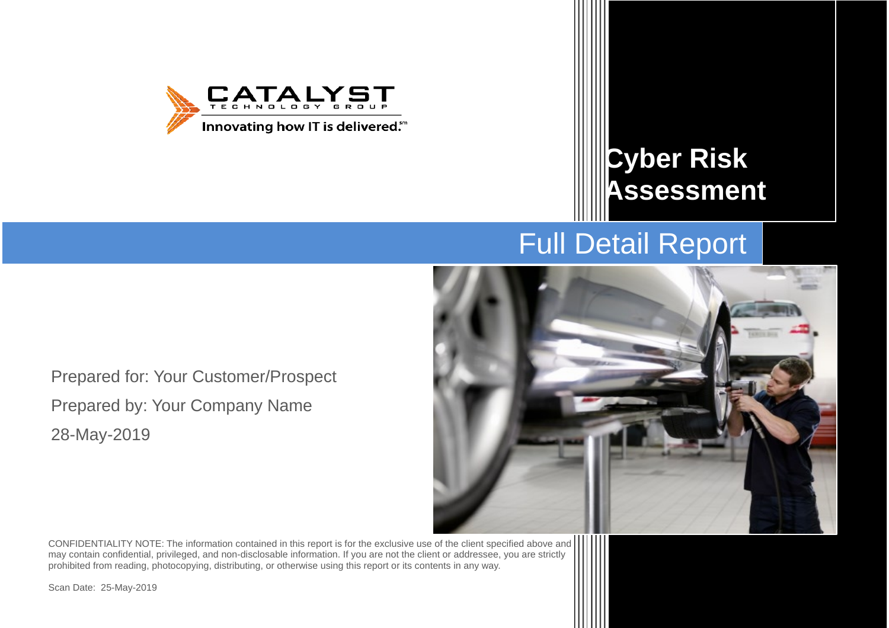CATALYST TECHNOLOGY GROUP

Innovating how IT is delivered.℠

# Cyber Risk Assessment

## Full Detail Report

Prepared for: Your Customer/Prospect

Prepared by: Your Company Name

28-May-2019

CONFIDENTIALITY NOTE: The information contained in this report is for the exclusive use of the client specified above and may contain confidential, privileged, and non-disclosable information. If you are not the client or addressee, you are strictly prohibited from reading, photocopying, distributing, or otherwise using this report or its contents in any way.

Scan Date: 25-May-2019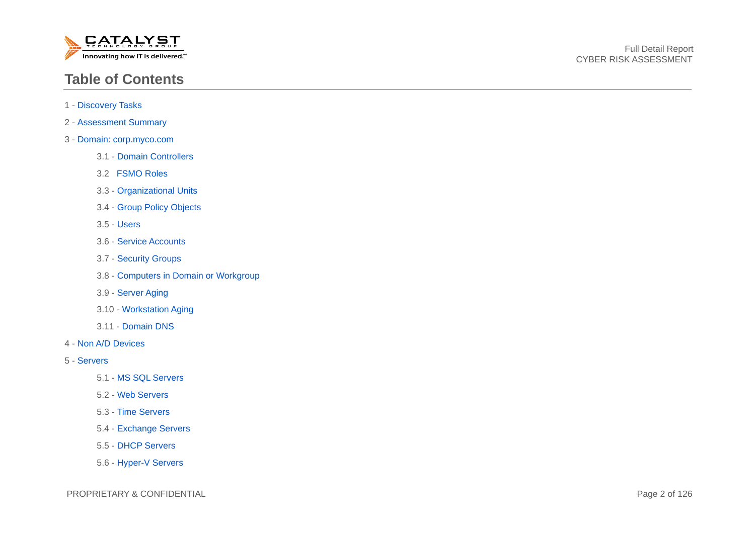# Table of Contents

1 - Discovery Tasks

2 - Assessment Summary

3 - Domain: corp.myco.com

- 3.1 - Domain Controllers
- 3.2  FSMO Roles
- 3.3 - Organizational Units
- 3.4 - Group Policy Objects
- 3.5 - Users
- 3.6 - Service Accounts
- 3.7 - Security Groups
- 3.8 - Computers in Domain or Workgroup
- 3.9 - Server Aging
- 3.10 - Workstation Aging
- 3.11 - Domain DNS

4 - Non A/D Devices

5 - Servers

- 5.1 - MS SQL Servers
- 5.2 - Web Servers
- 5.3 - Time Servers
- 5.4 - Exchange Servers
- 5.5 - DHCP Servers
- 5.6 - Hyper-V Servers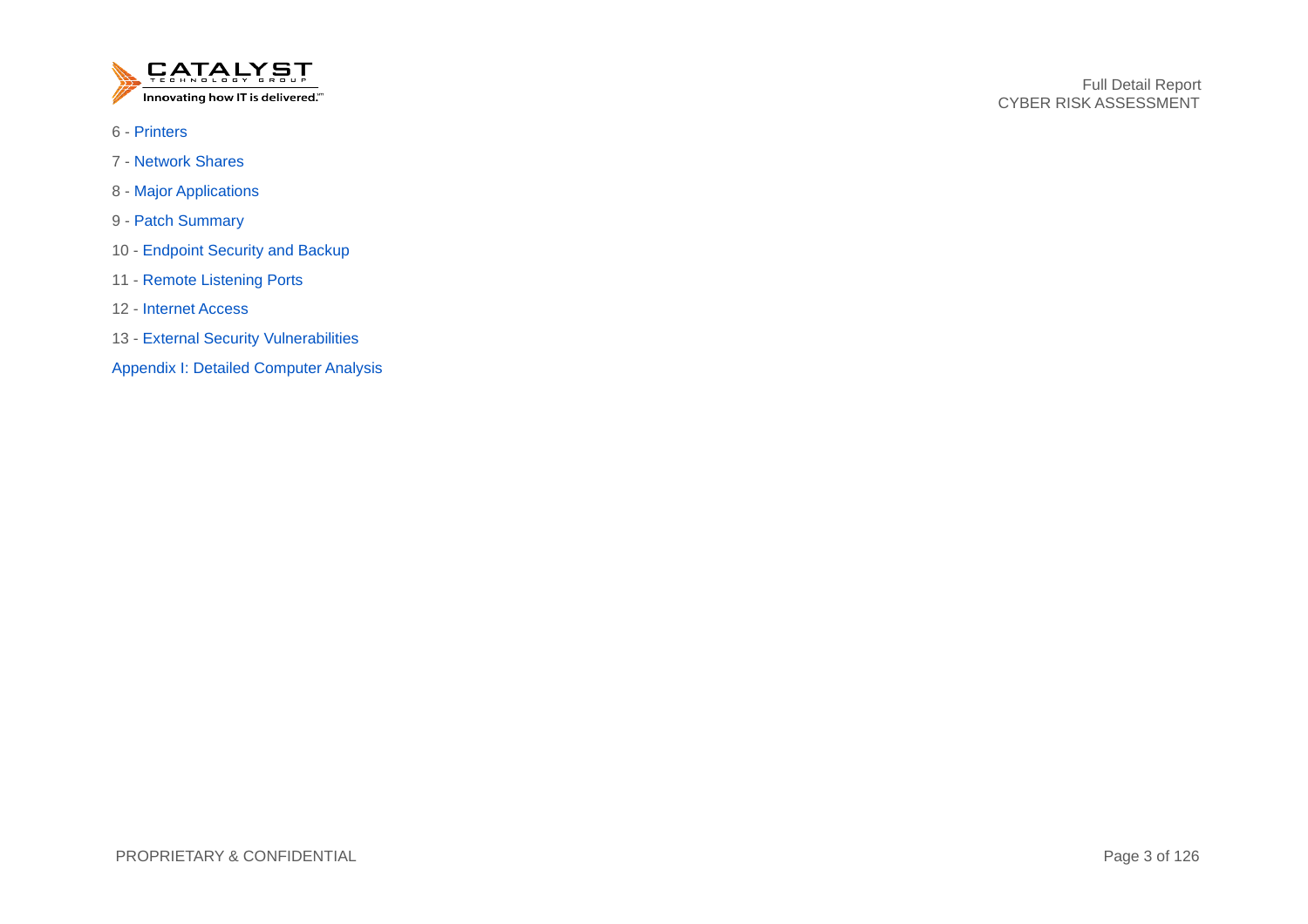6 - Printers

7 - Network Shares

8 - Major Applications

9 - Patch Summary

10 - Endpoint Security and Backup

11 - Remote Listening Ports

12 - Internet Access

13 - External Security Vulnerabilities

Appendix I: Detailed Computer Analysis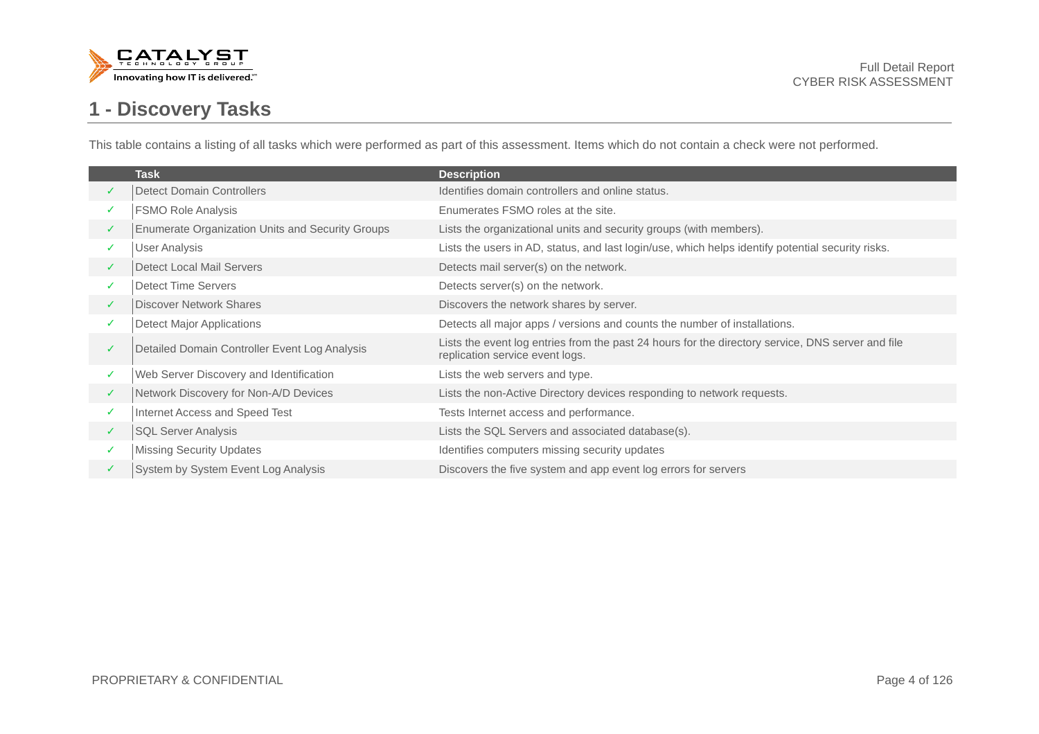# 1 - Discovery Tasks

This table contains a listing of all tasks which were performed as part of this assessment. Items which do not contain a check were not performed.

| | Task | Description |
|---|---|---|
| ✓ | Detect Domain Controllers | Identifies domain controllers and online status. |
| ✓ | FSMO Role Analysis | Enumerates FSMO roles at the site. |
| ✓ | Enumerate Organization Units and Security Groups | Lists the organizational units and security groups (with members). |
| ✓ | User Analysis | Lists the users in AD, status, and last login/use, which helps identify potential security risks. |
| ✓ | Detect Local Mail Servers | Detects mail server(s) on the network. |
| ✓ | Detect Time Servers | Detects server(s) on the network. |
| ✓ | Discover Network Shares | Discovers the network shares by server. |
| ✓ | Detect Major Applications | Detects all major apps / versions and counts the number of installations. |
| ✓ | Detailed Domain Controller Event Log Analysis | Lists the event log entries from the past 24 hours for the directory service, DNS server and file replication service event logs. |
| ✓ | Web Server Discovery and Identification | Lists the web servers and type. |
| ✓ | Network Discovery for Non-A/D Devices | Lists the non-Active Directory devices responding to network requests. |
| ✓ | Internet Access and Speed Test | Tests Internet access and performance. |
| ✓ | SQL Server Analysis | Lists the SQL Servers and associated database(s). |
| ✓ | Missing Security Updates | Identifies computers missing security updates |
| ✓ | System by System Event Log Analysis | Discovers the five system and app event log errors for servers |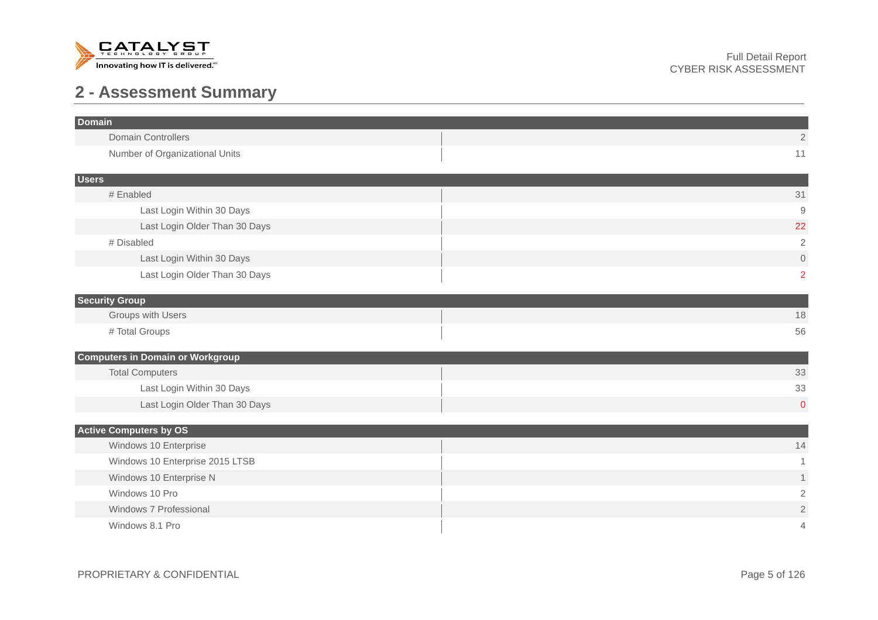## 2 - Assessment Summary

| Domain | |
|---|---|
| Domain Controllers | 2 |
| Number of Organizational Units | 11 |

| Users | |
|---|---|
| # Enabled | 31 |
| Last Login Within 30 Days | 9 |
| Last Login Older Than 30 Days | 22 |
| # Disabled | 2 |
| Last Login Within 30 Days | 0 |
| Last Login Older Than 30 Days | 2 |

| Security Group | |
|---|---|
| Groups with Users | 18 |
| # Total Groups | 56 |

| Computers in Domain or Workgroup | |
|---|---|
| Total Computers | 33 |
| Last Login Within 30 Days | 33 |
| Last Login Older Than 30 Days | 0 |

| Active Computers by OS | |
|---|---|
| Windows 10 Enterprise | 14 |
| Windows 10 Enterprise 2015 LTSB | 1 |
| Windows 10 Enterprise N | 1 |
| Windows 10 Pro | 2 |
| Windows 7 Professional | 2 |
| Windows 8.1 Pro | 4 |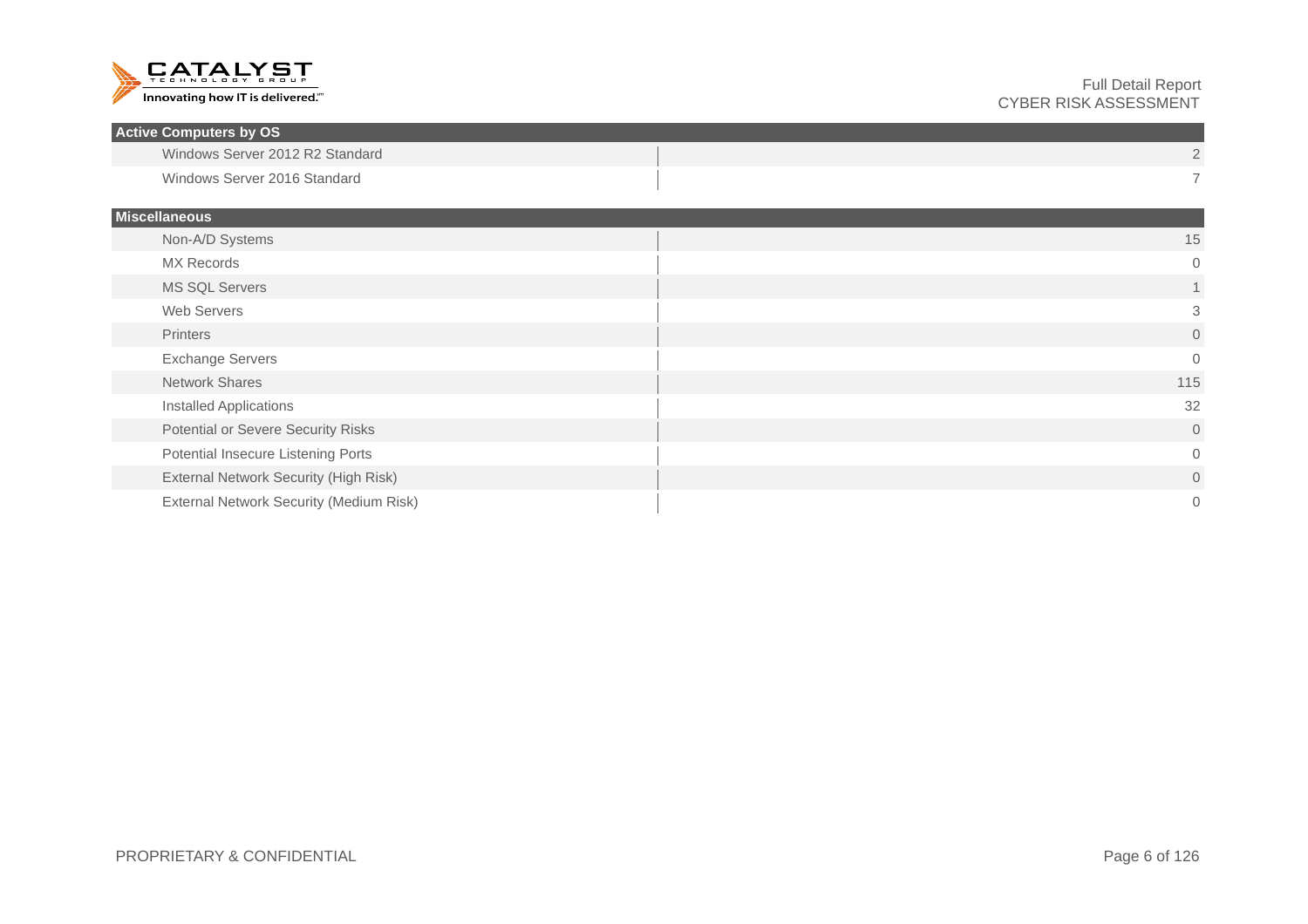## Active Computers by OS

| | |
|---|---|
| Windows Server 2012 R2 Standard | 2 |
| Windows Server 2016 Standard | 7 |

## Miscellaneous

| | |
|---|---|
| Non-A/D Systems | 15 |
| MX Records | 0 |
| MS SQL Servers | 1 |
| Web Servers | 3 |
| Printers | 0 |
| Exchange Servers | 0 |
| Network Shares | 115 |
| Installed Applications | 32 |
| Potential or Severe Security Risks | 0 |
| Potential Insecure Listening Ports | 0 |
| External Network Security (High Risk) | 0 |
| External Network Security (Medium Risk) | 0 |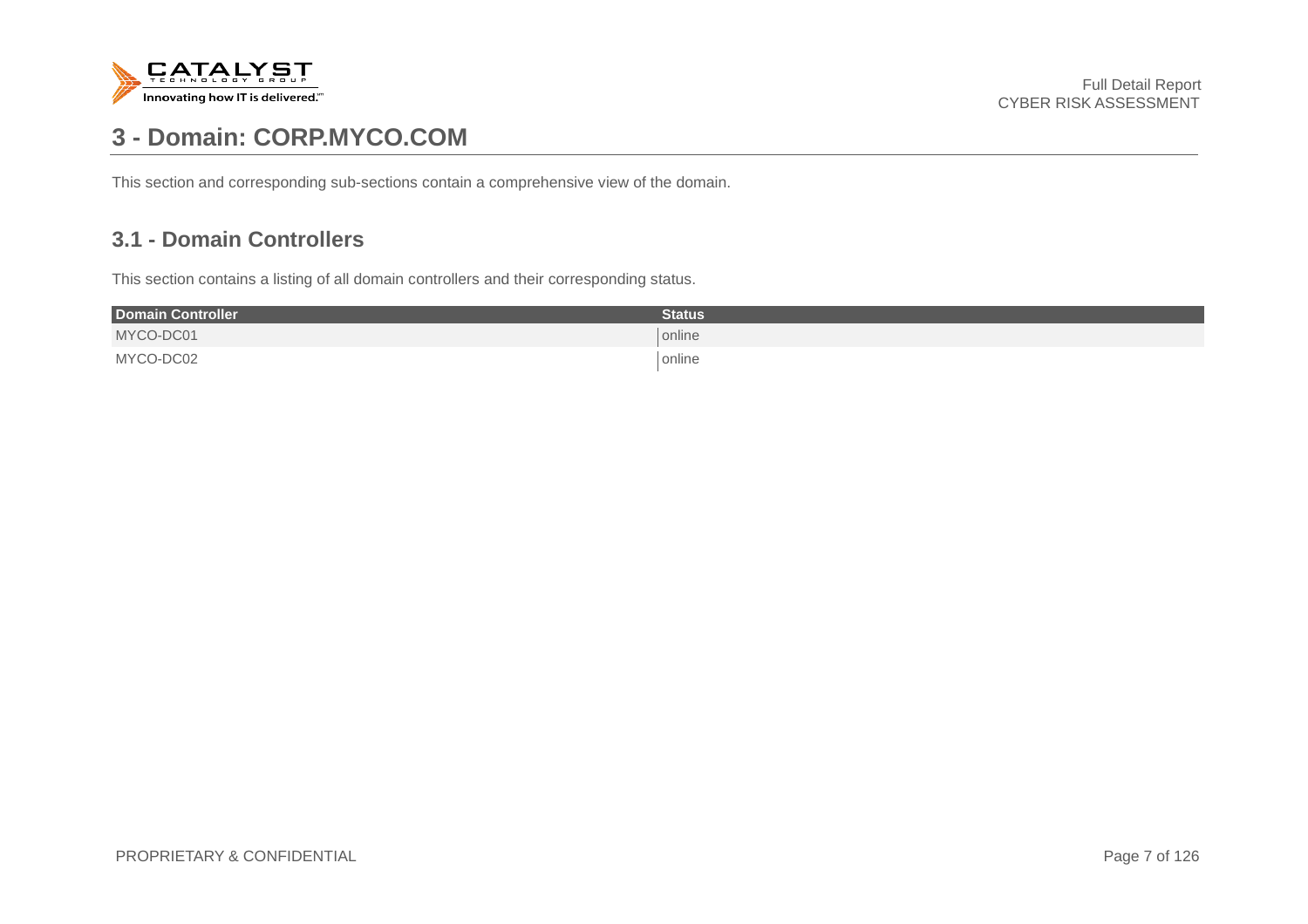# 3 - Domain: CORP.MYCO.COM

This section and corresponding sub-sections contain a comprehensive view of the domain.

## 3.1 - Domain Controllers

This section contains a listing of all domain controllers and their corresponding status.

| Domain Controller | Status |
| --- | --- |
| MYCO-DC01 | online |
| MYCO-DC02 | online |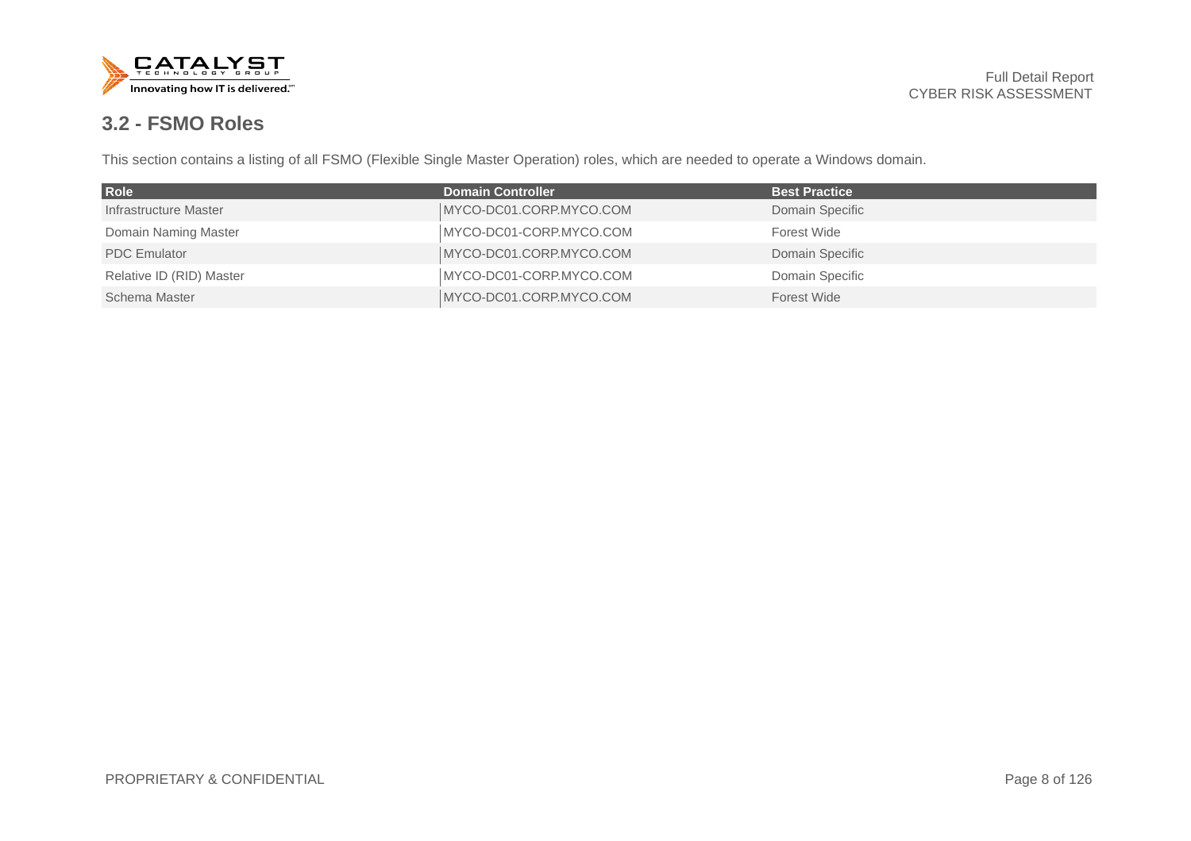## 3.2 - FSMO Roles

This section contains a listing of all FSMO (Flexible Single Master Operation) roles, which are needed to operate a Windows domain.

| Role | Domain Controller | Best Practice |
| --- | --- | --- |
| Infrastructure Master | MYCO-DC01.CORP.MYCO.COM | Domain Specific |
| Domain Naming Master | MYCO-DC01-CORP.MYCO.COM | Forest Wide |
| PDC Emulator | MYCO-DC01.CORP.MYCO.COM | Domain Specific |
| Relative ID (RID) Master | MYCO-DC01-CORP.MYCO.COM | Domain Specific |
| Schema Master | MYCO-DC01.CORP.MYCO.COM | Forest Wide |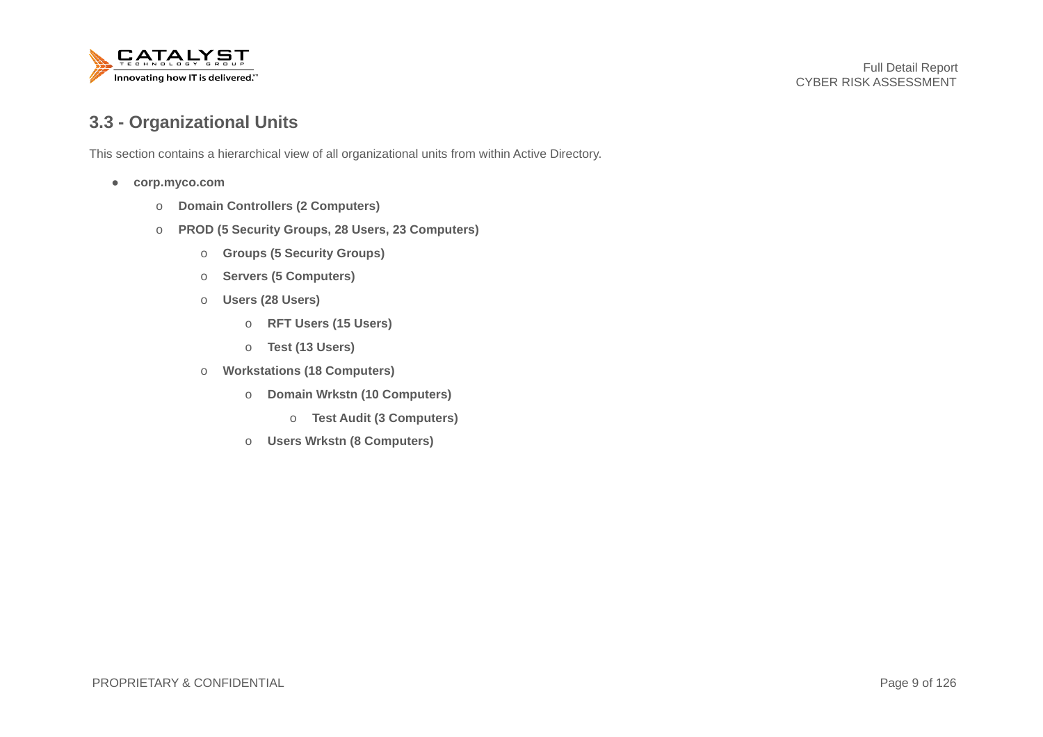## 3.3 - Organizational Units

This section contains a hierarchical view of all organizational units from within Active Directory.

- **corp.myco.com**
  - **Domain Controllers (2 Computers)**
  - **PROD (5 Security Groups, 28 Users, 23 Computers)**
    - **Groups (5 Security Groups)**
    - **Servers (5 Computers)**
    - **Users (28 Users)**
      - **RFT Users (15 Users)**
      - **Test (13 Users)**
    - **Workstations (18 Computers)**
      - **Domain Wrkstn (10 Computers)**
        - **Test Audit (3 Computers)**
      - **Users Wrkstn (8 Computers)**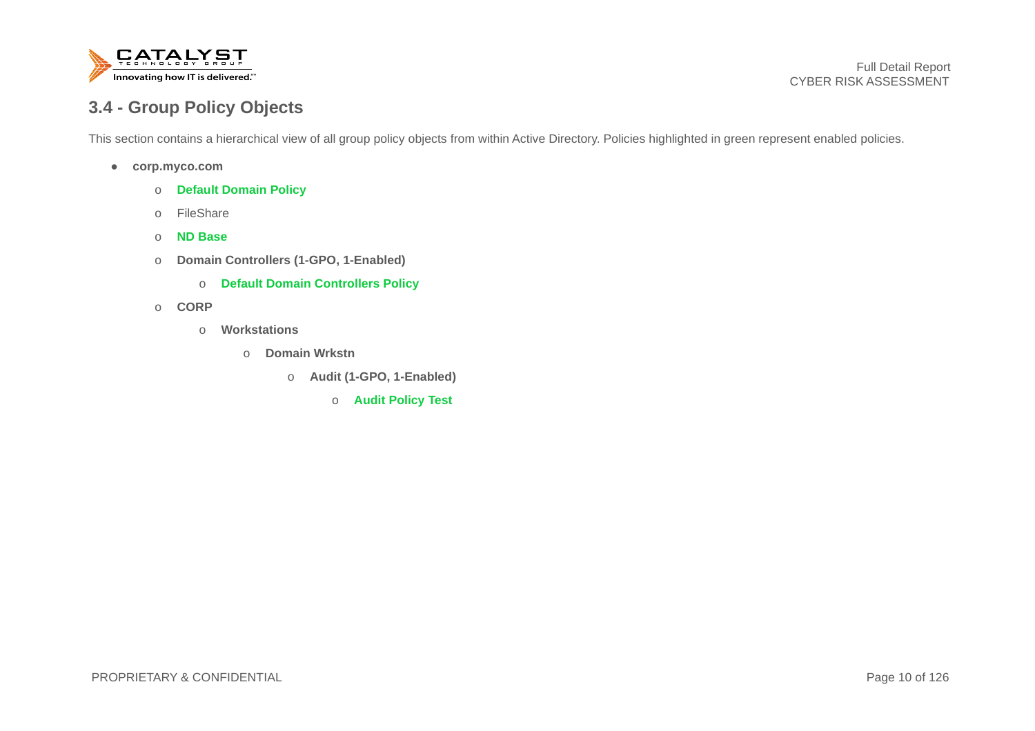## 3.4 - Group Policy Objects

This section contains a hierarchical view of all group policy objects from within Active Directory. Policies highlighted in green represent enabled policies.

- **corp.myco.com**
    - **Default Domain Policy**
    - FileShare
    - **ND Base**
    - **Domain Controllers (1-GPO, 1-Enabled)**
        - **Default Domain Controllers Policy**
    - **CORP**
        - **Workstations**
            - **Domain Wrkstn**
                - **Audit (1-GPO, 1-Enabled)**
                    - **Audit Policy Test**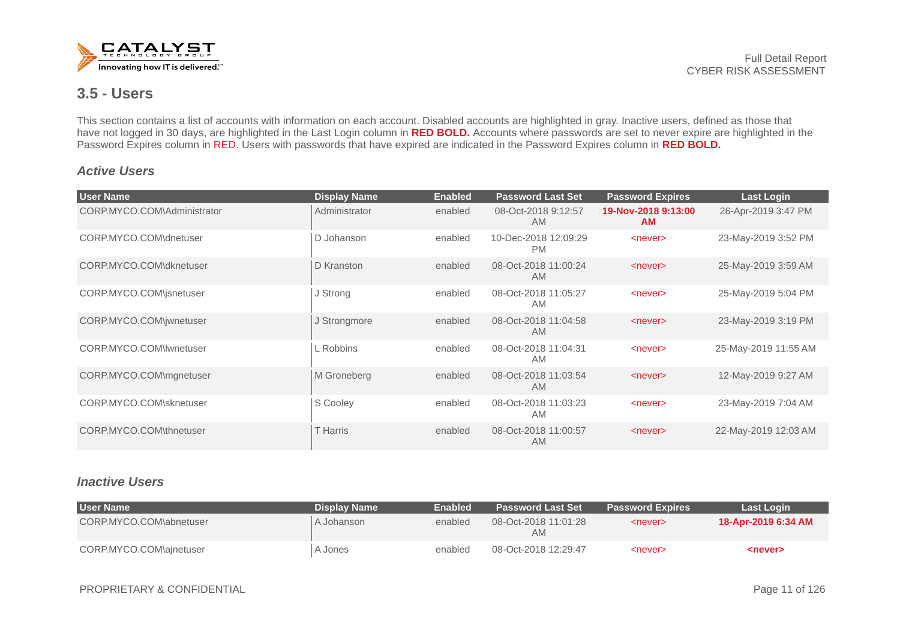## 3.5 - Users

This section contains a list of accounts with information on each account. Disabled accounts are highlighted in gray. Inactive users, defined as those that have not logged in 30 days, are highlighted in the Last Login column in **RED BOLD.** Accounts where passwords are set to never expire are highlighted in the Password Expires column in RED. Users with passwords that have expired are indicated in the Password Expires column in **RED BOLD.**

### *Active Users*

| User Name | Display Name | Enabled | Password Last Set | Password Expires | Last Login |
|---|---|---|---|---|---|
| CORP.MYCO.COM\Administrator | Administrator | enabled | 08-Oct-2018 9:12:57 AM | **19-Nov-2018 9:13:00 AM** | 26-Apr-2019 3:47 PM |
| CORP.MYCO.COM\dnetuser | D Johanson | enabled | 10-Dec-2018 12:09:29 PM | <never> | 23-May-2019 3:52 PM |
| CORP.MYCO.COM\dknetuser | D Kranston | enabled | 08-Oct-2018 11:00:24 AM | <never> | 25-May-2019 3:59 AM |
| CORP.MYCO.COM\jsnetuser | J Strong | enabled | 08-Oct-2018 11:05:27 AM | <never> | 25-May-2019 5:04 PM |
| CORP.MYCO.COM\jwnetuser | J Strongmore | enabled | 08-Oct-2018 11:04:58 AM | <never> | 23-May-2019 3:19 PM |
| CORP.MYCO.COM\lwnetuser | L Robbins | enabled | 08-Oct-2018 11:04:31 AM | <never> | 25-May-2019 11:55 AM |
| CORP.MYCO.COM\mgnetuser | M Groneberg | enabled | 08-Oct-2018 11:03:54 AM | <never> | 12-May-2019 9:27 AM |
| CORP.MYCO.COM\sknetuser | S Cooley | enabled | 08-Oct-2018 11:03:23 AM | <never> | 23-May-2019 7:04 AM |
| CORP.MYCO.COM\thnetuser | T Harris | enabled | 08-Oct-2018 11:00:57 AM | <never> | 22-May-2019 12:03 AM |

### *Inactive Users*

| User Name | Display Name | Enabled | Password Last Set | Password Expires | Last Login |
|---|---|---|---|---|---|
| CORP.MYCO.COM\abnetuser | A Johanson | enabled | 08-Oct-2018 11:01:28 AM | <never> | **18-Apr-2019 6:34 AM** |
| CORP.MYCO.COM\ajnetuser | A Jones | enabled | 08-Oct-2018 12:29:47 | <never> | **<never>** |

PROPRIETARY & CONFIDENTIAL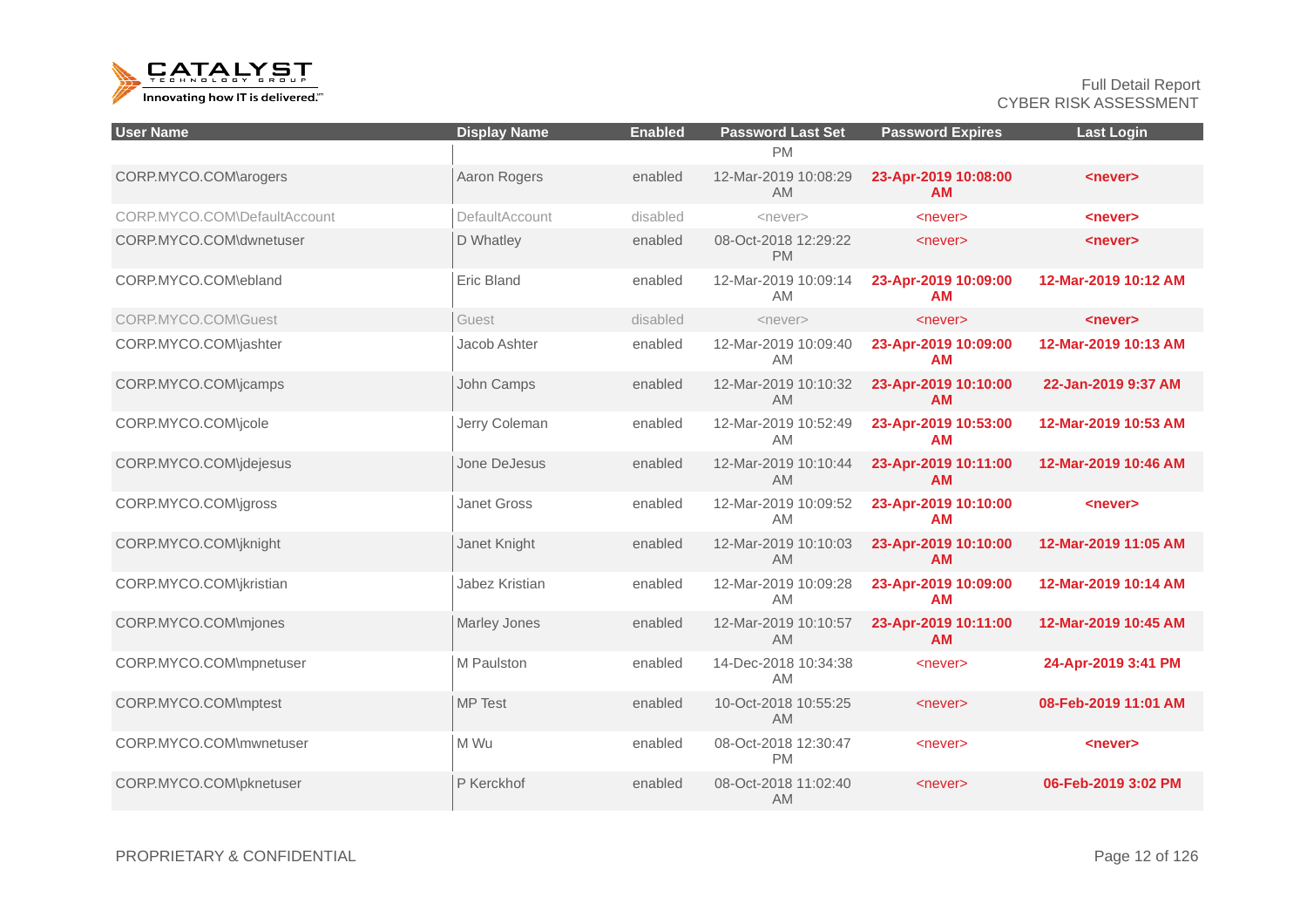| User Name | Display Name | Enabled | Password Last Set | Password Expires | Last Login |
|---|---|---|---|---|---|
| | | | PM | | |
| CORP.MYCO.COM\arogers | Aaron Rogers | enabled | 12-Mar-2019 10:08:29 AM | **23-Apr-2019 10:08:00 AM** | **<never>** |
| CORP.MYCO.COM\DefaultAccount | DefaultAccount | disabled | <never> | <never> | **<never>** |
| CORP.MYCO.COM\dwnetuser | D Whatley | enabled | 08-Oct-2018 12:29:22 PM | <never> | **<never>** |
| CORP.MYCO.COM\ebland | Eric Bland | enabled | 12-Mar-2019 10:09:14 AM | **23-Apr-2019 10:09:00 AM** | **12-Mar-2019 10:12 AM** |
| CORP.MYCO.COM\Guest | Guest | disabled | <never> | <never> | **<never>** |
| CORP.MYCO.COM\jashter | Jacob Ashter | enabled | 12-Mar-2019 10:09:40 AM | **23-Apr-2019 10:09:00 AM** | **12-Mar-2019 10:13 AM** |
| CORP.MYCO.COM\jcamps | John Camps | enabled | 12-Mar-2019 10:10:32 AM | **23-Apr-2019 10:10:00 AM** | **22-Jan-2019 9:37 AM** |
| CORP.MYCO.COM\jcole | Jerry Coleman | enabled | 12-Mar-2019 10:52:49 AM | **23-Apr-2019 10:53:00 AM** | **12-Mar-2019 10:53 AM** |
| CORP.MYCO.COM\jdejesus | Jone DeJesus | enabled | 12-Mar-2019 10:10:44 AM | **23-Apr-2019 10:11:00 AM** | **12-Mar-2019 10:46 AM** |
| CORP.MYCO.COM\jgross | Janet Gross | enabled | 12-Mar-2019 10:09:52 AM | **23-Apr-2019 10:10:00 AM** | **<never>** |
| CORP.MYCO.COM\jknight | Janet Knight | enabled | 12-Mar-2019 10:10:03 AM | **23-Apr-2019 10:10:00 AM** | **12-Mar-2019 11:05 AM** |
| CORP.MYCO.COM\jkristian | Jabez Kristian | enabled | 12-Mar-2019 10:09:28 AM | **23-Apr-2019 10:09:00 AM** | **12-Mar-2019 10:14 AM** |
| CORP.MYCO.COM\mjones | Marley Jones | enabled | 12-Mar-2019 10:10:57 AM | **23-Apr-2019 10:11:00 AM** | **12-Mar-2019 10:45 AM** |
| CORP.MYCO.COM\mpnetuser | M Paulston | enabled | 14-Dec-2018 10:34:38 AM | <never> | **24-Apr-2019 3:41 PM** |
| CORP.MYCO.COM\mptest | MP Test | enabled | 10-Oct-2018 10:55:25 AM | <never> | **08-Feb-2019 11:01 AM** |
| CORP.MYCO.COM\mwnetuser | M Wu | enabled | 08-Oct-2018 12:30:47 PM | <never> | **<never>** |
| CORP.MYCO.COM\pknetuser | P Kerckhof | enabled | 08-Oct-2018 11:02:40 AM | <never> | **06-Feb-2019 3:02 PM** |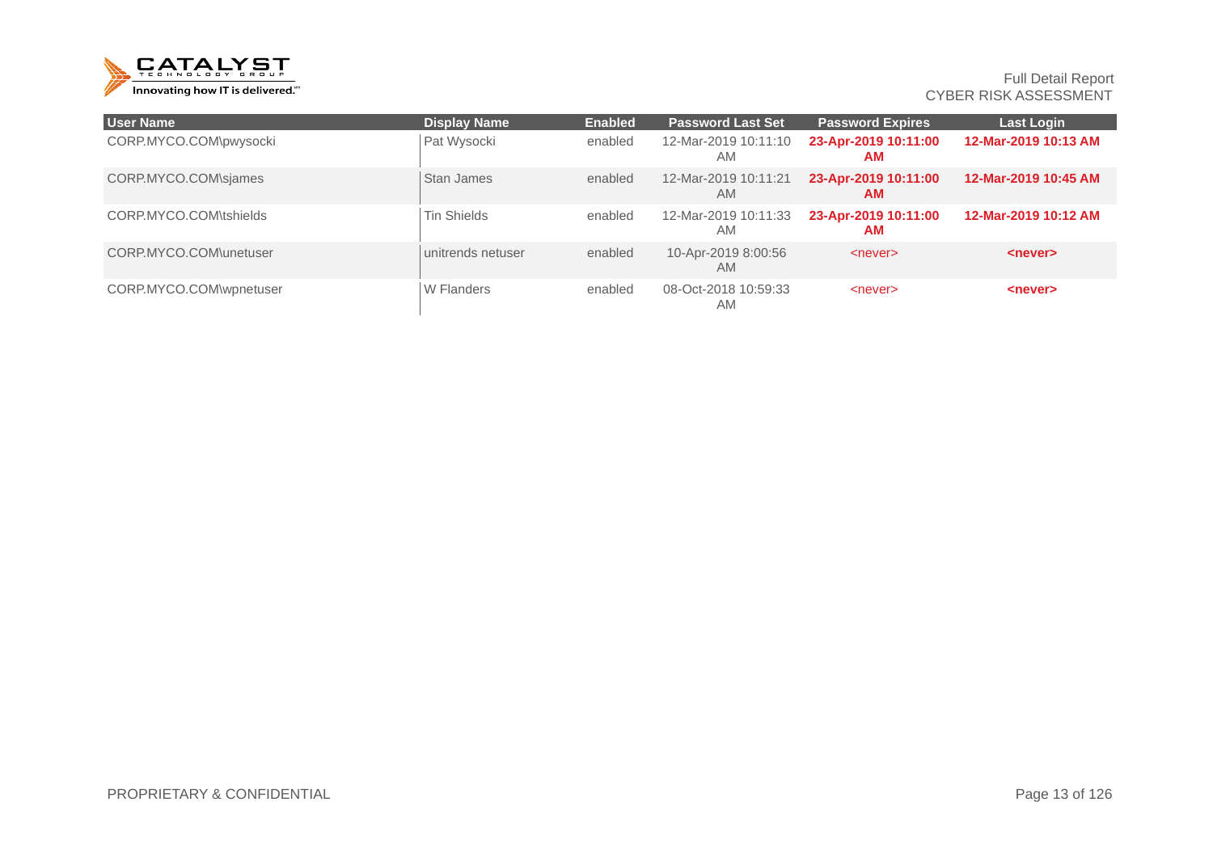| User Name | Display Name | Enabled | Password Last Set | Password Expires | Last Login |
| --- | --- | --- | --- | --- | --- |
| CORP.MYCO.COM\pwysocki | Pat Wysocki | enabled | 12-Mar-2019 10:11:10 AM | **23-Apr-2019 10:11:00 AM** | **12-Mar-2019 10:13 AM** |
| CORP.MYCO.COM\sjames | Stan James | enabled | 12-Mar-2019 10:11:21 AM | **23-Apr-2019 10:11:00 AM** | **12-Mar-2019 10:45 AM** |
| CORP.MYCO.COM\tshields | Tin Shields | enabled | 12-Mar-2019 10:11:33 AM | **23-Apr-2019 10:11:00 AM** | **12-Mar-2019 10:12 AM** |
| CORP.MYCO.COM\unetuser | unitrends netuser | enabled | 10-Apr-2019 8:00:56 AM | <never> | **<never>** |
| CORP.MYCO.COM\wpnetuser | W Flanders | enabled | 08-Oct-2018 10:59:33 AM | <never> | **<never>** |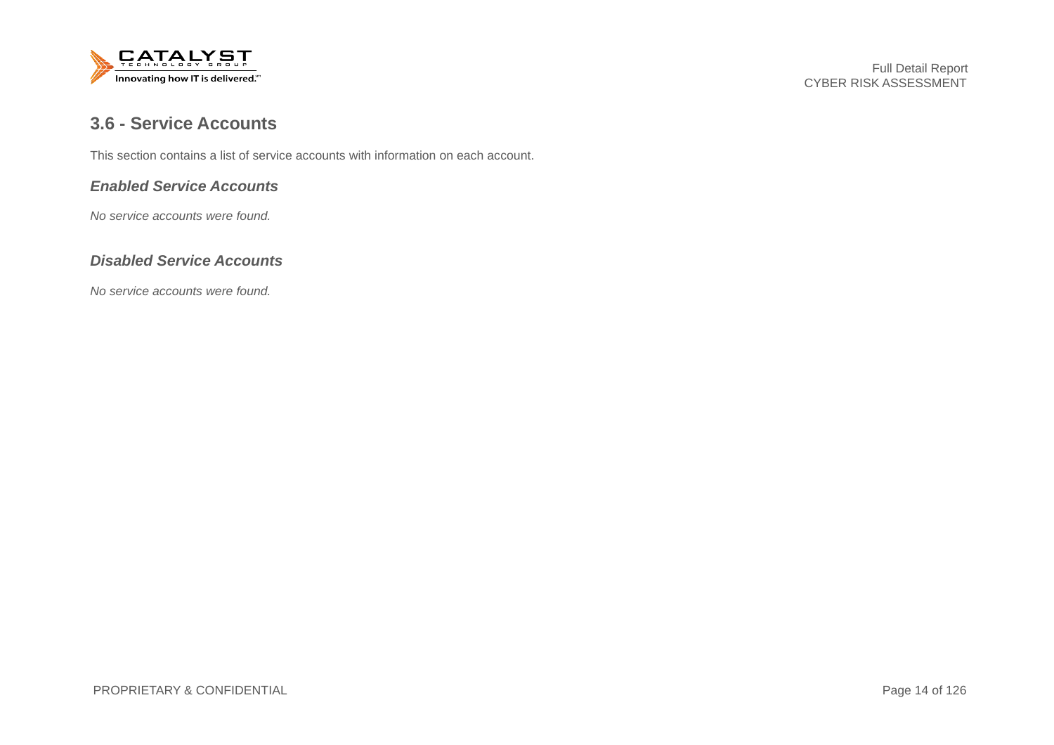## 3.6 - Service Accounts

This section contains a list of service accounts with information on each account.

### *Enabled Service Accounts*

*No service accounts were found.*

### *Disabled Service Accounts*

*No service accounts were found.*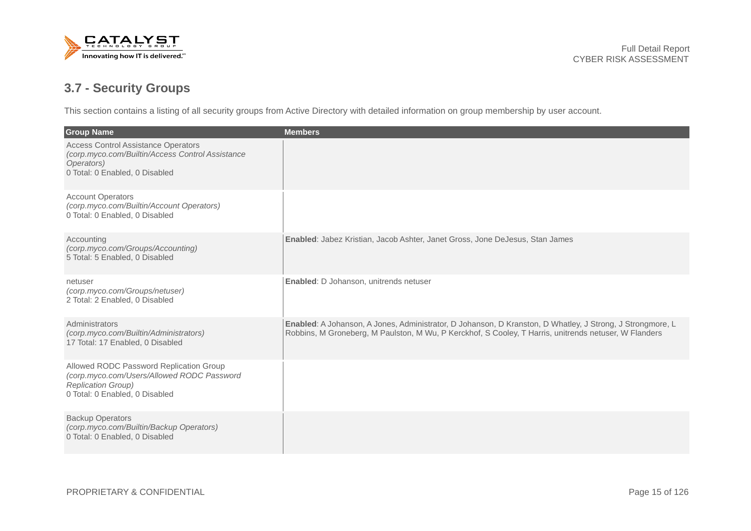## 3.7 - Security Groups

This section contains a listing of all security groups from Active Directory with detailed information on group membership by user account.

| Group Name | Members |
|---|---|
| Access Control Assistance Operators<br>*(corp.myco.com/Builtin/Access Control Assistance Operators)*<br>0 Total: 0 Enabled, 0 Disabled | |
| Account Operators<br>*(corp.myco.com/Builtin/Account Operators)*<br>0 Total: 0 Enabled, 0 Disabled | |
| Accounting<br>*(corp.myco.com/Groups/Accounting)*<br>5 Total: 5 Enabled, 0 Disabled | **Enabled**: Jabez Kristian, Jacob Ashter, Janet Gross, Jone DeJesus, Stan James |
| netuser<br>*(corp.myco.com/Groups/netuser)*<br>2 Total: 2 Enabled, 0 Disabled | **Enabled**: D Johanson, unitrends netuser |
| Administrators<br>*(corp.myco.com/Builtin/Administrators)*<br>17 Total: 17 Enabled, 0 Disabled | **Enabled**: A Johanson, A Jones, Administrator, D Johanson, D Kranston, D Whatley, J Strong, J Strongmore, L Robbins, M Groneberg, M Paulston, M Wu, P Kerckhof, S Cooley, T Harris, unitrends netuser, W Flanders |
| Allowed RODC Password Replication Group<br>*(corp.myco.com/Users/Allowed RODC Password Replication Group)*<br>0 Total: 0 Enabled, 0 Disabled | |
| Backup Operators<br>*(corp.myco.com/Builtin/Backup Operators)*<br>0 Total: 0 Enabled, 0 Disabled | |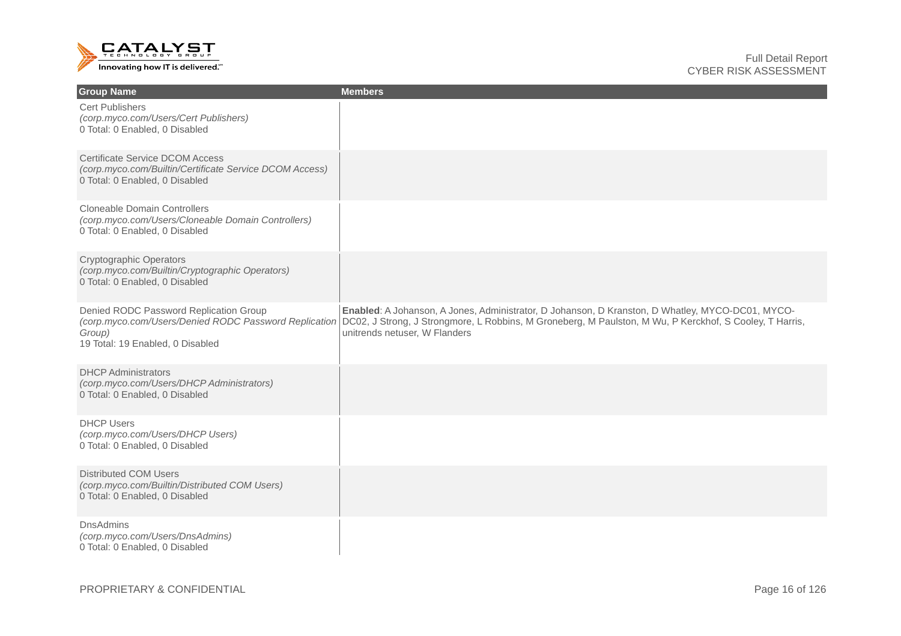| Group Name | Members |
|---|---|
| Cert Publishers<br>*(corp.myco.com/Users/Cert Publishers)*<br>0 Total: 0 Enabled, 0 Disabled | |
| Certificate Service DCOM Access<br>*(corp.myco.com/Builtin/Certificate Service DCOM Access)*<br>0 Total: 0 Enabled, 0 Disabled | |
| Cloneable Domain Controllers<br>*(corp.myco.com/Users/Cloneable Domain Controllers)*<br>0 Total: 0 Enabled, 0 Disabled | |
| Cryptographic Operators<br>*(corp.myco.com/Builtin/Cryptographic Operators)*<br>0 Total: 0 Enabled, 0 Disabled | |
| Denied RODC Password Replication Group<br>*(corp.myco.com/Users/Denied RODC Password Replication Group)*<br>19 Total: 19 Enabled, 0 Disabled | **Enabled**: A Johanson, A Jones, Administrator, D Johanson, D Kranston, D Whatley, MYCO-DC01, MYCO-DC02, J Strong, J Strongmore, L Robbins, M Groneberg, M Paulston, M Wu, P Kerckhof, S Cooley, T Harris, unitrends netuser, W Flanders |
| DHCP Administrators<br>*(corp.myco.com/Users/DHCP Administrators)*<br>0 Total: 0 Enabled, 0 Disabled | |
| DHCP Users<br>*(corp.myco.com/Users/DHCP Users)*<br>0 Total: 0 Enabled, 0 Disabled | |
| Distributed COM Users<br>*(corp.myco.com/Builtin/Distributed COM Users)*<br>0 Total: 0 Enabled, 0 Disabled | |
| DnsAdmins<br>*(corp.myco.com/Users/DnsAdmins)*<br>0 Total: 0 Enabled, 0 Disabled | |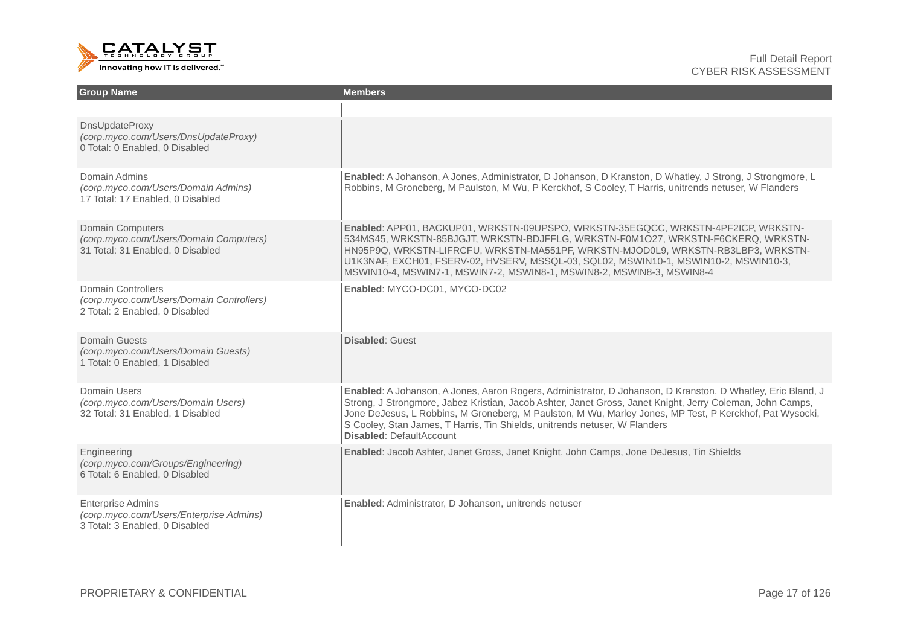| Group Name | Members |
|---|---|
| | |
| DnsUpdateProxy<br>*(corp.myco.com/Users/DnsUpdateProxy)*<br>0 Total: 0 Enabled, 0 Disabled | |
| Domain Admins<br>*(corp.myco.com/Users/Domain Admins)*<br>17 Total: 17 Enabled, 0 Disabled | **Enabled**: A Johanson, A Jones, Administrator, D Johanson, D Kranston, D Whatley, J Strong, J Strongmore, L Robbins, M Groneberg, M Paulston, M Wu, P Kerckhof, S Cooley, T Harris, unitrends netuser, W Flanders |
| Domain Computers<br>*(corp.myco.com/Users/Domain Computers)*<br>31 Total: 31 Enabled, 0 Disabled | **Enabled**: APP01, BACKUP01, WRKSTN-09UPSPO, WRKSTN-35EGQCC, WRKSTN-4PF2ICP, WRKSTN-534MS45, WRKSTN-85BJGJT, WRKSTN-BDJFFLG, WRKSTN-F0M1O27, WRKSTN-F6CKERQ, WRKSTN-HN95P9Q, WRKSTN-LIFRCFU, WRKSTN-MA551PF, WRKSTN-MJOD0L9, WRKSTN-RB3LBP3, WRKSTN-U1K3NAF, EXCH01, FSERV-02, HVSERV, MSSQL-03, SQL02, MSWIN10-1, MSWIN10-2, MSWIN10-3, MSWIN10-4, MSWIN7-1, MSWIN7-2, MSWIN8-1, MSWIN8-2, MSWIN8-3, MSWIN8-4 |
| Domain Controllers<br>*(corp.myco.com/Users/Domain Controllers)*<br>2 Total: 2 Enabled, 0 Disabled | **Enabled**: MYCO-DC01, MYCO-DC02 |
| Domain Guests<br>*(corp.myco.com/Users/Domain Guests)*<br>1 Total: 0 Enabled, 1 Disabled | **Disabled**: Guest |
| Domain Users<br>*(corp.myco.com/Users/Domain Users)*<br>32 Total: 31 Enabled, 1 Disabled | **Enabled**: A Johanson, A Jones, Aaron Rogers, Administrator, D Johanson, D Kranston, D Whatley, Eric Bland, J Strong, J Strongmore, Jabez Kristian, Jacob Ashter, Janet Gross, Janet Knight, Jerry Coleman, John Camps, Jone DeJesus, L Robbins, M Groneberg, M Paulston, M Wu, Marley Jones, MP Test, P Kerckhof, Pat Wysocki, S Cooley, Stan James, T Harris, Tin Shields, unitrends netuser, W Flanders<br>**Disabled**: DefaultAccount |
| Engineering<br>*(corp.myco.com/Groups/Engineering)*<br>6 Total: 6 Enabled, 0 Disabled | **Enabled**: Jacob Ashter, Janet Gross, Janet Knight, John Camps, Jone DeJesus, Tin Shields |
| Enterprise Admins<br>*(corp.myco.com/Users/Enterprise Admins)*<br>3 Total: 3 Enabled, 0 Disabled | **Enabled**: Administrator, D Johanson, unitrends netuser |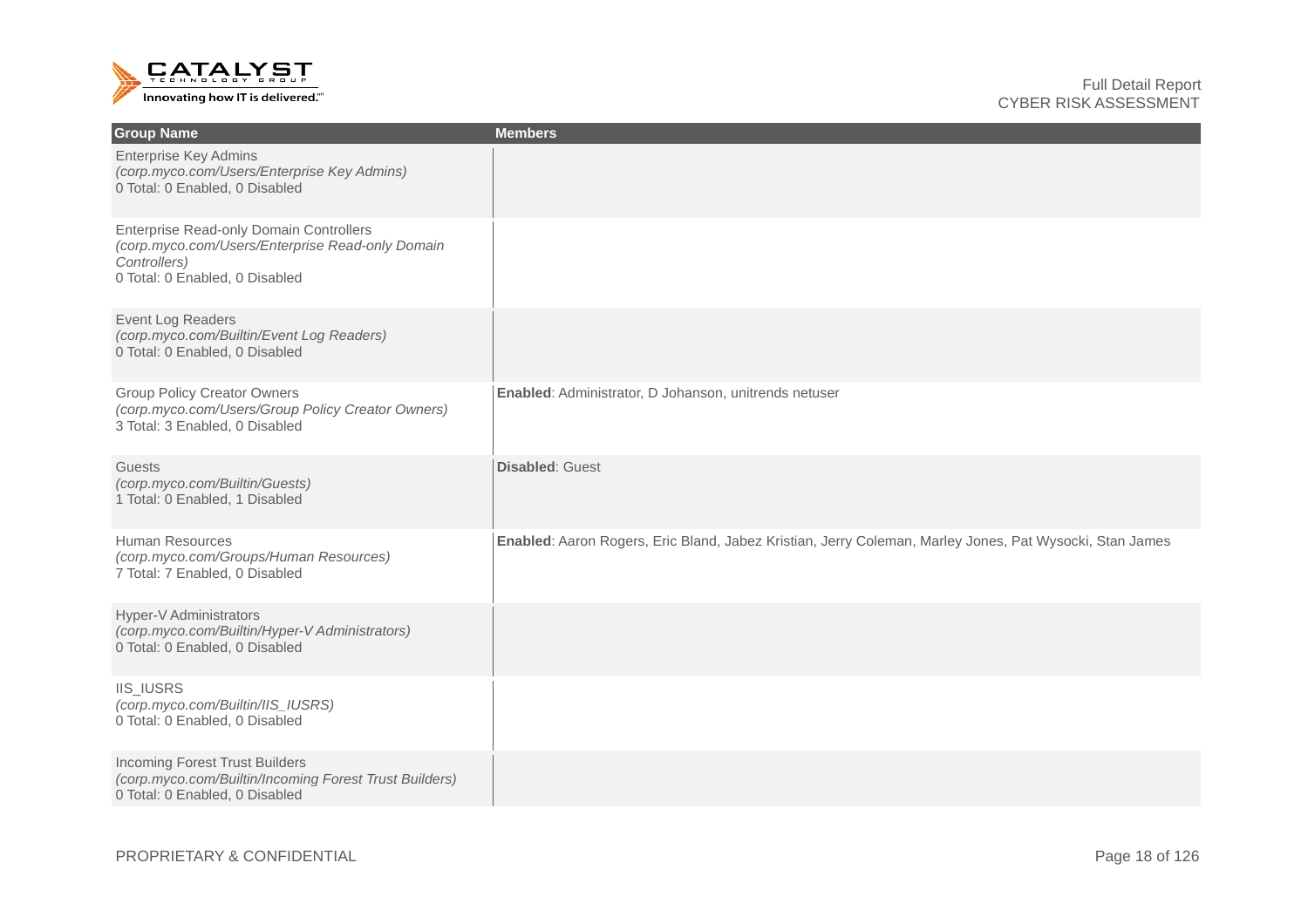| Group Name | Members |
| --- | --- |
| Enterprise Key Admins<br>*(corp.myco.com/Users/Enterprise Key Admins)*<br>0 Total: 0 Enabled, 0 Disabled | |
| Enterprise Read-only Domain Controllers<br>*(corp.myco.com/Users/Enterprise Read-only Domain Controllers)*<br>0 Total: 0 Enabled, 0 Disabled | |
| Event Log Readers<br>*(corp.myco.com/Builtin/Event Log Readers)*<br>0 Total: 0 Enabled, 0 Disabled | |
| Group Policy Creator Owners<br>*(corp.myco.com/Users/Group Policy Creator Owners)*<br>3 Total: 3 Enabled, 0 Disabled | **Enabled**: Administrator, D Johanson, unitrends netuser |
| Guests<br>*(corp.myco.com/Builtin/Guests)*<br>1 Total: 0 Enabled, 1 Disabled | **Disabled**: Guest |
| Human Resources<br>*(corp.myco.com/Groups/Human Resources)*<br>7 Total: 7 Enabled, 0 Disabled | **Enabled**: Aaron Rogers, Eric Bland, Jabez Kristian, Jerry Coleman, Marley Jones, Pat Wysocki, Stan James |
| Hyper-V Administrators<br>*(corp.myco.com/Builtin/Hyper-V Administrators)*<br>0 Total: 0 Enabled, 0 Disabled | |
| IIS_IUSRS<br>*(corp.myco.com/Builtin/IIS_IUSRS)*<br>0 Total: 0 Enabled, 0 Disabled | |
| Incoming Forest Trust Builders<br>*(corp.myco.com/Builtin/Incoming Forest Trust Builders)*<br>0 Total: 0 Enabled, 0 Disabled | |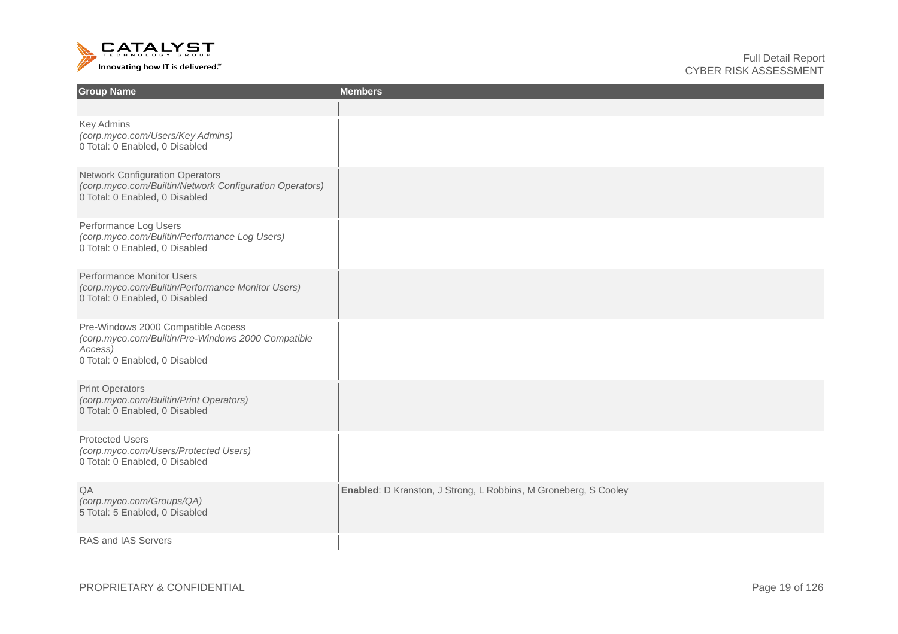| Group Name | Members |
|---|---|
| | |
| Key Admins<br>*(corp.myco.com/Users/Key Admins)*<br>0 Total: 0 Enabled, 0 Disabled | |
| Network Configuration Operators<br>*(corp.myco.com/Builtin/Network Configuration Operators)*<br>0 Total: 0 Enabled, 0 Disabled | |
| Performance Log Users<br>*(corp.myco.com/Builtin/Performance Log Users)*<br>0 Total: 0 Enabled, 0 Disabled | |
| Performance Monitor Users<br>*(corp.myco.com/Builtin/Performance Monitor Users)*<br>0 Total: 0 Enabled, 0 Disabled | |
| Pre-Windows 2000 Compatible Access<br>*(corp.myco.com/Builtin/Pre-Windows 2000 Compatible Access)*<br>0 Total: 0 Enabled, 0 Disabled | |
| Print Operators<br>*(corp.myco.com/Builtin/Print Operators)*<br>0 Total: 0 Enabled, 0 Disabled | |
| Protected Users<br>*(corp.myco.com/Users/Protected Users)*<br>0 Total: 0 Enabled, 0 Disabled | |
| QA<br>*(corp.myco.com/Groups/QA)*<br>5 Total: 5 Enabled, 0 Disabled | **Enabled**: D Kranston, J Strong, L Robbins, M Groneberg, S Cooley |
| RAS and IAS Servers | |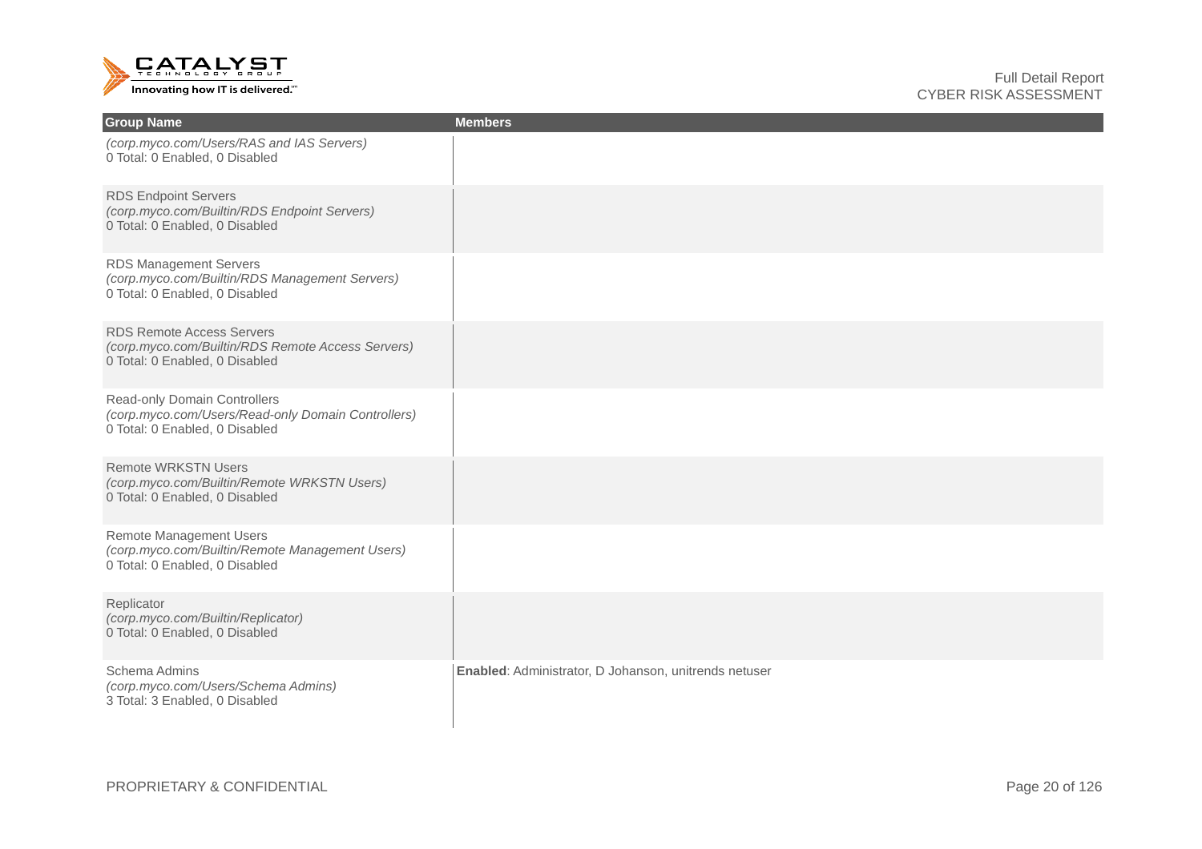| Group Name | Members |
|---|---|
| *(corp.myco.com/Users/RAS and IAS Servers)*<br>0 Total: 0 Enabled, 0 Disabled | |
| RDS Endpoint Servers<br>*(corp.myco.com/Builtin/RDS Endpoint Servers)*<br>0 Total: 0 Enabled, 0 Disabled | |
| RDS Management Servers<br>*(corp.myco.com/Builtin/RDS Management Servers)*<br>0 Total: 0 Enabled, 0 Disabled | |
| RDS Remote Access Servers<br>*(corp.myco.com/Builtin/RDS Remote Access Servers)*<br>0 Total: 0 Enabled, 0 Disabled | |
| Read-only Domain Controllers<br>*(corp.myco.com/Users/Read-only Domain Controllers)*<br>0 Total: 0 Enabled, 0 Disabled | |
| Remote WRKSTN Users<br>*(corp.myco.com/Builtin/Remote WRKSTN Users)*<br>0 Total: 0 Enabled, 0 Disabled | |
| Remote Management Users<br>*(corp.myco.com/Builtin/Remote Management Users)*<br>0 Total: 0 Enabled, 0 Disabled | |
| Replicator<br>*(corp.myco.com/Builtin/Replicator)*<br>0 Total: 0 Enabled, 0 Disabled | |
| Schema Admins<br>*(corp.myco.com/Users/Schema Admins)*<br>3 Total: 3 Enabled, 0 Disabled | **Enabled**: Administrator, D Johanson, unitrends netuser |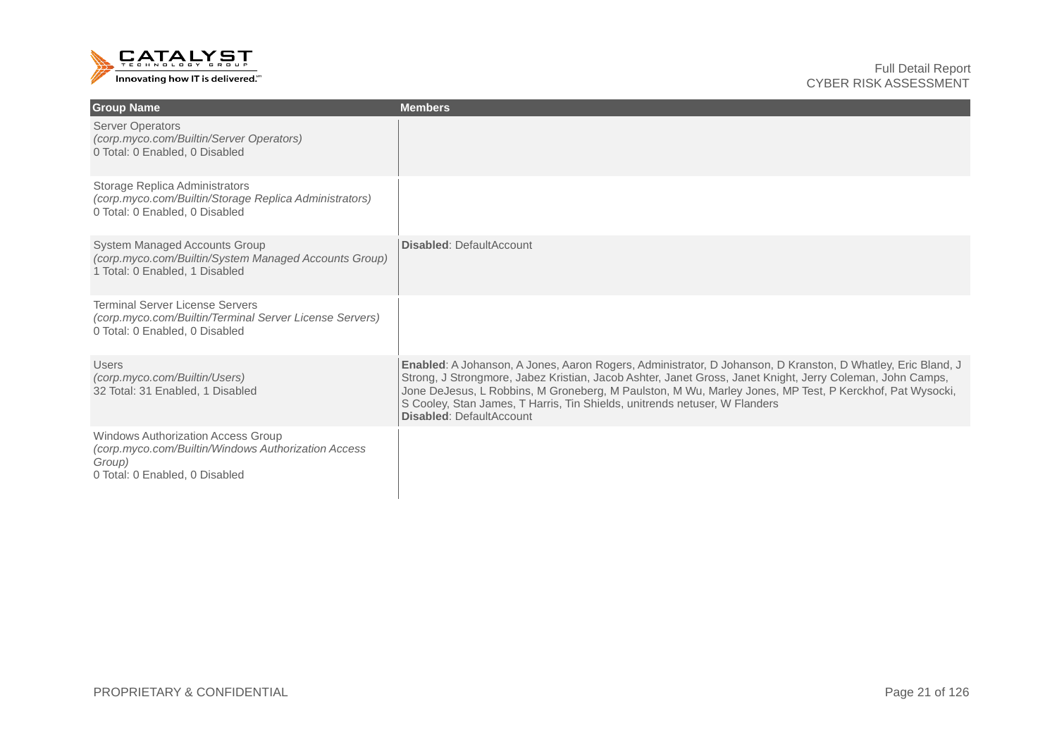| Group Name | Members |
| --- | --- |
| Server Operators<br>*(corp.myco.com/Builtin/Server Operators)*<br>0 Total: 0 Enabled, 0 Disabled | |
| Storage Replica Administrators<br>*(corp.myco.com/Builtin/Storage Replica Administrators)*<br>0 Total: 0 Enabled, 0 Disabled | |
| System Managed Accounts Group<br>*(corp.myco.com/Builtin/System Managed Accounts Group)*<br>1 Total: 0 Enabled, 1 Disabled | **Disabled**: DefaultAccount |
| Terminal Server License Servers<br>*(corp.myco.com/Builtin/Terminal Server License Servers)*<br>0 Total: 0 Enabled, 0 Disabled | |
| Users<br>*(corp.myco.com/Builtin/Users)*<br>32 Total: 31 Enabled, 1 Disabled | **Enabled**: A Johanson, A Jones, Aaron Rogers, Administrator, D Johanson, D Kranston, D Whatley, Eric Bland, J Strong, J Strongmore, Jabez Kristian, Jacob Ashter, Janet Gross, Janet Knight, Jerry Coleman, John Camps, Jone DeJesus, L Robbins, M Groneberg, M Paulston, M Wu, Marley Jones, MP Test, P Kerckhof, Pat Wysocki, S Cooley, Stan James, T Harris, Tin Shields, unitrends netuser, W Flanders<br>**Disabled**: DefaultAccount |
| Windows Authorization Access Group<br>*(corp.myco.com/Builtin/Windows Authorization Access Group)*<br>0 Total: 0 Enabled, 0 Disabled | |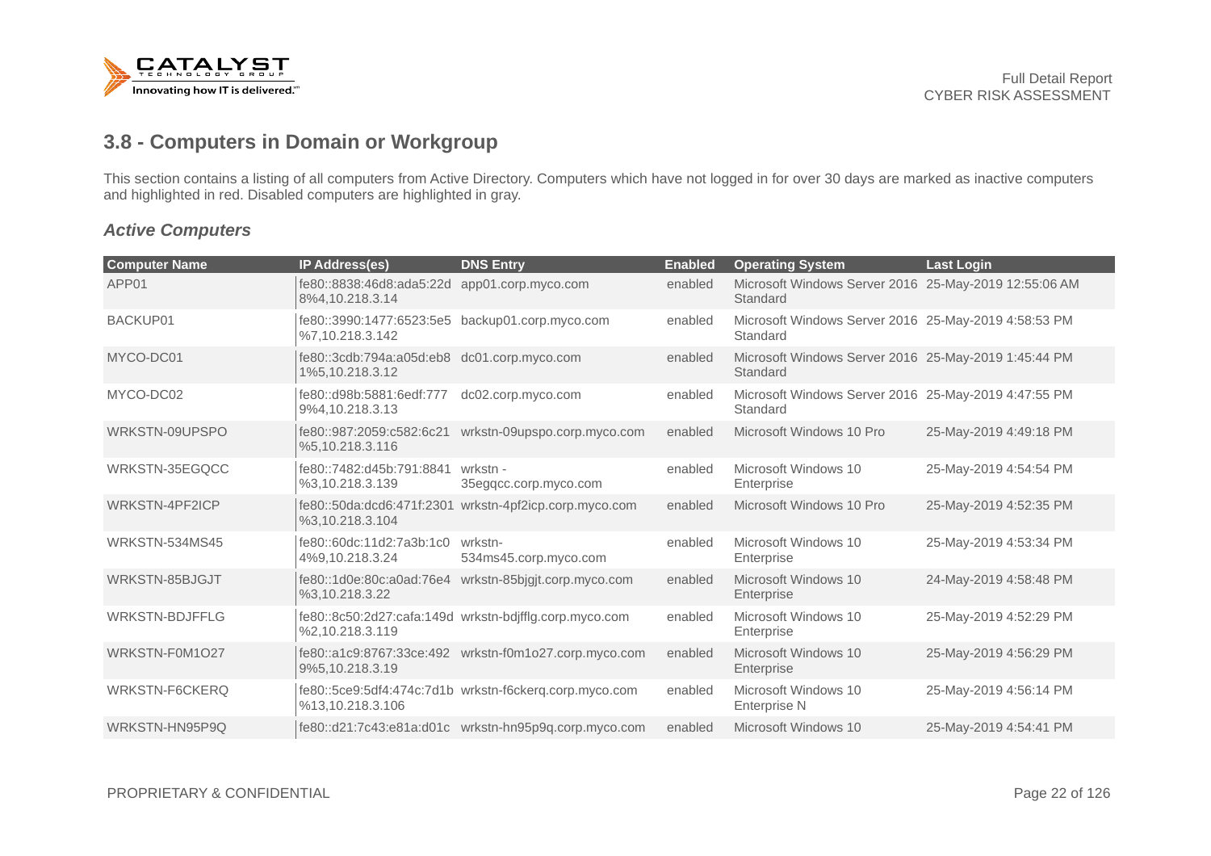## 3.8 - Computers in Domain or Workgroup

This section contains a listing of all computers from Active Directory. Computers which have not logged in for over 30 days are marked as inactive computers and highlighted in red. Disabled computers are highlighted in gray.

### *Active Computers*

| Computer Name | IP Address(es) | DNS Entry | Enabled | Operating System | Last Login |
|---|---|---|---|---|---|
| APP01 | fe80::8838:46d8:ada5:22d8%4,10.218.3.14 | app01.corp.myco.com | enabled | Microsoft Windows Server 2016 Standard | 25-May-2019 12:55:06 AM |
| BACKUP01 | fe80::3990:1477:6523:5e5%7,10.218.3.142 | backup01.corp.myco.com | enabled | Microsoft Windows Server 2016 Standard | 25-May-2019 4:58:53 PM |
| MYCO-DC01 | fe80::3cdb:794a:a05d:eb81%5,10.218.3.12 | dc01.corp.myco.com | enabled | Microsoft Windows Server 2016 Standard | 25-May-2019 1:45:44 PM |
| MYCO-DC02 | fe80::d98b:5881:6edf:7779%4,10.218.3.13 | dc02.corp.myco.com | enabled | Microsoft Windows Server 2016 Standard | 25-May-2019 4:47:55 PM |
| WRKSTN-09UPSPO | fe80::987:2059:c582:6c21%5,10.218.3.116 | wrkstn-09upspo.corp.myco.com | enabled | Microsoft Windows 10 Pro | 25-May-2019 4:49:18 PM |
| WRKSTN-35EGQCC | fe80::7482:d45b:791:8841%3,10.218.3.139 | wrkstn - 35egqcc.corp.myco.com | enabled | Microsoft Windows 10 Enterprise | 25-May-2019 4:54:54 PM |
| WRKSTN-4PF2ICP | fe80::50da:dcd6:471f:2301%3,10.218.3.104 | wrkstn-4pf2icp.corp.myco.com | enabled | Microsoft Windows 10 Pro | 25-May-2019 4:52:35 PM |
| WRKSTN-534MS45 | fe80::60dc:11d2:7a3b:1c04%9,10.218.3.24 | wrkstn-534ms45.corp.myco.com | enabled | Microsoft Windows 10 Enterprise | 25-May-2019 4:53:34 PM |
| WRKSTN-85BJGJT | fe80::1d0e:80c:a0ad:76e4%3,10.218.3.22 | wrkstn-85bjgjt.corp.myco.com | enabled | Microsoft Windows 10 Enterprise | 24-May-2019 4:58:48 PM |
| WRKSTN-BDJFFLG | fe80::8c50:2d27:cafa:149d%2,10.218.3.119 | wrkstn-bdjfflg.corp.myco.com | enabled | Microsoft Windows 10 Enterprise | 25-May-2019 4:52:29 PM |
| WRKSTN-F0M1O27 | fe80::a1c9:8767:33ce:4929%5,10.218.3.19 | wrkstn-f0m1o27.corp.myco.com | enabled | Microsoft Windows 10 Enterprise | 25-May-2019 4:56:29 PM |
| WRKSTN-F6CKERQ | fe80::5ce9:5df4:474c:7d1b%13,10.218.3.106 | wrkstn-f6ckerq.corp.myco.com | enabled | Microsoft Windows 10 Enterprise N | 25-May-2019 4:56:14 PM |
| WRKSTN-HN95P9Q | fe80::d21:7c43:e81a:d01c | wrkstn-hn95p9q.corp.myco.com | enabled | Microsoft Windows 10 | 25-May-2019 4:54:41 PM |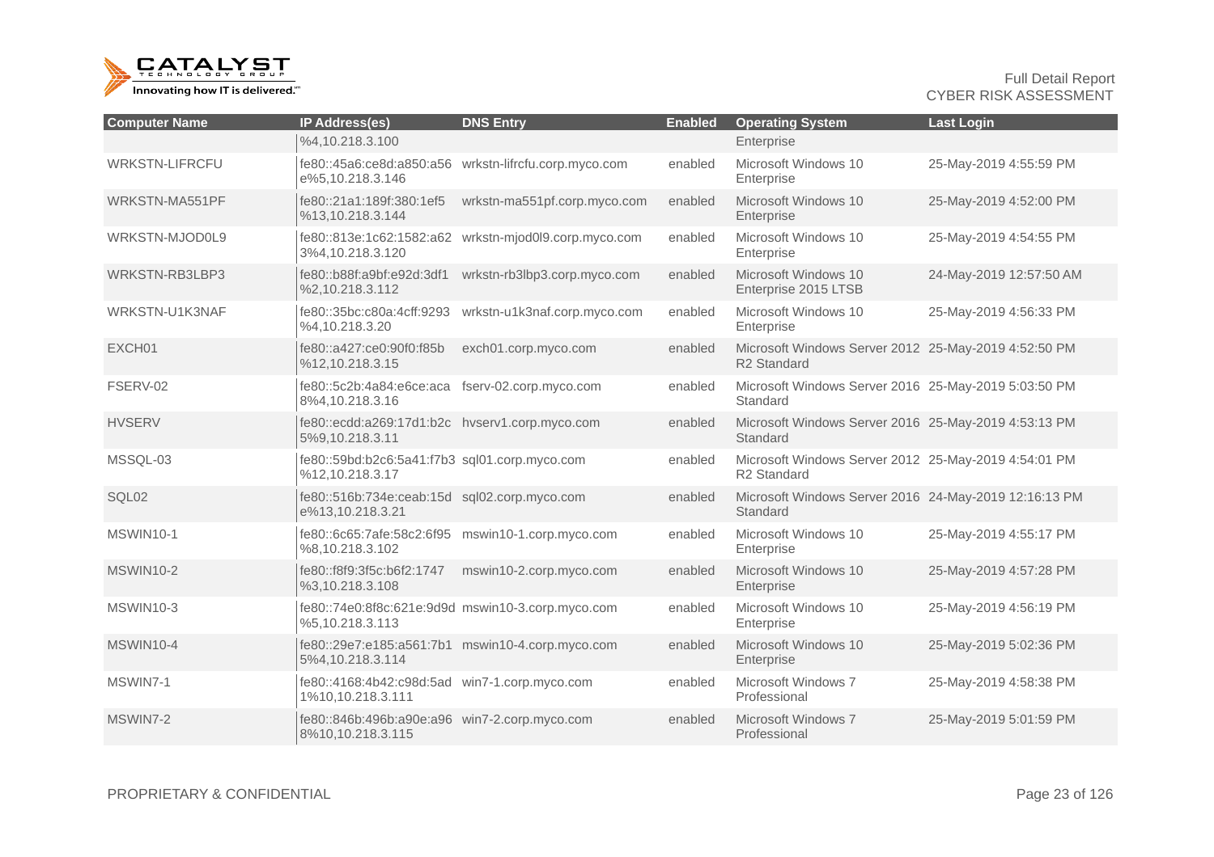| Computer Name | IP Address(es) | DNS Entry | Enabled | Operating System | Last Login |
|---|---|---|---|---|---|
| | %4,10.218.3.100 | | | Enterprise | |
| WRKSTN-LIFRCFU | fe80::45a6:ce8d:a850:a56e%5,10.218.3.146 | wrkstn-lifrcfu.corp.myco.com | enabled | Microsoft Windows 10 Enterprise | 25-May-2019 4:55:59 PM |
| WRKSTN-MA551PF | fe80::21a1:189f:380:1ef5%13,10.218.3.144 | wrkstn-ma551pf.corp.myco.com | enabled | Microsoft Windows 10 Enterprise | 25-May-2019 4:52:00 PM |
| WRKSTN-MJOD0L9 | fe80::813e:1c62:1582:a623%4,10.218.3.120 | wrkstn-mjod0l9.corp.myco.com | enabled | Microsoft Windows 10 Enterprise | 25-May-2019 4:54:55 PM |
| WRKSTN-RB3LBP3 | fe80::b88f:a9bf:e92d:3df1%2,10.218.3.112 | wrkstn-rb3lbp3.corp.myco.com | enabled | Microsoft Windows 10 Enterprise 2015 LTSB | 24-May-2019 12:57:50 AM |
| WRKSTN-U1K3NAF | fe80::35bc:c80a:4cff:9293%4,10.218.3.20 | wrkstn-u1k3naf.corp.myco.com | enabled | Microsoft Windows 10 Enterprise | 25-May-2019 4:56:33 PM |
| EXCH01 | fe80::a427:ce0:90f0:f85b%12,10.218.3.15 | exch01.corp.myco.com | enabled | Microsoft Windows Server 2012 R2 Standard | 25-May-2019 4:52:50 PM |
| FSERV-02 | fe80::5c2b:4a84:e6ce:aca8%4,10.218.3.16 | fserv-02.corp.myco.com | enabled | Microsoft Windows Server 2016 Standard | 25-May-2019 5:03:50 PM |
| HVSERV | fe80::ecdd:a269:17d1:b2c5%9,10.218.3.11 | hvserv1.corp.myco.com | enabled | Microsoft Windows Server 2016 Standard | 25-May-2019 4:53:13 PM |
| MSSQL-03 | fe80::59bd:b2c6:5a41:f7b3%12,10.218.3.17 | sql01.corp.myco.com | enabled | Microsoft Windows Server 2012 R2 Standard | 25-May-2019 4:54:01 PM |
| SQL02 | fe80::516b:734e:ceab:15de%13,10.218.3.21 | sql02.corp.myco.com | enabled | Microsoft Windows Server 2016 Standard | 24-May-2019 12:16:13 PM |
| MSWIN10-1 | fe80::6c65:7afe:58c2:6f95%8,10.218.3.102 | mswin10-1.corp.myco.com | enabled | Microsoft Windows 10 Enterprise | 25-May-2019 4:55:17 PM |
| MSWIN10-2 | fe80::f8f9:3f5c:b6f2:1747%3,10.218.3.108 | mswin10-2.corp.myco.com | enabled | Microsoft Windows 10 Enterprise | 25-May-2019 4:57:28 PM |
| MSWIN10-3 | fe80::74e0:8f8c:621e:9d9d%5,10.218.3.113 | mswin10-3.corp.myco.com | enabled | Microsoft Windows 10 Enterprise | 25-May-2019 4:56:19 PM |
| MSWIN10-4 | fe80::29e7:e185:a561:7b15%4,10.218.3.114 | mswin10-4.corp.myco.com | enabled | Microsoft Windows 10 Enterprise | 25-May-2019 5:02:36 PM |
| MSWIN7-1 | fe80::4168:4b42:c98d:5ad1%10,10.218.3.111 | win7-1.corp.myco.com | enabled | Microsoft Windows 7 Professional | 25-May-2019 4:58:38 PM |
| MSWIN7-2 | fe80::846b:496b:a90e:a968%10,10.218.3.115 | win7-2.corp.myco.com | enabled | Microsoft Windows 7 Professional | 25-May-2019 5:01:59 PM |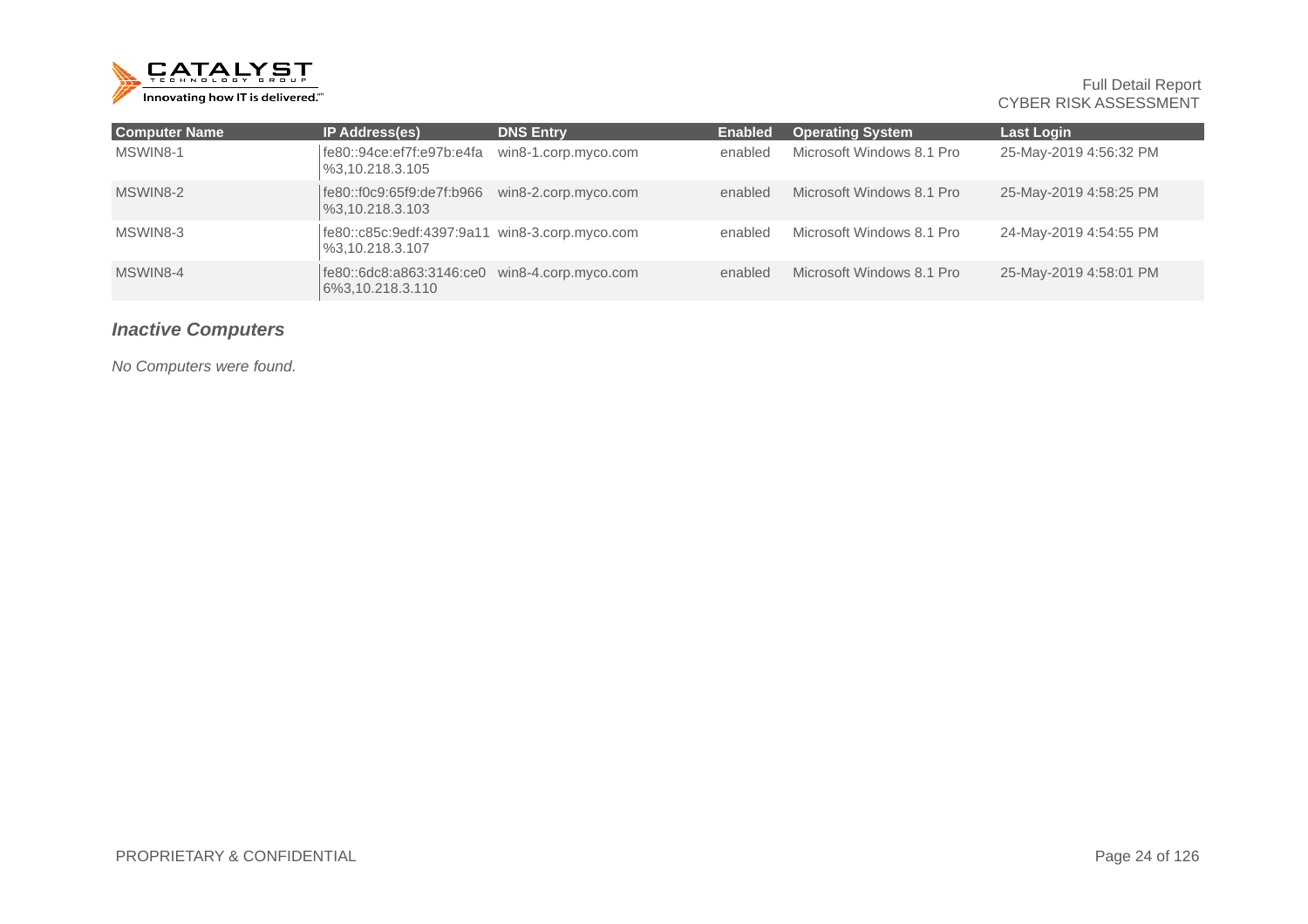| Computer Name | IP Address(es) | DNS Entry | Enabled | Operating System | Last Login |
|---|---|---|---|---|---|
| MSWIN8-1 | fe80::94ce:ef7f:e97b:e4fa%3,10.218.3.105 | win8-1.corp.myco.com | enabled | Microsoft Windows 8.1 Pro | 25-May-2019 4:56:32 PM |
| MSWIN8-2 | fe80::f0c9:65f9:de7f:b966%3,10.218.3.103 | win8-2.corp.myco.com | enabled | Microsoft Windows 8.1 Pro | 25-May-2019 4:58:25 PM |
| MSWIN8-3 | fe80::c85c:9edf:4397:9a11%3,10.218.3.107 | win8-3.corp.myco.com | enabled | Microsoft Windows 8.1 Pro | 24-May-2019 4:54:55 PM |
| MSWIN8-4 | fe80::6dc8:a863:3146:ce06%3,10.218.3.110 | win8-4.corp.myco.com | enabled | Microsoft Windows 8.1 Pro | 25-May-2019 4:58:01 PM |

### *Inactive Computers*

*No Computers were found.*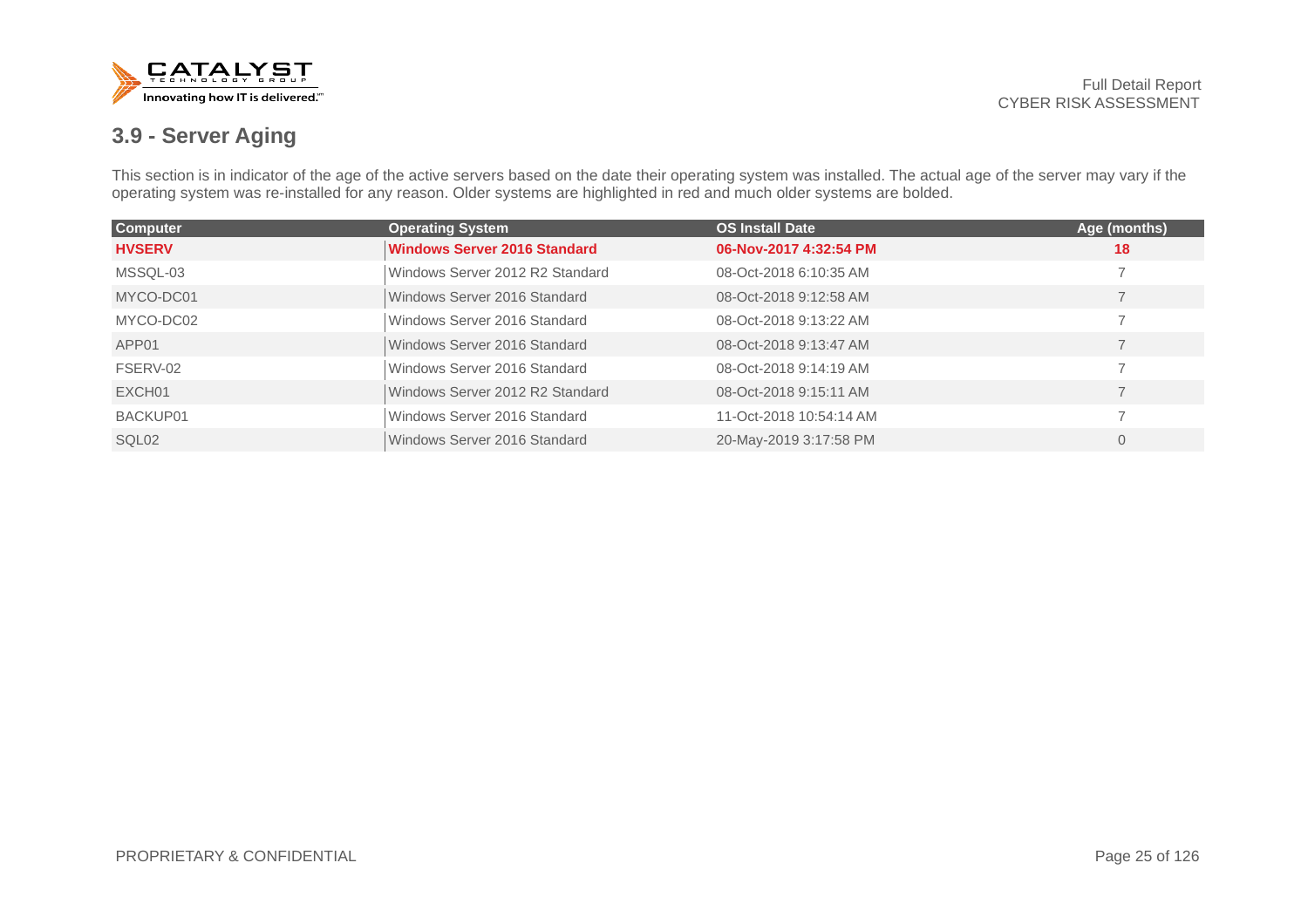## 3.9 - Server Aging

This section is in indicator of the age of the active servers based on the date their operating system was installed. The actual age of the server may vary if the operating system was re-installed for any reason. Older systems are highlighted in red and much older systems are bolded.

| Computer | Operating System | OS Install Date | Age (months) |
|---|---|---|---|
| **HVSERV** | **Windows Server 2016 Standard** | **06-Nov-2017 4:32:54 PM** | **18** |
| MSSQL-03 | Windows Server 2012 R2 Standard | 08-Oct-2018 6:10:35 AM | 7 |
| MYCO-DC01 | Windows Server 2016 Standard | 08-Oct-2018 9:12:58 AM | 7 |
| MYCO-DC02 | Windows Server 2016 Standard | 08-Oct-2018 9:13:22 AM | 7 |
| APP01 | Windows Server 2016 Standard | 08-Oct-2018 9:13:47 AM | 7 |
| FSERV-02 | Windows Server 2016 Standard | 08-Oct-2018 9:14:19 AM | 7 |
| EXCH01 | Windows Server 2012 R2 Standard | 08-Oct-2018 9:15:11 AM | 7 |
| BACKUP01 | Windows Server 2016 Standard | 11-Oct-2018 10:54:14 AM | 7 |
| SQL02 | Windows Server 2016 Standard | 20-May-2019 3:17:58 PM | 0 |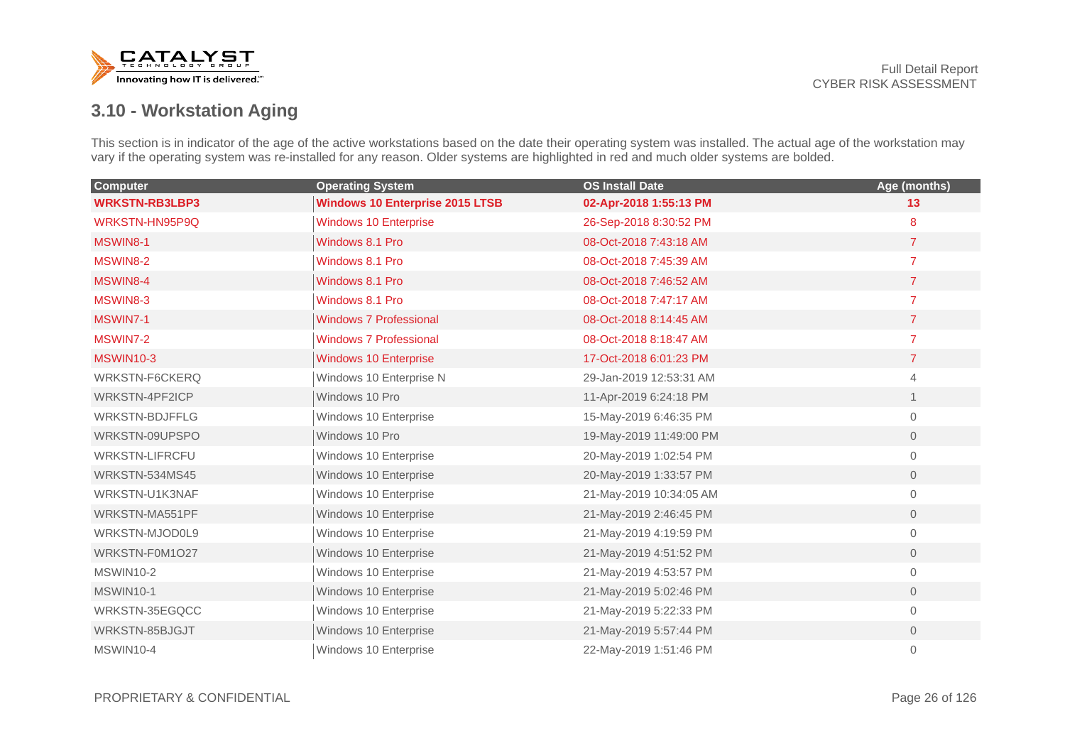## 3.10 - Workstation Aging

This section is in indicator of the age of the active workstations based on the date their operating system was installed. The actual age of the workstation may vary if the operating system was re-installed for any reason. Older systems are highlighted in red and much older systems are bolded.

| Computer | Operating System | OS Install Date | Age (months) |
|---|---|---|---|
| **WRKSTN-RB3LBP3** | **Windows 10 Enterprise 2015 LTSB** | **02-Apr-2018 1:55:13 PM** | **13** |
| WRKSTN-HN95P9Q | Windows 10 Enterprise | 26-Sep-2018 8:30:52 PM | 8 |
| MSWIN8-1 | Windows 8.1 Pro | 08-Oct-2018 7:43:18 AM | 7 |
| MSWIN8-2 | Windows 8.1 Pro | 08-Oct-2018 7:45:39 AM | 7 |
| MSWIN8-4 | Windows 8.1 Pro | 08-Oct-2018 7:46:52 AM | 7 |
| MSWIN8-3 | Windows 8.1 Pro | 08-Oct-2018 7:47:17 AM | 7 |
| MSWIN7-1 | Windows 7 Professional | 08-Oct-2018 8:14:45 AM | 7 |
| MSWIN7-2 | Windows 7 Professional | 08-Oct-2018 8:18:47 AM | 7 |
| MSWIN10-3 | Windows 10 Enterprise | 17-Oct-2018 6:01:23 PM | 7 |
| WRKSTN-F6CKERQ | Windows 10 Enterprise N | 29-Jan-2019 12:53:31 AM | 4 |
| WRKSTN-4PF2ICP | Windows 10 Pro | 11-Apr-2019 6:24:18 PM | 1 |
| WRKSTN-BDJFFLG | Windows 10 Enterprise | 15-May-2019 6:46:35 PM | 0 |
| WRKSTN-09UPSPO | Windows 10 Pro | 19-May-2019 11:49:00 PM | 0 |
| WRKSTN-LIFRCFU | Windows 10 Enterprise | 20-May-2019 1:02:54 PM | 0 |
| WRKSTN-534MS45 | Windows 10 Enterprise | 20-May-2019 1:33:57 PM | 0 |
| WRKSTN-U1K3NAF | Windows 10 Enterprise | 21-May-2019 10:34:05 AM | 0 |
| WRKSTN-MA551PF | Windows 10 Enterprise | 21-May-2019 2:46:45 PM | 0 |
| WRKSTN-MJOD0L9 | Windows 10 Enterprise | 21-May-2019 4:19:59 PM | 0 |
| WRKSTN-F0M1O27 | Windows 10 Enterprise | 21-May-2019 4:51:52 PM | 0 |
| MSWIN10-2 | Windows 10 Enterprise | 21-May-2019 4:53:57 PM | 0 |
| MSWIN10-1 | Windows 10 Enterprise | 21-May-2019 5:02:46 PM | 0 |
| WRKSTN-35EGQCC | Windows 10 Enterprise | 21-May-2019 5:22:33 PM | 0 |
| WRKSTN-85BJGJT | Windows 10 Enterprise | 21-May-2019 5:57:44 PM | 0 |
| MSWIN10-4 | Windows 10 Enterprise | 22-May-2019 1:51:46 PM | 0 |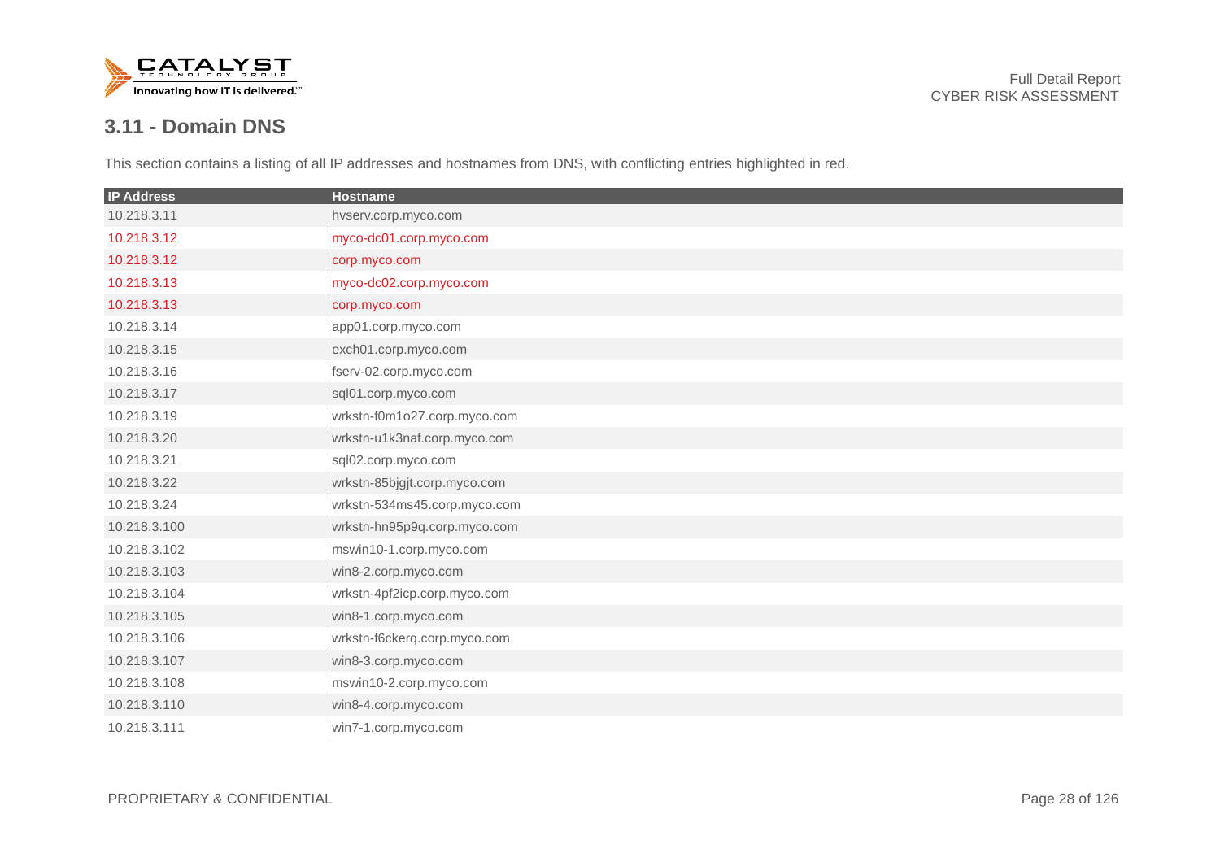## 3.11 - Domain DNS

This section contains a listing of all IP addresses and hostnames from DNS, with conflicting entries highlighted in red.

| IP Address | Hostname |
|---|---|
| 10.218.3.11 | hvserv.corp.myco.com |
| 10.218.3.12 | myco-dc01.corp.myco.com |
| 10.218.3.12 | corp.myco.com |
| 10.218.3.13 | myco-dc02.corp.myco.com |
| 10.218.3.13 | corp.myco.com |
| 10.218.3.14 | app01.corp.myco.com |
| 10.218.3.15 | exch01.corp.myco.com |
| 10.218.3.16 | fserv-02.corp.myco.com |
| 10.218.3.17 | sql01.corp.myco.com |
| 10.218.3.19 | wrkstn-f0m1o27.corp.myco.com |
| 10.218.3.20 | wrkstn-u1k3naf.corp.myco.com |
| 10.218.3.21 | sql02.corp.myco.com |
| 10.218.3.22 | wrkstn-85bjgjt.corp.myco.com |
| 10.218.3.24 | wrkstn-534ms45.corp.myco.com |
| 10.218.3.100 | wrkstn-hn95p9q.corp.myco.com |
| 10.218.3.102 | mswin10-1.corp.myco.com |
| 10.218.3.103 | win8-2.corp.myco.com |
| 10.218.3.104 | wrkstn-4pf2icp.corp.myco.com |
| 10.218.3.105 | win8-1.corp.myco.com |
| 10.218.3.106 | wrkstn-f6ckerq.corp.myco.com |
| 10.218.3.107 | win8-3.corp.myco.com |
| 10.218.3.108 | mswin10-2.corp.myco.com |
| 10.218.3.110 | win8-4.corp.myco.com |
| 10.218.3.111 | win7-1.corp.myco.com |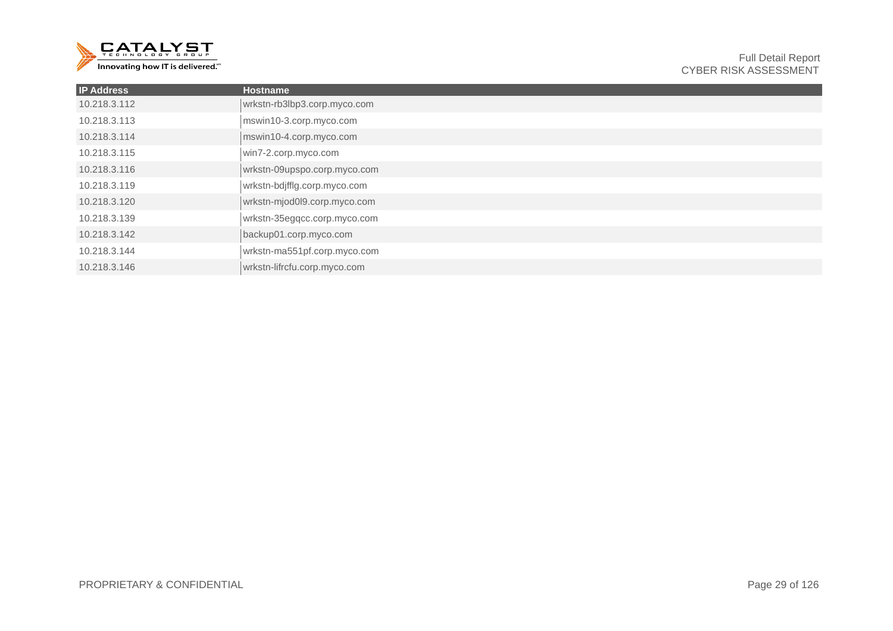| IP Address | Hostname |
|---|---|
| 10.218.3.112 | wrkstn-rb3lbp3.corp.myco.com |
| 10.218.3.113 | mswin10-3.corp.myco.com |
| 10.218.3.114 | mswin10-4.corp.myco.com |
| 10.218.3.115 | win7-2.corp.myco.com |
| 10.218.3.116 | wrkstn-09upspo.corp.myco.com |
| 10.218.3.119 | wrkstn-bdjfflg.corp.myco.com |
| 10.218.3.120 | wrkstn-mjod0l9.corp.myco.com |
| 10.218.3.139 | wrkstn-35egqcc.corp.myco.com |
| 10.218.3.142 | backup01.corp.myco.com |
| 10.218.3.144 | wrkstn-ma551pf.corp.myco.com |
| 10.218.3.146 | wrkstn-lifrcfu.corp.myco.com |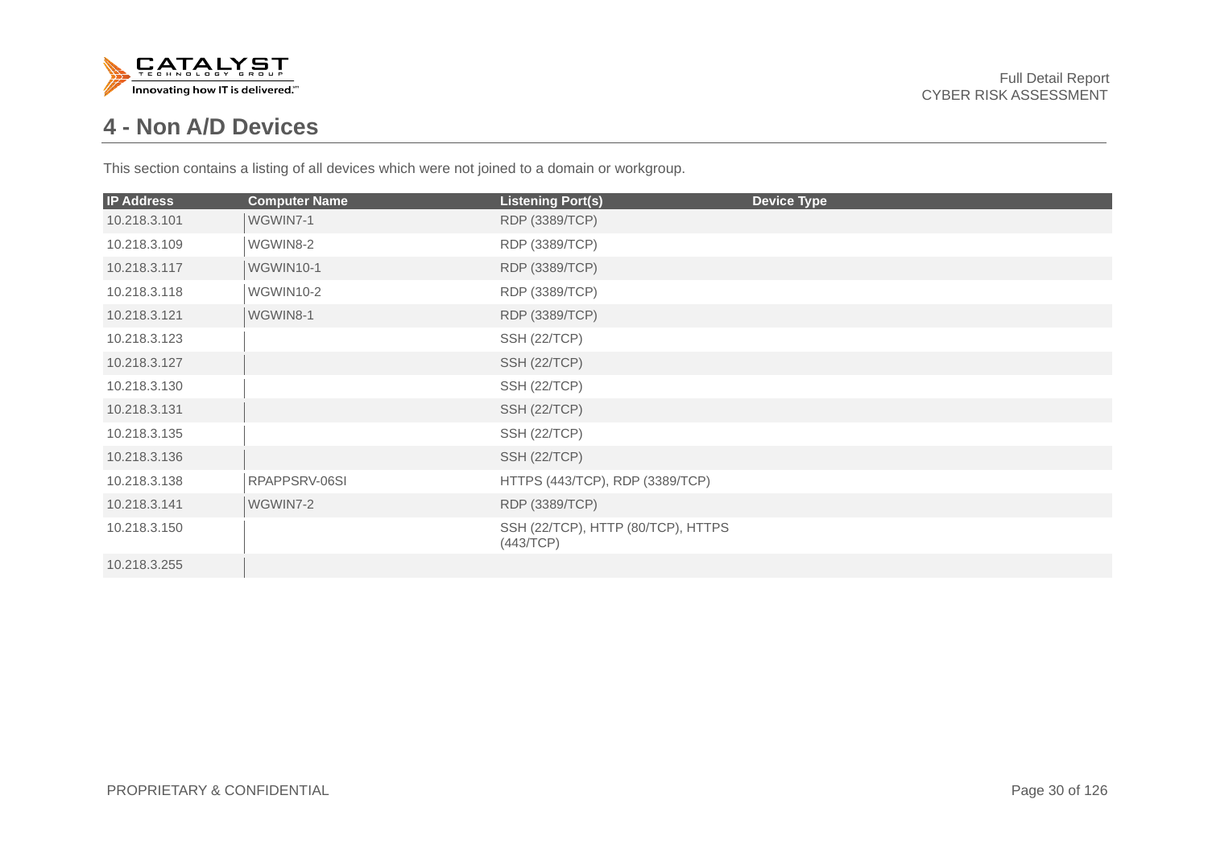# 4 - Non A/D Devices

This section contains a listing of all devices which were not joined to a domain or workgroup.

| IP Address | Computer Name | Listening Port(s) | Device Type |
|---|---|---|---|
| 10.218.3.101 | WGWIN7-1 | RDP (3389/TCP) | |
| 10.218.3.109 | WGWIN8-2 | RDP (3389/TCP) | |
| 10.218.3.117 | WGWIN10-1 | RDP (3389/TCP) | |
| 10.218.3.118 | WGWIN10-2 | RDP (3389/TCP) | |
| 10.218.3.121 | WGWIN8-1 | RDP (3389/TCP) | |
| 10.218.3.123 | | SSH (22/TCP) | |
| 10.218.3.127 | | SSH (22/TCP) | |
| 10.218.3.130 | | SSH (22/TCP) | |
| 10.218.3.131 | | SSH (22/TCP) | |
| 10.218.3.135 | | SSH (22/TCP) | |
| 10.218.3.136 | | SSH (22/TCP) | |
| 10.218.3.138 | RPAPPSRV-06SI | HTTPS (443/TCP), RDP (3389/TCP) | |
| 10.218.3.141 | WGWIN7-2 | RDP (3389/TCP) | |
| 10.218.3.150 | | SSH (22/TCP), HTTP (80/TCP), HTTPS (443/TCP) | |
| 10.218.3.255 | | | |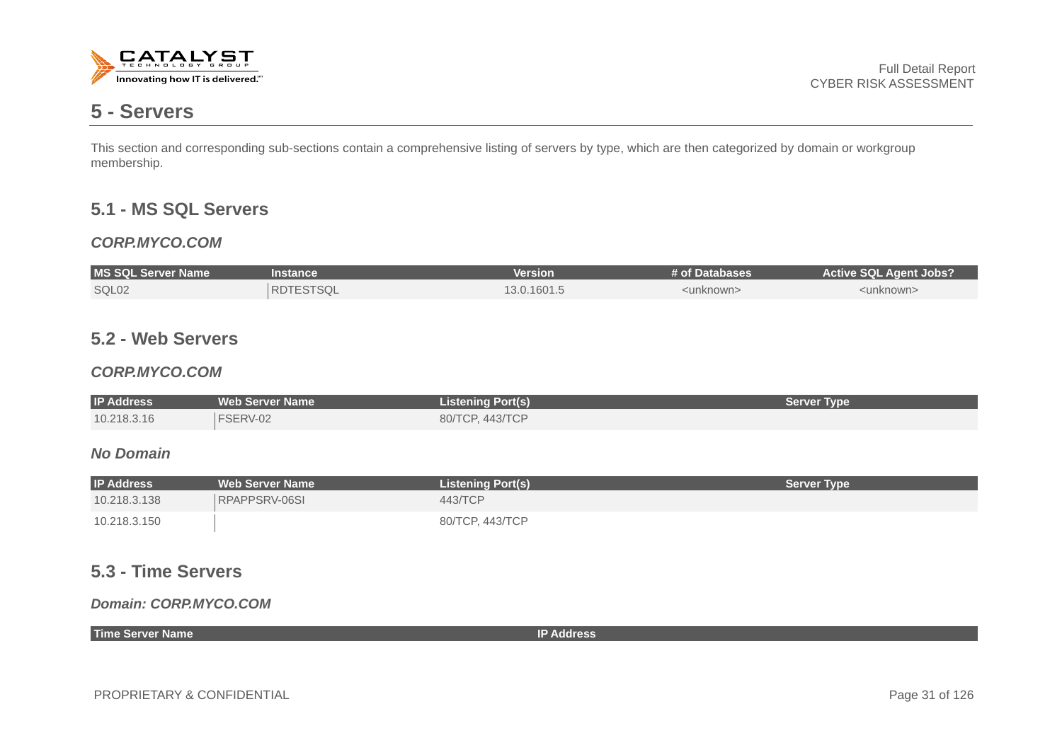# 5 - Servers

This section and corresponding sub-sections contain a comprehensive listing of servers by type, which are then categorized by domain or workgroup membership.

## 5.1 - MS SQL Servers

### *CORP.MYCO.COM*

| MS SQL Server Name | Instance | Version | # of Databases | Active SQL Agent Jobs? |
|---|---|---|---|---|
| SQL02 | RDTESTSQL | 13.0.1601.5 | <unknown> | <unknown> |

## 5.2 - Web Servers

### *CORP.MYCO.COM*

| IP Address | Web Server Name | Listening Port(s) | Server Type |
|---|---|---|---|
| 10.218.3.16 | FSERV-02 | 80/TCP, 443/TCP | |

### *No Domain*

| IP Address | Web Server Name | Listening Port(s) | Server Type |
|---|---|---|---|
| 10.218.3.138 | RPAPPSRV-06SI | 443/TCP | |
| 10.218.3.150 | | 80/TCP, 443/TCP | |

## 5.3 - Time Servers

### *Domain: CORP.MYCO.COM*

| Time Server Name | IP Address |
|---|---|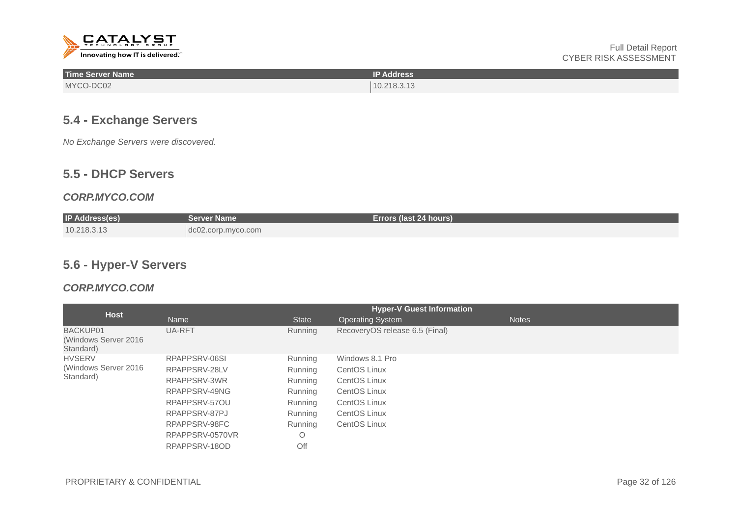| Time Server Name | IP Address |
|---|---|
| MYCO-DC02 | 10.218.3.13 |

## 5.4 - Exchange Servers

*No Exchange Servers were discovered.*

## 5.5 - DHCP Servers

### *CORP.MYCO.COM*

| IP Address(es) | Server Name | Errors (last 24 hours) |
|---|---|---|
| 10.218.3.13 | dc02.corp.myco.com | |

## 5.6 - Hyper-V Servers

### *CORP.MYCO.COM*

| Host | Hyper-V Guest Information | | | |
|---|---|---|---|---|
| | Name | State | Operating System | Notes |
| BACKUP01 (Windows Server 2016 Standard) | UA-RFT | Running | RecoveryOS release 6.5 (Final) | |
| HVSERV (Windows Server 2016 Standard) | RPAPPSRV-06SI | Running | Windows 8.1 Pro | |
| | RPAPPSRV-28LV | Running | CentOS Linux | |
| | RPAPPSRV-3WR | Running | CentOS Linux | |
| | RPAPPSRV-49NG | Running | CentOS Linux | |
| | RPAPPSRV-57OU | Running | CentOS Linux | |
| | RPAPPSRV-87PJ | Running | CentOS Linux | |
| | RPAPPSRV-98FC | Running | CentOS Linux | |
| | RPAPPSRV-0570VR | O | | |
| | RPAPPSRV-18OD | Off | | |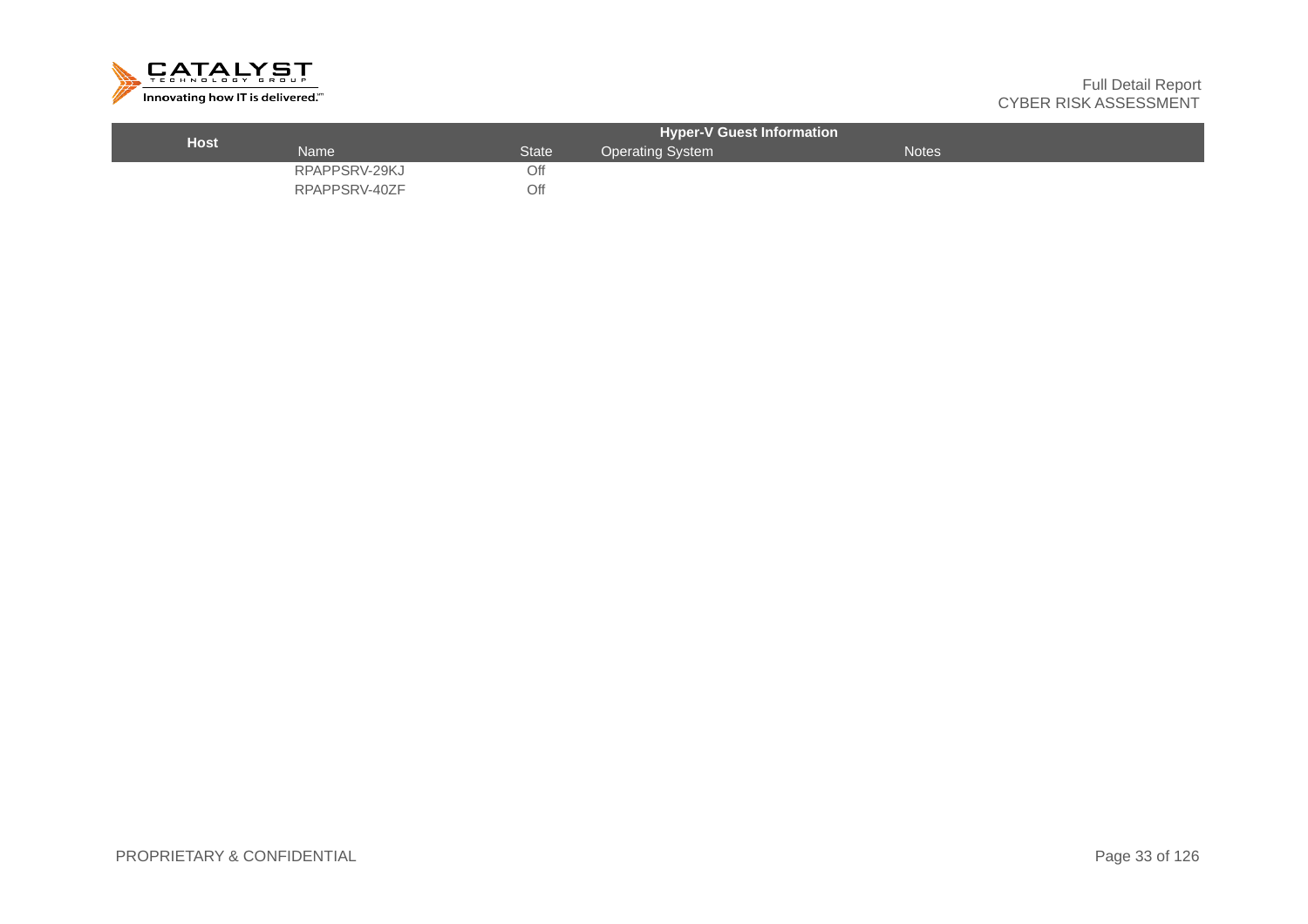| Host | Hyper-V Guest Information | | | |
|---|---|---|---|---|
| | Name | State | Operating System | Notes |
| | RPAPPSRV-29KJ | Off | | |
| | RPAPPSRV-40ZF | Off | | |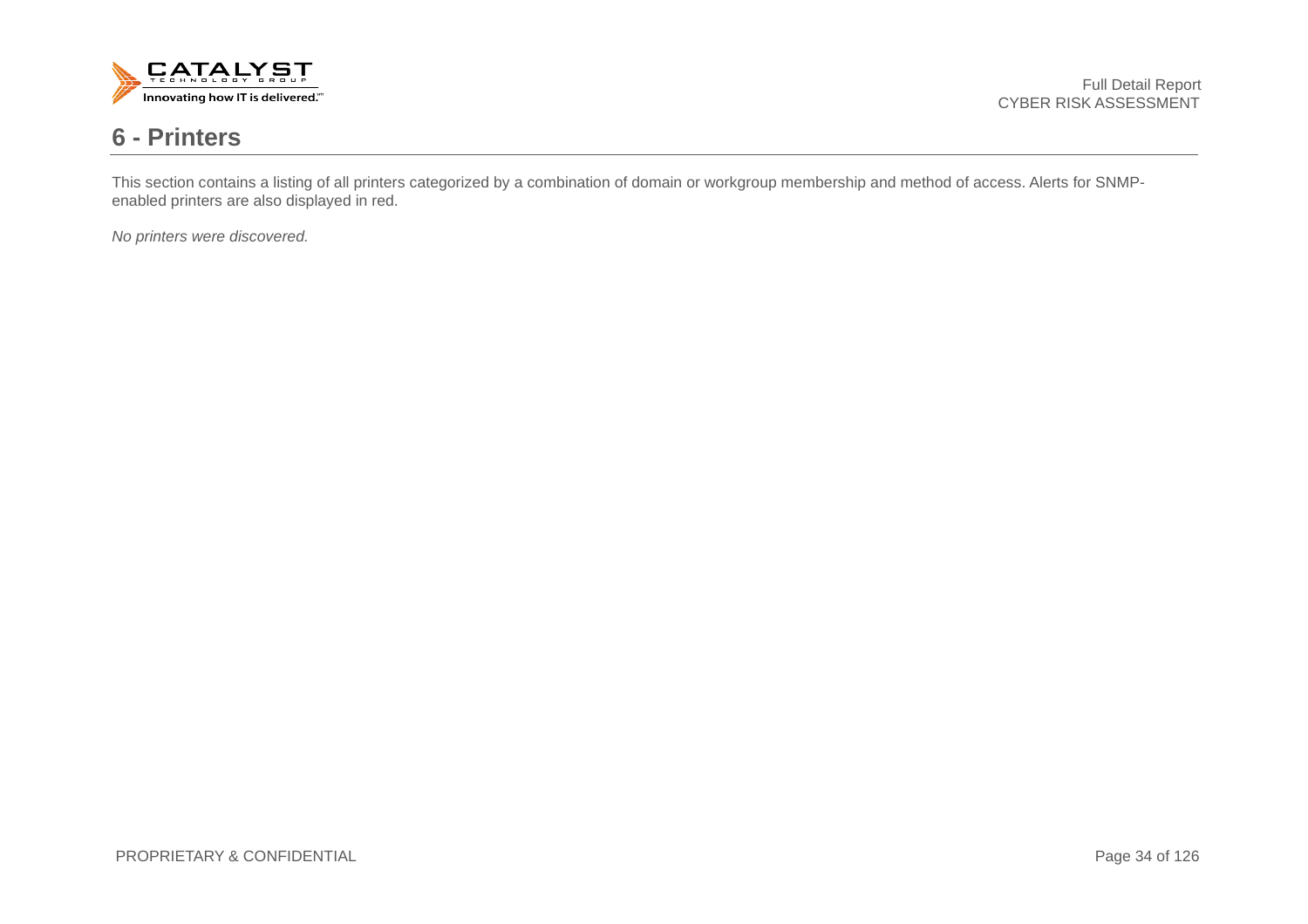# 6 - Printers

This section contains a listing of all printers categorized by a combination of domain or workgroup membership and method of access. Alerts for SNMP-enabled printers are also displayed in red.

*No printers were discovered.*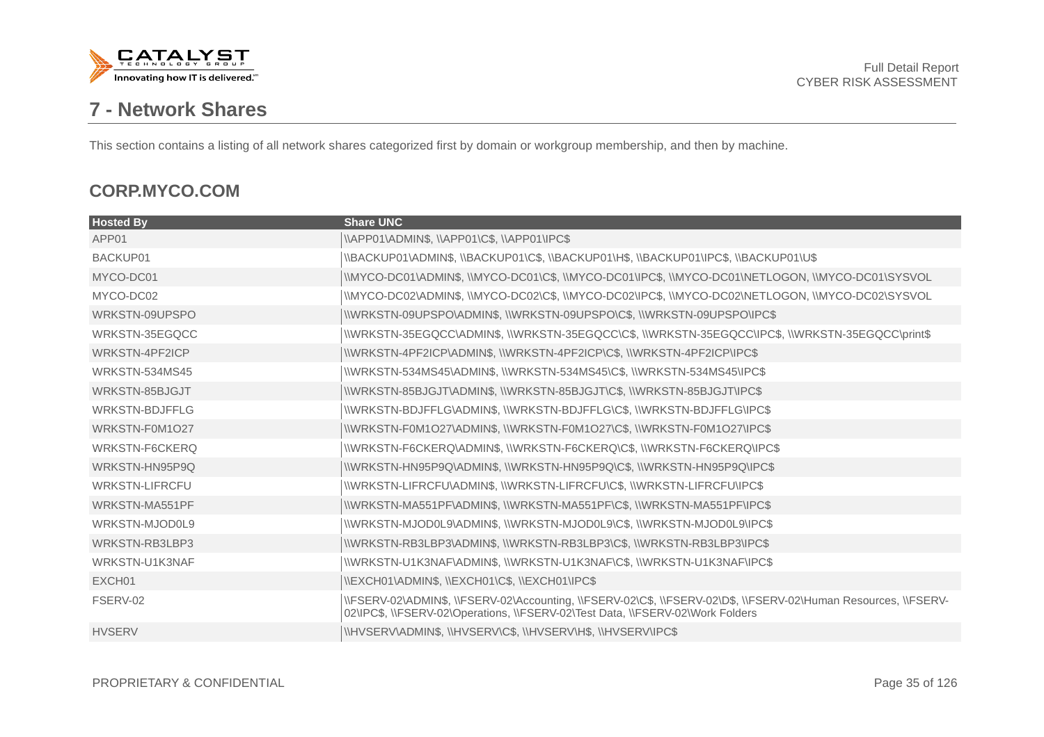# 7 - Network Shares

This section contains a listing of all network shares categorized first by domain or workgroup membership, and then by machine.

## CORP.MYCO.COM

| Hosted By | Share UNC |
|---|---|
| APP01 | \\APP01\ADMIN$, \\APP01\C$, \\APP01\IPC$ |
| BACKUP01 | \\BACKUP01\ADMIN$, \\BACKUP01\C$, \\BACKUP01\H$, \\BACKUP01\IPC$, \\BACKUP01\U$ |
| MYCO-DC01 | \\MYCO-DC01\ADMIN$, \\MYCO-DC01\C$, \\MYCO-DC01\IPC$, \\MYCO-DC01\NETLOGON, \\MYCO-DC01\SYSVOL |
| MYCO-DC02 | \\MYCO-DC02\ADMIN$, \\MYCO-DC02\C$, \\MYCO-DC02\IPC$, \\MYCO-DC02\NETLOGON, \\MYCO-DC02\SYSVOL |
| WRKSTN-09UPSPO | \\WRKSTN-09UPSPO\ADMIN$, \\WRKSTN-09UPSPO\C$, \\WRKSTN-09UPSPO\IPC$ |
| WRKSTN-35EGQCC | \\WRKSTN-35EGQCC\ADMIN$, \\WRKSTN-35EGQCC\C$, \\WRKSTN-35EGQCC\IPC$, \\WRKSTN-35EGQCC\print$ |
| WRKSTN-4PF2ICP | \\WRKSTN-4PF2ICP\ADMIN$, \\WRKSTN-4PF2ICP\C$, \\WRKSTN-4PF2ICP\IPC$ |
| WRKSTN-534MS45 | \\WRKSTN-534MS45\ADMIN$, \\WRKSTN-534MS45\C$, \\WRKSTN-534MS45\IPC$ |
| WRKSTN-85BJGJT | \\WRKSTN-85BJGJT\ADMIN$, \\WRKSTN-85BJGJT\C$, \\WRKSTN-85BJGJT\IPC$ |
| WRKSTN-BDJFFLG | \\WRKSTN-BDJFFLG\ADMIN$, \\WRKSTN-BDJFFLG\C$, \\WRKSTN-BDJFFLG\IPC$ |
| WRKSTN-F0M1O27 | \\WRKSTN-F0M1O27\ADMIN$, \\WRKSTN-F0M1O27\C$, \\WRKSTN-F0M1O27\IPC$ |
| WRKSTN-F6CKERQ | \\WRKSTN-F6CKERQ\ADMIN$, \\WRKSTN-F6CKERQ\C$, \\WRKSTN-F6CKERQ\IPC$ |
| WRKSTN-HN95P9Q | \\WRKSTN-HN95P9Q\ADMIN$, \\WRKSTN-HN95P9Q\C$, \\WRKSTN-HN95P9Q\IPC$ |
| WRKSTN-LIFRCFU | \\WRKSTN-LIFRCFU\ADMIN$, \\WRKSTN-LIFRCFU\C$, \\WRKSTN-LIFRCFU\IPC$ |
| WRKSTN-MA551PF | \\WRKSTN-MA551PF\ADMIN$, \\WRKSTN-MA551PF\C$, \\WRKSTN-MA551PF\IPC$ |
| WRKSTN-MJOD0L9 | \\WRKSTN-MJOD0L9\ADMIN$, \\WRKSTN-MJOD0L9\C$, \\WRKSTN-MJOD0L9\IPC$ |
| WRKSTN-RB3LBP3 | \\WRKSTN-RB3LBP3\ADMIN$, \\WRKSTN-RB3LBP3\C$, \\WRKSTN-RB3LBP3\IPC$ |
| WRKSTN-U1K3NAF | \\WRKSTN-U1K3NAF\ADMIN$, \\WRKSTN-U1K3NAF\C$, \\WRKSTN-U1K3NAF\IPC$ |
| EXCH01 | \\EXCH01\ADMIN$, \\EXCH01\C$, \\EXCH01\IPC$ |
| FSERV-02 | \\FSERV-02\ADMIN$, \\FSERV-02\Accounting, \\FSERV-02\C$, \\FSERV-02\D$, \\FSERV-02\Human Resources, \\FSERV-02\IPC$, \\FSERV-02\Operations, \\FSERV-02\Test Data, \\FSERV-02\Work Folders |
| HVSERV | \\HVSERV\ADMIN$, \\HVSERV\C$, \\HVSERV\H$, \\HVSERV\IPC$ |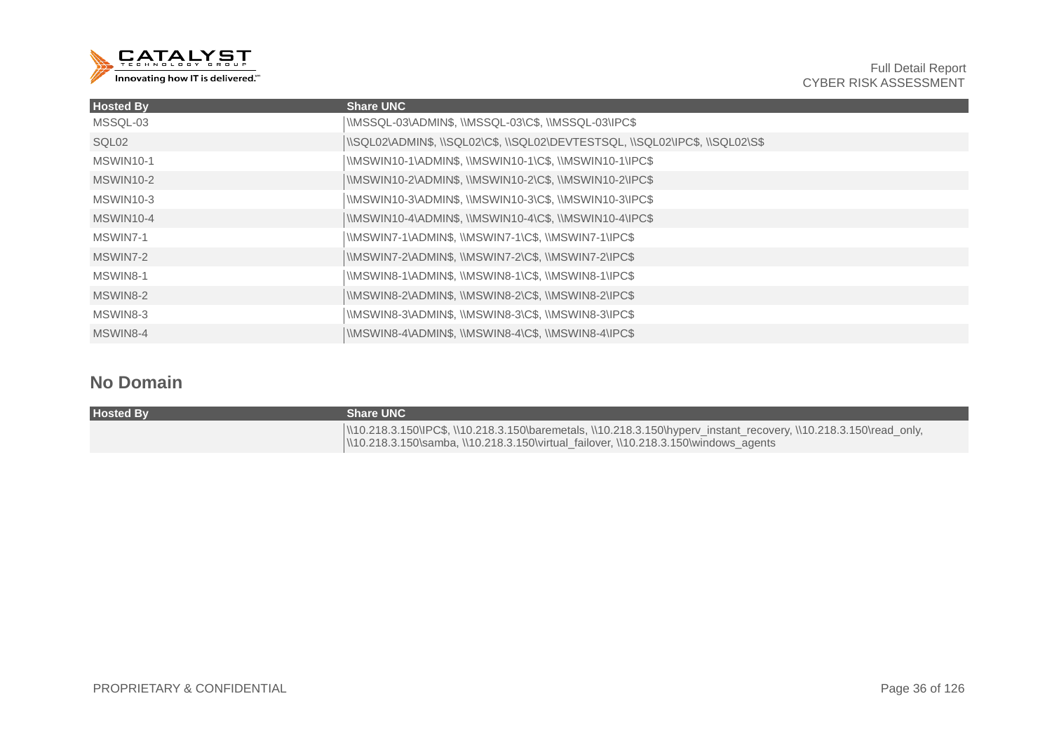| Hosted By | Share UNC |
| --- | --- |
| MSSQL-03 | \\MSSQL-03\ADMIN$, \\MSSQL-03\C$, \\MSSQL-03\IPC$ |
| SQL02 | \\SQL02\ADMIN$, \\SQL02\C$, \\SQL02\DEVTESTSQL, \\SQL02\IPC$, \\SQL02\S$ |
| MSWIN10-1 | \\MSWIN10-1\ADMIN$, \\MSWIN10-1\C$, \\MSWIN10-1\IPC$ |
| MSWIN10-2 | \\MSWIN10-2\ADMIN$, \\MSWIN10-2\C$, \\MSWIN10-2\IPC$ |
| MSWIN10-3 | \\MSWIN10-3\ADMIN$, \\MSWIN10-3\C$, \\MSWIN10-3\IPC$ |
| MSWIN10-4 | \\MSWIN10-4\ADMIN$, \\MSWIN10-4\C$, \\MSWIN10-4\IPC$ |
| MSWIN7-1 | \\MSWIN7-1\ADMIN$, \\MSWIN7-1\C$, \\MSWIN7-1\IPC$ |
| MSWIN7-2 | \\MSWIN7-2\ADMIN$, \\MSWIN7-2\C$, \\MSWIN7-2\IPC$ |
| MSWIN8-1 | \\MSWIN8-1\ADMIN$, \\MSWIN8-1\C$, \\MSWIN8-1\IPC$ |
| MSWIN8-2 | \\MSWIN8-2\ADMIN$, \\MSWIN8-2\C$, \\MSWIN8-2\IPC$ |
| MSWIN8-3 | \\MSWIN8-3\ADMIN$, \\MSWIN8-3\C$, \\MSWIN8-3\IPC$ |
| MSWIN8-4 | \\MSWIN8-4\ADMIN$, \\MSWIN8-4\C$, \\MSWIN8-4\IPC$ |

## No Domain

| Hosted By | Share UNC |
| --- | --- |
| | \\10.218.3.150\IPC$, \\10.218.3.150\baremetals, \\10.218.3.150\hyperv_instant_recovery, \\10.218.3.150\read_only, \\10.218.3.150\samba, \\10.218.3.150\virtual_failover, \\10.218.3.150\windows_agents |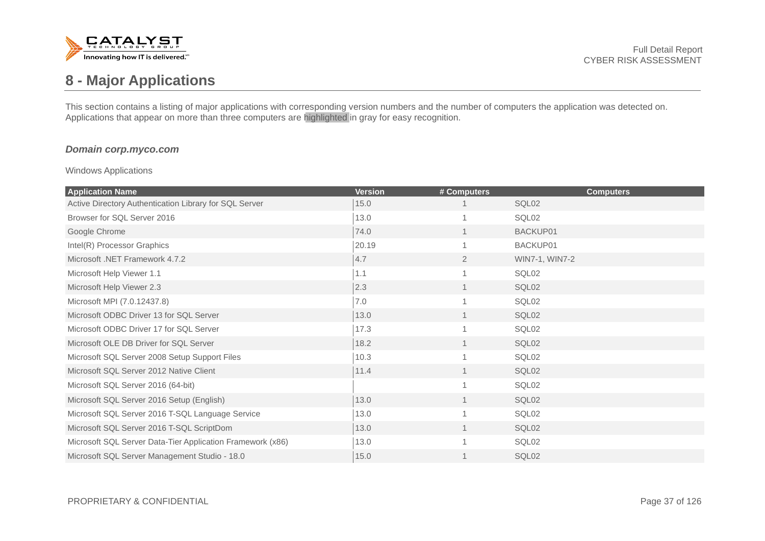# 8 - Major Applications

This section contains a listing of major applications with corresponding version numbers and the number of computers the application was detected on. Applications that appear on more than three computers are highlighted in gray for easy recognition.

### *Domain corp.myco.com*

Windows Applications

| Application Name | Version | # Computers | Computers |
|---|---|---|---|
| Active Directory Authentication Library for SQL Server | 15.0 | 1 | SQL02 |
| Browser for SQL Server 2016 | 13.0 | 1 | SQL02 |
| Google Chrome | 74.0 | 1 | BACKUP01 |
| Intel(R) Processor Graphics | 20.19 | 1 | BACKUP01 |
| Microsoft .NET Framework 4.7.2 | 4.7 | 2 | WIN7-1, WIN7-2 |
| Microsoft Help Viewer 1.1 | 1.1 | 1 | SQL02 |
| Microsoft Help Viewer 2.3 | 2.3 | 1 | SQL02 |
| Microsoft MPI (7.0.12437.8) | 7.0 | 1 | SQL02 |
| Microsoft ODBC Driver 13 for SQL Server | 13.0 | 1 | SQL02 |
| Microsoft ODBC Driver 17 for SQL Server | 17.3 | 1 | SQL02 |
| Microsoft OLE DB Driver for SQL Server | 18.2 | 1 | SQL02 |
| Microsoft SQL Server 2008 Setup Support Files | 10.3 | 1 | SQL02 |
| Microsoft SQL Server 2012 Native Client | 11.4 | 1 | SQL02 |
| Microsoft SQL Server 2016 (64-bit) | | 1 | SQL02 |
| Microsoft SQL Server 2016 Setup (English) | 13.0 | 1 | SQL02 |
| Microsoft SQL Server 2016 T-SQL Language Service | 13.0 | 1 | SQL02 |
| Microsoft SQL Server 2016 T-SQL ScriptDom | 13.0 | 1 | SQL02 |
| Microsoft SQL Server Data-Tier Application Framework (x86) | 13.0 | 1 | SQL02 |
| Microsoft SQL Server Management Studio - 18.0 | 15.0 | 1 | SQL02 |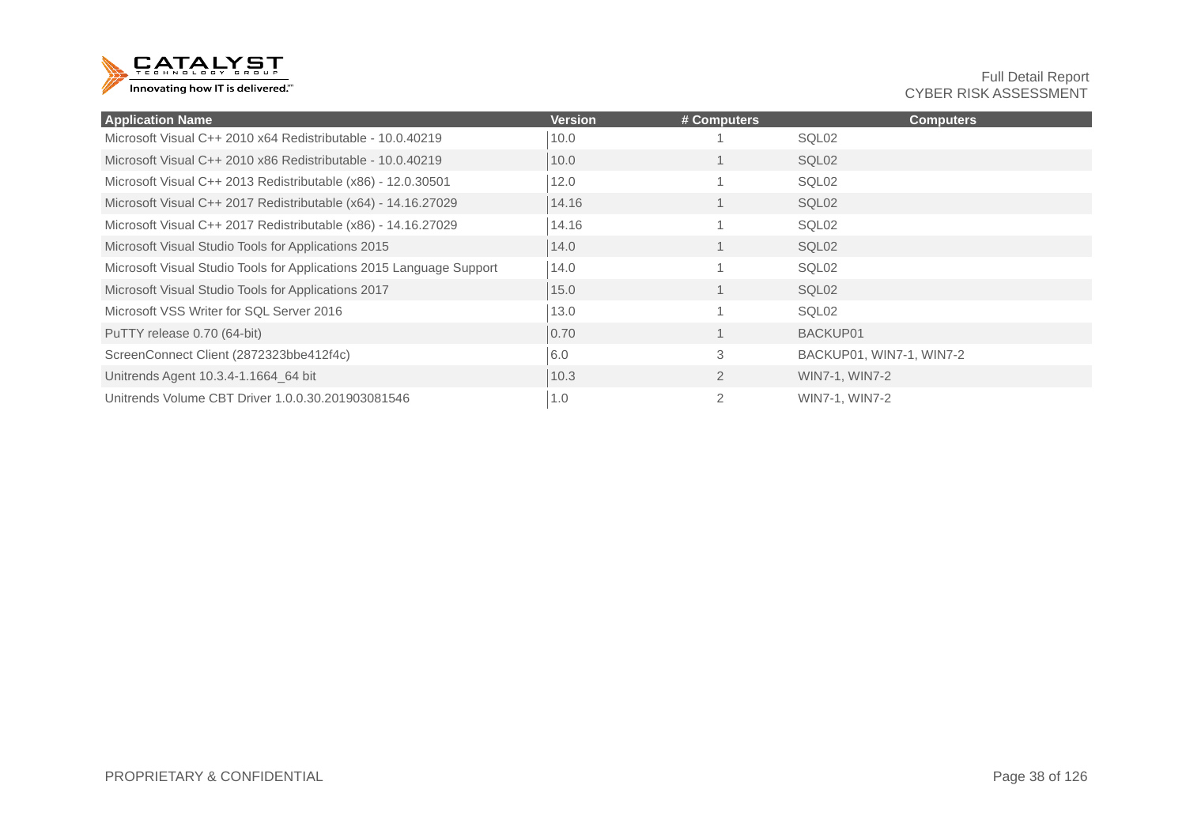| Application Name | Version | # Computers | Computers |
|---|---|---|---|
| Microsoft Visual C++ 2010 x64 Redistributable - 10.0.40219 | 10.0 | 1 | SQL02 |
| Microsoft Visual C++ 2010 x86 Redistributable - 10.0.40219 | 10.0 | 1 | SQL02 |
| Microsoft Visual C++ 2013 Redistributable (x86) - 12.0.30501 | 12.0 | 1 | SQL02 |
| Microsoft Visual C++ 2017 Redistributable (x64) - 14.16.27029 | 14.16 | 1 | SQL02 |
| Microsoft Visual C++ 2017 Redistributable (x86) - 14.16.27029 | 14.16 | 1 | SQL02 |
| Microsoft Visual Studio Tools for Applications 2015 | 14.0 | 1 | SQL02 |
| Microsoft Visual Studio Tools for Applications 2015 Language Support | 14.0 | 1 | SQL02 |
| Microsoft Visual Studio Tools for Applications 2017 | 15.0 | 1 | SQL02 |
| Microsoft VSS Writer for SQL Server 2016 | 13.0 | 1 | SQL02 |
| PuTTY release 0.70 (64-bit) | 0.70 | 1 | BACKUP01 |
| ScreenConnect Client (2872323bbe412f4c) | 6.0 | 3 | BACKUP01, WIN7-1, WIN7-2 |
| Unitrends Agent 10.3.4-1.1664_64 bit | 10.3 | 2 | WIN7-1, WIN7-2 |
| Unitrends Volume CBT Driver 1.0.0.30.201903081546 | 1.0 | 2 | WIN7-1, WIN7-2 |

PROPRIETARY & CONFIDENTIAL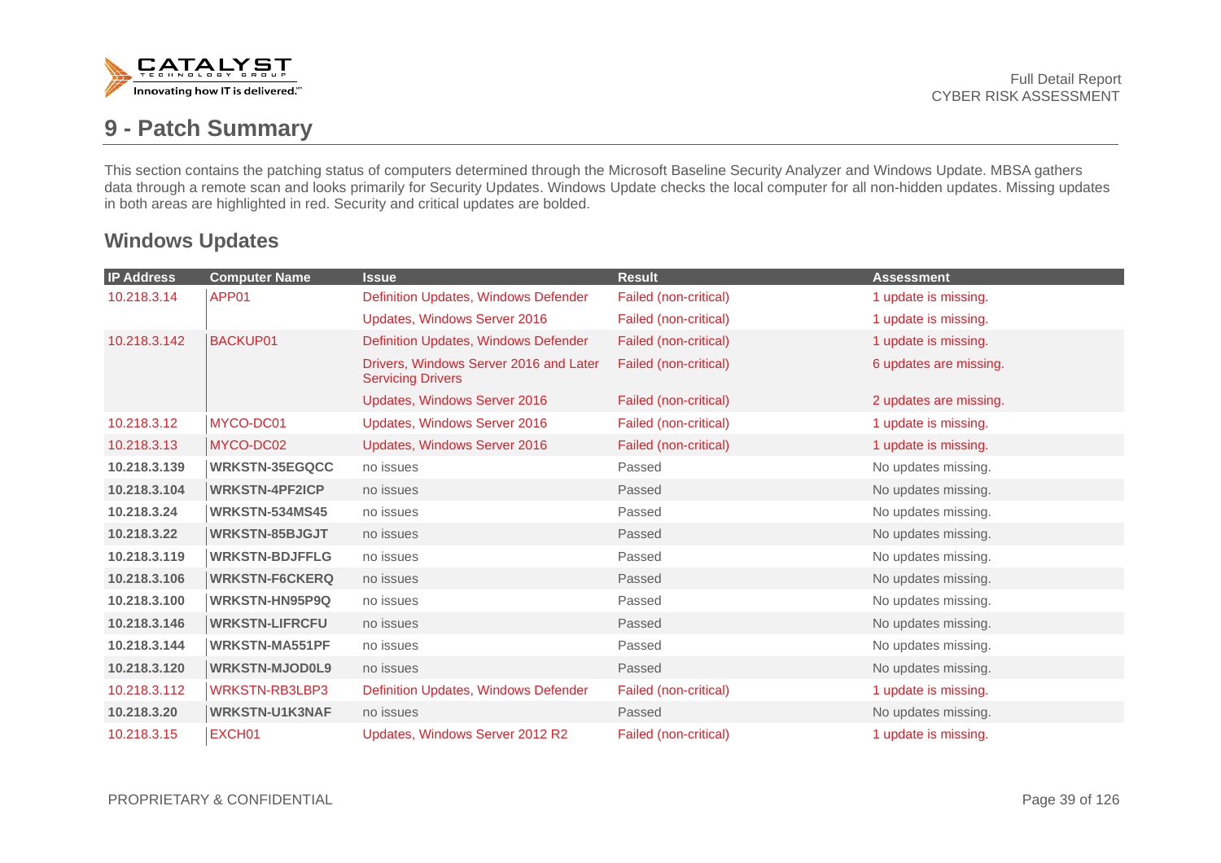# 9 - Patch Summary

This section contains the patching status of computers determined through the Microsoft Baseline Security Analyzer and Windows Update. MBSA gathers data through a remote scan and looks primarily for Security Updates. Windows Update checks the local computer for all non-hidden updates. Missing updates in both areas are highlighted in red. Security and critical updates are bolded.

## Windows Updates

| IP Address | Computer Name | Issue | Result | Assessment |
|---|---|---|---|---|
| 10.218.3.14 | APP01 | Definition Updates, Windows Defender | Failed (non-critical) | 1 update is missing. |
| | | Updates, Windows Server 2016 | Failed (non-critical) | 1 update is missing. |
| 10.218.3.142 | BACKUP01 | Definition Updates, Windows Defender | Failed (non-critical) | 1 update is missing. |
| | | Drivers, Windows Server 2016 and Later Servicing Drivers | Failed (non-critical) | 6 updates are missing. |
| | | Updates, Windows Server 2016 | Failed (non-critical) | 2 updates are missing. |
| 10.218.3.12 | MYCO-DC01 | Updates, Windows Server 2016 | Failed (non-critical) | 1 update is missing. |
| 10.218.3.13 | MYCO-DC02 | Updates, Windows Server 2016 | Failed (non-critical) | 1 update is missing. |
| **10.218.3.139** | **WRKSTN-35EGQCC** | no issues | Passed | No updates missing. |
| **10.218.3.104** | **WRKSTN-4PF2ICP** | no issues | Passed | No updates missing. |
| **10.218.3.24** | **WRKSTN-534MS45** | no issues | Passed | No updates missing. |
| **10.218.3.22** | **WRKSTN-85BJGJT** | no issues | Passed | No updates missing. |
| **10.218.3.119** | **WRKSTN-BDJFFLG** | no issues | Passed | No updates missing. |
| **10.218.3.106** | **WRKSTN-F6CKERQ** | no issues | Passed | No updates missing. |
| **10.218.3.100** | **WRKSTN-HN95P9Q** | no issues | Passed | No updates missing. |
| **10.218.3.146** | **WRKSTN-LIFRCFU** | no issues | Passed | No updates missing. |
| **10.218.3.144** | **WRKSTN-MA551PF** | no issues | Passed | No updates missing. |
| **10.218.3.120** | **WRKSTN-MJOD0L9** | no issues | Passed | No updates missing. |
| 10.218.3.112 | WRKSTN-RB3LBP3 | Definition Updates, Windows Defender | Failed (non-critical) | 1 update is missing. |
| **10.218.3.20** | **WRKSTN-U1K3NAF** | no issues | Passed | No updates missing. |
| 10.218.3.15 | EXCH01 | Updates, Windows Server 2012 R2 | Failed (non-critical) | 1 update is missing. |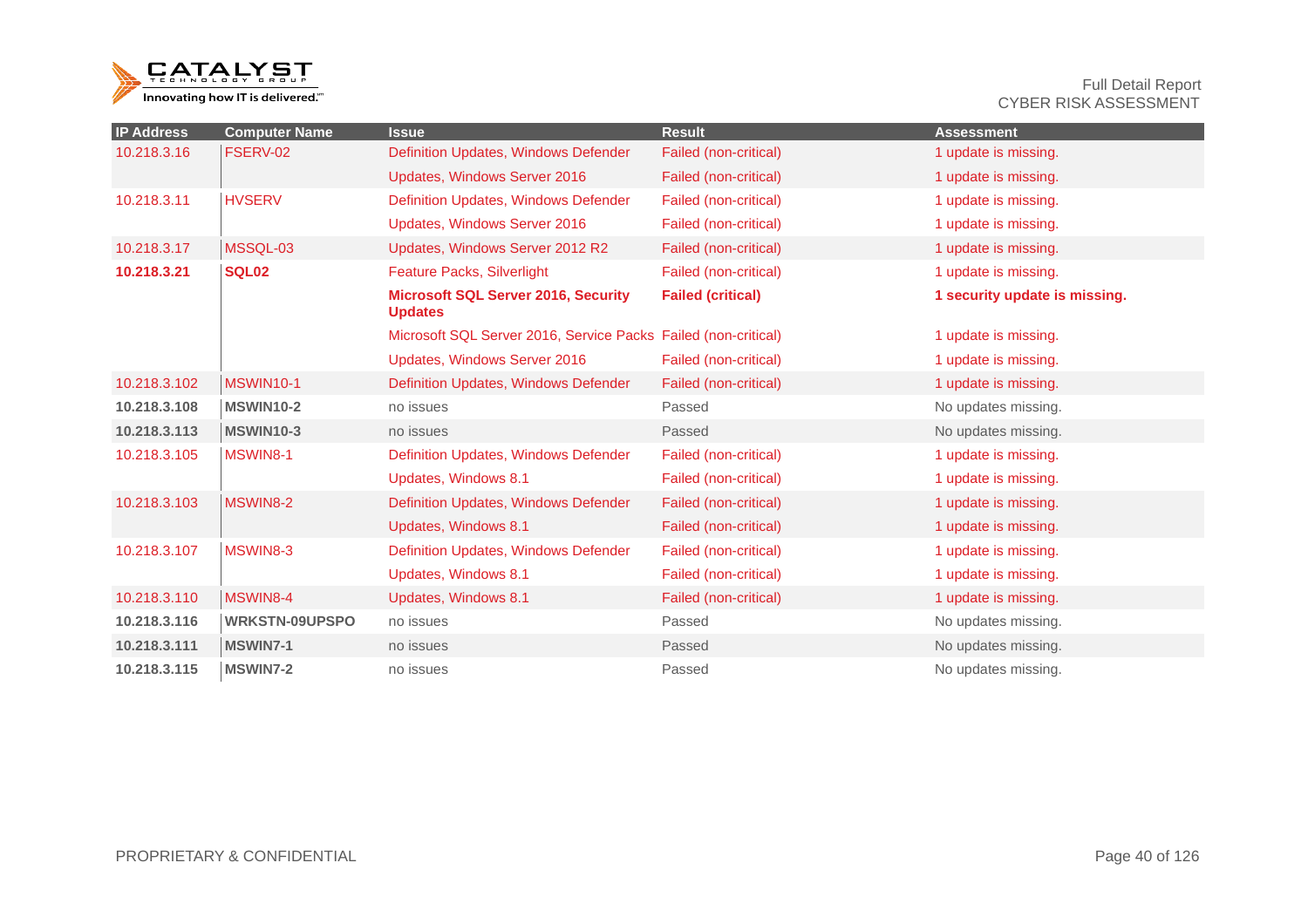| IP Address | Computer Name | Issue | Result | Assessment |
| --- | --- | --- | --- | --- |
| 10.218.3.16 | FSERV-02 | Definition Updates, Windows Defender | Failed (non-critical) | 1 update is missing. |
| | | Updates, Windows Server 2016 | Failed (non-critical) | 1 update is missing. |
| 10.218.3.11 | HVSERV | Definition Updates, Windows Defender | Failed (non-critical) | 1 update is missing. |
| | | Updates, Windows Server 2016 | Failed (non-critical) | 1 update is missing. |
| 10.218.3.17 | MSSQL-03 | Updates, Windows Server 2012 R2 | Failed (non-critical) | 1 update is missing. |
| **10.218.3.21** | **SQL02** | Feature Packs, Silverlight | Failed (non-critical) | 1 update is missing. |
| | | **Microsoft SQL Server 2016, Security Updates** | **Failed (critical)** | **1 security update is missing.** |
| | | Microsoft SQL Server 2016, Service Packs | Failed (non-critical) | 1 update is missing. |
| | | Updates, Windows Server 2016 | Failed (non-critical) | 1 update is missing. |
| 10.218.3.102 | MSWIN10-1 | Definition Updates, Windows Defender | Failed (non-critical) | 1 update is missing. |
| **10.218.3.108** | **MSWIN10-2** | no issues | Passed | No updates missing. |
| **10.218.3.113** | **MSWIN10-3** | no issues | Passed | No updates missing. |
| 10.218.3.105 | MSWIN8-1 | Definition Updates, Windows Defender | Failed (non-critical) | 1 update is missing. |
| | | Updates, Windows 8.1 | Failed (non-critical) | 1 update is missing. |
| 10.218.3.103 | MSWIN8-2 | Definition Updates, Windows Defender | Failed (non-critical) | 1 update is missing. |
| | | Updates, Windows 8.1 | Failed (non-critical) | 1 update is missing. |
| 10.218.3.107 | MSWIN8-3 | Definition Updates, Windows Defender | Failed (non-critical) | 1 update is missing. |
| | | Updates, Windows 8.1 | Failed (non-critical) | 1 update is missing. |
| 10.218.3.110 | MSWIN8-4 | Updates, Windows 8.1 | Failed (non-critical) | 1 update is missing. |
| **10.218.3.116** | **WRKSTN-09UPSPO** | no issues | Passed | No updates missing. |
| **10.218.3.111** | **MSWIN7-1** | no issues | Passed | No updates missing. |
| **10.218.3.115** | **MSWIN7-2** | no issues | Passed | No updates missing. |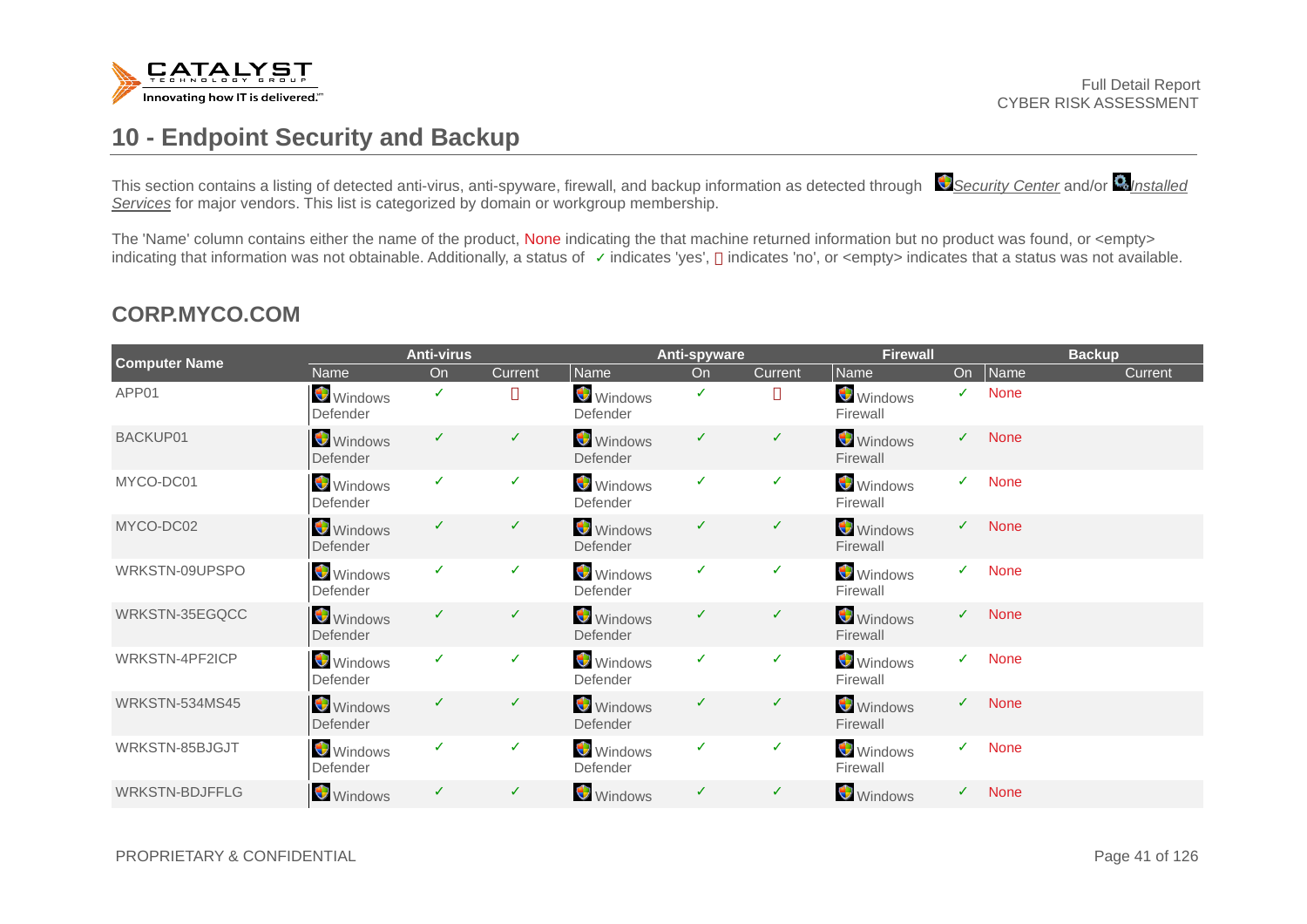## 10 - Endpoint Security and Backup

This section contains a listing of detected anti-virus, anti-spyware, firewall, and backup information as detected through *Security Center* and/or *Installed Services* for major vendors. This list is categorized by domain or workgroup membership.

The 'Name' column contains either the name of the product, None indicating the that machine returned information but no product was found, or <empty> indicating that information was not obtainable. Additionally, a status of ✓ indicates 'yes', ▯ indicates 'no', or <empty> indicates that a status was not available.

### CORP.MYCO.COM

| Computer Name | Anti-virus | | | Anti-spyware | | | Firewall | | Backup | |
|---|---|---|---|---|---|---|---|---|---|---|
| | Name | On | Current | Name | On | Current | Name | On | Name | Current |
| APP01 | Windows Defender | ✓ | ▯ | Windows Defender | ✓ | ▯ | Windows Firewall | ✓ | None | |
| BACKUP01 | Windows Defender | ✓ | ✓ | Windows Defender | ✓ | ✓ | Windows Firewall | ✓ | None | |
| MYCO-DC01 | Windows Defender | ✓ | ✓ | Windows Defender | ✓ | ✓ | Windows Firewall | ✓ | None | |
| MYCO-DC02 | Windows Defender | ✓ | ✓ | Windows Defender | ✓ | ✓ | Windows Firewall | ✓ | None | |
| WRKSTN-09UPSPO | Windows Defender | ✓ | ✓ | Windows Defender | ✓ | ✓ | Windows Firewall | ✓ | None | |
| WRKSTN-35EGQCC | Windows Defender | ✓ | ✓ | Windows Defender | ✓ | ✓ | Windows Firewall | ✓ | None | |
| WRKSTN-4PF2ICP | Windows Defender | ✓ | ✓ | Windows Defender | ✓ | ✓ | Windows Firewall | ✓ | None | |
| WRKSTN-534MS45 | Windows Defender | ✓ | ✓ | Windows Defender | ✓ | ✓ | Windows Firewall | ✓ | None | |
| WRKSTN-85BJGJT | Windows Defender | ✓ | ✓ | Windows Defender | ✓ | ✓ | Windows Firewall | ✓ | None | |
| WRKSTN-BDJFFLG | Windows | ✓ | ✓ | Windows | ✓ | ✓ | Windows | ✓ | None | |

PROPRIETARY & CONFIDENTIAL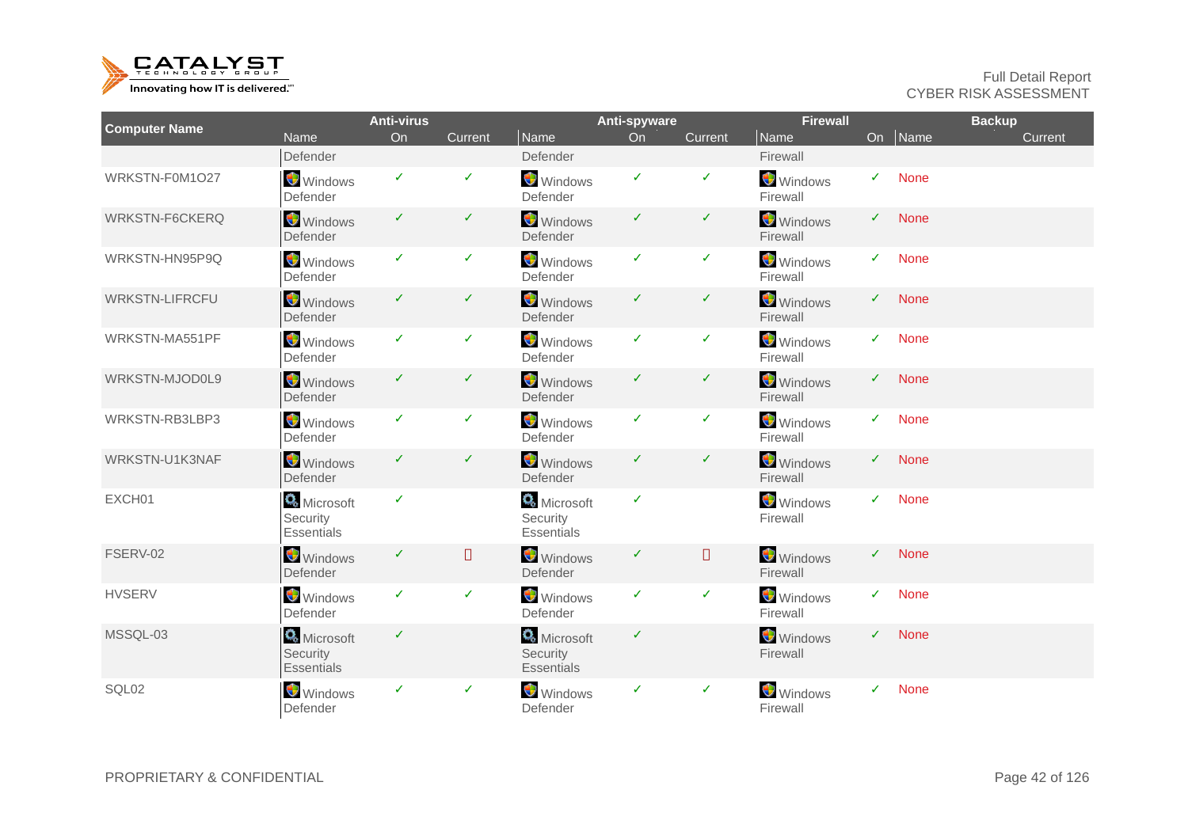| Computer Name | Anti-virus | | | Anti-spyware | | | Firewall | | Backup | |
|---|---|---|---|---|---|---|---|---|---|---|
| | Name | On | Current | Name | On | Current | Name | On | Name | Current |
| | Defender | | | Defender | | | Firewall | | | |
| WRKSTN-F0M1O27 | Windows Defender | ✓ | ✓ | Windows Defender | ✓ | ✓ | Windows Firewall | ✓ | None | |
| WRKSTN-F6CKERQ | Windows Defender | ✓ | ✓ | Windows Defender | ✓ | ✓ | Windows Firewall | ✓ | None | |
| WRKSTN-HN95P9Q | Windows Defender | ✓ | ✓ | Windows Defender | ✓ | ✓ | Windows Firewall | ✓ | None | |
| WRKSTN-LIFRCFU | Windows Defender | ✓ | ✓ | Windows Defender | ✓ | ✓ | Windows Firewall | ✓ | None | |
| WRKSTN-MA551PF | Windows Defender | ✓ | ✓ | Windows Defender | ✓ | ✓ | Windows Firewall | ✓ | None | |
| WRKSTN-MJOD0L9 | Windows Defender | ✓ | ✓ | Windows Defender | ✓ | ✓ | Windows Firewall | ✓ | None | |
| WRKSTN-RB3LBP3 | Windows Defender | ✓ | ✓ | Windows Defender | ✓ | ✓ | Windows Firewall | ✓ | None | |
| WRKSTN-U1K3NAF | Windows Defender | ✓ | ✓ | Windows Defender | ✓ | ✓ | Windows Firewall | ✓ | None | |
| EXCH01 | Microsoft Security Essentials | ✓ | | Microsoft Security Essentials | ✓ | | Windows Firewall | ✓ | None | |
| FSERV-02 | Windows Defender | ✓ | ✗ | Windows Defender | ✓ | ✗ | Windows Firewall | ✓ | None | |
| HVSERV | Windows Defender | ✓ | ✓ | Windows Defender | ✓ | ✓ | Windows Firewall | ✓ | None | |
| MSSQL-03 | Microsoft Security Essentials | ✓ | | Microsoft Security Essentials | ✓ | | Windows Firewall | ✓ | None | |
| SQL02 | Windows Defender | ✓ | ✓ | Windows Defender | ✓ | ✓ | Windows Firewall | ✓ | None | |

PROPRIETARY & CONFIDENTIAL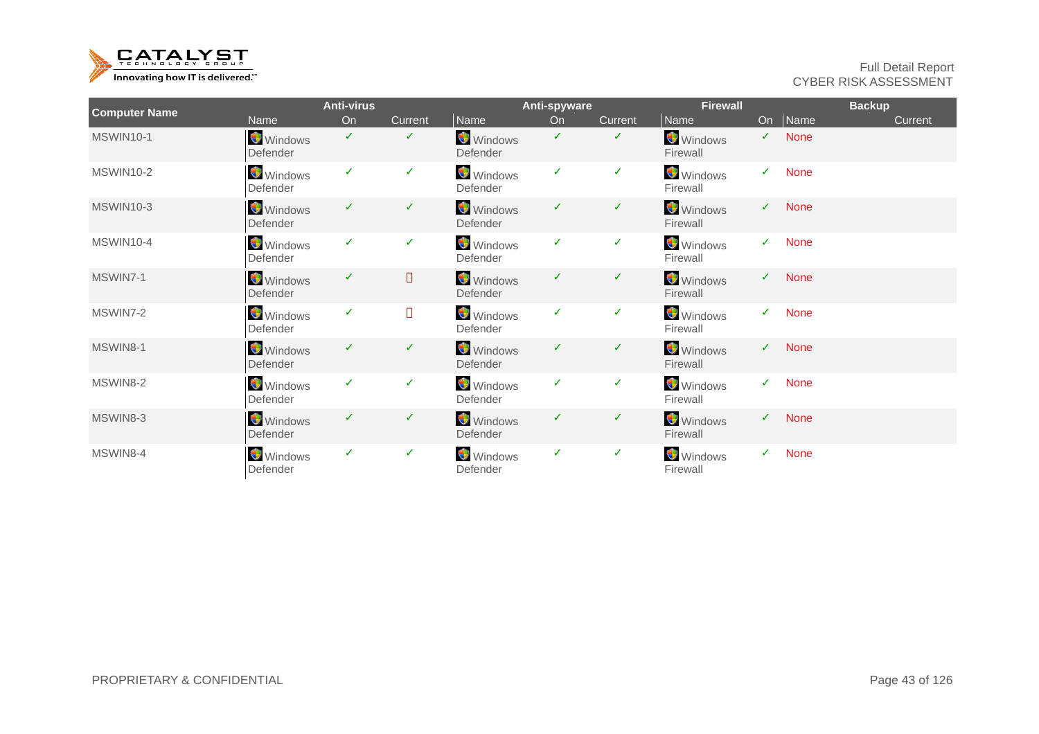| Computer Name | Anti-virus | | | Anti-spyware | | | Firewall | | Backup | |
|---|---|---|---|---|---|---|---|---|---|---|
| | Name | On | Current | Name | On | Current | Name | On | Name | Current |
| MSWIN10-1 | Windows Defender | ✓ | ✓ | Windows Defender | ✓ | ✓ | Windows Firewall | ✓ | None | |
| MSWIN10-2 | Windows Defender | ✓ | ✓ | Windows Defender | ✓ | ✓ | Windows Firewall | ✓ | None | |
| MSWIN10-3 | Windows Defender | ✓ | ✓ | Windows Defender | ✓ | ✓ | Windows Firewall | ✓ | None | |
| MSWIN10-4 | Windows Defender | ✓ | ✓ | Windows Defender | ✓ | ✓ | Windows Firewall | ✓ | None | |
| MSWIN7-1 | Windows Defender | ✓ | ✗ | Windows Defender | ✓ | ✓ | Windows Firewall | ✓ | None | |
| MSWIN7-2 | Windows Defender | ✓ | ✗ | Windows Defender | ✓ | ✓ | Windows Firewall | ✓ | None | |
| MSWIN8-1 | Windows Defender | ✓ | ✓ | Windows Defender | ✓ | ✓ | Windows Firewall | ✓ | None | |
| MSWIN8-2 | Windows Defender | ✓ | ✓ | Windows Defender | ✓ | ✓ | Windows Firewall | ✓ | None | |
| MSWIN8-3 | Windows Defender | ✓ | ✓ | Windows Defender | ✓ | ✓ | Windows Firewall | ✓ | None | |
| MSWIN8-4 | Windows Defender | ✓ | ✓ | Windows Defender | ✓ | ✓ | Windows Firewall | ✓ | None | |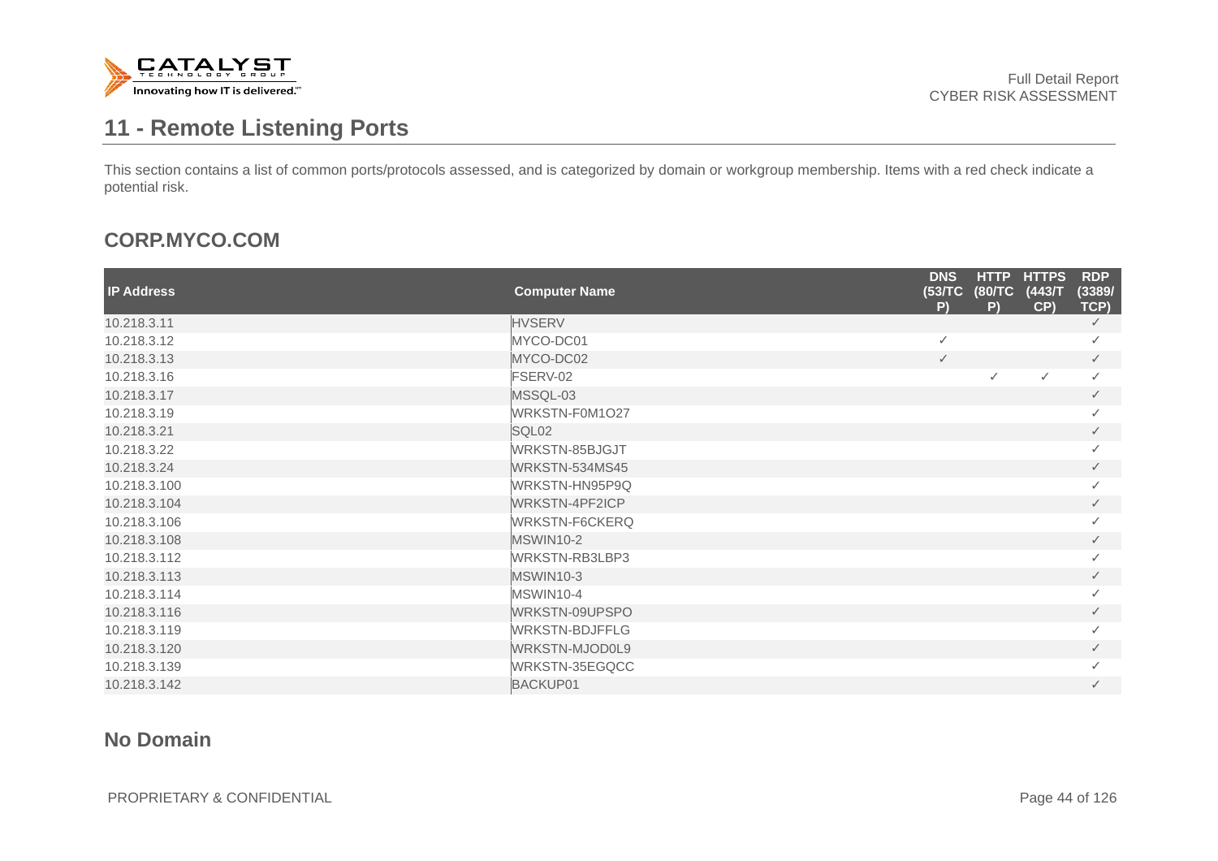# 11 - Remote Listening Ports

This section contains a list of common ports/protocols assessed, and is categorized by domain or workgroup membership. Items with a red check indicate a potential risk.

## CORP.MYCO.COM

| IP Address | Computer Name | DNS (53/TCP) | HTTP (80/TCP) | HTTPS (443/TCP) | RDP (3389/TCP) |
|---|---|---|---|---|---|
| 10.218.3.11 | HVSERV | | | | ✓ |
| 10.218.3.12 | MYCO-DC01 | ✓ | | | ✓ |
| 10.218.3.13 | MYCO-DC02 | ✓ | | | ✓ |
| 10.218.3.16 | FSERV-02 | | ✓ | ✓ | ✓ |
| 10.218.3.17 | MSSQL-03 | | | | ✓ |
| 10.218.3.19 | WRKSTN-F0M1O27 | | | | ✓ |
| 10.218.3.21 | SQL02 | | | | ✓ |
| 10.218.3.22 | WRKSTN-85BJGJT | | | | ✓ |
| 10.218.3.24 | WRKSTN-534MS45 | | | | ✓ |
| 10.218.3.100 | WRKSTN-HN95P9Q | | | | ✓ |
| 10.218.3.104 | WRKSTN-4PF2ICP | | | | ✓ |
| 10.218.3.106 | WRKSTN-F6CKERQ | | | | ✓ |
| 10.218.3.108 | MSWIN10-2 | | | | ✓ |
| 10.218.3.112 | WRKSTN-RB3LBP3 | | | | ✓ |
| 10.218.3.113 | MSWIN10-3 | | | | ✓ |
| 10.218.3.114 | MSWIN10-4 | | | | ✓ |
| 10.218.3.116 | WRKSTN-09UPSPO | | | | ✓ |
| 10.218.3.119 | WRKSTN-BDJFFLG | | | | ✓ |
| 10.218.3.120 | WRKSTN-MJOD0L9 | | | | ✓ |
| 10.218.3.139 | WRKSTN-35EGQCC | | | | ✓ |
| 10.218.3.142 | BACKUP01 | | | | ✓ |

## No Domain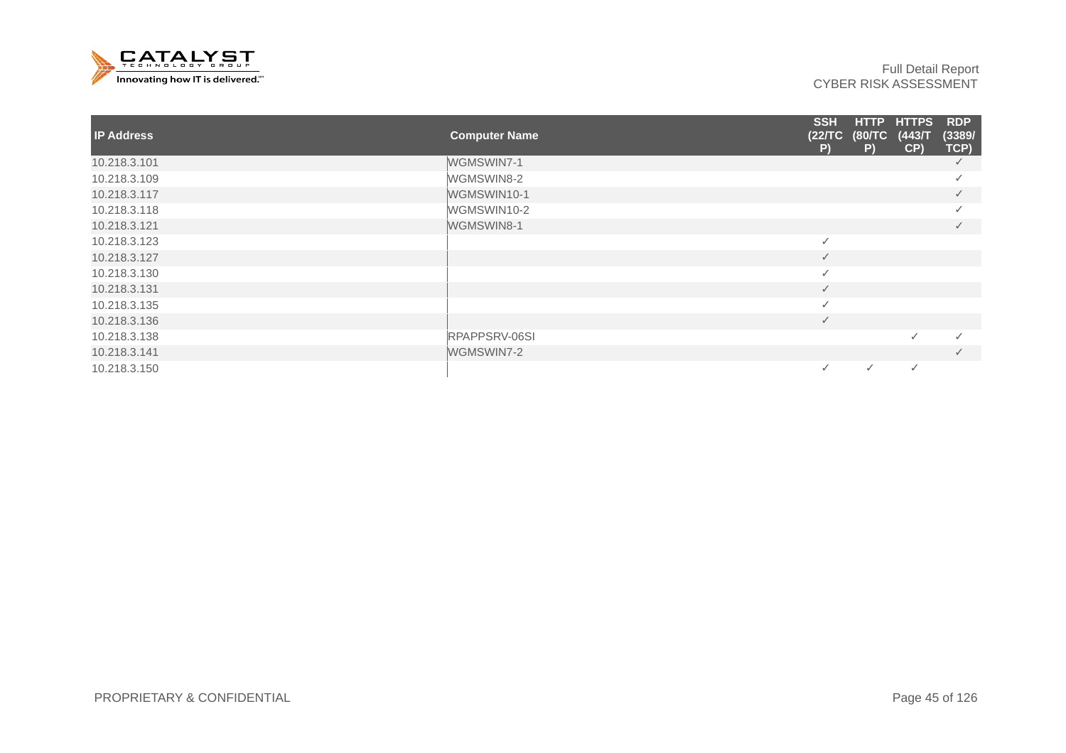| IP Address | Computer Name | SSH (22/TCP) | HTTP (80/TCP) | HTTPS (443/TCP) | RDP (3389/TCP) |
|---|---|---|---|---|---|
| 10.218.3.101 | WGMSWIN7-1 | | | | ✓ |
| 10.218.3.109 | WGMSWIN8-2 | | | | ✓ |
| 10.218.3.117 | WGMSWIN10-1 | | | | ✓ |
| 10.218.3.118 | WGMSWIN10-2 | | | | ✓ |
| 10.218.3.121 | WGMSWIN8-1 | | | | ✓ |
| 10.218.3.123 | | ✓ | | | |
| 10.218.3.127 | | ✓ | | | |
| 10.218.3.130 | | ✓ | | | |
| 10.218.3.131 | | ✓ | | | |
| 10.218.3.135 | | ✓ | | | |
| 10.218.3.136 | | ✓ | | | |
| 10.218.3.138 | RPAPPSRV-06SI | | | ✓ | ✓ |
| 10.218.3.141 | WGMSWIN7-2 | | | | ✓ |
| 10.218.3.150 | | ✓ | ✓ | ✓ | |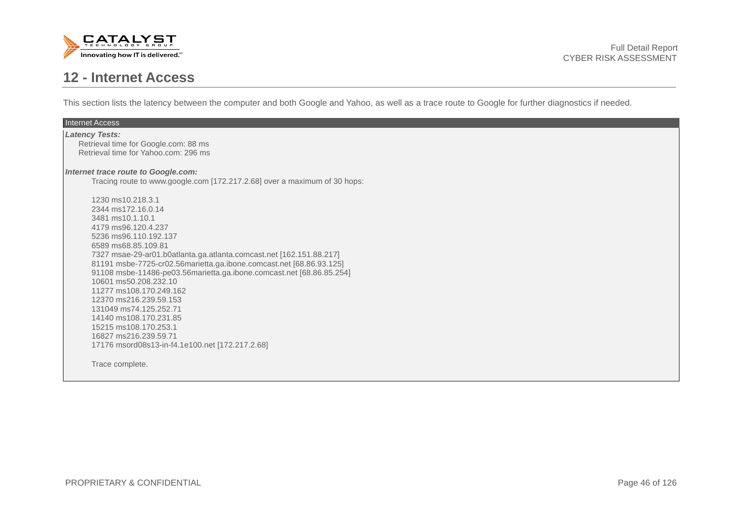# 12 - Internet Access

This section lists the latency between the computer and both Google and Yahoo, as well as a trace route to Google for further diagnostics if needed.

**Internet Access**

***Latency Tests:***

Retrieval time for Google.com: 88 ms
Retrieval time for Yahoo.com: 296 ms

***Internet trace route to Google.com:***

Tracing route to www.google.com [172.217.2.68] over a maximum of 30 hops:

1230 ms10.218.3.1
2344 ms172.16.0.14
3481 ms10.1.10.1
4179 ms96.120.4.237
5236 ms96.110.192.137
6589 ms68.85.109.81
7327 msae-29-ar01.b0atlanta.ga.atlanta.comcast.net [162.151.88.217]
81191 msbe-7725-cr02.56marietta.ga.ibone.comcast.net [68.86.93.125]
91108 msbe-11486-pe03.56marietta.ga.ibone.comcast.net [68.86.85.254]
10601 ms50.208.232.10
11277 ms108.170.249.162
12370 ms216.239.59.153
131049 ms74.125.252.71
14140 ms108.170.231.85
15215 ms108.170.253.1
16827 ms216.239.59.71
17176 msord08s13-in-f4.1e100.net [172.217.2.68]

Trace complete.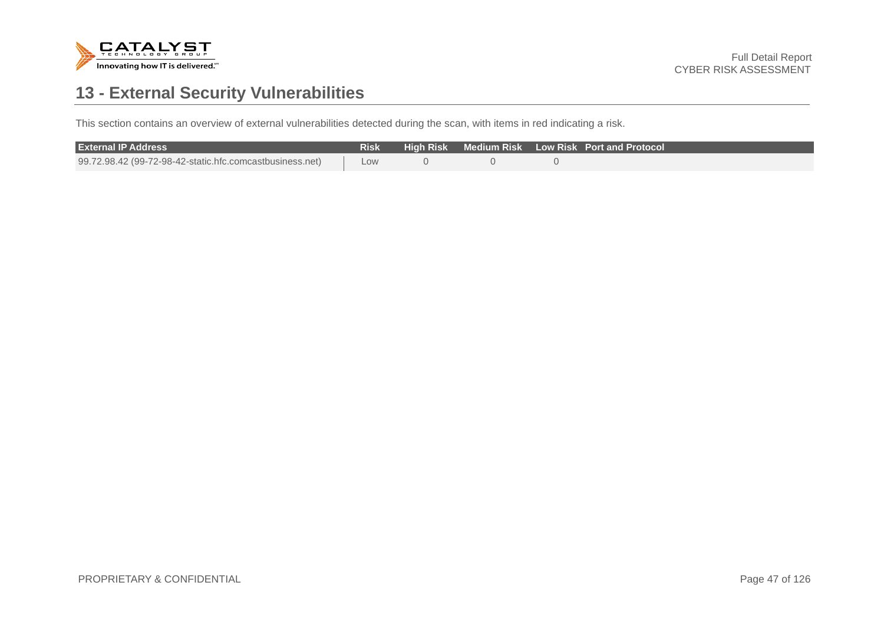# 13 - External Security Vulnerabilities

This section contains an overview of external vulnerabilities detected during the scan, with items in red indicating a risk.

| External IP Address | Risk | High Risk | Medium Risk | Low Risk | Port and Protocol |
|---|---|---|---|---|---|
| 99.72.98.42 (99-72-98-42-static.hfc.comcastbusiness.net) | Low | 0 | 0 | 0 | |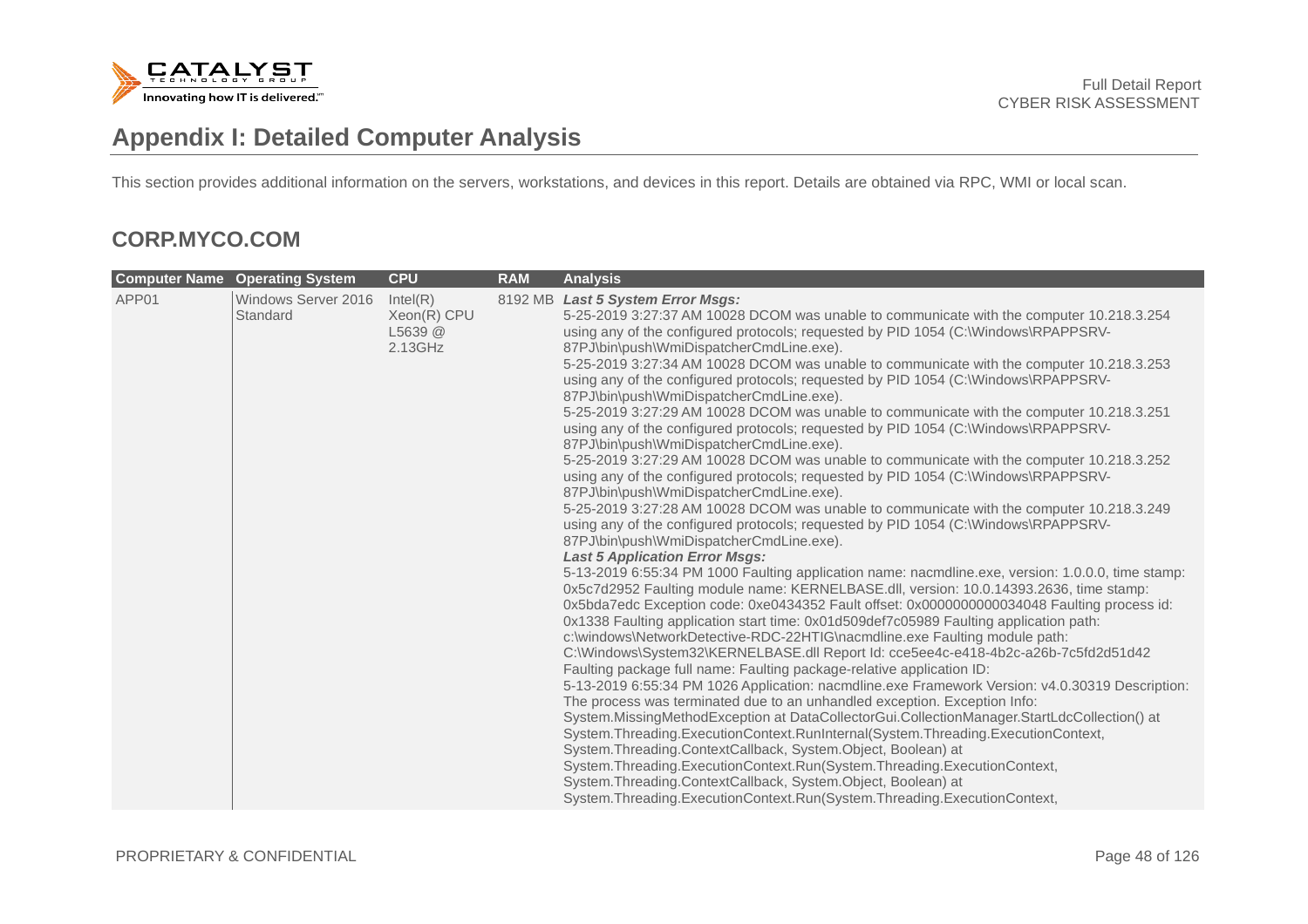# Appendix I: Detailed Computer Analysis

This section provides additional information on the servers, workstations, and devices in this report. Details are obtained via RPC, WMI or local scan.

## CORP.MYCO.COM

| Computer Name | Operating System | CPU | RAM | Analysis |
|---|---|---|---|---|
| APP01 | Windows Server 2016 Standard | Intel(R) Xeon(R) CPU L5639 @ 2.13GHz | 8192 MB | ***Last 5 System Error Msgs:*** <br>5-25-2019 3:27:37 AM 10028 DCOM was unable to communicate with the computer 10.218.3.254 using any of the configured protocols; requested by PID 1054 (C:\Windows\RPAPPSRV-87PJ\bin\push\WmiDispatcherCmdLine.exe).<br>5-25-2019 3:27:34 AM 10028 DCOM was unable to communicate with the computer 10.218.3.253 using any of the configured protocols; requested by PID 1054 (C:\Windows\RPAPPSRV-87PJ\bin\push\WmiDispatcherCmdLine.exe).<br>5-25-2019 3:27:29 AM 10028 DCOM was unable to communicate with the computer 10.218.3.251 using any of the configured protocols; requested by PID 1054 (C:\Windows\RPAPPSRV-87PJ\bin\push\WmiDispatcherCmdLine.exe).<br>5-25-2019 3:27:29 AM 10028 DCOM was unable to communicate with the computer 10.218.3.252 using any of the configured protocols; requested by PID 1054 (C:\Windows\RPAPPSRV-87PJ\bin\push\WmiDispatcherCmdLine.exe).<br>5-25-2019 3:27:28 AM 10028 DCOM was unable to communicate with the computer 10.218.3.249 using any of the configured protocols; requested by PID 1054 (C:\Windows\RPAPPSRV-87PJ\bin\push\WmiDispatcherCmdLine.exe).<br>***Last 5 Application Error Msgs:***<br>5-13-2019 6:55:34 PM 1000 Faulting application name: nacmdline.exe, version: 1.0.0.0, time stamp: 0x5c7d2952 Faulting module name: KERNELBASE.dll, version: 10.0.14393.2636, time stamp: 0x5bda7edc Exception code: 0xe0434352 Fault offset: 0x0000000000034048 Faulting process id: 0x1338 Faulting application start time: 0x01d509def7c05989 Faulting application path: c:\windows\NetworkDetective-RDC-22HTIG\nacmdline.exe Faulting module path: C:\Windows\System32\KERNELBASE.dll Report Id: cce5ee4c-e418-4b2c-a26b-7c5fd2d51d42 Faulting package full name: Faulting package-relative application ID:<br>5-13-2019 6:55:34 PM 1026 Application: nacmdline.exe Framework Version: v4.0.30319 Description: The process was terminated due to an unhandled exception. Exception Info: System.MissingMethodException at DataCollectorGui.CollectionManager.StartLdcCollection() at System.Threading.ExecutionContext.RunInternal(System.Threading.ExecutionContext, System.Threading.ContextCallback, System.Object, Boolean) at System.Threading.ExecutionContext.Run(System.Threading.ExecutionContext, System.Threading.ContextCallback, System.Object, Boolean) at System.Threading.ExecutionContext.Run(System.Threading.ExecutionContext, |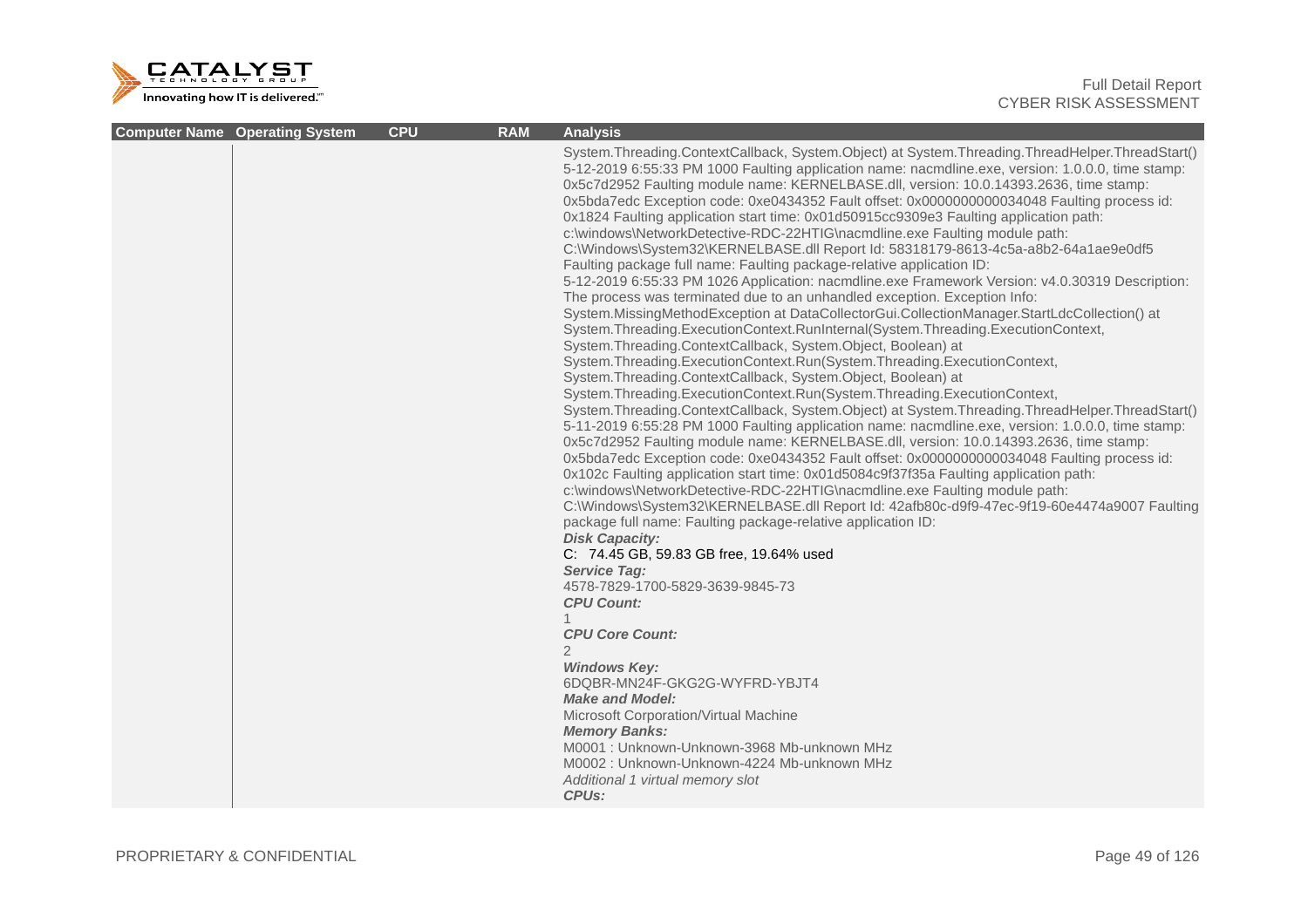| Computer Name | Operating System | CPU | RAM | Analysis |
| --- | --- | --- | --- | --- |
| | | | | System.Threading.ContextCallback, System.Object) at System.Threading.ThreadHelper.ThreadStart() 5-12-2019 6:55:33 PM 1000 Faulting application name: nacmdline.exe, version: 1.0.0.0, time stamp: 0x5c7d2952 Faulting module name: KERNELBASE.dll, version: 10.0.14393.2636, time stamp: 0x5bda7edc Exception code: 0xe0434352 Fault offset: 0x0000000000034048 Faulting process id: 0x1824 Faulting application start time: 0x01d50915cc9309e3 Faulting application path: c:\windows\NetworkDetective-RDC-22HTIG\nacmdline.exe Faulting module path: C:\Windows\System32\KERNELBASE.dll Report Id: 58318179-8613-4c5a-a8b2-64a1ae9e0df5 Faulting package full name: Faulting package-relative application ID: 5-12-2019 6:55:33 PM 1026 Application: nacmdline.exe Framework Version: v4.0.30319 Description: The process was terminated due to an unhandled exception. Exception Info: System.MissingMethodException at DataCollectorGui.CollectionManager.StartLdcCollection() at System.Threading.ExecutionContext.RunInternal(System.Threading.ExecutionContext, System.Threading.ContextCallback, System.Object, Boolean) at System.Threading.ExecutionContext.Run(System.Threading.ExecutionContext, System.Threading.ContextCallback, System.Object, Boolean) at System.Threading.ExecutionContext.Run(System.Threading.ExecutionContext, System.Threading.ContextCallback, System.Object) at System.Threading.ThreadHelper.ThreadStart() 5-11-2019 6:55:28 PM 1000 Faulting application name: nacmdline.exe, version: 1.0.0.0, time stamp: 0x5c7d2952 Faulting module name: KERNELBASE.dll, version: 10.0.14393.2636, time stamp: 0x5bda7edc Exception code: 0xe0434352 Fault offset: 0x0000000000034048 Faulting process id: 0x102c Faulting application start time: 0x01d5084c9f37f35a Faulting application path: c:\windows\NetworkDetective-RDC-22HTIG\nacmdline.exe Faulting module path: C:\Windows\System32\KERNELBASE.dll Report Id: 42afb80c-d9f9-47ec-9f19-60e4474a9007 Faulting package full name: Faulting package-relative application ID:<br>***Disk Capacity:***<br>C: 74.45 GB, 59.83 GB free, 19.64% used<br>***Service Tag:***<br>4578-7829-1700-5829-3639-9845-73<br>***CPU Count:***<br>1<br>***CPU Core Count:***<br>2<br>***Windows Key:***<br>6DQBR-MN24F-GKG2G-WYFRD-YBJT4<br>***Make and Model:***<br>Microsoft Corporation/Virtual Machine<br>***Memory Banks:***<br>M0001 : Unknown-Unknown-3968 Mb-unknown MHz<br>M0002 : Unknown-Unknown-4224 Mb-unknown MHz<br>*Additional 1 virtual memory slot*<br>***CPUs:*** |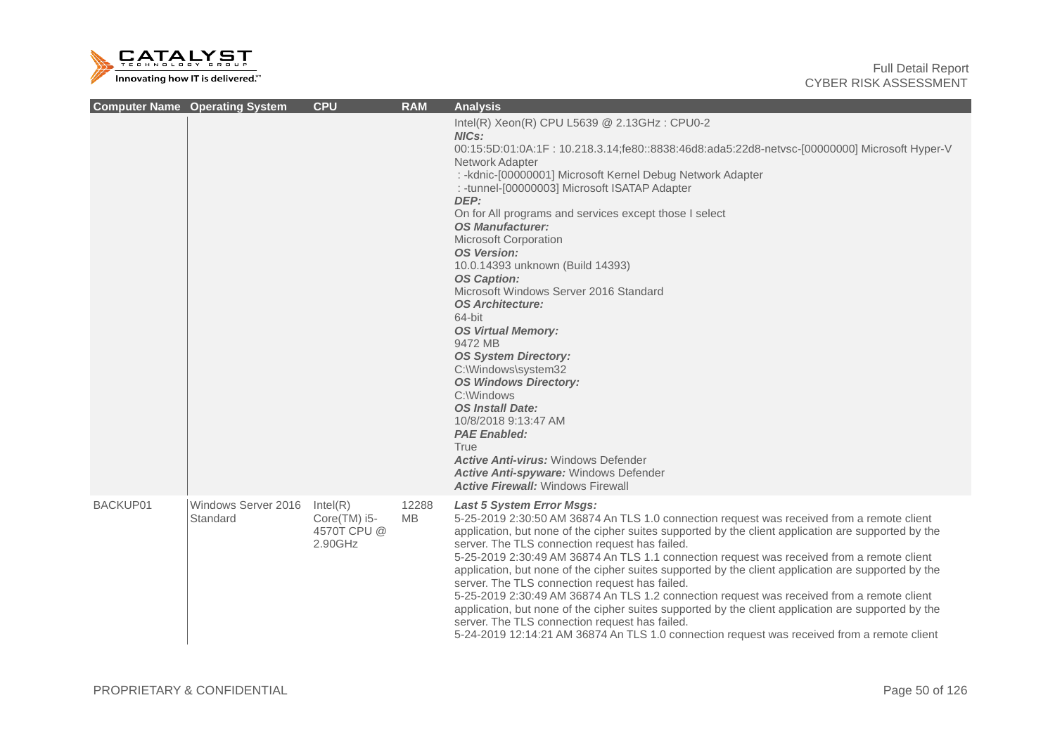| Computer Name | Operating System | CPU | RAM | Analysis |
|---|---|---|---|---|
| | | | | Intel(R) Xeon(R) CPU L5639 @ 2.13GHz : CPU0-2<br>***NICs:***<br>00:15:5D:01:0A:1F : 10.218.3.14;fe80::8838:46d8:ada5:22d8-netvsc-[00000000] Microsoft Hyper-V Network Adapter<br>: -kdnic-[00000001] Microsoft Kernel Debug Network Adapter<br>: -tunnel-[00000003] Microsoft ISATAP Adapter<br>***DEP:***<br>On for All programs and services except those I select<br>***OS Manufacturer:***<br>Microsoft Corporation<br>***OS Version:***<br>10.0.14393 unknown (Build 14393)<br>***OS Caption:***<br>Microsoft Windows Server 2016 Standard<br>***OS Architecture:***<br>64-bit<br>***OS Virtual Memory:***<br>9472 MB<br>***OS System Directory:***<br>C:\Windows\system32<br>***OS Windows Directory:***<br>C:\Windows<br>***OS Install Date:***<br>10/8/2018 9:13:47 AM<br>***PAE Enabled:***<br>True<br>***Active Anti-virus:*** Windows Defender<br>***Active Anti-spyware:*** Windows Defender<br>***Active Firewall:*** Windows Firewall |
| BACKUP01 | Windows Server 2016 Standard | Intel(R) Core(TM) i5-4570T CPU @ 2.90GHz | 12288 MB | ***Last 5 System Error Msgs:***<br>5-25-2019 2:30:50 AM 36874 An TLS 1.0 connection request was received from a remote client application, but none of the cipher suites supported by the client application are supported by the server. The TLS connection request has failed.<br>5-25-2019 2:30:49 AM 36874 An TLS 1.1 connection request was received from a remote client application, but none of the cipher suites supported by the client application are supported by the server. The TLS connection request has failed.<br>5-25-2019 2:30:49 AM 36874 An TLS 1.2 connection request was received from a remote client application, but none of the cipher suites supported by the client application are supported by the server. The TLS connection request has failed.<br>5-24-2019 12:14:21 AM 36874 An TLS 1.0 connection request was received from a remote client |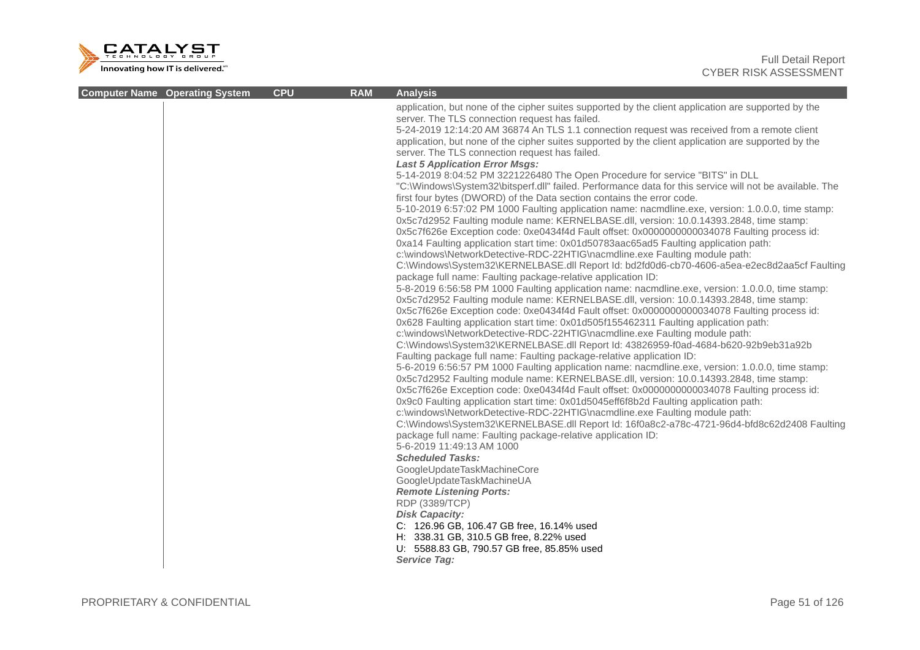| Computer Name | Operating System | CPU | RAM | Analysis |
|---|---|---|---|---|
| | | | | application, but none of the cipher suites supported by the client application are supported by the server. The TLS connection request has failed.<br>5-24-2019 12:14:20 AM 36874 An TLS 1.1 connection request was received from a remote client application, but none of the cipher suites supported by the client application are supported by the server. The TLS connection request has failed.<br>***Last 5 Application Error Msgs:***<br>5-14-2019 8:04:52 PM 3221226480 The Open Procedure for service "BITS" in DLL "C:\Windows\System32\bitsperf.dll" failed. Performance data for this service will not be available. The first four bytes (DWORD) of the Data section contains the error code.<br>5-10-2019 6:57:02 PM 1000 Faulting application name: nacmdline.exe, version: 1.0.0.0, time stamp: 0x5c7d2952 Faulting module name: KERNELBASE.dll, version: 10.0.14393.2848, time stamp: 0x5c7f626e Exception code: 0xe0434f4d Fault offset: 0x0000000000034078 Faulting process id: 0xa14 Faulting application start time: 0x01d50783aac65ad5 Faulting application path: c:\windows\NetworkDetective-RDC-22HTIG\nacmdline.exe Faulting module path: C:\Windows\System32\KERNELBASE.dll Report Id: bd2fd0d6-cb70-4606-a5ea-e2ec8d2aa5cf Faulting package full name: Faulting package-relative application ID:<br>5-8-2019 6:56:58 PM 1000 Faulting application name: nacmdline.exe, version: 1.0.0.0, time stamp: 0x5c7d2952 Faulting module name: KERNELBASE.dll, version: 10.0.14393.2848, time stamp: 0x5c7f626e Exception code: 0xe0434f4d Fault offset: 0x0000000000034078 Faulting process id: 0x628 Faulting application start time: 0x01d505f155462311 Faulting application path: c:\windows\NetworkDetective-RDC-22HTIG\nacmdline.exe Faulting module path: C:\Windows\System32\KERNELBASE.dll Report Id: 43826959-f0ad-4684-b620-92b9eb31a92b Faulting package full name: Faulting package-relative application ID:<br>5-6-2019 6:56:57 PM 1000 Faulting application name: nacmdline.exe, version: 1.0.0.0, time stamp: 0x5c7d2952 Faulting module name: KERNELBASE.dll, version: 10.0.14393.2848, time stamp: 0x5c7f626e Exception code: 0xe0434f4d Fault offset: 0x0000000000034078 Faulting process id: 0x9c0 Faulting application start time: 0x01d5045eff6f8b2d Faulting application path: c:\windows\NetworkDetective-RDC-22HTIG\nacmdline.exe Faulting module path: C:\Windows\System32\KERNELBASE.dll Report Id: 16f0a8c2-a78c-4721-96d4-bfd8c62d2408 Faulting package full name: Faulting package-relative application ID:<br>5-6-2019 11:49:13 AM 1000<br>***Scheduled Tasks:***<br>GoogleUpdateTaskMachineCore<br>GoogleUpdateTaskMachineUA<br>***Remote Listening Ports:***<br>RDP (3389/TCP)<br>***Disk Capacity:***<br>C: 126.96 GB, 106.47 GB free, 16.14% used<br>H: 338.31 GB, 310.5 GB free, 8.22% used<br>U: 5588.83 GB, 790.57 GB free, 85.85% used<br>***Service Tag:*** |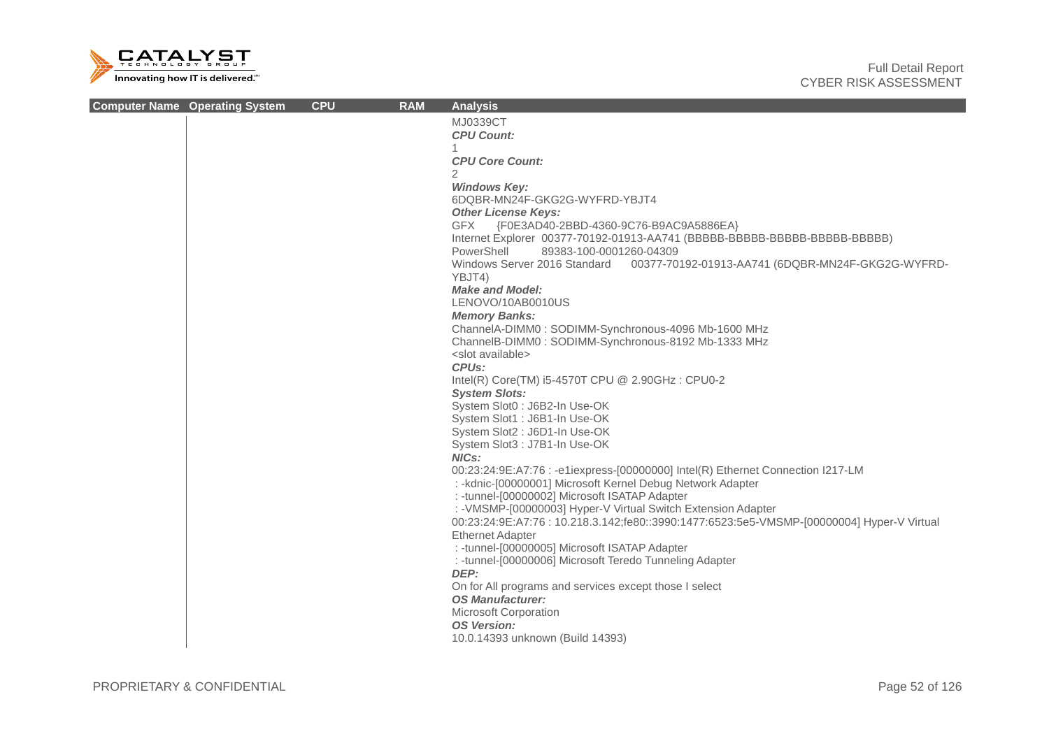| Computer Name | Operating System | CPU | RAM | Analysis |
|---|---|---|---|---|
| | | | | MJ0339CT<br>***CPU Count:***<br>1<br>***CPU Core Count:***<br>2<br>***Windows Key:***<br>6DQBR-MN24F-GKG2G-WYFRD-YBJT4<br>***Other License Keys:***<br>GFX {F0E3AD40-2BBD-4360-9C76-B9AC9A5886EA}<br>Internet Explorer 00377-70192-01913-AA741 (BBBBB-BBBBB-BBBBB-BBBBB-BBBBB)<br>PowerShell 89383-100-0001260-04309<br>Windows Server 2016 Standard 00377-70192-01913-AA741 (6DQBR-MN24F-GKG2G-WYFRD-YBJT4)<br>***Make and Model:***<br>LENOVO/10AB0010US<br>***Memory Banks:***<br>ChannelA-DIMM0 : SODIMM-Synchronous-4096 Mb-1600 MHz<br>ChannelB-DIMM0 : SODIMM-Synchronous-8192 Mb-1333 MHz<br>&lt;slot available&gt;<br>***CPUs:***<br>Intel(R) Core(TM) i5-4570T CPU @ 2.90GHz : CPU0-2<br>***System Slots:***<br>System Slot0 : J6B2-In Use-OK<br>System Slot1 : J6B1-In Use-OK<br>System Slot2 : J6D1-In Use-OK<br>System Slot3 : J7B1-In Use-OK<br>***NICs:***<br>00:23:24:9E:A7:76 : -e1iexpress-[00000000] Intel(R) Ethernet Connection I217-LM<br>: -kdnic-[00000001] Microsoft Kernel Debug Network Adapter<br>: -tunnel-[00000002] Microsoft ISATAP Adapter<br>: -VMSMP-[00000003] Hyper-V Virtual Switch Extension Adapter<br>00:23:24:9E:A7:76 : 10.218.3.142;fe80::3990:1477:6523:5e5-VMSMP-[00000004] Hyper-V Virtual Ethernet Adapter<br>: -tunnel-[00000005] Microsoft ISATAP Adapter<br>: -tunnel-[00000006] Microsoft Teredo Tunneling Adapter<br>***DEP:***<br>On for All programs and services except those I select<br>***OS Manufacturer:***<br>Microsoft Corporation<br>***OS Version:***<br>10.0.14393 unknown (Build 14393) |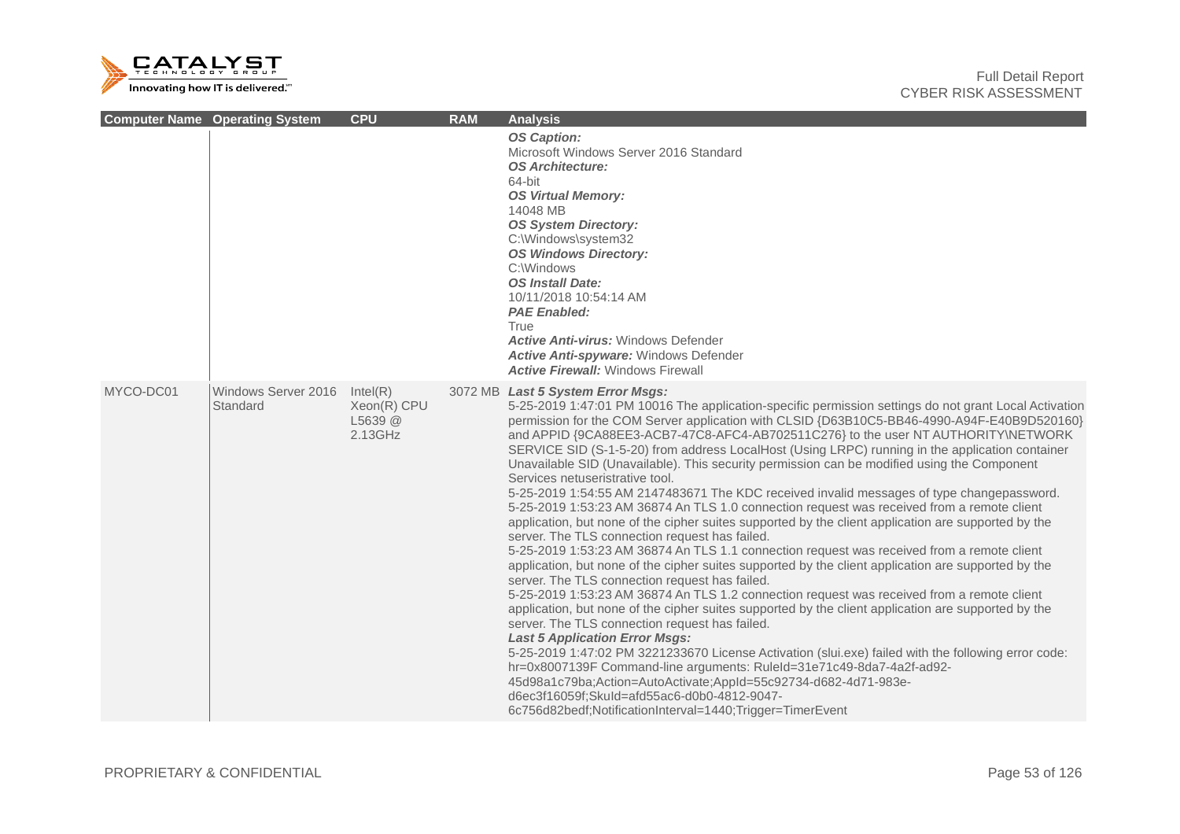| Computer Name | Operating System | CPU | RAM | Analysis |
|---|---|---|---|---|
| | | | | ***OS Caption:*** Microsoft Windows Server 2016 Standard ***OS Architecture:*** 64-bit ***OS Virtual Memory:*** 14048 MB ***OS System Directory:*** C:\Windows\system32 ***OS Windows Directory:*** C:\Windows ***OS Install Date:*** 10/11/2018 10:54:14 AM ***PAE Enabled:*** True ***Active Anti-virus:*** Windows Defender ***Active Anti-spyware:*** Windows Defender ***Active Firewall:*** Windows Firewall |
| MYCO-DC01 | Windows Server 2016 Standard | Intel(R) Xeon(R) CPU L5639 @ 2.13GHz | 3072 MB | ***Last 5 System Error Msgs:*** 5-25-2019 1:47:01 PM 10016 The application-specific permission settings do not grant Local Activation permission for the COM Server application with CLSID {D63B10C5-BB46-4990-A94F-E40B9D520160} and APPID {9CA88EE3-ACB7-47C8-AFC4-AB702511C276} to the user NT AUTHORITY\NETWORK SERVICE SID (S-1-5-20) from address LocalHost (Using LRPC) running in the application container Unavailable SID (Unavailable). This security permission can be modified using the Component Services netuseristrative tool. 5-25-2019 1:54:55 AM 2147483671 The KDC received invalid messages of type changepassword. 5-25-2019 1:53:23 AM 36874 An TLS 1.0 connection request was received from a remote client application, but none of the cipher suites supported by the client application are supported by the server. The TLS connection request has failed. 5-25-2019 1:53:23 AM 36874 An TLS 1.1 connection request was received from a remote client application, but none of the cipher suites supported by the client application are supported by the server. The TLS connection request has failed. 5-25-2019 1:53:23 AM 36874 An TLS 1.2 connection request was received from a remote client application, but none of the cipher suites supported by the client application are supported by the server. The TLS connection request has failed. ***Last 5 Application Error Msgs:*** 5-25-2019 1:47:02 PM 3221233670 License Activation (slui.exe) failed with the following error code: hr=0x8007139F Command-line arguments: RuleId=31e71c49-8da7-4a2f-ad92-45d98a1c79ba;Action=AutoActivate;AppId=55c92734-d682-4d71-983e-d6ec3f16059f;SkuId=afd55ac6-d0b0-4812-9047-6c756d82bedf;NotificationInterval=1440;Trigger=TimerEvent |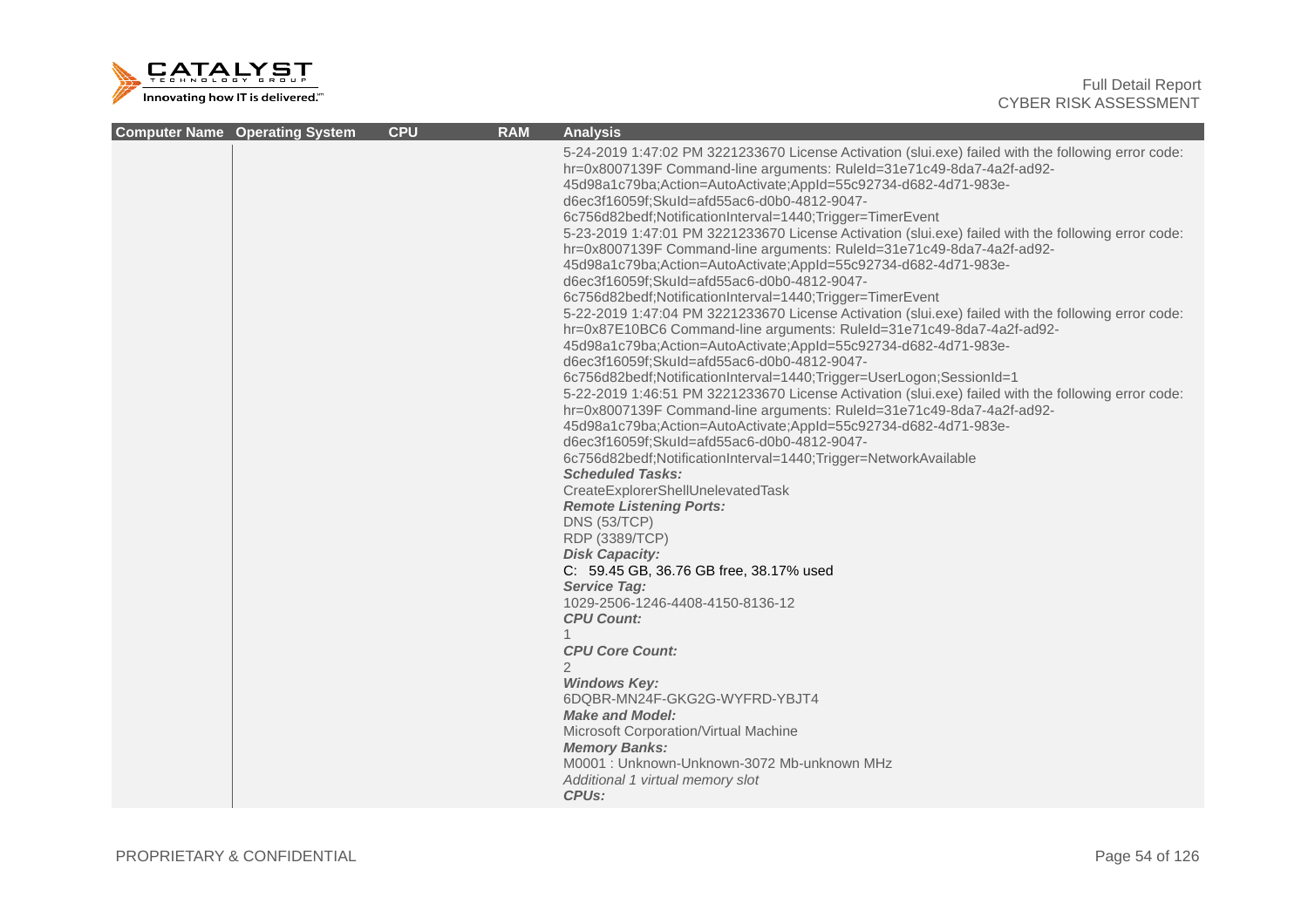| Computer Name | Operating System | CPU | RAM | Analysis |
|---|---|---|---|---|
| | | | | 5-24-2019 1:47:02 PM 3221233670 License Activation (slui.exe) failed with the following error code: hr=0x8007139F Command-line arguments: RuleId=31e71c49-8da7-4a2f-ad92-45d98a1c79ba;Action=AutoActivate;AppId=55c92734-d682-4d71-983e-d6ec3f16059f;SkuId=afd55ac6-d0b0-4812-9047-6c756d82bedf;NotificationInterval=1440;Trigger=TimerEvent<br>5-23-2019 1:47:01 PM 3221233670 License Activation (slui.exe) failed with the following error code: hr=0x8007139F Command-line arguments: RuleId=31e71c49-8da7-4a2f-ad92-45d98a1c79ba;Action=AutoActivate;AppId=55c92734-d682-4d71-983e-d6ec3f16059f;SkuId=afd55ac6-d0b0-4812-9047-6c756d82bedf;NotificationInterval=1440;Trigger=TimerEvent<br>5-22-2019 1:47:04 PM 3221233670 License Activation (slui.exe) failed with the following error code: hr=0x87E10BC6 Command-line arguments: RuleId=31e71c49-8da7-4a2f-ad92-45d98a1c79ba;Action=AutoActivate;AppId=55c92734-d682-4d71-983e-d6ec3f16059f;SkuId=afd55ac6-d0b0-4812-9047-6c756d82bedf;NotificationInterval=1440;Trigger=UserLogon;SessionId=1<br>5-22-2019 1:46:51 PM 3221233670 License Activation (slui.exe) failed with the following error code: hr=0x8007139F Command-line arguments: RuleId=31e71c49-8da7-4a2f-ad92-45d98a1c79ba;Action=AutoActivate;AppId=55c92734-d682-4d71-983e-d6ec3f16059f;SkuId=afd55ac6-d0b0-4812-9047-6c756d82bedf;NotificationInterval=1440;Trigger=NetworkAvailable<br>***Scheduled Tasks:***<br>CreateExplorerShellUnelevatedTask<br>***Remote Listening Ports:***<br>DNS (53/TCP)<br>RDP (3389/TCP)<br>***Disk Capacity:***<br>C: 59.45 GB, 36.76 GB free, 38.17% used<br>***Service Tag:***<br>1029-2506-1246-4408-4150-8136-12<br>***CPU Count:***<br>1<br>***CPU Core Count:***<br>2<br>***Windows Key:***<br>6DQBR-MN24F-GKG2G-WYFRD-YBJT4<br>***Make and Model:***<br>Microsoft Corporation/Virtual Machine<br>***Memory Banks:***<br>M0001 : Unknown-Unknown-3072 Mb-unknown MHz<br>*Additional 1 virtual memory slot*<br>***CPUs:*** |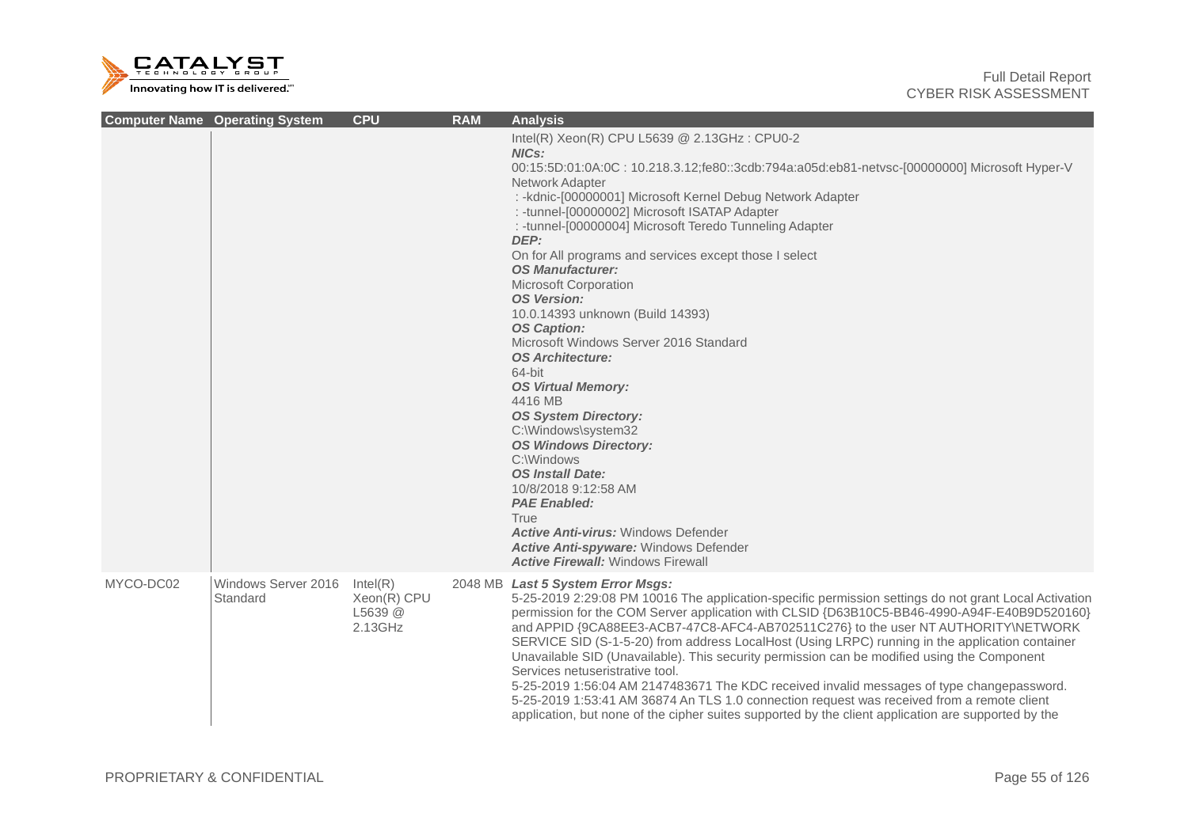| Computer Name | Operating System | CPU | RAM | Analysis |
|---|---|---|---|---|
| | | | | Intel(R) Xeon(R) CPU L5639 @ 2.13GHz : CPU0-2<br>***NICs:***<br>00:15:5D:01:0A:0C : 10.218.3.12;fe80::3cdb:794a:a05d:eb81-netvsc-[00000000] Microsoft Hyper-V Network Adapter<br> : -kdnic-[00000001] Microsoft Kernel Debug Network Adapter<br> : -tunnel-[00000002] Microsoft ISATAP Adapter<br> : -tunnel-[00000004] Microsoft Teredo Tunneling Adapter<br>***DEP:***<br>On for All programs and services except those I select<br>***OS Manufacturer:***<br>Microsoft Corporation<br>***OS Version:***<br>10.0.14393 unknown (Build 14393)<br>***OS Caption:***<br>Microsoft Windows Server 2016 Standard<br>***OS Architecture:***<br>64-bit<br>***OS Virtual Memory:***<br>4416 MB<br>***OS System Directory:***<br>C:\Windows\system32<br>***OS Windows Directory:***<br>C:\Windows<br>***OS Install Date:***<br>10/8/2018 9:12:58 AM<br>***PAE Enabled:***<br>True<br>***Active Anti-virus:*** Windows Defender<br>***Active Anti-spyware:*** Windows Defender<br>***Active Firewall:*** Windows Firewall |
| MYCO-DC02 | Windows Server 2016 Standard | Intel(R) Xeon(R) CPU L5639 @ 2.13GHz | 2048 MB | ***Last 5 System Error Msgs:***<br>5-25-2019 2:29:08 PM 10016 The application-specific permission settings do not grant Local Activation permission for the COM Server application with CLSID {D63B10C5-BB46-4990-A94F-E40B9D520160} and APPID {9CA88EE3-ACB7-47C8-AFC4-AB702511C276} to the user NT AUTHORITY\NETWORK SERVICE SID (S-1-5-20) from address LocalHost (Using LRPC) running in the application container Unavailable SID (Unavailable). This security permission can be modified using the Component Services netuseristrative tool.<br>5-25-2019 1:56:04 AM 2147483671 The KDC received invalid messages of type changepassword.<br>5-25-2019 1:53:41 AM 36874 An TLS 1.0 connection request was received from a remote client application, but none of the cipher suites supported by the client application are supported by the |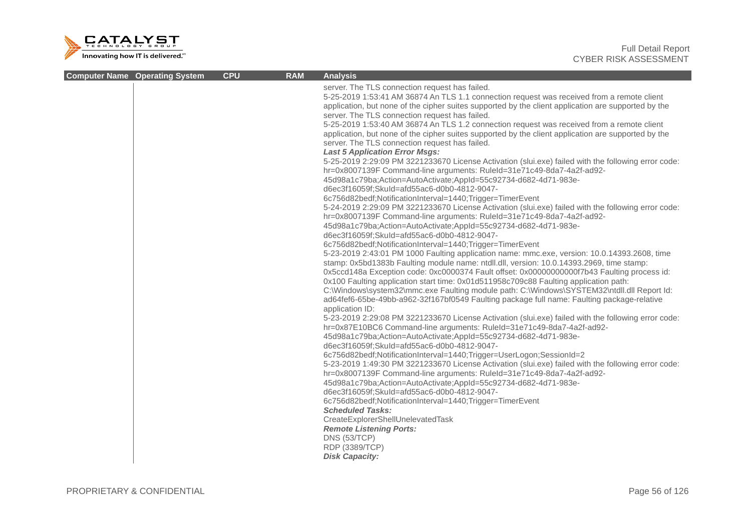| Computer Name | Operating System | CPU | RAM | Analysis |
| --- | --- | --- | --- | --- |
| | | | | server. The TLS connection request has failed.<br>5-25-2019 1:53:41 AM 36874 An TLS 1.1 connection request was received from a remote client application, but none of the cipher suites supported by the client application are supported by the server. The TLS connection request has failed.<br>5-25-2019 1:53:40 AM 36874 An TLS 1.2 connection request was received from a remote client application, but none of the cipher suites supported by the client application are supported by the server. The TLS connection request has failed.<br>***Last 5 Application Error Msgs:***<br>5-25-2019 2:29:09 PM 3221233670 License Activation (slui.exe) failed with the following error code: hr=0x8007139F Command-line arguments: RuleId=31e71c49-8da7-4a2f-ad92-45d98a1c79ba;Action=AutoActivate;AppId=55c92734-d682-4d71-983e-d6ec3f16059f;SkuId=afd55ac6-d0b0-4812-9047-6c756d82bedf;NotificationInterval=1440;Trigger=TimerEvent<br>5-24-2019 2:29:09 PM 3221233670 License Activation (slui.exe) failed with the following error code: hr=0x8007139F Command-line arguments: RuleId=31e71c49-8da7-4a2f-ad92-45d98a1c79ba;Action=AutoActivate;AppId=55c92734-d682-4d71-983e-d6ec3f16059f;SkuId=afd55ac6-d0b0-4812-9047-6c756d82bedf;NotificationInterval=1440;Trigger=TimerEvent<br>5-23-2019 2:43:01 PM 1000 Faulting application name: mmc.exe, version: 10.0.14393.2608, time stamp: 0x5bd1383b Faulting module name: ntdll.dll, version: 10.0.14393.2969, time stamp: 0x5ccd148a Exception code: 0xc0000374 Fault offset: 0x00000000000f7b43 Faulting process id: 0x100 Faulting application start time: 0x01d511958c709c88 Faulting application path: C:\Windows\system32\mmc.exe Faulting module path: C:\Windows\SYSTEM32\ntdll.dll Report Id: ad64fef6-65be-49bb-a962-32f167bf0549 Faulting package full name: Faulting package-relative application ID:<br>5-23-2019 2:29:08 PM 3221233670 License Activation (slui.exe) failed with the following error code: hr=0x87E10BC6 Command-line arguments: RuleId=31e71c49-8da7-4a2f-ad92-45d98a1c79ba;Action=AutoActivate;AppId=55c92734-d682-4d71-983e-d6ec3f16059f;SkuId=afd55ac6-d0b0-4812-9047-6c756d82bedf;NotificationInterval=1440;Trigger=UserLogon;SessionId=2<br>5-23-2019 1:49:30 PM 3221233670 License Activation (slui.exe) failed with the following error code: hr=0x8007139F Command-line arguments: RuleId=31e71c49-8da7-4a2f-ad92-45d98a1c79ba;Action=AutoActivate;AppId=55c92734-d682-4d71-983e-d6ec3f16059f;SkuId=afd55ac6-d0b0-4812-9047-6c756d82bedf;NotificationInterval=1440;Trigger=TimerEvent<br>***Scheduled Tasks:***<br>CreateExplorerShellUnelevatedTask<br>***Remote Listening Ports:***<br>DNS (53/TCP)<br>RDP (3389/TCP)<br>***Disk Capacity:*** |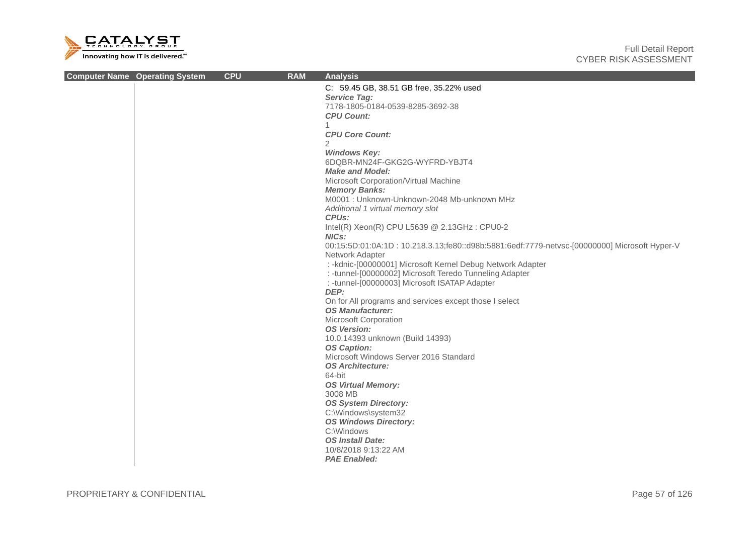| Computer Name | Operating System | CPU | RAM | Analysis |
|---|---|---|---|---|
| | | | | C:  59.45 GB, 38.51 GB free, 35.22% used<br>***Service Tag:***<br>7178-1805-0184-0539-8285-3692-38<br>***CPU Count:***<br>1<br>***CPU Core Count:***<br>2<br>***Windows Key:***<br>6DQBR-MN24F-GKG2G-WYFRD-YBJT4<br>***Make and Model:***<br>Microsoft Corporation/Virtual Machine<br>***Memory Banks:***<br>M0001 : Unknown-Unknown-2048 Mb-unknown MHz<br>*Additional 1 virtual memory slot*<br>***CPUs:***<br>Intel(R) Xeon(R) CPU L5639 @ 2.13GHz : CPU0-2<br>***NICs:***<br>00:15:5D:01:0A:1D : 10.218.3.13;fe80::d98b:5881:6edf:7779-netvsc-[00000000] Microsoft Hyper-V Network Adapter<br>: -kdnic-[00000001] Microsoft Kernel Debug Network Adapter<br>: -tunnel-[00000002] Microsoft Teredo Tunneling Adapter<br>: -tunnel-[00000003] Microsoft ISATAP Adapter<br>***DEP:***<br>On for All programs and services except those I select<br>***OS Manufacturer:***<br>Microsoft Corporation<br>***OS Version:***<br>10.0.14393 unknown (Build 14393)<br>***OS Caption:***<br>Microsoft Windows Server 2016 Standard<br>***OS Architecture:***<br>64-bit<br>***OS Virtual Memory:***<br>3008 MB<br>***OS System Directory:***<br>C:\Windows\system32<br>***OS Windows Directory:***<br>C:\Windows<br>***OS Install Date:***<br>10/8/2018 9:13:22 AM<br>***PAE Enabled:*** |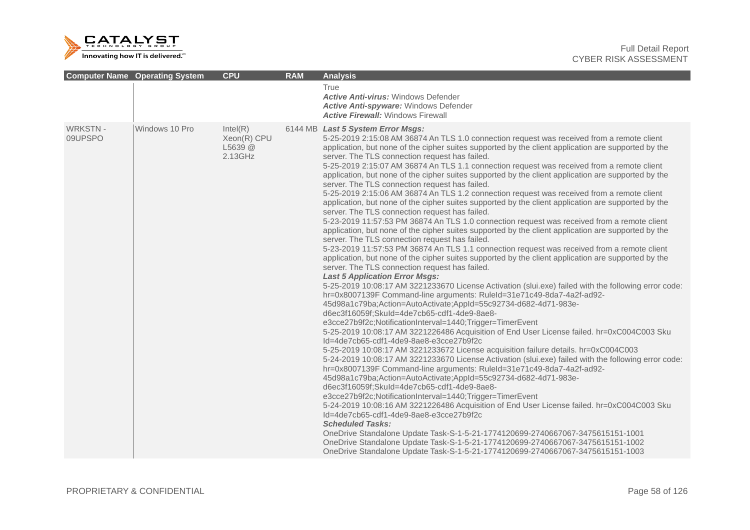| Computer Name | Operating System | CPU | RAM | Analysis |
|---|---|---|---|---|
| | | | | True<br>***Active Anti-virus:*** Windows Defender<br>***Active Anti-spyware:*** Windows Defender<br>***Active Firewall:*** Windows Firewall |
| WRKSTN - 09UPSPO | Windows 10 Pro | Intel(R) Xeon(R) CPU L5639 @ 2.13GHz | 6144 MB | ***Last 5 System Error Msgs:***<br>5-25-2019 2:15:08 AM 36874 An TLS 1.0 connection request was received from a remote client application, but none of the cipher suites supported by the client application are supported by the server. The TLS connection request has failed.<br>5-25-2019 2:15:07 AM 36874 An TLS 1.1 connection request was received from a remote client application, but none of the cipher suites supported by the client application are supported by the server. The TLS connection request has failed.<br>5-25-2019 2:15:06 AM 36874 An TLS 1.2 connection request was received from a remote client application, but none of the cipher suites supported by the client application are supported by the server. The TLS connection request has failed.<br>5-23-2019 11:57:53 PM 36874 An TLS 1.0 connection request was received from a remote client application, but none of the cipher suites supported by the client application are supported by the server. The TLS connection request has failed.<br>5-23-2019 11:57:53 PM 36874 An TLS 1.1 connection request was received from a remote client application, but none of the cipher suites supported by the client application are supported by the server. The TLS connection request has failed.<br>***Last 5 Application Error Msgs:***<br>5-25-2019 10:08:17 AM 3221233670 License Activation (slui.exe) failed with the following error code: hr=0x8007139F Command-line arguments: RuleId=31e71c49-8da7-4a2f-ad92-45d98a1c79ba;Action=AutoActivate;AppId=55c92734-d682-4d71-983e-d6ec3f16059f;SkuId=4de7cb65-cdf1-4de9-8ae8-e3cce27b9f2c;NotificationInterval=1440;Trigger=TimerEvent<br>5-25-2019 10:08:17 AM 3221226486 Acquisition of End User License failed. hr=0xC004C003 Sku Id=4de7cb65-cdf1-4de9-8ae8-e3cce27b9f2c<br>5-25-2019 10:08:17 AM 3221233672 License acquisition failure details. hr=0xC004C003<br>5-24-2019 10:08:17 AM 3221233670 License Activation (slui.exe) failed with the following error code: hr=0x8007139F Command-line arguments: RuleId=31e71c49-8da7-4a2f-ad92-45d98a1c79ba;Action=AutoActivate;AppId=55c92734-d682-4d71-983e-d6ec3f16059f;SkuId=4de7cb65-cdf1-4de9-8ae8-e3cce27b9f2c;NotificationInterval=1440;Trigger=TimerEvent<br>5-24-2019 10:08:16 AM 3221226486 Acquisition of End User License failed. hr=0xC004C003 Sku Id=4de7cb65-cdf1-4de9-8ae8-e3cce27b9f2c<br>***Scheduled Tasks:***<br>OneDrive Standalone Update Task-S-1-5-21-1774120699-2740667067-3475615151-1001<br>OneDrive Standalone Update Task-S-1-5-21-1774120699-2740667067-3475615151-1002<br>OneDrive Standalone Update Task-S-1-5-21-1774120699-2740667067-3475615151-1003 |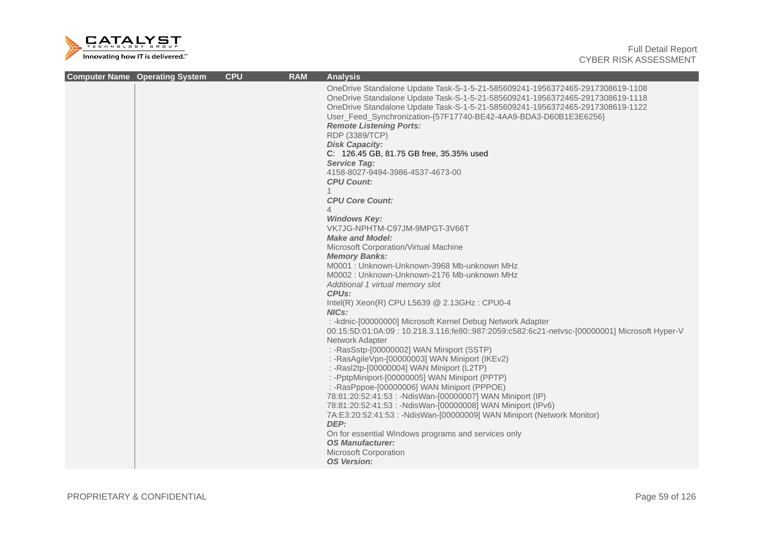| Computer Name | Operating System | CPU | RAM | Analysis |
|---|---|---|---|---|
| | | | | OneDrive Standalone Update Task-S-1-5-21-585609241-1956372465-2917308619-1108<br>OneDrive Standalone Update Task-S-1-5-21-585609241-1956372465-2917308619-1118<br>OneDrive Standalone Update Task-S-1-5-21-585609241-1956372465-2917308619-1122<br>User_Feed_Synchronization-{57F17740-BE42-4AA9-BDA3-D60B1E3E6256}<br>***Remote Listening Ports:***<br>RDP (3389/TCP)<br>***Disk Capacity:***<br>C:  126.45 GB, 81.75 GB free, 35.35% used<br>***Service Tag:***<br>4158-8027-9494-3986-4537-4673-00<br>***CPU Count:***<br>1<br>***CPU Core Count:***<br>4<br>***Windows Key:***<br>VK7JG-NPHTM-C97JM-9MPGT-3V66T<br>***Make and Model:***<br>Microsoft Corporation/Virtual Machine<br>***Memory Banks:***<br>M0001 : Unknown-Unknown-3968 Mb-unknown MHz<br>M0002 : Unknown-Unknown-2176 Mb-unknown MHz<br>*Additional 1 virtual memory slot*<br>***CPUs:***<br>Intel(R) Xeon(R) CPU L5639 @ 2.13GHz : CPU0-4<br>***NICs:***<br>: -kdnic-[00000000] Microsoft Kernel Debug Network Adapter<br>00:15:5D:01:0A:09 : 10.218.3.116;fe80::987:2059:c582:6c21-netvsc-[00000001] Microsoft Hyper-V Network Adapter<br>: -RasSstp-[00000002] WAN Miniport (SSTP)<br>: -RasAgileVpn-[00000003] WAN Miniport (IKEv2)<br>: -Rasl2tp-[00000004] WAN Miniport (L2TP)<br>: -PptpMiniport-[00000005] WAN Miniport (PPTP)<br>: -RasPppoe-[00000006] WAN Miniport (PPPOE)<br>78:81:20:52:41:53 : -NdisWan-[00000007] WAN Miniport (IP)<br>78:81:20:52:41:53 : -NdisWan-[00000008] WAN Miniport (IPv6)<br>7A:E3:20:52:41:53 : -NdisWan-[00000009] WAN Miniport (Network Monitor)<br>***DEP:***<br>On for essential Windows programs and services only<br>***OS Manufacturer:***<br>Microsoft Corporation<br>***OS Version:*** |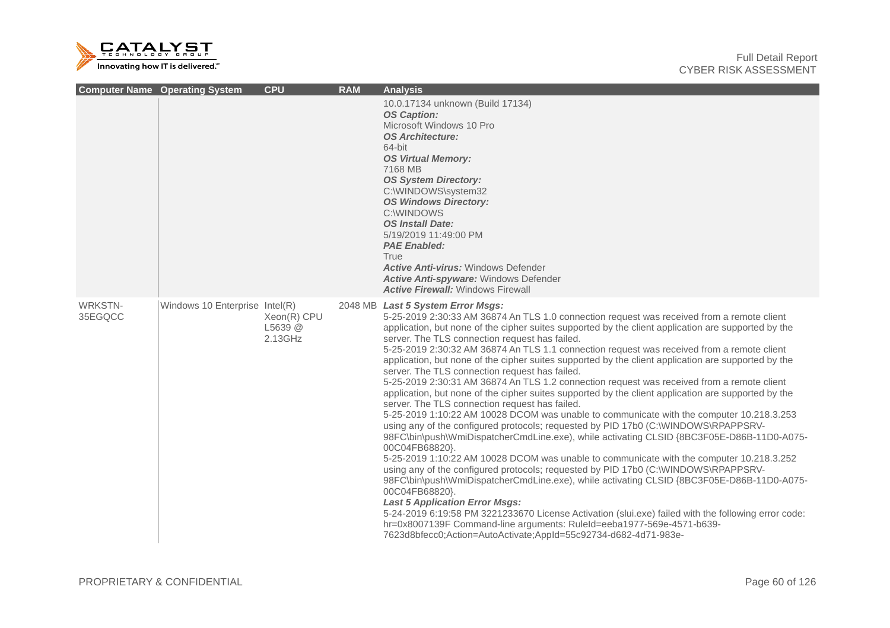| Computer Name | Operating System | CPU | RAM | Analysis |
|---|---|---|---|---|
| | | | | 10.0.17134 unknown (Build 17134)<br>***OS Caption:***<br>Microsoft Windows 10 Pro<br>***OS Architecture:***<br>64-bit<br>***OS Virtual Memory:***<br>7168 MB<br>***OS System Directory:***<br>C:\WINDOWS\system32<br>***OS Windows Directory:***<br>C:\WINDOWS<br>***OS Install Date:***<br>5/19/2019 11:49:00 PM<br>***PAE Enabled:***<br>True<br>***Active Anti-virus:*** Windows Defender<br>***Active Anti-spyware:*** Windows Defender<br>***Active Firewall:*** Windows Firewall |
| WRKSTN-35EGQCC | Windows 10 Enterprise | Intel(R) Xeon(R) CPU L5639 @ 2.13GHz | 2048 MB | ***Last 5 System Error Msgs:***<br>5-25-2019 2:30:33 AM 36874 An TLS 1.0 connection request was received from a remote client application, but none of the cipher suites supported by the client application are supported by the server. The TLS connection request has failed.<br>5-25-2019 2:30:32 AM 36874 An TLS 1.1 connection request was received from a remote client application, but none of the cipher suites supported by the client application are supported by the server. The TLS connection request has failed.<br>5-25-2019 2:30:31 AM 36874 An TLS 1.2 connection request was received from a remote client application, but none of the cipher suites supported by the client application are supported by the server. The TLS connection request has failed.<br>5-25-2019 1:10:22 AM 10028 DCOM was unable to communicate with the computer 10.218.3.253 using any of the configured protocols; requested by PID 17b0 (C:\WINDOWS\RPAPPSRV-98FC\bin\push\WmiDispatcherCmdLine.exe), while activating CLSID {8BC3F05E-D86B-11D0-A075-00C04FB68820}.<br>5-25-2019 1:10:22 AM 10028 DCOM was unable to communicate with the computer 10.218.3.252 using any of the configured protocols; requested by PID 17b0 (C:\WINDOWS\RPAPPSRV-98FC\bin\push\WmiDispatcherCmdLine.exe), while activating CLSID {8BC3F05E-D86B-11D0-A075-00C04FB68820}.<br>***Last 5 Application Error Msgs:***<br>5-24-2019 6:19:58 PM 3221233670 License Activation (slui.exe) failed with the following error code: hr=0x8007139F Command-line arguments: RuleId=eeba1977-569e-4571-b639-7623d8bfecc0;Action=AutoActivate;AppId=55c92734-d682-4d71-983e- |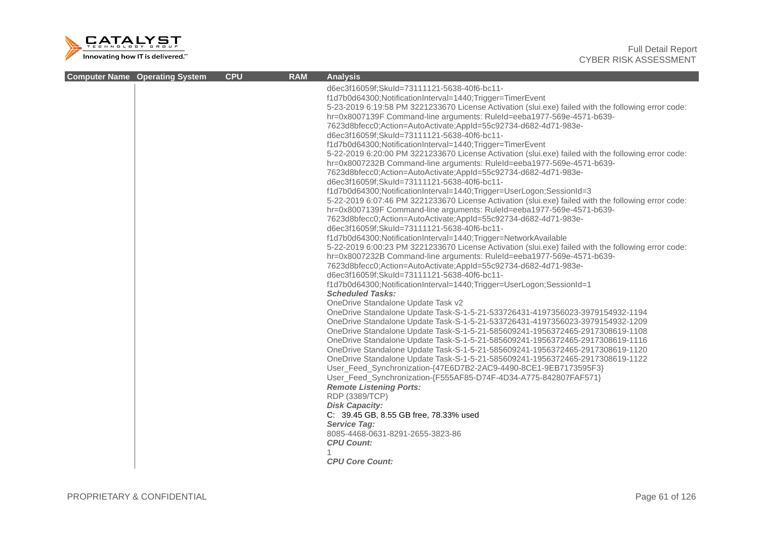| Computer Name | Operating System | CPU | RAM | Analysis |
|---|---|---|---|---|
| | | | | d6ec3f16059f;SkuId=73111121-5638-40f6-bc11-f1d7b0d64300;NotificationInterval=1440;Trigger=TimerEvent<br>5-23-2019 6:19:58 PM 3221233670 License Activation (slui.exe) failed with the following error code: hr=0x8007139F Command-line arguments: RuleId=eeba1977-569e-4571-b639-7623d8bfecc0;Action=AutoActivate;AppId=55c92734-d682-4d71-983e-d6ec3f16059f;SkuId=73111121-5638-40f6-bc11-f1d7b0d64300;NotificationInterval=1440;Trigger=TimerEvent<br>5-22-2019 6:20:00 PM 3221233670 License Activation (slui.exe) failed with the following error code: hr=0x8007232B Command-line arguments: RuleId=eeba1977-569e-4571-b639-7623d8bfecc0;Action=AutoActivate;AppId=55c92734-d682-4d71-983e-d6ec3f16059f;SkuId=73111121-5638-40f6-bc11-f1d7b0d64300;NotificationInterval=1440;Trigger=UserLogon;SessionId=3<br>5-22-2019 6:07:46 PM 3221233670 License Activation (slui.exe) failed with the following error code: hr=0x8007139F Command-line arguments: RuleId=eeba1977-569e-4571-b639-7623d8bfecc0;Action=AutoActivate;AppId=55c92734-d682-4d71-983e-d6ec3f16059f;SkuId=73111121-5638-40f6-bc11-f1d7b0d64300;NotificationInterval=1440;Trigger=NetworkAvailable<br>5-22-2019 6:00:23 PM 3221233670 License Activation (slui.exe) failed with the following error code: hr=0x8007232B Command-line arguments: RuleId=eeba1977-569e-4571-b639-7623d8bfecc0;Action=AutoActivate;AppId=55c92734-d682-4d71-983e-d6ec3f16059f;SkuId=73111121-5638-40f6-bc11-f1d7b0d64300;NotificationInterval=1440;Trigger=UserLogon;SessionId=1<br>***Scheduled Tasks:***<br>OneDrive Standalone Update Task v2<br>OneDrive Standalone Update Task-S-1-5-21-533726431-4197356023-3979154932-1194<br>OneDrive Standalone Update Task-S-1-5-21-533726431-4197356023-3979154932-1209<br>OneDrive Standalone Update Task-S-1-5-21-585609241-1956372465-2917308619-1108<br>OneDrive Standalone Update Task-S-1-5-21-585609241-1956372465-2917308619-1116<br>OneDrive Standalone Update Task-S-1-5-21-585609241-1956372465-2917308619-1120<br>OneDrive Standalone Update Task-S-1-5-21-585609241-1956372465-2917308619-1122<br>User_Feed_Synchronization-{47E6D7B2-2AC9-4490-8CE1-9EB7173595F3}<br>User_Feed_Synchronization-{F555AF85-D74F-4D34-A775-842807FAF571}<br>***Remote Listening Ports:***<br>RDP (3389/TCP)<br>***Disk Capacity:***<br>C: 39.45 GB, 8.55 GB free, 78.33% used<br>***Service Tag:***<br>8085-4468-0631-8291-2655-3823-86<br>***CPU Count:***<br>1<br>***CPU Core Count:*** |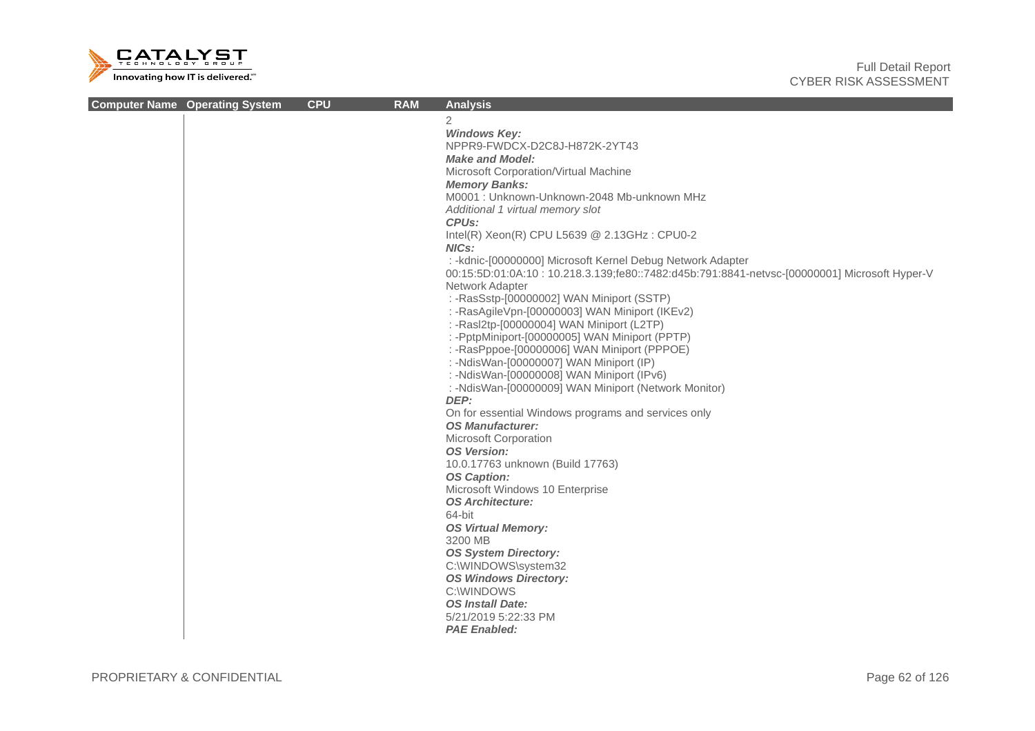| Computer Name | Operating System | CPU | RAM | Analysis |
|---|---|---|---|---|
| | | | | 2<br>***Windows Key:***<br>NPPR9-FWDCX-D2C8J-H872K-2YT43<br>***Make and Model:***<br>Microsoft Corporation/Virtual Machine<br>***Memory Banks:***<br>M0001 : Unknown-Unknown-2048 Mb-unknown MHz<br>*Additional 1 virtual memory slot*<br>***CPUs:***<br>Intel(R) Xeon(R) CPU L5639 @ 2.13GHz : CPU0-2<br>***NICs:***<br>: -kdnic-[00000000] Microsoft Kernel Debug Network Adapter<br>00:15:5D:01:0A:10 : 10.218.3.139;fe80::7482:d45b:791:8841-netvsc-[00000001] Microsoft Hyper-V Network Adapter<br>: -RasSstp-[00000002] WAN Miniport (SSTP)<br>: -RasAgileVpn-[00000003] WAN Miniport (IKEv2)<br>: -Rasl2tp-[00000004] WAN Miniport (L2TP)<br>: -PptpMiniport-[00000005] WAN Miniport (PPTP)<br>: -RasPppoe-[00000006] WAN Miniport (PPPOE)<br>: -NdisWan-[00000007] WAN Miniport (IP)<br>: -NdisWan-[00000008] WAN Miniport (IPv6)<br>: -NdisWan-[00000009] WAN Miniport (Network Monitor)<br>***DEP:***<br>On for essential Windows programs and services only<br>***OS Manufacturer:***<br>Microsoft Corporation<br>***OS Version:***<br>10.0.17763 unknown (Build 17763)<br>***OS Caption:***<br>Microsoft Windows 10 Enterprise<br>***OS Architecture:***<br>64-bit<br>***OS Virtual Memory:***<br>3200 MB<br>***OS System Directory:***<br>C:\WINDOWS\system32<br>***OS Windows Directory:***<br>C:\WINDOWS<br>***OS Install Date:***<br>5/21/2019 5:22:33 PM<br>***PAE Enabled:*** |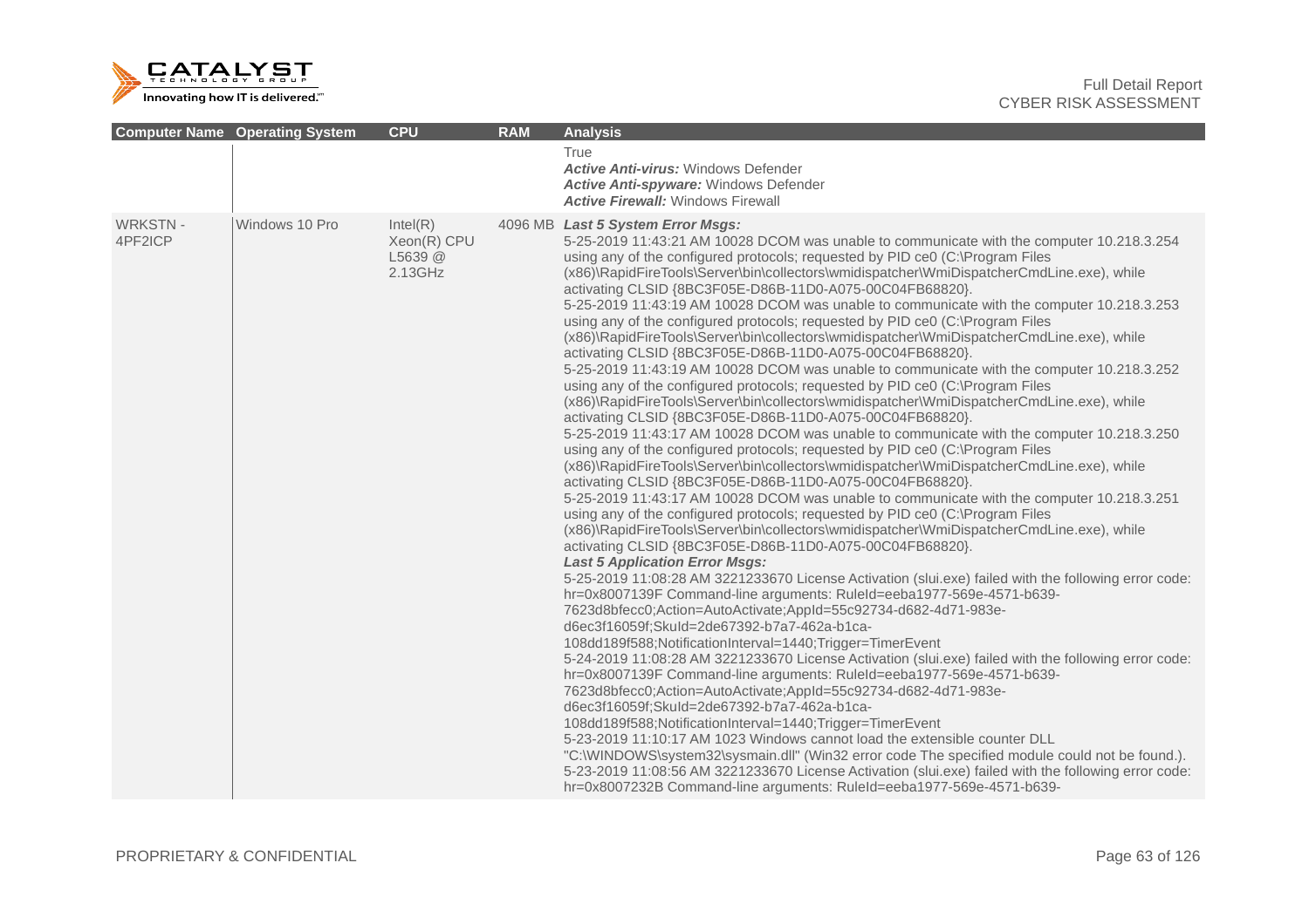| Computer Name | Operating System | CPU | RAM | Analysis |
|---|---|---|---|---|
| | | | | True<br>***Active Anti-virus:*** Windows Defender<br>***Active Anti-spyware:*** Windows Defender<br>***Active Firewall:*** Windows Firewall |
| WRKSTN - 4PF2ICP | Windows 10 Pro | Intel(R) Xeon(R) CPU L5639 @ 2.13GHz | 4096 MB | ***Last 5 System Error Msgs:***<br>5-25-2019 11:43:21 AM 10028 DCOM was unable to communicate with the computer 10.218.3.254 using any of the configured protocols; requested by PID ce0 (C:\Program Files (x86)\RapidFireTools\Server\bin\collectors\wmidispatcher\WmiDispatcherCmdLine.exe), while activating CLSID {8BC3F05E-D86B-11D0-A075-00C04FB68820}.<br>5-25-2019 11:43:19 AM 10028 DCOM was unable to communicate with the computer 10.218.3.253 using any of the configured protocols; requested by PID ce0 (C:\Program Files (x86)\RapidFireTools\Server\bin\collectors\wmidispatcher\WmiDispatcherCmdLine.exe), while activating CLSID {8BC3F05E-D86B-11D0-A075-00C04FB68820}.<br>5-25-2019 11:43:19 AM 10028 DCOM was unable to communicate with the computer 10.218.3.252 using any of the configured protocols; requested by PID ce0 (C:\Program Files (x86)\RapidFireTools\Server\bin\collectors\wmidispatcher\WmiDispatcherCmdLine.exe), while activating CLSID {8BC3F05E-D86B-11D0-A075-00C04FB68820}.<br>5-25-2019 11:43:17 AM 10028 DCOM was unable to communicate with the computer 10.218.3.250 using any of the configured protocols; requested by PID ce0 (C:\Program Files (x86)\RapidFireTools\Server\bin\collectors\wmidispatcher\WmiDispatcherCmdLine.exe), while activating CLSID {8BC3F05E-D86B-11D0-A075-00C04FB68820}.<br>5-25-2019 11:43:17 AM 10028 DCOM was unable to communicate with the computer 10.218.3.251 using any of the configured protocols; requested by PID ce0 (C:\Program Files (x86)\RapidFireTools\Server\bin\collectors\wmidispatcher\WmiDispatcherCmdLine.exe), while activating CLSID {8BC3F05E-D86B-11D0-A075-00C04FB68820}.<br>***Last 5 Application Error Msgs:***<br>5-25-2019 11:08:28 AM 3221233670 License Activation (slui.exe) failed with the following error code: hr=0x8007139F Command-line arguments: RuleId=eeba1977-569e-4571-b639-7623d8bfecc0;Action=AutoActivate;AppId=55c92734-d682-4d71-983e-d6ec3f16059f;SkuId=2de67392-b7a7-462a-b1ca-108dd189f588;NotificationInterval=1440;Trigger=TimerEvent<br>5-24-2019 11:08:28 AM 3221233670 License Activation (slui.exe) failed with the following error code: hr=0x8007139F Command-line arguments: RuleId=eeba1977-569e-4571-b639-7623d8bfecc0;Action=AutoActivate;AppId=55c92734-d682-4d71-983e-d6ec3f16059f;SkuId=2de67392-b7a7-462a-b1ca-108dd189f588;NotificationInterval=1440;Trigger=TimerEvent<br>5-23-2019 11:10:17 AM 1023 Windows cannot load the extensible counter DLL "C:\WINDOWS\system32\sysmain.dll" (Win32 error code The specified module could not be found.).<br>5-23-2019 11:08:56 AM 3221233670 License Activation (slui.exe) failed with the following error code: hr=0x8007232B Command-line arguments: RuleId=eeba1977-569e-4571-b639- |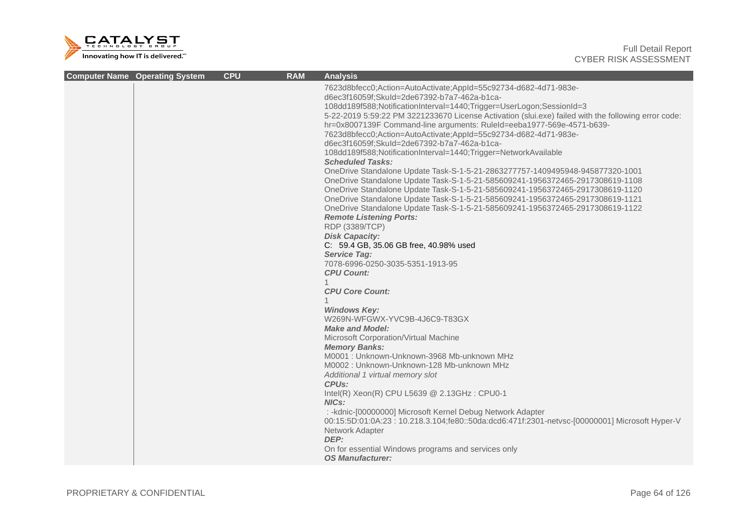| Computer Name | Operating System | CPU | RAM | Analysis |
|---|---|---|---|---|
| | | | | 7623d8bfecc0;Action=AutoActivate;AppId=55c92734-d682-4d71-983e-d6ec3f16059f;SkuId=2de67392-b7a7-462a-b1ca-108dd189f588;NotificationInterval=1440;Trigger=UserLogon;SessionId=3<br>5-22-2019 5:59:22 PM 3221233670 License Activation (slui.exe) failed with the following error code: hr=0x8007139F Command-line arguments: RuleId=eeba1977-569e-4571-b639-7623d8bfecc0;Action=AutoActivate;AppId=55c92734-d682-4d71-983e-d6ec3f16059f;SkuId=2de67392-b7a7-462a-b1ca-108dd189f588;NotificationInterval=1440;Trigger=NetworkAvailable<br>***Scheduled Tasks:***<br>OneDrive Standalone Update Task-S-1-5-21-2863277757-1409495948-945877320-1001<br>OneDrive Standalone Update Task-S-1-5-21-585609241-1956372465-2917308619-1108<br>OneDrive Standalone Update Task-S-1-5-21-585609241-1956372465-2917308619-1120<br>OneDrive Standalone Update Task-S-1-5-21-585609241-1956372465-2917308619-1121<br>OneDrive Standalone Update Task-S-1-5-21-585609241-1956372465-2917308619-1122<br>***Remote Listening Ports:***<br>RDP (3389/TCP)<br>***Disk Capacity:***<br>C: 59.4 GB, 35.06 GB free, 40.98% used<br>***Service Tag:***<br>7078-6996-0250-3035-5351-1913-95<br>***CPU Count:***<br>1<br>***CPU Core Count:***<br>1<br>***Windows Key:***<br>W269N-WFGWX-YVC9B-4J6C9-T83GX<br>***Make and Model:***<br>Microsoft Corporation/Virtual Machine<br>***Memory Banks:***<br>M0001 : Unknown-Unknown-3968 Mb-unknown MHz<br>M0002 : Unknown-Unknown-128 Mb-unknown MHz<br>*Additional 1 virtual memory slot*<br>***CPUs:***<br>Intel(R) Xeon(R) CPU L5639 @ 2.13GHz : CPU0-1<br>***NICs:***<br>: -kdnic-[00000000] Microsoft Kernel Debug Network Adapter<br>00:15:5D:01:0A:23 : 10.218.3.104;fe80::50da:dcd6:471f:2301-netvsc-[00000001] Microsoft Hyper-V Network Adapter<br>***DEP:***<br>On for essential Windows programs and services only<br>***OS Manufacturer:*** |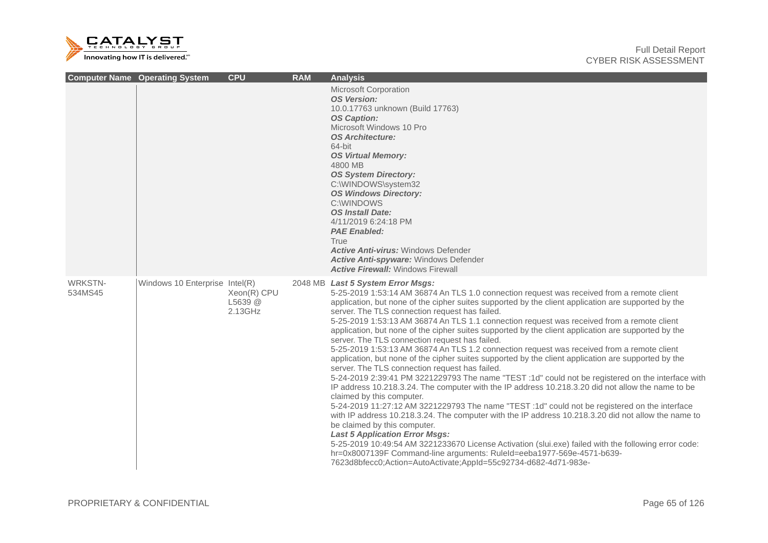| Computer Name | Operating System | CPU | RAM | Analysis |
|---|---|---|---|---|
| | | | | Microsoft Corporation<br>***OS Version:***<br>10.0.17763 unknown (Build 17763)<br>***OS Caption:***<br>Microsoft Windows 10 Pro<br>***OS Architecture:***<br>64-bit<br>***OS Virtual Memory:***<br>4800 MB<br>***OS System Directory:***<br>C:\WINDOWS\system32<br>***OS Windows Directory:***<br>C:\WINDOWS<br>***OS Install Date:***<br>4/11/2019 6:24:18 PM<br>***PAE Enabled:***<br>True<br>***Active Anti-virus:*** Windows Defender<br>***Active Anti-spyware:*** Windows Defender<br>***Active Firewall:*** Windows Firewall |
| WRKSTN-534MS45 | Windows 10 Enterprise | Intel(R) Xeon(R) CPU L5639 @ 2.13GHz | 2048 MB | ***Last 5 System Error Msgs:***<br>5-25-2019 1:53:14 AM 36874 An TLS 1.0 connection request was received from a remote client application, but none of the cipher suites supported by the client application are supported by the server. The TLS connection request has failed.<br>5-25-2019 1:53:13 AM 36874 An TLS 1.1 connection request was received from a remote client application, but none of the cipher suites supported by the client application are supported by the server. The TLS connection request has failed.<br>5-25-2019 1:53:13 AM 36874 An TLS 1.2 connection request was received from a remote client application, but none of the cipher suites supported by the client application are supported by the server. The TLS connection request has failed.<br>5-24-2019 2:39:41 PM 3221229793 The name "TEST :1d" could not be registered on the interface with IP address 10.218.3.24. The computer with the IP address 10.218.3.20 did not allow the name to be claimed by this computer.<br>5-24-2019 11:27:12 AM 3221229793 The name "TEST :1d" could not be registered on the interface with IP address 10.218.3.24. The computer with the IP address 10.218.3.20 did not allow the name to be claimed by this computer.<br>***Last 5 Application Error Msgs:***<br>5-25-2019 10:49:54 AM 3221233670 License Activation (slui.exe) failed with the following error code: hr=0x8007139F Command-line arguments: RuleId=eeba1977-569e-4571-b639-7623d8bfecc0;Action=AutoActivate;AppId=55c92734-d682-4d71-983e- |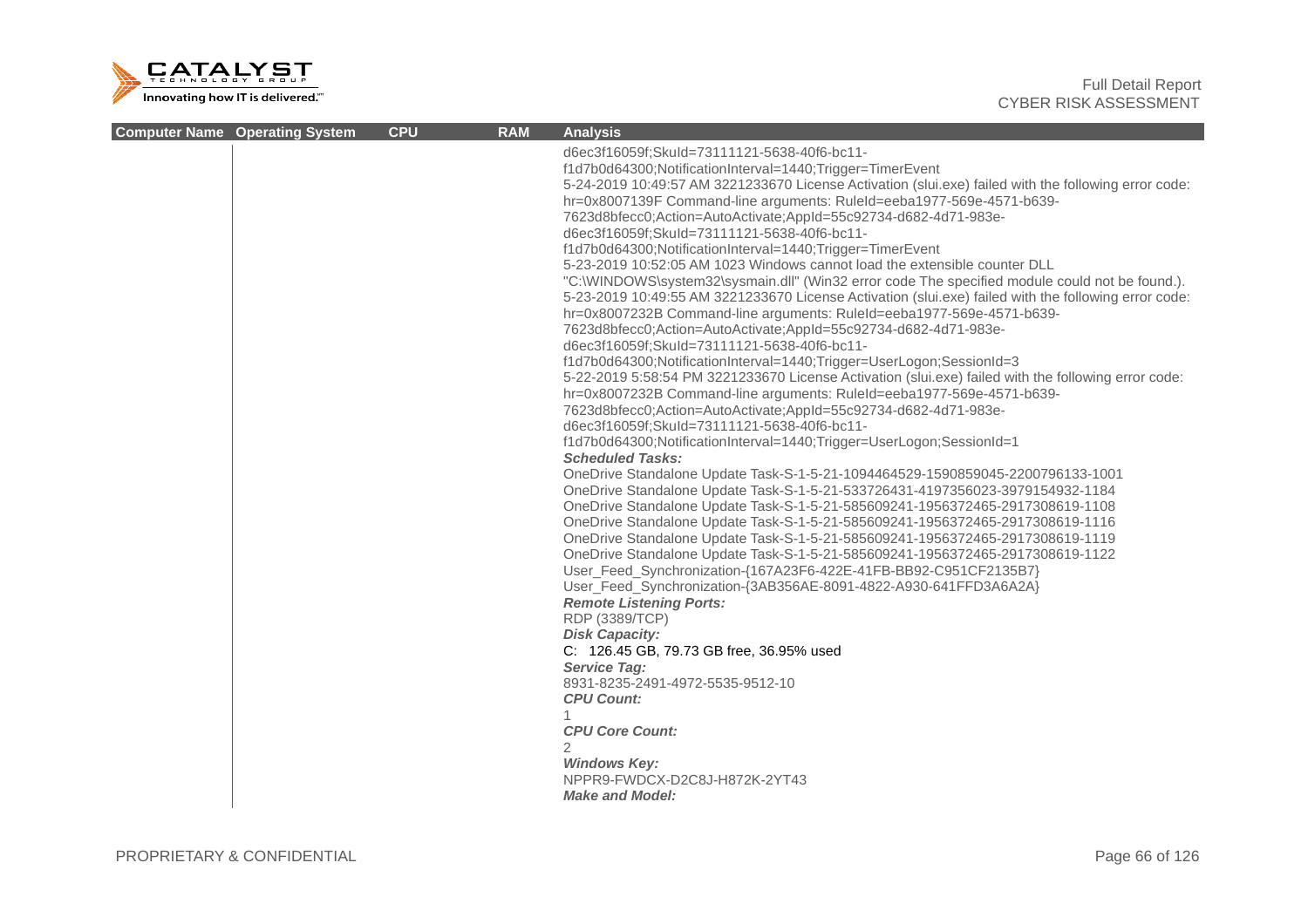| Computer Name | Operating System | CPU | RAM | Analysis |
|---|---|---|---|---|
| | | | | d6ec3f16059f;SkuId=73111121-5638-40f6-bc11-f1d7b0d64300;NotificationInterval=1440;Trigger=TimerEvent<br>5-24-2019 10:49:57 AM 3221233670 License Activation (slui.exe) failed with the following error code: hr=0x8007139F Command-line arguments: RuleId=eeba1977-569e-4571-b639-7623d8bfecc0;Action=AutoActivate;AppId=55c92734-d682-4d71-983e-d6ec3f16059f;SkuId=73111121-5638-40f6-bc11-f1d7b0d64300;NotificationInterval=1440;Trigger=TimerEvent<br>5-23-2019 10:52:05 AM 1023 Windows cannot load the extensible counter DLL "C:\WINDOWS\system32\sysmain.dll" (Win32 error code The specified module could not be found.).<br>5-23-2019 10:49:55 AM 3221233670 License Activation (slui.exe) failed with the following error code: hr=0x8007232B Command-line arguments: RuleId=eeba1977-569e-4571-b639-7623d8bfecc0;Action=AutoActivate;AppId=55c92734-d682-4d71-983e-d6ec3f16059f;SkuId=73111121-5638-40f6-bc11-f1d7b0d64300;NotificationInterval=1440;Trigger=UserLogon;SessionId=3<br>5-22-2019 5:58:54 PM 3221233670 License Activation (slui.exe) failed with the following error code: hr=0x8007232B Command-line arguments: RuleId=eeba1977-569e-4571-b639-7623d8bfecc0;Action=AutoActivate;AppId=55c92734-d682-4d71-983e-d6ec3f16059f;SkuId=73111121-5638-40f6-bc11-f1d7b0d64300;NotificationInterval=1440;Trigger=UserLogon;SessionId=1<br>***Scheduled Tasks:***<br>OneDrive Standalone Update Task-S-1-5-21-1094464529-1590859045-2200796133-1001<br>OneDrive Standalone Update Task-S-1-5-21-533726431-4197356023-3979154932-1184<br>OneDrive Standalone Update Task-S-1-5-21-585609241-1956372465-2917308619-1108<br>OneDrive Standalone Update Task-S-1-5-21-585609241-1956372465-2917308619-1116<br>OneDrive Standalone Update Task-S-1-5-21-585609241-1956372465-2917308619-1119<br>OneDrive Standalone Update Task-S-1-5-21-585609241-1956372465-2917308619-1122<br>User_Feed_Synchronization-{167A23F6-422E-41FB-BB92-C951CF2135B7}<br>User_Feed_Synchronization-{3AB356AE-8091-4822-A930-641FFD3A6A2A}<br>***Remote Listening Ports:***<br>RDP (3389/TCP)<br>***Disk Capacity:***<br>C: 126.45 GB, 79.73 GB free, 36.95% used<br>***Service Tag:***<br>8931-8235-2491-4972-5535-9512-10<br>***CPU Count:***<br>1<br>***CPU Core Count:***<br>2<br>***Windows Key:***<br>NPPR9-FWDCX-D2C8J-H872K-2YT43<br>***Make and Model:*** |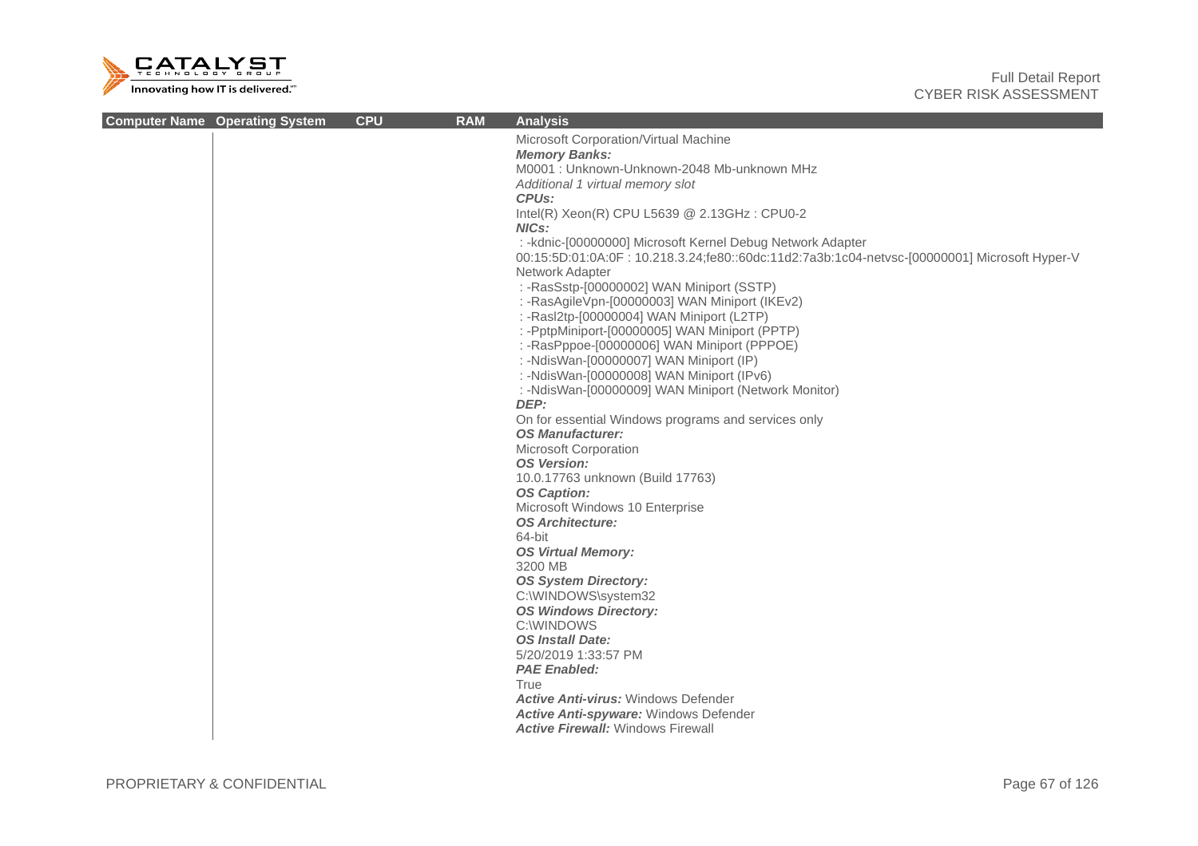| Computer Name | Operating System | CPU | RAM | Analysis |
|---|---|---|---|---|
| | | | | Microsoft Corporation/Virtual Machine<br>***Memory Banks:***<br>M0001 : Unknown-Unknown-2048 Mb-unknown MHz<br>*Additional 1 virtual memory slot*<br>***CPUs:***<br>Intel(R) Xeon(R) CPU L5639 @ 2.13GHz : CPU0-2<br>***NICs:***<br>: -kdnic-[00000000] Microsoft Kernel Debug Network Adapter<br>00:15:5D:01:0A:0F : 10.218.3.24;fe80::60dc:11d2:7a3b:1c04-netvsc-[00000001] Microsoft Hyper-V Network Adapter<br>: -RasSstp-[00000002] WAN Miniport (SSTP)<br>: -RasAgileVpn-[00000003] WAN Miniport (IKEv2)<br>: -Rasl2tp-[00000004] WAN Miniport (L2TP)<br>: -PptpMiniport-[00000005] WAN Miniport (PPTP)<br>: -RasPppoe-[00000006] WAN Miniport (PPPOE)<br>: -NdisWan-[00000007] WAN Miniport (IP)<br>: -NdisWan-[00000008] WAN Miniport (IPv6)<br>: -NdisWan-[00000009] WAN Miniport (Network Monitor)<br>***DEP:***<br>On for essential Windows programs and services only<br>***OS Manufacturer:***<br>Microsoft Corporation<br>***OS Version:***<br>10.0.17763 unknown (Build 17763)<br>***OS Caption:***<br>Microsoft Windows 10 Enterprise<br>***OS Architecture:***<br>64-bit<br>***OS Virtual Memory:***<br>3200 MB<br>***OS System Directory:***<br>C:\WINDOWS\system32<br>***OS Windows Directory:***<br>C:\WINDOWS<br>***OS Install Date:***<br>5/20/2019 1:33:57 PM<br>***PAE Enabled:***<br>True<br>***Active Anti-virus:*** Windows Defender<br>***Active Anti-spyware:*** Windows Defender<br>***Active Firewall:*** Windows Firewall |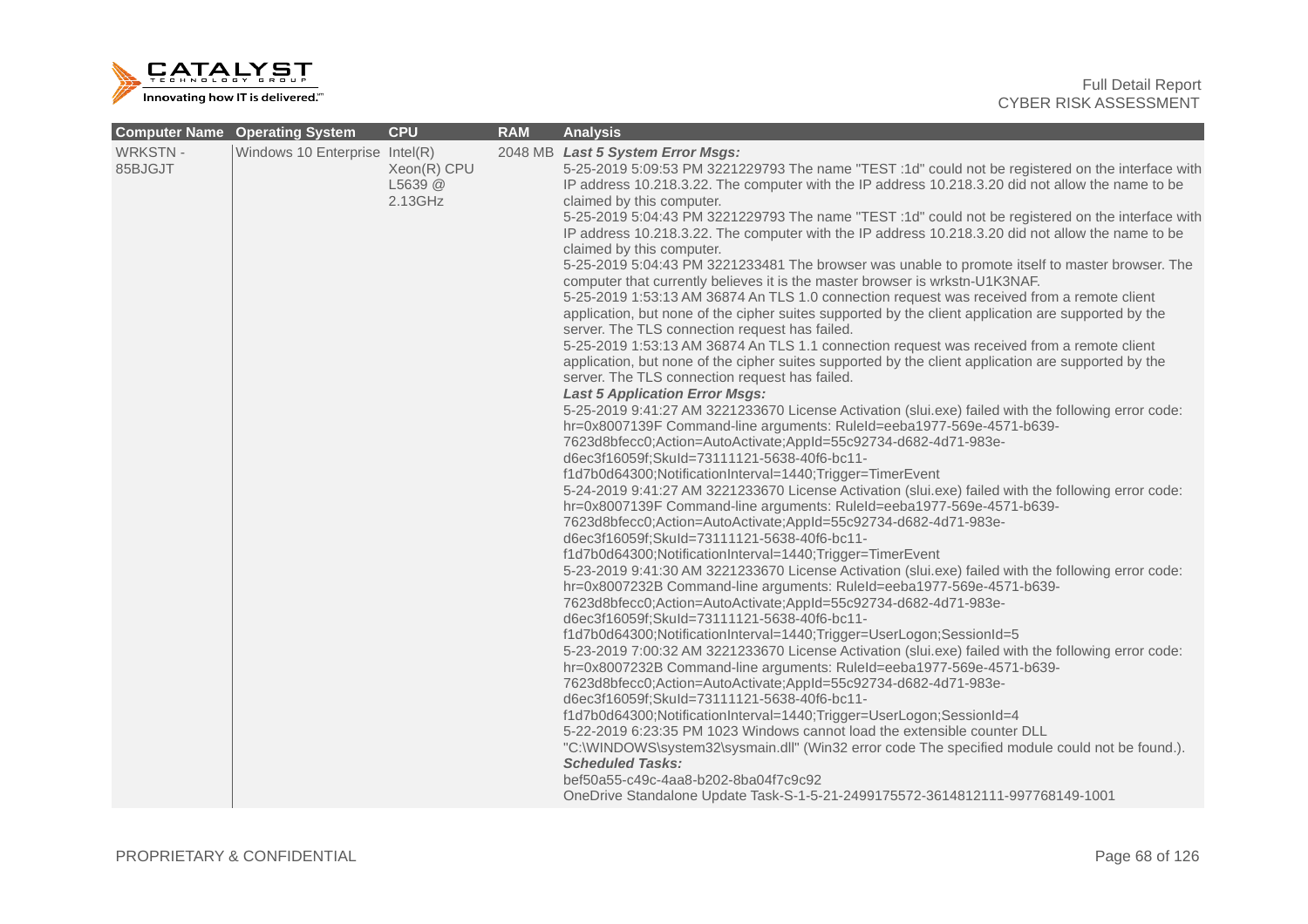| Computer Name | Operating System | CPU | RAM | Analysis |
|---|---|---|---|---|
| WRKSTN - 85BJGJT | Windows 10 Enterprise | Intel(R) Xeon(R) CPU L5639 @ 2.13GHz | 2048 MB | ***Last 5 System Error Msgs:***<br>5-25-2019 5:09:53 PM 3221229793 The name "TEST :1d" could not be registered on the interface with IP address 10.218.3.22. The computer with the IP address 10.218.3.20 did not allow the name to be claimed by this computer.<br>5-25-2019 5:04:43 PM 3221229793 The name "TEST :1d" could not be registered on the interface with IP address 10.218.3.22. The computer with the IP address 10.218.3.20 did not allow the name to be claimed by this computer.<br>5-25-2019 5:04:43 PM 3221233481 The browser was unable to promote itself to master browser. The computer that currently believes it is the master browser is wrkstn-U1K3NAF.<br>5-25-2019 1:53:13 AM 36874 An TLS 1.0 connection request was received from a remote client application, but none of the cipher suites supported by the client application are supported by the server. The TLS connection request has failed.<br>5-25-2019 1:53:13 AM 36874 An TLS 1.1 connection request was received from a remote client application, but none of the cipher suites supported by the client application are supported by the server. The TLS connection request has failed.<br>***Last 5 Application Error Msgs:***<br>5-25-2019 9:41:27 AM 3221233670 License Activation (slui.exe) failed with the following error code: hr=0x8007139F Command-line arguments: RuleId=eeba1977-569e-4571-b639-7623d8bfecc0;Action=AutoActivate;AppId=55c92734-d682-4d71-983e-d6ec3f16059f;SkuId=73111121-5638-40f6-bc11-f1d7b0d64300;NotificationInterval=1440;Trigger=TimerEvent<br>5-24-2019 9:41:27 AM 3221233670 License Activation (slui.exe) failed with the following error code: hr=0x8007139F Command-line arguments: RuleId=eeba1977-569e-4571-b639-7623d8bfecc0;Action=AutoActivate;AppId=55c92734-d682-4d71-983e-d6ec3f16059f;SkuId=73111121-5638-40f6-bc11-f1d7b0d64300;NotificationInterval=1440;Trigger=TimerEvent<br>5-23-2019 9:41:30 AM 3221233670 License Activation (slui.exe) failed with the following error code: hr=0x8007232B Command-line arguments: RuleId=eeba1977-569e-4571-b639-7623d8bfecc0;Action=AutoActivate;AppId=55c92734-d682-4d71-983e-d6ec3f16059f;SkuId=73111121-5638-40f6-bc11-f1d7b0d64300;NotificationInterval=1440;Trigger=UserLogon;SessionId=5<br>5-23-2019 7:00:32 AM 3221233670 License Activation (slui.exe) failed with the following error code: hr=0x8007232B Command-line arguments: RuleId=eeba1977-569e-4571-b639-7623d8bfecc0;Action=AutoActivate;AppId=55c92734-d682-4d71-983e-d6ec3f16059f;SkuId=73111121-5638-40f6-bc11-f1d7b0d64300;NotificationInterval=1440;Trigger=UserLogon;SessionId=4<br>5-22-2019 6:23:35 PM 1023 Windows cannot load the extensible counter DLL "C:\WINDOWS\system32\sysmain.dll" (Win32 error code The specified module could not be found.).<br>***Scheduled Tasks:***<br>bef50a55-c49c-4aa8-b202-8ba04f7c9c92<br>OneDrive Standalone Update Task-S-1-5-21-2499175572-3614812111-997768149-1001 |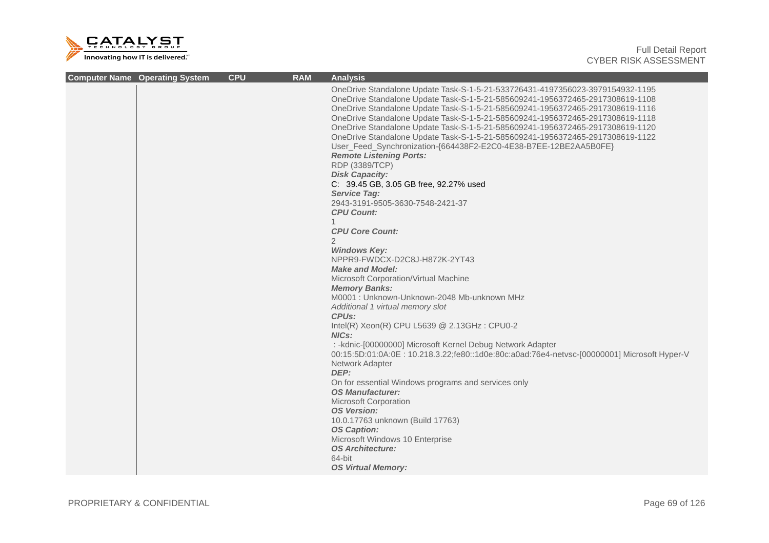| Computer Name | Operating System | CPU | RAM | Analysis |
|---|---|---|---|---|
| | | | | OneDrive Standalone Update Task-S-1-5-21-533726431-4197356023-3979154932-1195<br>OneDrive Standalone Update Task-S-1-5-21-585609241-1956372465-2917308619-1108<br>OneDrive Standalone Update Task-S-1-5-21-585609241-1956372465-2917308619-1116<br>OneDrive Standalone Update Task-S-1-5-21-585609241-1956372465-2917308619-1118<br>OneDrive Standalone Update Task-S-1-5-21-585609241-1956372465-2917308619-1120<br>OneDrive Standalone Update Task-S-1-5-21-585609241-1956372465-2917308619-1122<br>User_Feed_Synchronization-{664438F2-E2C0-4E38-B7EE-12BE2AA5B0FE}<br>***Remote Listening Ports:***<br>RDP (3389/TCP)<br>***Disk Capacity:***<br>C:  39.45 GB, 3.05 GB free, 92.27% used<br>***Service Tag:***<br>2943-3191-9505-3630-7548-2421-37<br>***CPU Count:***<br>1<br>***CPU Core Count:***<br>2<br>***Windows Key:***<br>NPPR9-FWDCX-D2C8J-H872K-2YT43<br>***Make and Model:***<br>Microsoft Corporation/Virtual Machine<br>***Memory Banks:***<br>M0001 : Unknown-Unknown-2048 Mb-unknown MHz<br>*Additional 1 virtual memory slot*<br>***CPUs:***<br>Intel(R) Xeon(R) CPU L5639 @ 2.13GHz : CPU0-2<br>***NICs:***<br> : -kdnic-[00000000] Microsoft Kernel Debug Network Adapter<br>00:15:5D:01:0A:0E : 10.218.3.22;fe80::1d0e:80c:a0ad:76e4-netvsc-[00000001] Microsoft Hyper-V Network Adapter<br>***DEP:***<br>On for essential Windows programs and services only<br>***OS Manufacturer:***<br>Microsoft Corporation<br>***OS Version:***<br>10.0.17763 unknown (Build 17763)<br>***OS Caption:***<br>Microsoft Windows 10 Enterprise<br>***OS Architecture:***<br>64-bit<br>***OS Virtual Memory:*** |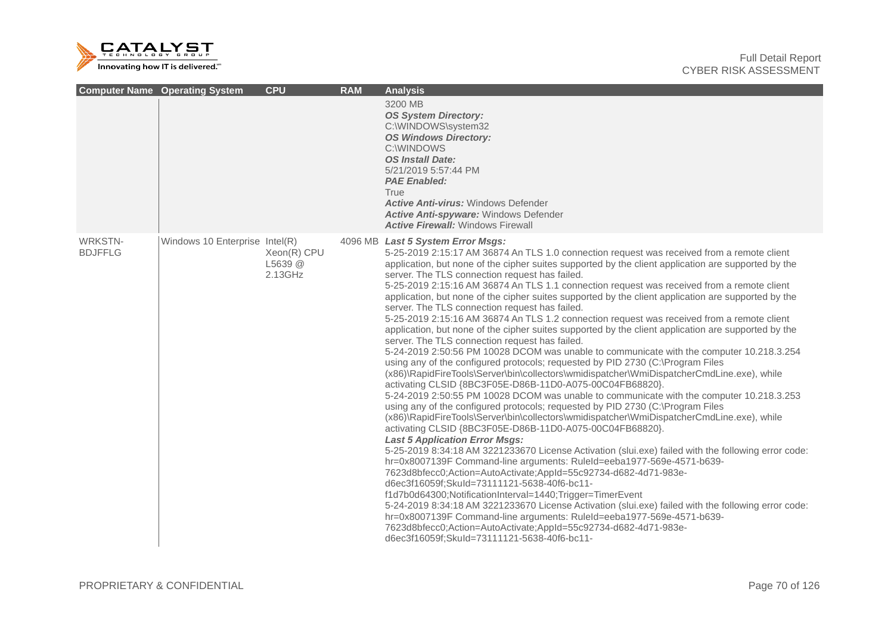| Computer Name | Operating System | CPU | RAM | Analysis |
| --- | --- | --- | --- | --- |
| | | | | 3200 MB<br>***OS System Directory:***<br>C:\WINDOWS\system32<br>***OS Windows Directory:***<br>C:\WINDOWS<br>***OS Install Date:***<br>5/21/2019 5:57:44 PM<br>***PAE Enabled:***<br>True<br>***Active Anti-virus:*** Windows Defender<br>***Active Anti-spyware:*** Windows Defender<br>***Active Firewall:*** Windows Firewall |
| WRKSTN-BDJFFLG | Windows 10 Enterprise | Intel(R) Xeon(R) CPU L5639 @ 2.13GHz | 4096 MB | ***Last 5 System Error Msgs:***<br>5-25-2019 2:15:17 AM 36874 An TLS 1.0 connection request was received from a remote client application, but none of the cipher suites supported by the client application are supported by the server. The TLS connection request has failed.<br>5-25-2019 2:15:16 AM 36874 An TLS 1.1 connection request was received from a remote client application, but none of the cipher suites supported by the client application are supported by the server. The TLS connection request has failed.<br>5-25-2019 2:15:16 AM 36874 An TLS 1.2 connection request was received from a remote client application, but none of the cipher suites supported by the client application are supported by the server. The TLS connection request has failed.<br>5-24-2019 2:50:56 PM 10028 DCOM was unable to communicate with the computer 10.218.3.254 using any of the configured protocols; requested by PID 2730 (C:\Program Files (x86)\RapidFireTools\Server\bin\collectors\wmidispatcher\WmiDispatcherCmdLine.exe), while activating CLSID {8BC3F05E-D86B-11D0-A075-00C04FB68820}.<br>5-24-2019 2:50:55 PM 10028 DCOM was unable to communicate with the computer 10.218.3.253 using any of the configured protocols; requested by PID 2730 (C:\Program Files (x86)\RapidFireTools\Server\bin\collectors\wmidispatcher\WmiDispatcherCmdLine.exe), while activating CLSID {8BC3F05E-D86B-11D0-A075-00C04FB68820}.<br>***Last 5 Application Error Msgs:***<br>5-25-2019 8:34:18 AM 3221233670 License Activation (slui.exe) failed with the following error code: hr=0x8007139F Command-line arguments: RuleId=eeba1977-569e-4571-b639-7623d8bfecc0;Action=AutoActivate;AppId=55c92734-d682-4d71-983e-d6ec3f16059f;SkuId=73111121-5638-40f6-bc11-f1d7b0d64300;NotificationInterval=1440;Trigger=TimerEvent<br>5-24-2019 8:34:18 AM 3221233670 License Activation (slui.exe) failed with the following error code: hr=0x8007139F Command-line arguments: RuleId=eeba1977-569e-4571-b639-7623d8bfecc0;Action=AutoActivate;AppId=55c92734-d682-4d71-983e-d6ec3f16059f;SkuId=73111121-5638-40f6-bc11- |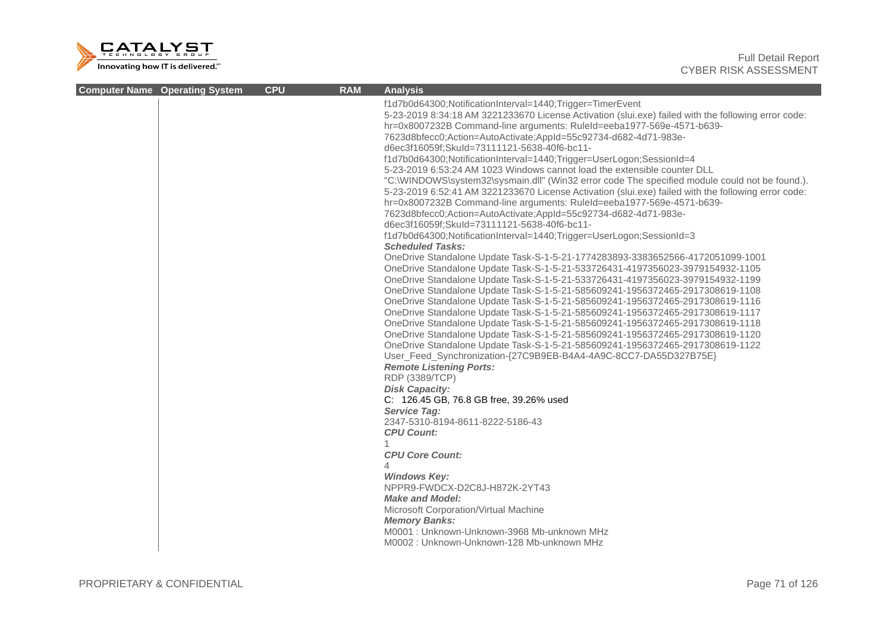| Computer Name | Operating System | CPU | RAM | Analysis |
|---|---|---|---|---|
| | | | | f1d7b0d64300;NotificationInterval=1440;Trigger=TimerEvent<br>5-23-2019 8:34:18 AM 3221233670 License Activation (slui.exe) failed with the following error code: hr=0x8007232B Command-line arguments: RuleId=eeba1977-569e-4571-b639-7623d8bfecc0;Action=AutoActivate;AppId=55c92734-d682-4d71-983e-d6ec3f16059f;SkuId=73111121-5638-40f6-bc11-f1d7b0d64300;NotificationInterval=1440;Trigger=UserLogon;SessionId=4<br>5-23-2019 6:53:24 AM 1023 Windows cannot load the extensible counter DLL "C:\WINDOWS\system32\sysmain.dll" (Win32 error code The specified module could not be found.).<br>5-23-2019 6:52:41 AM 3221233670 License Activation (slui.exe) failed with the following error code: hr=0x8007232B Command-line arguments: RuleId=eeba1977-569e-4571-b639-7623d8bfecc0;Action=AutoActivate;AppId=55c92734-d682-4d71-983e-d6ec3f16059f;SkuId=73111121-5638-40f6-bc11-f1d7b0d64300;NotificationInterval=1440;Trigger=UserLogon;SessionId=3<br>***Scheduled Tasks:***<br>OneDrive Standalone Update Task-S-1-5-21-1774283893-3383652566-4172051099-1001<br>OneDrive Standalone Update Task-S-1-5-21-533726431-4197356023-3979154932-1105<br>OneDrive Standalone Update Task-S-1-5-21-533726431-4197356023-3979154932-1199<br>OneDrive Standalone Update Task-S-1-5-21-585609241-1956372465-2917308619-1108<br>OneDrive Standalone Update Task-S-1-5-21-585609241-1956372465-2917308619-1116<br>OneDrive Standalone Update Task-S-1-5-21-585609241-1956372465-2917308619-1117<br>OneDrive Standalone Update Task-S-1-5-21-585609241-1956372465-2917308619-1118<br>OneDrive Standalone Update Task-S-1-5-21-585609241-1956372465-2917308619-1120<br>OneDrive Standalone Update Task-S-1-5-21-585609241-1956372465-2917308619-1122<br>User_Feed_Synchronization-{27C9B9EB-B4A4-4A9C-8CC7-DA55D327B75E}<br>***Remote Listening Ports:***<br>RDP (3389/TCP)<br>***Disk Capacity:***<br>C: 126.45 GB, 76.8 GB free, 39.26% used<br>***Service Tag:***<br>2347-5310-8194-8611-8222-5186-43<br>***CPU Count:***<br>1<br>***CPU Core Count:***<br>4<br>***Windows Key:***<br>NPPR9-FWDCX-D2C8J-H872K-2YT43<br>***Make and Model:***<br>Microsoft Corporation/Virtual Machine<br>***Memory Banks:***<br>M0001 : Unknown-Unknown-3968 Mb-unknown MHz<br>M0002 : Unknown-Unknown-128 Mb-unknown MHz |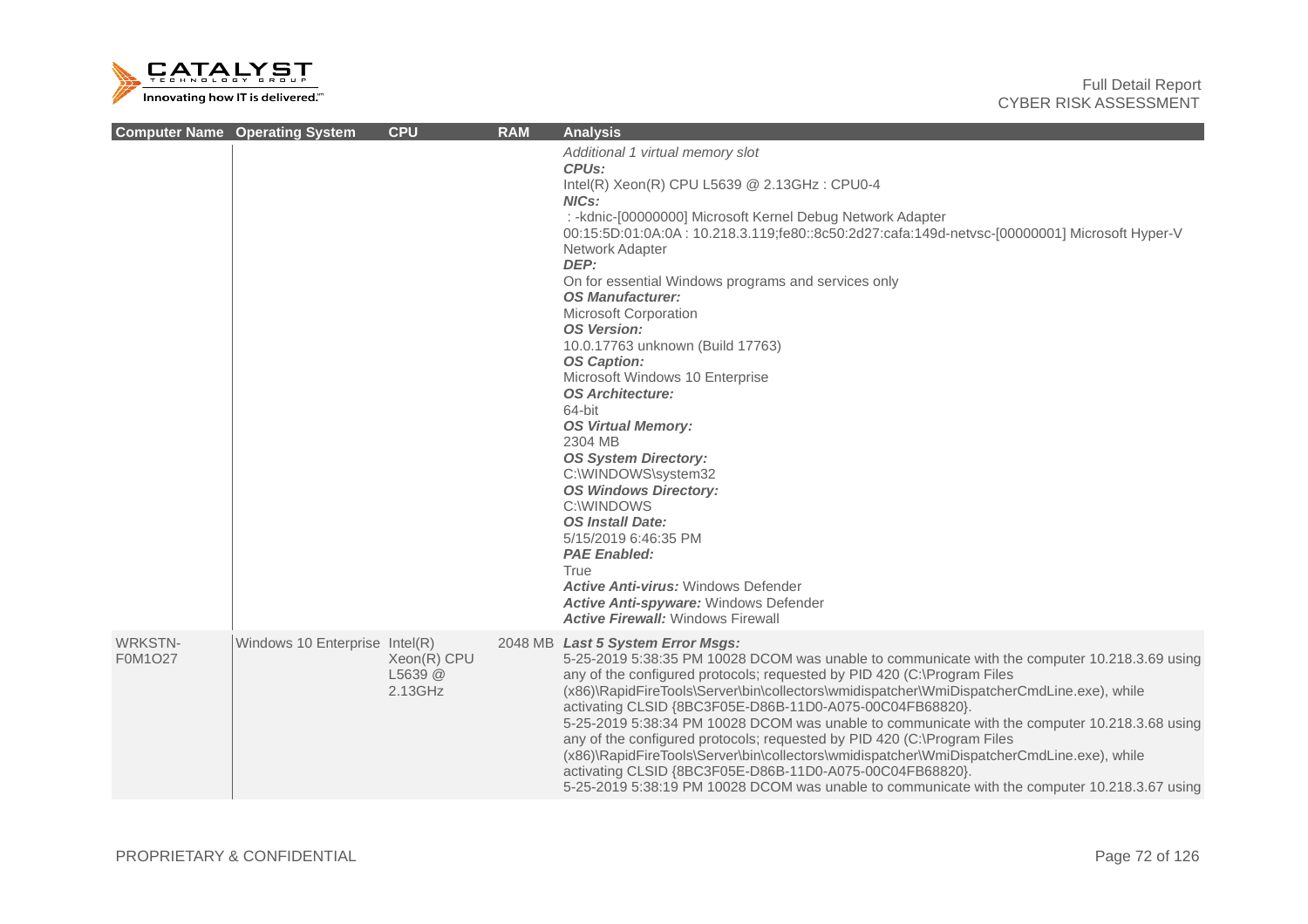| Computer Name | Operating System | CPU | RAM | Analysis |
| --- | --- | --- | --- | --- |
| | | | | Additional 1 virtual memory slot<br>***CPUs:***<br>Intel(R) Xeon(R) CPU L5639 @ 2.13GHz : CPU0-4<br>***NICs:***<br>: -kdnic-[00000000] Microsoft Kernel Debug Network Adapter<br>00:15:5D:01:0A:0A : 10.218.3.119;fe80::8c50:2d27:cafa:149d-netvsc-[00000001] Microsoft Hyper-V Network Adapter<br>***DEP:***<br>On for essential Windows programs and services only<br>***OS Manufacturer:***<br>Microsoft Corporation<br>***OS Version:***<br>10.0.17763 unknown (Build 17763)<br>***OS Caption:***<br>Microsoft Windows 10 Enterprise<br>***OS Architecture:***<br>64-bit<br>***OS Virtual Memory:***<br>2304 MB<br>***OS System Directory:***<br>C:\WINDOWS\system32<br>***OS Windows Directory:***<br>C:\WINDOWS<br>***OS Install Date:***<br>5/15/2019 6:46:35 PM<br>***PAE Enabled:***<br>True<br>***Active Anti-virus:*** Windows Defender<br>***Active Anti-spyware:*** Windows Defender<br>***Active Firewall:*** Windows Firewall |
| WRKSTN-F0M1O27 | Windows 10 Enterprise | Intel(R) Xeon(R) CPU L5639 @ 2.13GHz | 2048 MB | ***Last 5 System Error Msgs:***<br>5-25-2019 5:38:35 PM 10028 DCOM was unable to communicate with the computer 10.218.3.69 using any of the configured protocols; requested by PID 420 (C:\Program Files (x86)\RapidFireTools\Server\bin\collectors\wmidispatcher\WmiDispatcherCmdLine.exe), while activating CLSID {8BC3F05E-D86B-11D0-A075-00C04FB68820}.<br>5-25-2019 5:38:34 PM 10028 DCOM was unable to communicate with the computer 10.218.3.68 using any of the configured protocols; requested by PID 420 (C:\Program Files (x86)\RapidFireTools\Server\bin\collectors\wmidispatcher\WmiDispatcherCmdLine.exe), while activating CLSID {8BC3F05E-D86B-11D0-A075-00C04FB68820}.<br>5-25-2019 5:38:19 PM 10028 DCOM was unable to communicate with the computer 10.218.3.67 using |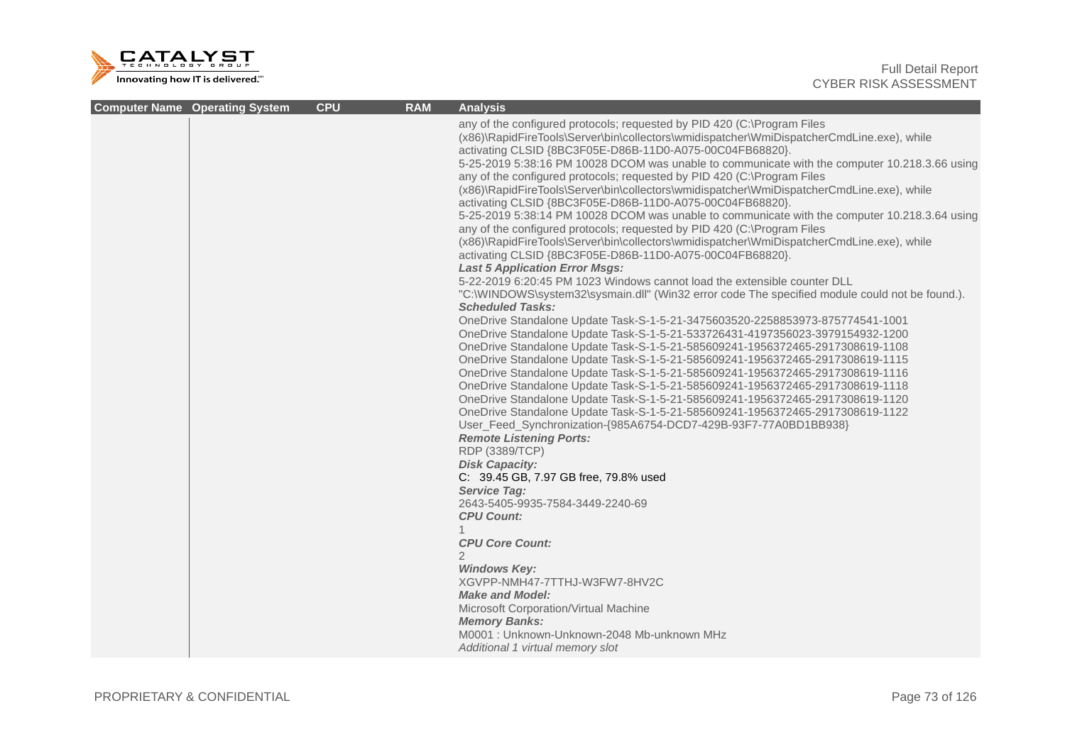| Computer Name | Operating System | CPU | RAM | Analysis |
|---|---|---|---|---|
| | | | | any of the configured protocols; requested by PID 420 (C:\Program Files (x86)\RapidFireTools\Server\bin\collectors\wmidispatcher\WmiDispatcherCmdLine.exe), while activating CLSID {8BC3F05E-D86B-11D0-A075-00C04FB68820}.<br>5-25-2019 5:38:16 PM 10028 DCOM was unable to communicate with the computer 10.218.3.66 using any of the configured protocols; requested by PID 420 (C:\Program Files (x86)\RapidFireTools\Server\bin\collectors\wmidispatcher\WmiDispatcherCmdLine.exe), while activating CLSID {8BC3F05E-D86B-11D0-A075-00C04FB68820}.<br>5-25-2019 5:38:14 PM 10028 DCOM was unable to communicate with the computer 10.218.3.64 using any of the configured protocols; requested by PID 420 (C:\Program Files (x86)\RapidFireTools\Server\bin\collectors\wmidispatcher\WmiDispatcherCmdLine.exe), while activating CLSID {8BC3F05E-D86B-11D0-A075-00C04FB68820}.<br>***Last 5 Application Error Msgs:***<br>5-22-2019 6:20:45 PM 1023 Windows cannot load the extensible counter DLL "C:\WINDOWS\system32\sysmain.dll" (Win32 error code The specified module could not be found.).<br>***Scheduled Tasks:***<br>OneDrive Standalone Update Task-S-1-5-21-3475603520-2258853973-875774541-1001<br>OneDrive Standalone Update Task-S-1-5-21-533726431-4197356023-3979154932-1200<br>OneDrive Standalone Update Task-S-1-5-21-585609241-1956372465-2917308619-1108<br>OneDrive Standalone Update Task-S-1-5-21-585609241-1956372465-2917308619-1115<br>OneDrive Standalone Update Task-S-1-5-21-585609241-1956372465-2917308619-1116<br>OneDrive Standalone Update Task-S-1-5-21-585609241-1956372465-2917308619-1118<br>OneDrive Standalone Update Task-S-1-5-21-585609241-1956372465-2917308619-1120<br>OneDrive Standalone Update Task-S-1-5-21-585609241-1956372465-2917308619-1122<br>User_Feed_Synchronization-{985A6754-DCD7-429B-93F7-77A0BD1BB938}<br>***Remote Listening Ports:***<br>RDP (3389/TCP)<br>***Disk Capacity:***<br>C: 39.45 GB, 7.97 GB free, 79.8% used<br>***Service Tag:***<br>2643-5405-9935-7584-3449-2240-69<br>***CPU Count:***<br>1<br>***CPU Core Count:***<br>2<br>***Windows Key:***<br>XGVPP-NMH47-7TTHJ-W3FW7-8HV2C<br>***Make and Model:***<br>Microsoft Corporation/Virtual Machine<br>***Memory Banks:***<br>M0001 : Unknown-Unknown-2048 Mb-unknown MHz<br>*Additional 1 virtual memory slot* |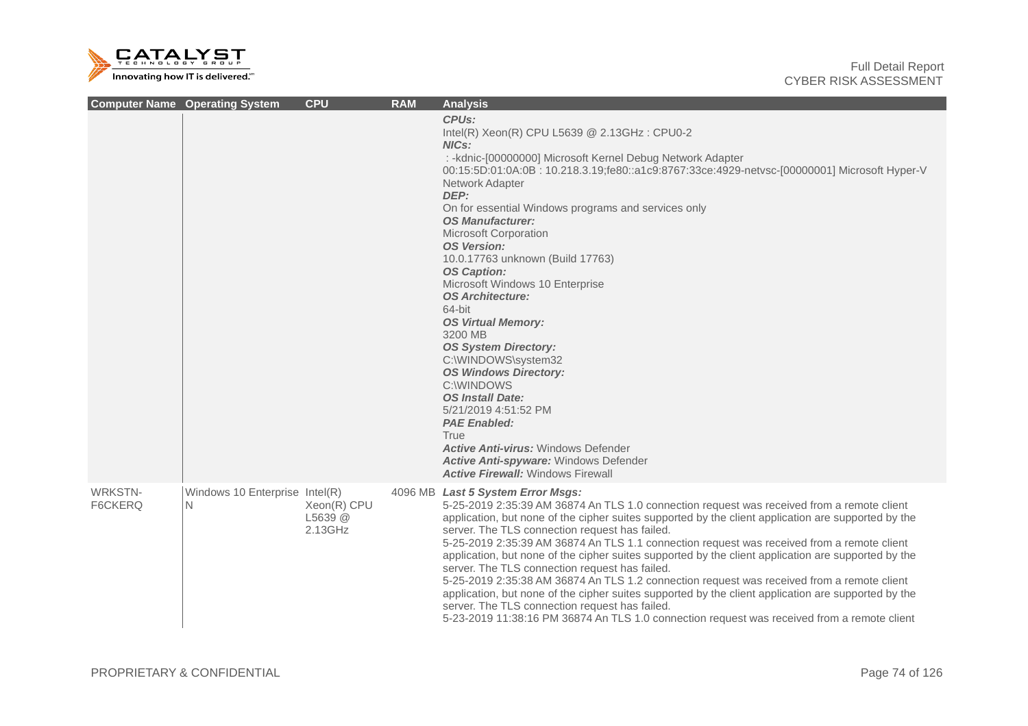| Computer Name | Operating System | CPU | RAM | Analysis |
|---|---|---|---|---|
| | | | | ***CPUs:*** Intel(R) Xeon(R) CPU L5639 @ 2.13GHz : CPU0-2 ***NICs:*** : -kdnic-[00000000] Microsoft Kernel Debug Network Adapter 00:15:5D:01:0A:0B : 10.218.3.19;fe80::a1c9:8767:33ce:4929-netvsc-[00000001] Microsoft Hyper-V Network Adapter ***DEP:*** On for essential Windows programs and services only ***OS Manufacturer:*** Microsoft Corporation ***OS Version:*** 10.0.17763 unknown (Build 17763) ***OS Caption:*** Microsoft Windows 10 Enterprise ***OS Architecture:*** 64-bit ***OS Virtual Memory:*** 3200 MB ***OS System Directory:*** C:\WINDOWS\system32 ***OS Windows Directory:*** C:\WINDOWS ***OS Install Date:*** 5/21/2019 4:51:52 PM ***PAE Enabled:*** True ***Active Anti-virus:*** Windows Defender ***Active Anti-spyware:*** Windows Defender ***Active Firewall:*** Windows Firewall |
| WRKSTN-F6CKERQ | Windows 10 Enterprise N | Intel(R) Xeon(R) CPU L5639 @ 2.13GHz | 4096 MB | ***Last 5 System Error Msgs:*** 5-25-2019 2:35:39 AM 36874 An TLS 1.0 connection request was received from a remote client application, but none of the cipher suites supported by the client application are supported by the server. The TLS connection request has failed. 5-25-2019 2:35:39 AM 36874 An TLS 1.1 connection request was received from a remote client application, but none of the cipher suites supported by the client application are supported by the server. The TLS connection request has failed. 5-25-2019 2:35:38 AM 36874 An TLS 1.2 connection request was received from a remote client application, but none of the cipher suites supported by the client application are supported by the server. The TLS connection request has failed. 5-23-2019 11:38:16 PM 36874 An TLS 1.0 connection request was received from a remote client |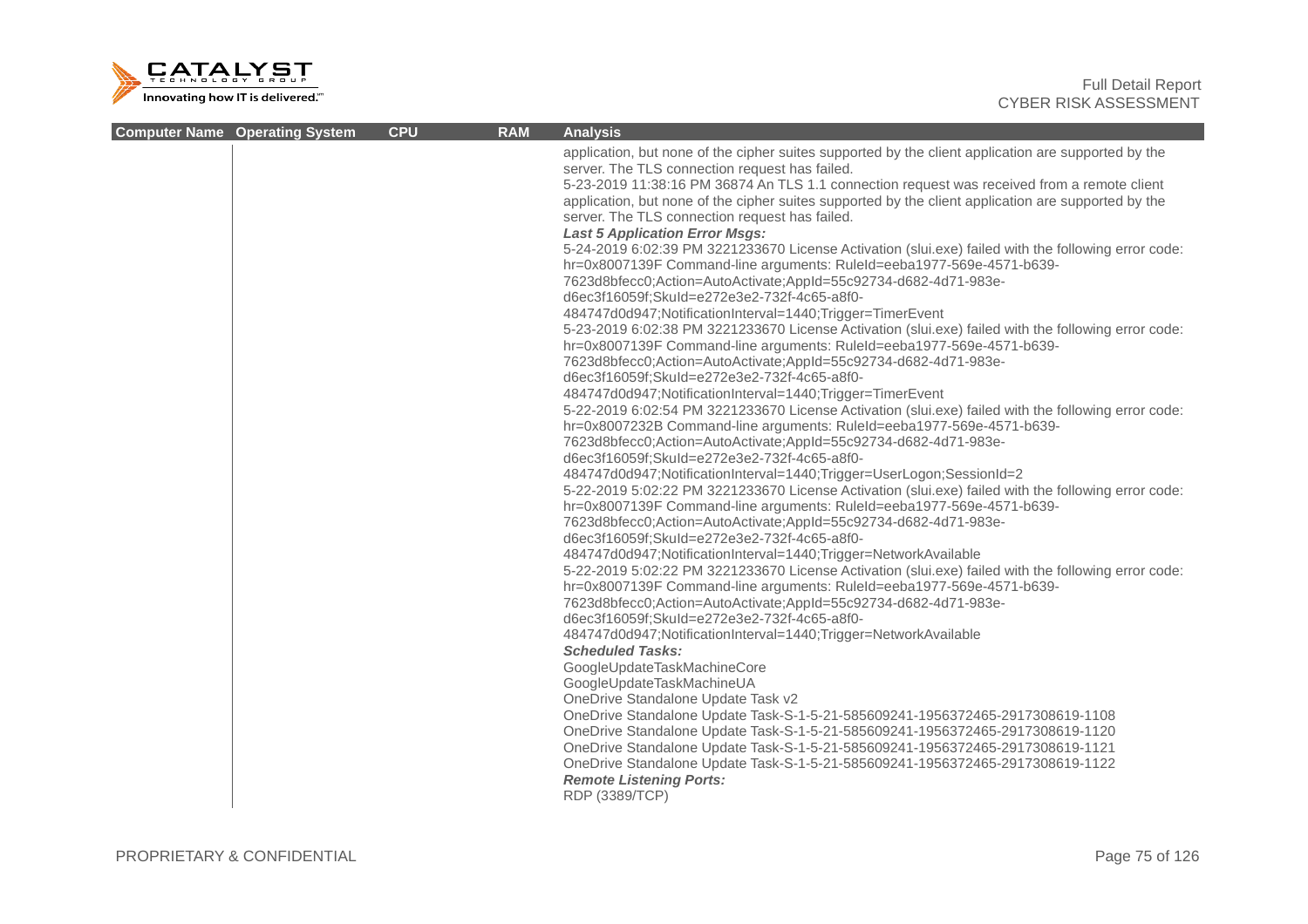| Computer Name | Operating System | CPU | RAM | Analysis |
| --- | --- | --- | --- | --- |
| | | | | application, but none of the cipher suites supported by the client application are supported by the server. The TLS connection request has failed.<br>5-23-2019 11:38:16 PM 36874 An TLS 1.1 connection request was received from a remote client application, but none of the cipher suites supported by the client application are supported by the server. The TLS connection request has failed.<br>***Last 5 Application Error Msgs:***<br>5-24-2019 6:02:39 PM 3221233670 License Activation (slui.exe) failed with the following error code: hr=0x8007139F Command-line arguments: RuleId=eeba1977-569e-4571-b639-7623d8bfecc0;Action=AutoActivate;AppId=55c92734-d682-4d71-983e-d6ec3f16059f;SkuId=e272e3e2-732f-4c65-a8f0-484747d0d947;NotificationInterval=1440;Trigger=TimerEvent<br>5-23-2019 6:02:38 PM 3221233670 License Activation (slui.exe) failed with the following error code: hr=0x8007139F Command-line arguments: RuleId=eeba1977-569e-4571-b639-7623d8bfecc0;Action=AutoActivate;AppId=55c92734-d682-4d71-983e-d6ec3f16059f;SkuId=e272e3e2-732f-4c65-a8f0-484747d0d947;NotificationInterval=1440;Trigger=TimerEvent<br>5-22-2019 6:02:54 PM 3221233670 License Activation (slui.exe) failed with the following error code: hr=0x8007232B Command-line arguments: RuleId=eeba1977-569e-4571-b639-7623d8bfecc0;Action=AutoActivate;AppId=55c92734-d682-4d71-983e-d6ec3f16059f;SkuId=e272e3e2-732f-4c65-a8f0-484747d0d947;NotificationInterval=1440;Trigger=UserLogon;SessionId=2<br>5-22-2019 5:02:22 PM 3221233670 License Activation (slui.exe) failed with the following error code: hr=0x8007139F Command-line arguments: RuleId=eeba1977-569e-4571-b639-7623d8bfecc0;Action=AutoActivate;AppId=55c92734-d682-4d71-983e-d6ec3f16059f;SkuId=e272e3e2-732f-4c65-a8f0-484747d0d947;NotificationInterval=1440;Trigger=NetworkAvailable<br>5-22-2019 5:02:22 PM 3221233670 License Activation (slui.exe) failed with the following error code: hr=0x8007139F Command-line arguments: RuleId=eeba1977-569e-4571-b639-7623d8bfecc0;Action=AutoActivate;AppId=55c92734-d682-4d71-983e-d6ec3f16059f;SkuId=e272e3e2-732f-4c65-a8f0-484747d0d947;NotificationInterval=1440;Trigger=NetworkAvailable<br>***Scheduled Tasks:***<br>GoogleUpdateTaskMachineCore<br>GoogleUpdateTaskMachineUA<br>OneDrive Standalone Update Task v2<br>OneDrive Standalone Update Task-S-1-5-21-585609241-1956372465-2917308619-1108<br>OneDrive Standalone Update Task-S-1-5-21-585609241-1956372465-2917308619-1120<br>OneDrive Standalone Update Task-S-1-5-21-585609241-1956372465-2917308619-1121<br>OneDrive Standalone Update Task-S-1-5-21-585609241-1956372465-2917308619-1122<br>***Remote Listening Ports:***<br>RDP (3389/TCP) |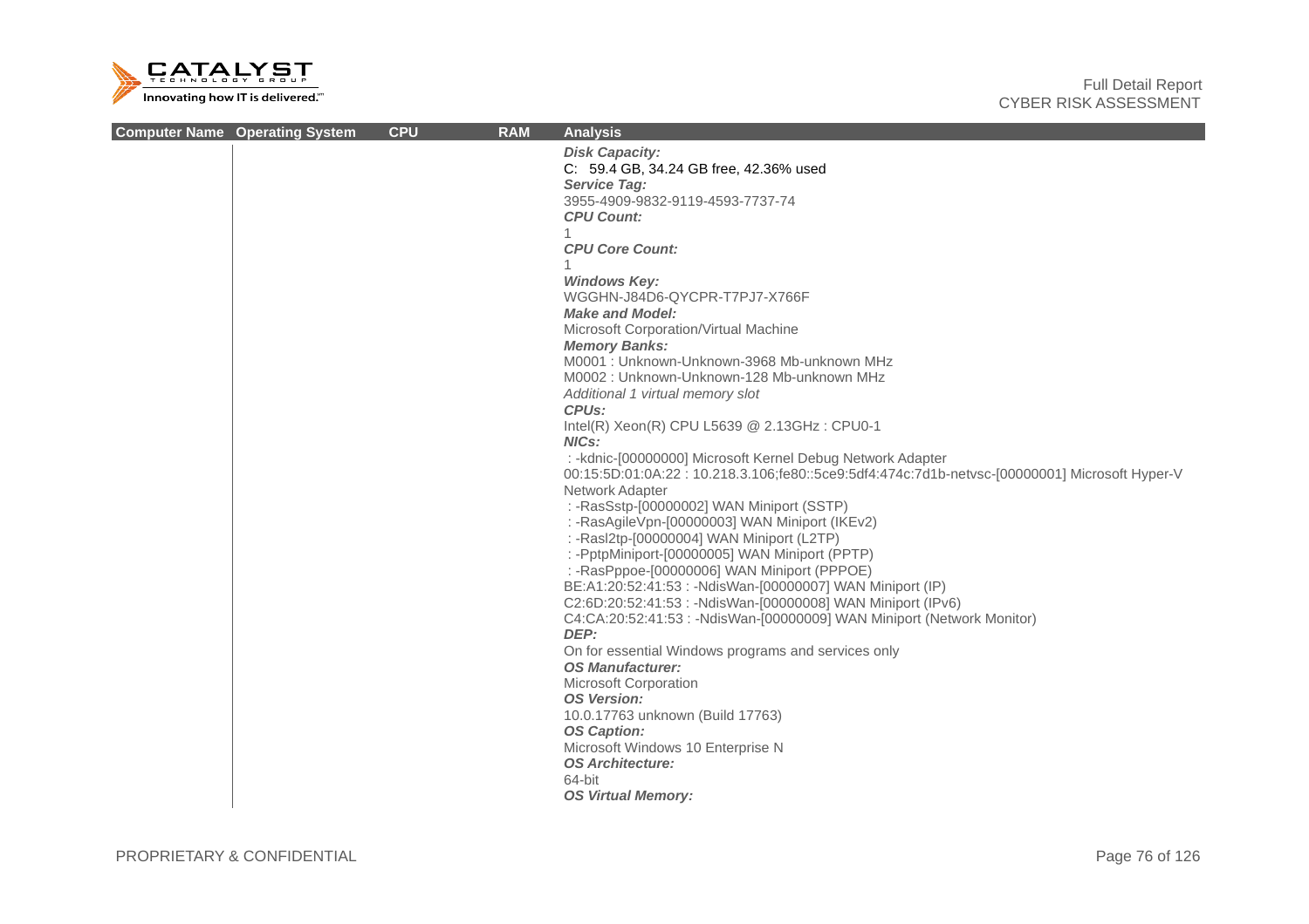| Computer Name | Operating System | CPU | RAM | Analysis |
|---|---|---|---|---|
| | | | | ***Disk Capacity:*** <br> C:  59.4 GB, 34.24 GB free, 42.36% used <br> ***Service Tag:*** <br> 3955-4909-9832-9119-4593-7737-74 <br> ***CPU Count:*** <br> 1 <br> ***CPU Core Count:*** <br> 1 <br> ***Windows Key:*** <br> WGGHN-J84D6-QYCPR-T7PJ7-X766F <br> ***Make and Model:*** <br> Microsoft Corporation/Virtual Machine <br> ***Memory Banks:*** <br> M0001 : Unknown-Unknown-3968 Mb-unknown MHz <br> M0002 : Unknown-Unknown-128 Mb-unknown MHz <br> *Additional 1 virtual memory slot* <br> ***CPUs:*** <br> Intel(R) Xeon(R) CPU L5639 @ 2.13GHz : CPU0-1 <br> ***NICs:*** <br> : -kdnic-[00000000] Microsoft Kernel Debug Network Adapter <br> 00:15:5D:01:0A:22 : 10.218.3.106;fe80::5ce9:5df4:474c:7d1b-netvsc-[00000001] Microsoft Hyper-V Network Adapter <br> : -RasSstp-[00000002] WAN Miniport (SSTP) <br> : -RasAgileVpn-[00000003] WAN Miniport (IKEv2) <br> : -Rasl2tp-[00000004] WAN Miniport (L2TP) <br> : -PptpMiniport-[00000005] WAN Miniport (PPTP) <br> : -RasPppoe-[00000006] WAN Miniport (PPPOE) <br> BE:A1:20:52:41:53 : -NdisWan-[00000007] WAN Miniport (IP) <br> C2:6D:20:52:41:53 : -NdisWan-[00000008] WAN Miniport (IPv6) <br> C4:CA:20:52:41:53 : -NdisWan-[00000009] WAN Miniport (Network Monitor) <br> ***DEP:*** <br> On for essential Windows programs and services only <br> ***OS Manufacturer:*** <br> Microsoft Corporation <br> ***OS Version:*** <br> 10.0.17763 unknown (Build 17763) <br> ***OS Caption:*** <br> Microsoft Windows 10 Enterprise N <br> ***OS Architecture:*** <br> 64-bit <br> ***OS Virtual Memory:*** |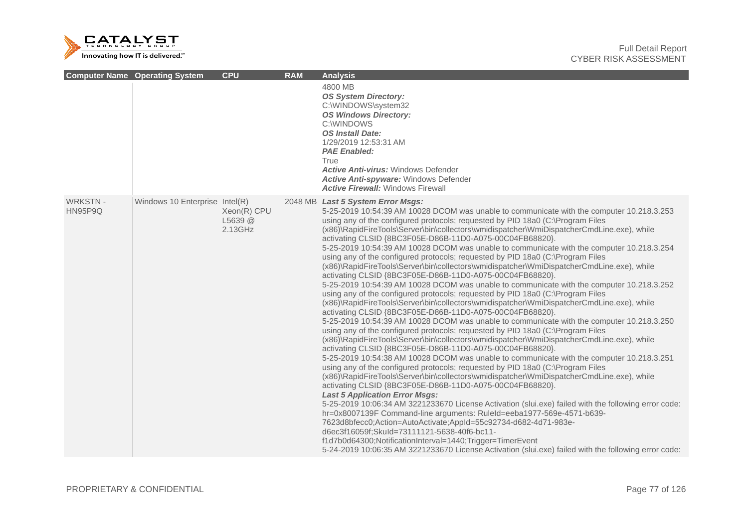| Computer Name | Operating System | CPU | RAM | Analysis |
|---|---|---|---|---|
| | | | | 4800 MB<br>***OS System Directory:***<br>C:\WINDOWS\system32<br>***OS Windows Directory:***<br>C:\WINDOWS<br>***OS Install Date:***<br>1/29/2019 12:53:31 AM<br>***PAE Enabled:***<br>True<br>***Active Anti-virus:*** Windows Defender<br>***Active Anti-spyware:*** Windows Defender<br>***Active Firewall:*** Windows Firewall |
| WRKSTN - HN95P9Q | Windows 10 Enterprise | Intel(R) Xeon(R) CPU L5639 @ 2.13GHz | 2048 MB | ***Last 5 System Error Msgs:***<br>5-25-2019 10:54:39 AM 10028 DCOM was unable to communicate with the computer 10.218.3.253 using any of the configured protocols; requested by PID 18a0 (C:\Program Files (x86)\RapidFireTools\Server\bin\collectors\wmidispatcher\WmiDispatcherCmdLine.exe), while activating CLSID {8BC3F05E-D86B-11D0-A075-00C04FB68820}.<br>5-25-2019 10:54:39 AM 10028 DCOM was unable to communicate with the computer 10.218.3.254 using any of the configured protocols; requested by PID 18a0 (C:\Program Files (x86)\RapidFireTools\Server\bin\collectors\wmidispatcher\WmiDispatcherCmdLine.exe), while activating CLSID {8BC3F05E-D86B-11D0-A075-00C04FB68820}.<br>5-25-2019 10:54:39 AM 10028 DCOM was unable to communicate with the computer 10.218.3.252 using any of the configured protocols; requested by PID 18a0 (C:\Program Files (x86)\RapidFireTools\Server\bin\collectors\wmidispatcher\WmiDispatcherCmdLine.exe), while activating CLSID {8BC3F05E-D86B-11D0-A075-00C04FB68820}.<br>5-25-2019 10:54:39 AM 10028 DCOM was unable to communicate with the computer 10.218.3.250 using any of the configured protocols; requested by PID 18a0 (C:\Program Files (x86)\RapidFireTools\Server\bin\collectors\wmidispatcher\WmiDispatcherCmdLine.exe), while activating CLSID {8BC3F05E-D86B-11D0-A075-00C04FB68820}.<br>5-25-2019 10:54:38 AM 10028 DCOM was unable to communicate with the computer 10.218.3.251 using any of the configured protocols; requested by PID 18a0 (C:\Program Files (x86)\RapidFireTools\Server\bin\collectors\wmidispatcher\WmiDispatcherCmdLine.exe), while activating CLSID {8BC3F05E-D86B-11D0-A075-00C04FB68820}.<br>***Last 5 Application Error Msgs:***<br>5-25-2019 10:06:34 AM 3221233670 License Activation (slui.exe) failed with the following error code: hr=0x8007139F Command-line arguments: RuleId=eeba1977-569e-4571-b639-7623d8bfecc0;Action=AutoActivate;AppId=55c92734-d682-4d71-983e-d6ec3f16059f;SkuId=73111121-5638-40f6-bc11-f1d7b0d64300;NotificationInterval=1440;Trigger=TimerEvent<br>5-24-2019 10:06:35 AM 3221233670 License Activation (slui.exe) failed with the following error code: |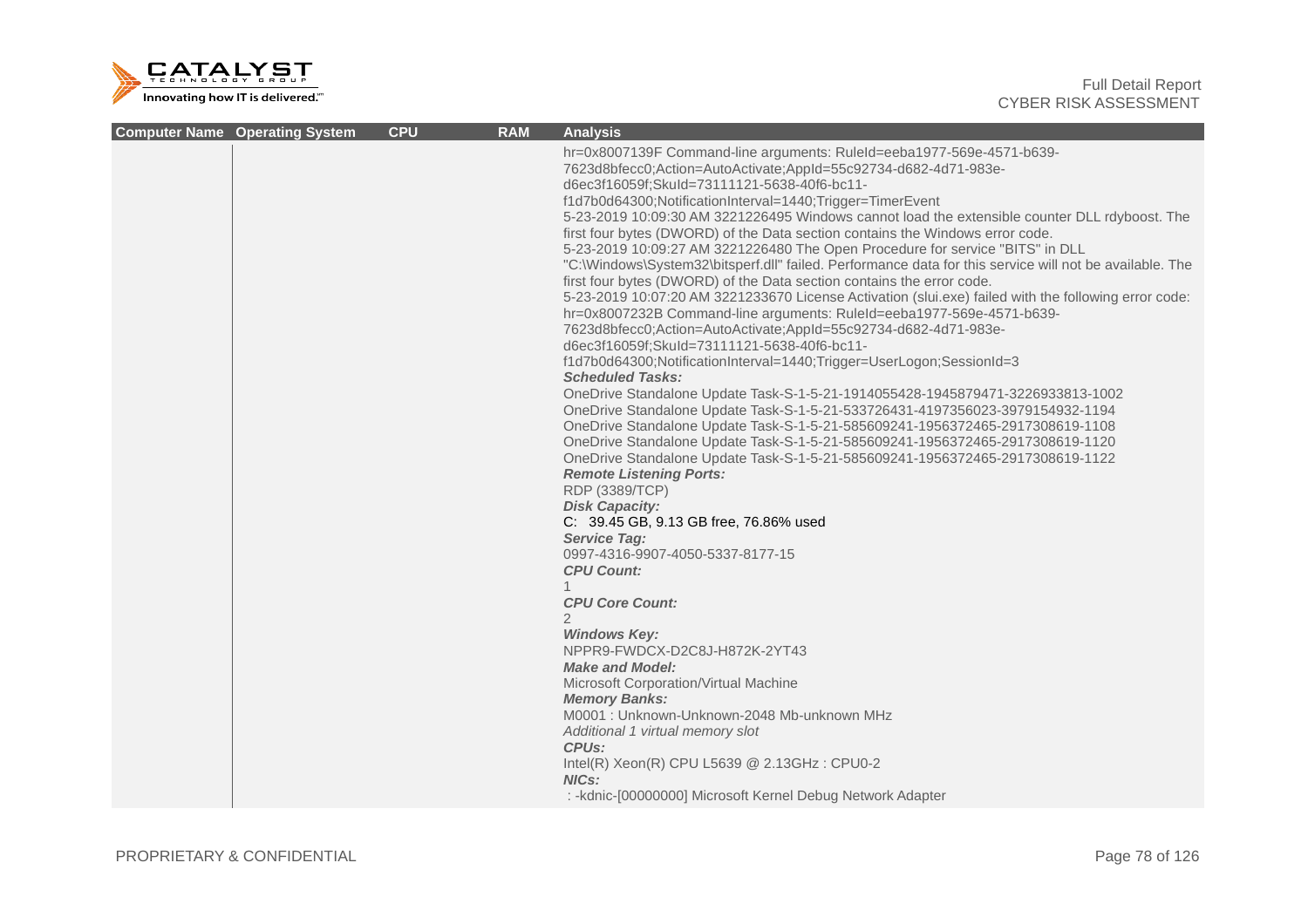| Computer Name | Operating System | CPU | RAM | Analysis |
|---|---|---|---|---|
| | | | | hr=0x8007139F Command-line arguments: RuleId=eeba1977-569e-4571-b639-7623d8bfecc0;Action=AutoActivate;AppId=55c92734-d682-4d71-983e-d6ec3f16059f;SkuId=73111121-5638-40f6-bc11-f1d7b0d64300;NotificationInterval=1440;Trigger=TimerEvent<br>5-23-2019 10:09:30 AM 3221226495 Windows cannot load the extensible counter DLL rdyboost. The first four bytes (DWORD) of the Data section contains the Windows error code.<br>5-23-2019 10:09:27 AM 3221226480 The Open Procedure for service "BITS" in DLL "C:\Windows\System32\bitsperf.dll" failed. Performance data for this service will not be available. The first four bytes (DWORD) of the Data section contains the error code.<br>5-23-2019 10:07:20 AM 3221233670 License Activation (slui.exe) failed with the following error code: hr=0x8007232B Command-line arguments: RuleId=eeba1977-569e-4571-b639-7623d8bfecc0;Action=AutoActivate;AppId=55c92734-d682-4d71-983e-d6ec3f16059f;SkuId=73111121-5638-40f6-bc11-f1d7b0d64300;NotificationInterval=1440;Trigger=UserLogon;SessionId=3<br>***Scheduled Tasks:***<br>OneDrive Standalone Update Task-S-1-5-21-1914055428-1945879471-3226933813-1002<br>OneDrive Standalone Update Task-S-1-5-21-533726431-4197356023-3979154932-1194<br>OneDrive Standalone Update Task-S-1-5-21-585609241-1956372465-2917308619-1108<br>OneDrive Standalone Update Task-S-1-5-21-585609241-1956372465-2917308619-1120<br>OneDrive Standalone Update Task-S-1-5-21-585609241-1956372465-2917308619-1122<br>***Remote Listening Ports:***<br>RDP (3389/TCP)<br>***Disk Capacity:***<br>C: 39.45 GB, 9.13 GB free, 76.86% used<br>***Service Tag:***<br>0997-4316-9907-4050-5337-8177-15<br>***CPU Count:***<br>1<br>***CPU Core Count:***<br>2<br>***Windows Key:***<br>NPPR9-FWDCX-D2C8J-H872K-2YT43<br>***Make and Model:***<br>Microsoft Corporation/Virtual Machine<br>***Memory Banks:***<br>M0001 : Unknown-Unknown-2048 Mb-unknown MHz<br>*Additional 1 virtual memory slot*<br>***CPUs:***<br>Intel(R) Xeon(R) CPU L5639 @ 2.13GHz : CPU0-2<br>***NICs:***<br>: -kdnic-[00000000] Microsoft Kernel Debug Network Adapter |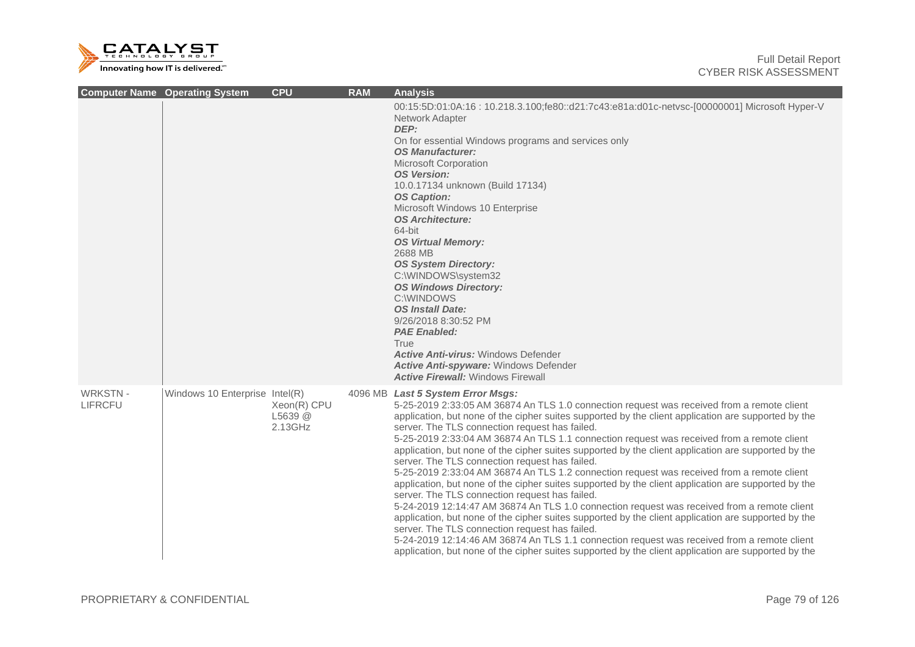| Computer Name | Operating System | CPU | RAM | Analysis |
|---|---|---|---|---|
| | | | | 00:15:5D:01:0A:16 : 10.218.3.100;fe80::d21:7c43:e81a:d01c-netvsc-[00000001] Microsoft Hyper-V Network Adapter<br>***DEP:***<br>On for essential Windows programs and services only<br>***OS Manufacturer:***<br>Microsoft Corporation<br>***OS Version:***<br>10.0.17134 unknown (Build 17134)<br>***OS Caption:***<br>Microsoft Windows 10 Enterprise<br>***OS Architecture:***<br>64-bit<br>***OS Virtual Memory:***<br>2688 MB<br>***OS System Directory:***<br>C:\WINDOWS\system32<br>***OS Windows Directory:***<br>C:\WINDOWS<br>***OS Install Date:***<br>9/26/2018 8:30:52 PM<br>***PAE Enabled:***<br>True<br>***Active Anti-virus:*** Windows Defender<br>***Active Anti-spyware:*** Windows Defender<br>***Active Firewall:*** Windows Firewall |
| WRKSTN - LIFRCFU | Windows 10 Enterprise | Intel(R) Xeon(R) CPU L5639 @ 2.13GHz | 4096 MB | ***Last 5 System Error Msgs:***<br>5-25-2019 2:33:05 AM 36874 An TLS 1.0 connection request was received from a remote client application, but none of the cipher suites supported by the client application are supported by the server. The TLS connection request has failed.<br>5-25-2019 2:33:04 AM 36874 An TLS 1.1 connection request was received from a remote client application, but none of the cipher suites supported by the client application are supported by the server. The TLS connection request has failed.<br>5-25-2019 2:33:04 AM 36874 An TLS 1.2 connection request was received from a remote client application, but none of the cipher suites supported by the client application are supported by the server. The TLS connection request has failed.<br>5-24-2019 12:14:47 AM 36874 An TLS 1.0 connection request was received from a remote client application, but none of the cipher suites supported by the client application are supported by the server. The TLS connection request has failed.<br>5-24-2019 12:14:46 AM 36874 An TLS 1.1 connection request was received from a remote client application, but none of the cipher suites supported by the client application are supported by the |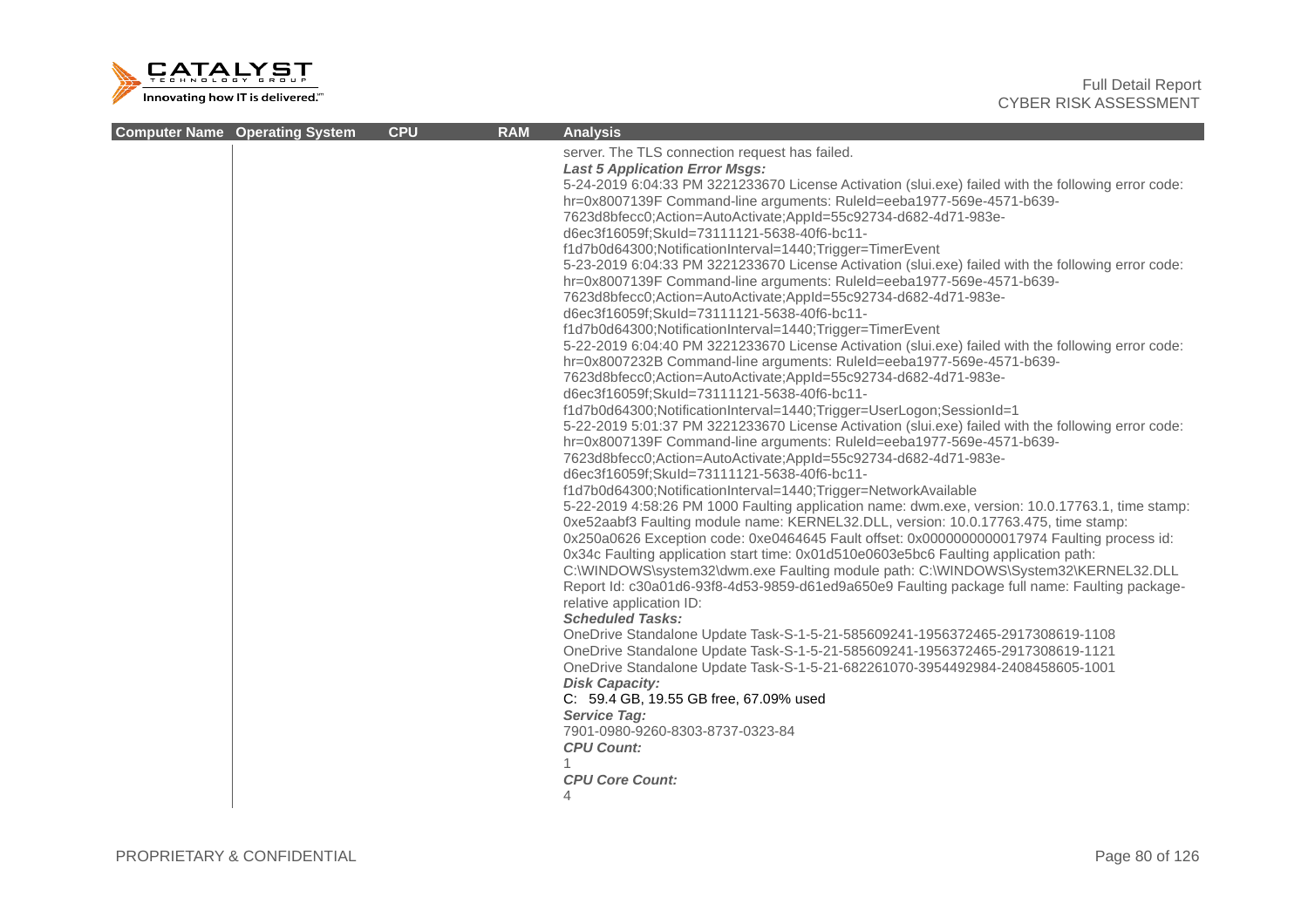| Computer Name | Operating System | CPU | RAM | Analysis |
|---|---|---|---|---|
| | | | | server. The TLS connection request has failed.<br>***Last 5 Application Error Msgs:***<br>5-24-2019 6:04:33 PM 3221233670 License Activation (slui.exe) failed with the following error code: hr=0x8007139F Command-line arguments: RuleId=eeba1977-569e-4571-b639-7623d8bfecc0;Action=AutoActivate;AppId=55c92734-d682-4d71-983e-d6ec3f16059f;SkuId=73111121-5638-40f6-bc11-f1d7b0d64300;NotificationInterval=1440;Trigger=TimerEvent<br>5-23-2019 6:04:33 PM 3221233670 License Activation (slui.exe) failed with the following error code: hr=0x8007139F Command-line arguments: RuleId=eeba1977-569e-4571-b639-7623d8bfecc0;Action=AutoActivate;AppId=55c92734-d682-4d71-983e-d6ec3f16059f;SkuId=73111121-5638-40f6-bc11-f1d7b0d64300;NotificationInterval=1440;Trigger=TimerEvent<br>5-22-2019 6:04:40 PM 3221233670 License Activation (slui.exe) failed with the following error code: hr=0x8007232B Command-line arguments: RuleId=eeba1977-569e-4571-b639-7623d8bfecc0;Action=AutoActivate;AppId=55c92734-d682-4d71-983e-d6ec3f16059f;SkuId=73111121-5638-40f6-bc11-f1d7b0d64300;NotificationInterval=1440;Trigger=UserLogon;SessionId=1<br>5-22-2019 5:01:37 PM 3221233670 License Activation (slui.exe) failed with the following error code: hr=0x8007139F Command-line arguments: RuleId=eeba1977-569e-4571-b639-7623d8bfecc0;Action=AutoActivate;AppId=55c92734-d682-4d71-983e-d6ec3f16059f;SkuId=73111121-5638-40f6-bc11-f1d7b0d64300;NotificationInterval=1440;Trigger=NetworkAvailable<br>5-22-2019 4:58:26 PM 1000 Faulting application name: dwm.exe, version: 10.0.17763.1, time stamp: 0xe52aabf3 Faulting module name: KERNEL32.DLL, version: 10.0.17763.475, time stamp: 0x250a0626 Exception code: 0xe0464645 Fault offset: 0x0000000000017974 Faulting process id: 0x34c Faulting application start time: 0x01d510e0603e5bc6 Faulting application path: C:\WINDOWS\system32\dwm.exe Faulting module path: C:\WINDOWS\System32\KERNEL32.DLL Report Id: c30a01d6-93f8-4d53-9859-d61ed9a650e9 Faulting package full name: Faulting package-relative application ID:<br>***Scheduled Tasks:***<br>OneDrive Standalone Update Task-S-1-5-21-585609241-1956372465-2917308619-1108<br>OneDrive Standalone Update Task-S-1-5-21-585609241-1956372465-2917308619-1121<br>OneDrive Standalone Update Task-S-1-5-21-682261070-3954492984-2408458605-1001<br>***Disk Capacity:***<br>C: 59.4 GB, 19.55 GB free, 67.09% used<br>***Service Tag:***<br>7901-0980-9260-8303-8737-0323-84<br>***CPU Count:***<br>1<br>***CPU Core Count:***<br>4 |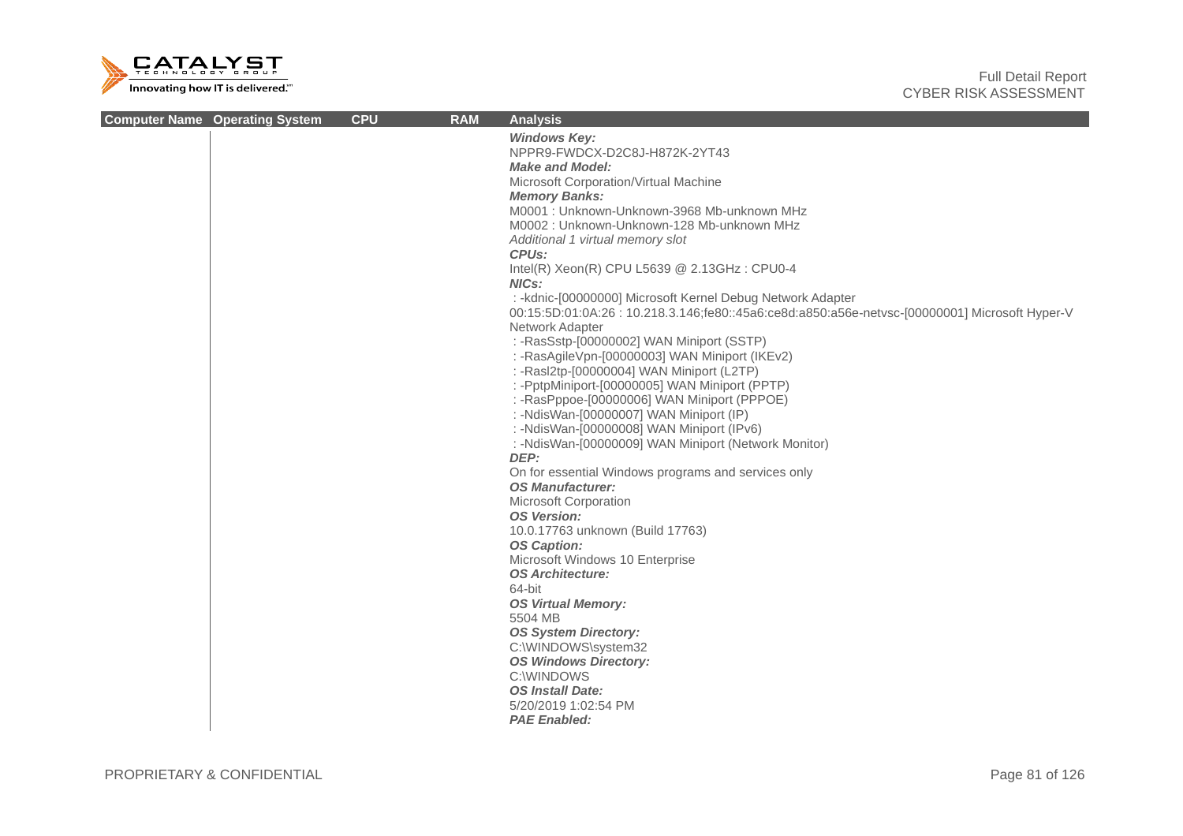| Computer Name | Operating System | CPU | RAM | Analysis |
|---|---|---|---|---|
| | | | | ***Windows Key:***<br>NPPR9-FWDCX-D2C8J-H872K-2YT43<br>***Make and Model:***<br>Microsoft Corporation/Virtual Machine<br>***Memory Banks:***<br>M0001 : Unknown-Unknown-3968 Mb-unknown MHz<br>M0002 : Unknown-Unknown-128 Mb-unknown MHz<br>*Additional 1 virtual memory slot*<br>***CPUs:***<br>Intel(R) Xeon(R) CPU L5639 @ 2.13GHz : CPU0-4<br>***NICs:***<br>: -kdnic-[00000000] Microsoft Kernel Debug Network Adapter<br>00:15:5D:01:0A:26 : 10.218.3.146;fe80::45a6:ce8d:a850:a56e-netvsc-[00000001] Microsoft Hyper-V Network Adapter<br>: -RasSstp-[00000002] WAN Miniport (SSTP)<br>: -RasAgileVpn-[00000003] WAN Miniport (IKEv2)<br>: -Rasl2tp-[00000004] WAN Miniport (L2TP)<br>: -PptpMiniport-[00000005] WAN Miniport (PPTP)<br>: -RasPppoe-[00000006] WAN Miniport (PPPOE)<br>: -NdisWan-[00000007] WAN Miniport (IP)<br>: -NdisWan-[00000008] WAN Miniport (IPv6)<br>: -NdisWan-[00000009] WAN Miniport (Network Monitor)<br>***DEP:***<br>On for essential Windows programs and services only<br>***OS Manufacturer:***<br>Microsoft Corporation<br>***OS Version:***<br>10.0.17763 unknown (Build 17763)<br>***OS Caption:***<br>Microsoft Windows 10 Enterprise<br>***OS Architecture:***<br>64-bit<br>***OS Virtual Memory:***<br>5504 MB<br>***OS System Directory:***<br>C:\WINDOWS\system32<br>***OS Windows Directory:***<br>C:\WINDOWS<br>***OS Install Date:***<br>5/20/2019 1:02:54 PM<br>***PAE Enabled:*** |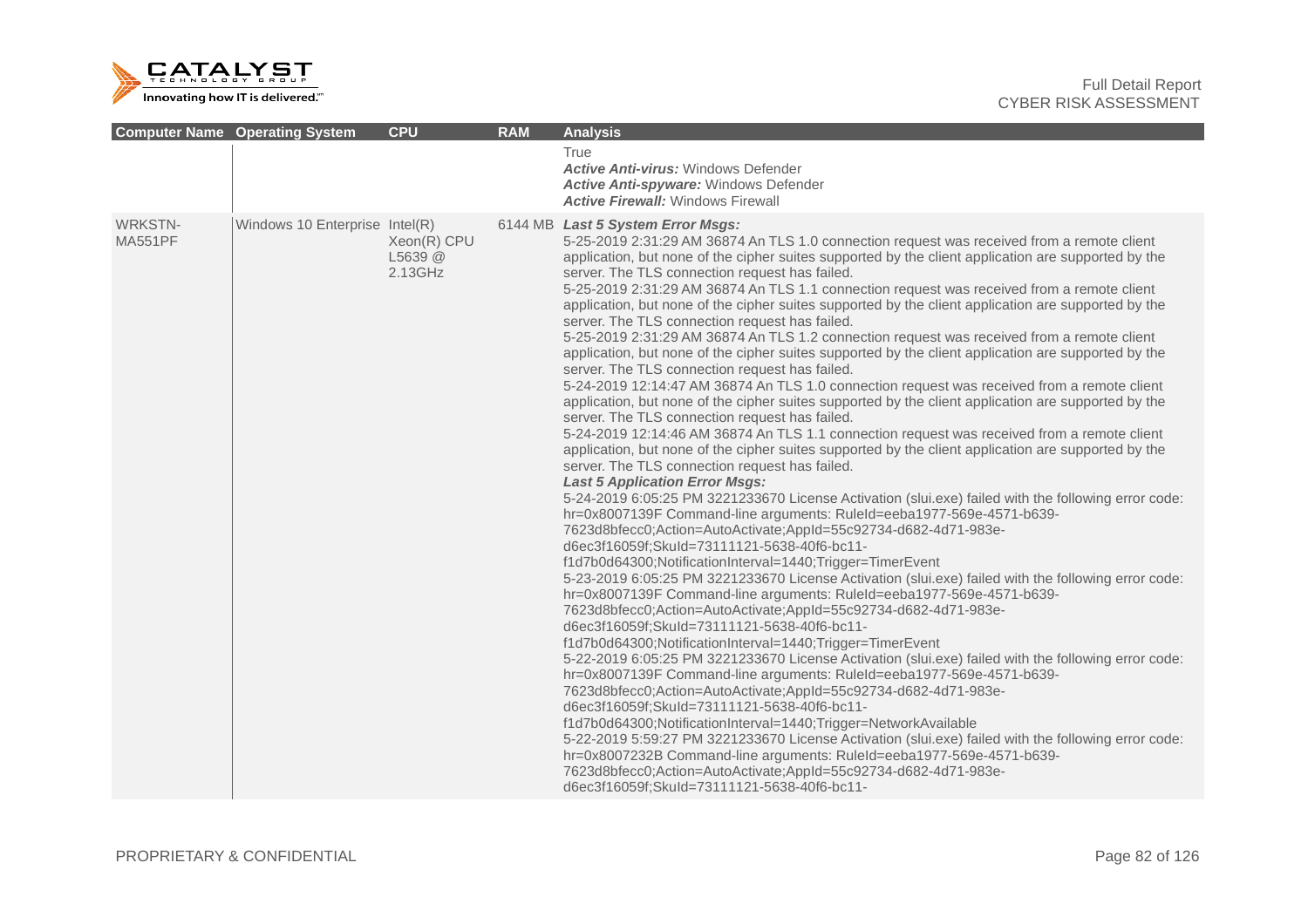| Computer Name | Operating System | CPU | RAM | Analysis |
|---|---|---|---|---|
| | | | | True<br>***Active Anti-virus:*** Windows Defender<br>***Active Anti-spyware:*** Windows Defender<br>***Active Firewall:*** Windows Firewall |
| WRKSTN-MA551PF | Windows 10 Enterprise | Intel(R) Xeon(R) CPU L5639 @ 2.13GHz | 6144 MB | ***Last 5 System Error Msgs:***<br>5-25-2019 2:31:29 AM 36874 An TLS 1.0 connection request was received from a remote client application, but none of the cipher suites supported by the client application are supported by the server. The TLS connection request has failed.<br>5-25-2019 2:31:29 AM 36874 An TLS 1.1 connection request was received from a remote client application, but none of the cipher suites supported by the client application are supported by the server. The TLS connection request has failed.<br>5-25-2019 2:31:29 AM 36874 An TLS 1.2 connection request was received from a remote client application, but none of the cipher suites supported by the client application are supported by the server. The TLS connection request has failed.<br>5-24-2019 12:14:47 AM 36874 An TLS 1.0 connection request was received from a remote client application, but none of the cipher suites supported by the client application are supported by the server. The TLS connection request has failed.<br>5-24-2019 12:14:46 AM 36874 An TLS 1.1 connection request was received from a remote client application, but none of the cipher suites supported by the client application are supported by the server. The TLS connection request has failed.<br>***Last 5 Application Error Msgs:***<br>5-24-2019 6:05:25 PM 3221233670 License Activation (slui.exe) failed with the following error code: hr=0x8007139F Command-line arguments: RuleId=eeba1977-569e-4571-b639-7623d8bfecc0;Action=AutoActivate;AppId=55c92734-d682-4d71-983e-d6ec3f16059f;SkuId=73111121-5638-40f6-bc11-f1d7b0d64300;NotificationInterval=1440;Trigger=TimerEvent<br>5-23-2019 6:05:25 PM 3221233670 License Activation (slui.exe) failed with the following error code: hr=0x8007139F Command-line arguments: RuleId=eeba1977-569e-4571-b639-7623d8bfecc0;Action=AutoActivate;AppId=55c92734-d682-4d71-983e-d6ec3f16059f;SkuId=73111121-5638-40f6-bc11-f1d7b0d64300;NotificationInterval=1440;Trigger=TimerEvent<br>5-22-2019 6:05:25 PM 3221233670 License Activation (slui.exe) failed with the following error code: hr=0x8007139F Command-line arguments: RuleId=eeba1977-569e-4571-b639-7623d8bfecc0;Action=AutoActivate;AppId=55c92734-d682-4d71-983e-d6ec3f16059f;SkuId=73111121-5638-40f6-bc11-f1d7b0d64300;NotificationInterval=1440;Trigger=NetworkAvailable<br>5-22-2019 5:59:27 PM 3221233670 License Activation (slui.exe) failed with the following error code: hr=0x8007232B Command-line arguments: RuleId=eeba1977-569e-4571-b639-7623d8bfecc0;Action=AutoActivate;AppId=55c92734-d682-4d71-983e-d6ec3f16059f;SkuId=73111121-5638-40f6-bc11- |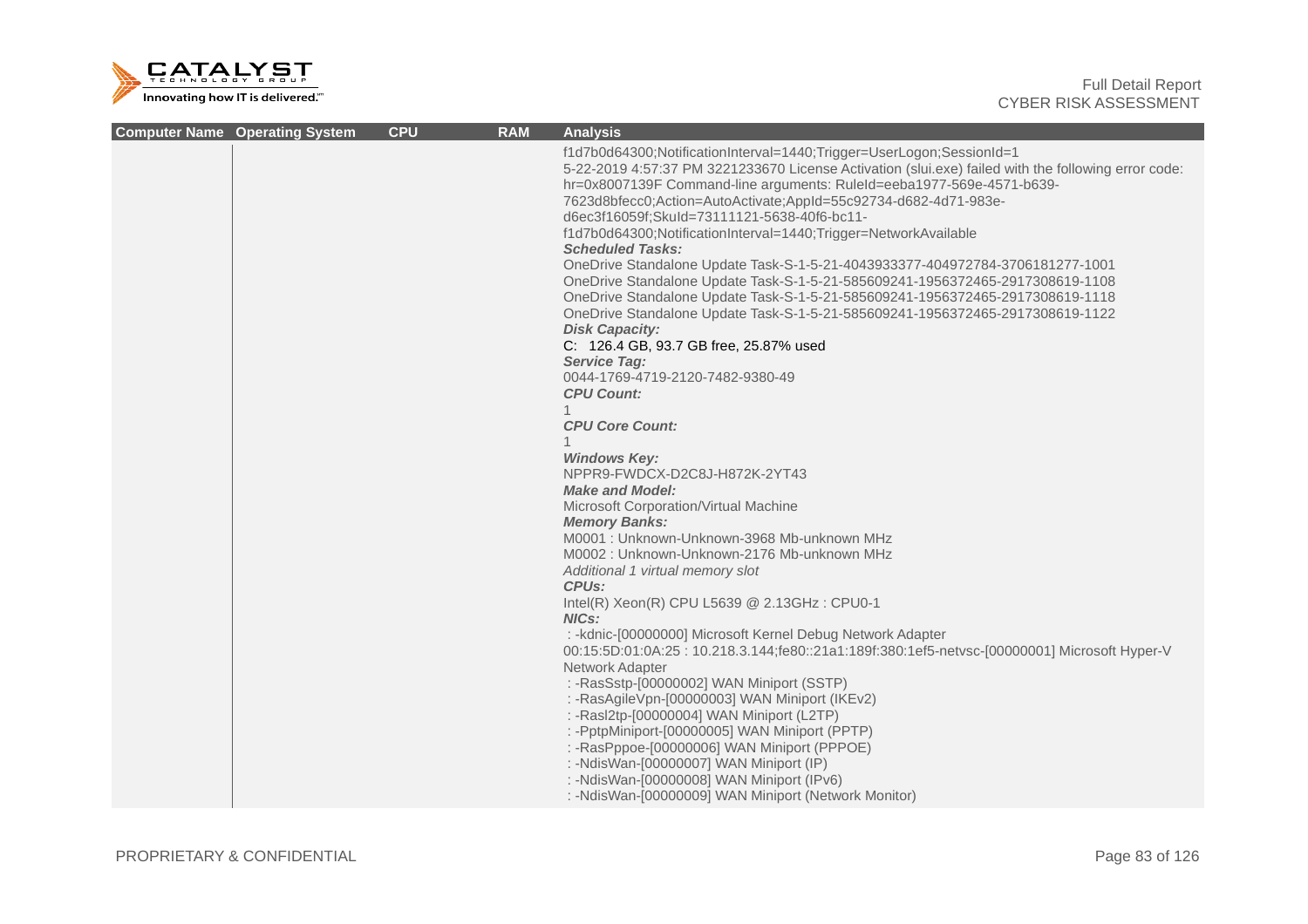| Computer Name | Operating System | CPU | RAM | Analysis |
| --- | --- | --- | --- | --- |
| | | | | f1d7b0d64300;NotificationInterval=1440;Trigger=UserLogon;SessionId=1<br>5-22-2019 4:57:37 PM 3221233670 License Activation (slui.exe) failed with the following error code: hr=0x8007139F Command-line arguments: RuleId=eeba1977-569e-4571-b639-7623d8bfecc0;Action=AutoActivate;AppId=55c92734-d682-4d71-983e-d6ec3f16059f;SkuId=73111121-5638-40f6-bc11-f1d7b0d64300;NotificationInterval=1440;Trigger=NetworkAvailable<br>***Scheduled Tasks:***<br>OneDrive Standalone Update Task-S-1-5-21-4043933377-404972784-3706181277-1001<br>OneDrive Standalone Update Task-S-1-5-21-585609241-1956372465-2917308619-1108<br>OneDrive Standalone Update Task-S-1-5-21-585609241-1956372465-2917308619-1118<br>OneDrive Standalone Update Task-S-1-5-21-585609241-1956372465-2917308619-1122<br>***Disk Capacity:***<br>C: 126.4 GB, 93.7 GB free, 25.87% used<br>***Service Tag:***<br>0044-1769-4719-2120-7482-9380-49<br>***CPU Count:***<br>1<br>***CPU Core Count:***<br>1<br>***Windows Key:***<br>NPPR9-FWDCX-D2C8J-H872K-2YT43<br>***Make and Model:***<br>Microsoft Corporation/Virtual Machine<br>***Memory Banks:***<br>M0001 : Unknown-Unknown-3968 Mb-unknown MHz<br>M0002 : Unknown-Unknown-2176 Mb-unknown MHz<br>*Additional 1 virtual memory slot*<br>***CPUs:***<br>Intel(R) Xeon(R) CPU L5639 @ 2.13GHz : CPU0-1<br>***NICs:***<br>: -kdnic-[00000000] Microsoft Kernel Debug Network Adapter<br>00:15:5D:01:0A:25 : 10.218.3.144;fe80::21a1:189f:380:1ef5-netvsc-[00000001] Microsoft Hyper-V Network Adapter<br>: -RasSstp-[00000002] WAN Miniport (SSTP)<br>: -RasAgileVpn-[00000003] WAN Miniport (IKEv2)<br>: -Rasl2tp-[00000004] WAN Miniport (L2TP)<br>: -PptpMiniport-[00000005] WAN Miniport (PPTP)<br>: -RasPppoe-[00000006] WAN Miniport (PPPOE)<br>: -NdisWan-[00000007] WAN Miniport (IP)<br>: -NdisWan-[00000008] WAN Miniport (IPv6)<br>: -NdisWan-[00000009] WAN Miniport (Network Monitor) |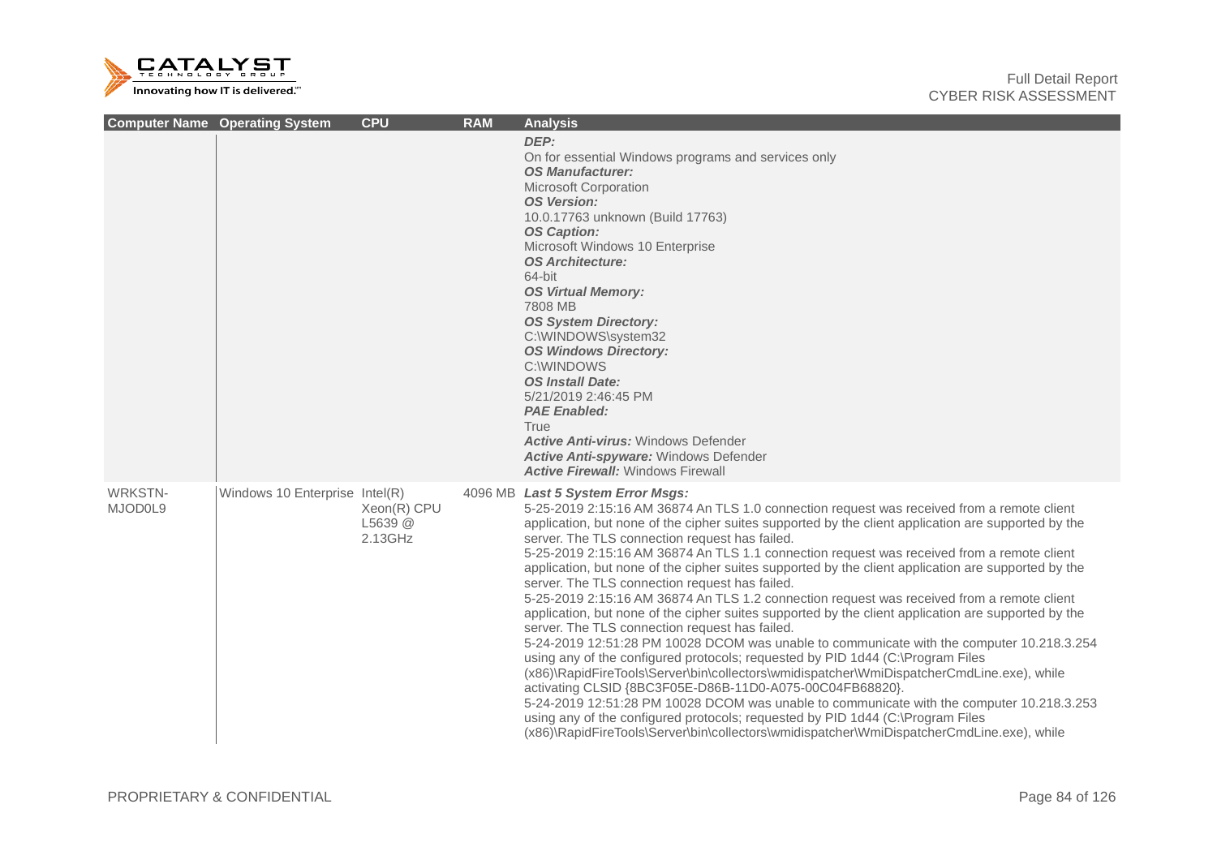| Computer Name | Operating System | CPU | RAM | Analysis |
|---|---|---|---|---|
| | | | | ***DEP:***<br>On for essential Windows programs and services only<br>***OS Manufacturer:***<br>Microsoft Corporation<br>***OS Version:***<br>10.0.17763 unknown (Build 17763)<br>***OS Caption:***<br>Microsoft Windows 10 Enterprise<br>***OS Architecture:***<br>64-bit<br>***OS Virtual Memory:***<br>7808 MB<br>***OS System Directory:***<br>C:\WINDOWS\system32<br>***OS Windows Directory:***<br>C:\WINDOWS<br>***OS Install Date:***<br>5/21/2019 2:46:45 PM<br>***PAE Enabled:***<br>True<br>***Active Anti-virus:*** Windows Defender<br>***Active Anti-spyware:*** Windows Defender<br>***Active Firewall:*** Windows Firewall |
| WRKSTN-MJOD0L9 | Windows 10 Enterprise | Intel(R) Xeon(R) CPU L5639 @ 2.13GHz | 4096 MB | ***Last 5 System Error Msgs:***<br>5-25-2019 2:15:16 AM 36874 An TLS 1.0 connection request was received from a remote client application, but none of the cipher suites supported by the client application are supported by the server. The TLS connection request has failed.<br>5-25-2019 2:15:16 AM 36874 An TLS 1.1 connection request was received from a remote client application, but none of the cipher suites supported by the client application are supported by the server. The TLS connection request has failed.<br>5-25-2019 2:15:16 AM 36874 An TLS 1.2 connection request was received from a remote client application, but none of the cipher suites supported by the client application are supported by the server. The TLS connection request has failed.<br>5-24-2019 12:51:28 PM 10028 DCOM was unable to communicate with the computer 10.218.3.254 using any of the configured protocols; requested by PID 1d44 (C:\Program Files (x86)\RapidFireTools\Server\bin\collectors\wmidispatcher\WmiDispatcherCmdLine.exe), while activating CLSID {8BC3F05E-D86B-11D0-A075-00C04FB68820}.<br>5-24-2019 12:51:28 PM 10028 DCOM was unable to communicate with the computer 10.218.3.253 using any of the configured protocols; requested by PID 1d44 (C:\Program Files (x86)\RapidFireTools\Server\bin\collectors\wmidispatcher\WmiDispatcherCmdLine.exe), while |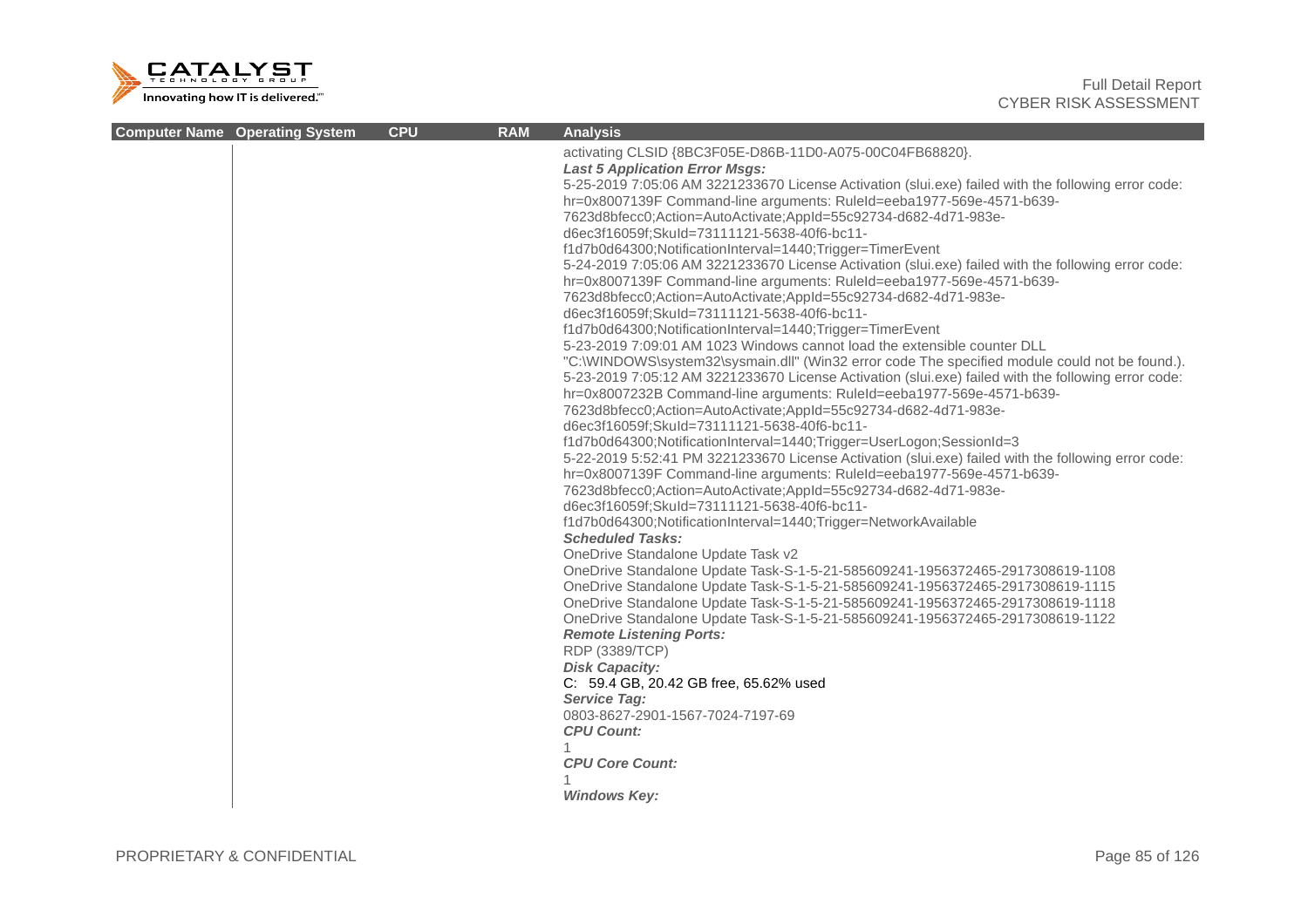| Computer Name | Operating System | CPU | RAM | Analysis |
|---|---|---|---|---|
| | | | | activating CLSID {8BC3F05E-D86B-11D0-A075-00C04FB68820}.<br>***Last 5 Application Error Msgs:***<br>5-25-2019 7:05:06 AM 3221233670 License Activation (slui.exe) failed with the following error code: hr=0x8007139F Command-line arguments: RuleId=eeba1977-569e-4571-b639-7623d8bfecc0;Action=AutoActivate;AppId=55c92734-d682-4d71-983e-d6ec3f16059f;SkuId=73111121-5638-40f6-bc11-f1d7b0d64300;NotificationInterval=1440;Trigger=TimerEvent<br>5-24-2019 7:05:06 AM 3221233670 License Activation (slui.exe) failed with the following error code: hr=0x8007139F Command-line arguments: RuleId=eeba1977-569e-4571-b639-7623d8bfecc0;Action=AutoActivate;AppId=55c92734-d682-4d71-983e-d6ec3f16059f;SkuId=73111121-5638-40f6-bc11-f1d7b0d64300;NotificationInterval=1440;Trigger=TimerEvent<br>5-23-2019 7:09:01 AM 1023 Windows cannot load the extensible counter DLL "C:\WINDOWS\system32\sysmain.dll" (Win32 error code The specified module could not be found.).<br>5-23-2019 7:05:12 AM 3221233670 License Activation (slui.exe) failed with the following error code: hr=0x8007232B Command-line arguments: RuleId=eeba1977-569e-4571-b639-7623d8bfecc0;Action=AutoActivate;AppId=55c92734-d682-4d71-983e-d6ec3f16059f;SkuId=73111121-5638-40f6-bc11-f1d7b0d64300;NotificationInterval=1440;Trigger=UserLogon;SessionId=3<br>5-22-2019 5:52:41 PM 3221233670 License Activation (slui.exe) failed with the following error code: hr=0x8007139F Command-line arguments: RuleId=eeba1977-569e-4571-b639-7623d8bfecc0;Action=AutoActivate;AppId=55c92734-d682-4d71-983e-d6ec3f16059f;SkuId=73111121-5638-40f6-bc11-f1d7b0d64300;NotificationInterval=1440;Trigger=NetworkAvailable<br>***Scheduled Tasks:***<br>OneDrive Standalone Update Task v2<br>OneDrive Standalone Update Task-S-1-5-21-585609241-1956372465-2917308619-1108<br>OneDrive Standalone Update Task-S-1-5-21-585609241-1956372465-2917308619-1115<br>OneDrive Standalone Update Task-S-1-5-21-585609241-1956372465-2917308619-1118<br>OneDrive Standalone Update Task-S-1-5-21-585609241-1956372465-2917308619-1122<br>***Remote Listening Ports:***<br>RDP (3389/TCP)<br>***Disk Capacity:***<br>C: 59.4 GB, 20.42 GB free, 65.62% used<br>***Service Tag:***<br>0803-8627-2901-1567-7024-7197-69<br>***CPU Count:***<br>1<br>***CPU Core Count:***<br>1<br>***Windows Key:*** |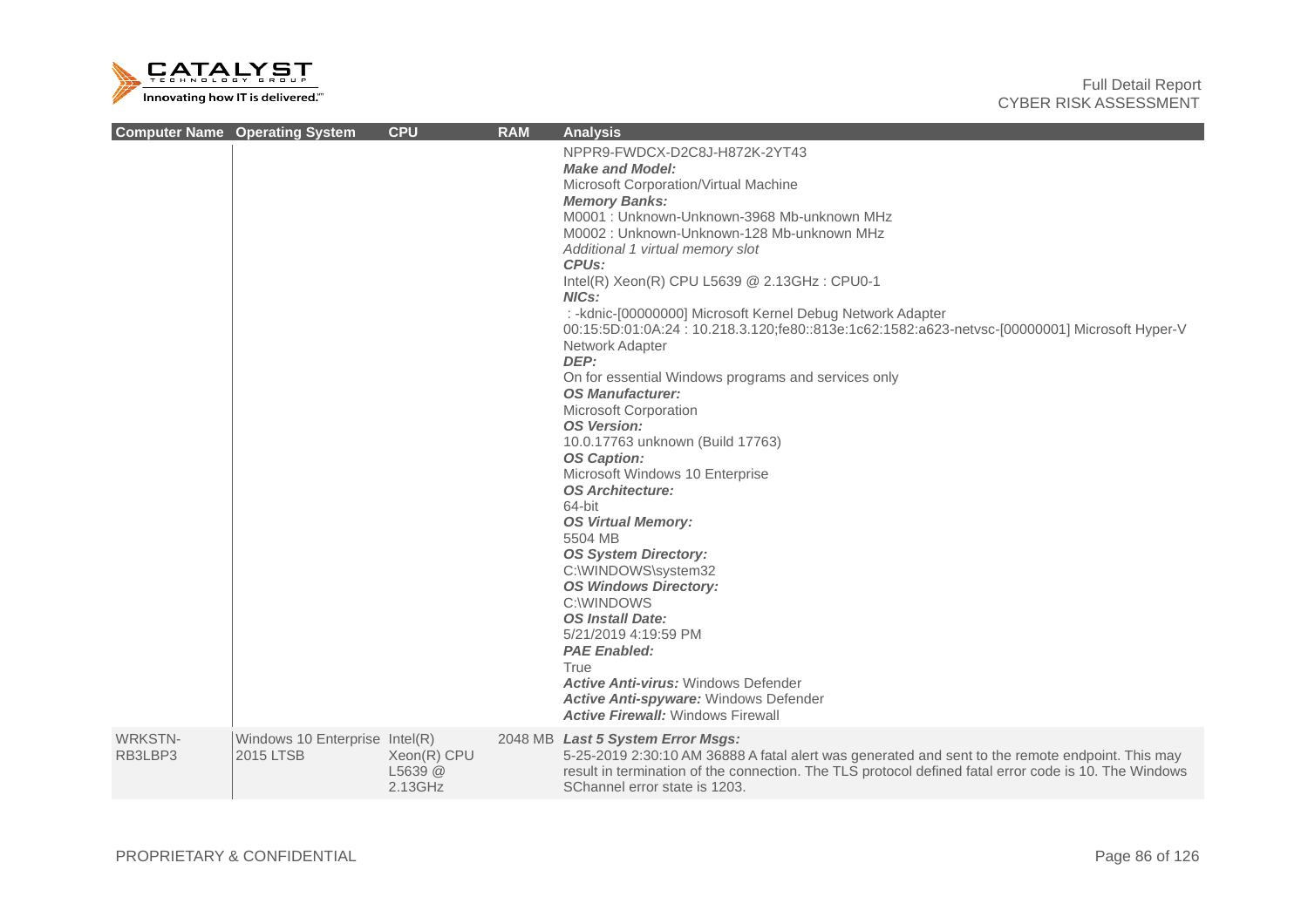| Computer Name | Operating System | CPU | RAM | Analysis |
|---|---|---|---|---|
| | | | | NPPR9-FWDCX-D2C8J-H872K-2YT43<br>***Make and Model:***<br>Microsoft Corporation/Virtual Machine<br>***Memory Banks:***<br>M0001 : Unknown-Unknown-3968 Mb-unknown MHz<br>M0002 : Unknown-Unknown-128 Mb-unknown MHz<br>*Additional 1 virtual memory slot*<br>***CPUs:***<br>Intel(R) Xeon(R) CPU L5639 @ 2.13GHz : CPU0-1<br>***NICs:***<br>: -kdnic-[00000000] Microsoft Kernel Debug Network Adapter<br>00:15:5D:01:0A:24 : 10.218.3.120;fe80::813e:1c62:1582:a623-netvsc-[00000001] Microsoft Hyper-V Network Adapter<br>***DEP:***<br>On for essential Windows programs and services only<br>***OS Manufacturer:***<br>Microsoft Corporation<br>***OS Version:***<br>10.0.17763 unknown (Build 17763)<br>***OS Caption:***<br>Microsoft Windows 10 Enterprise<br>***OS Architecture:***<br>64-bit<br>***OS Virtual Memory:***<br>5504 MB<br>***OS System Directory:***<br>C:\WINDOWS\system32<br>***OS Windows Directory:***<br>C:\WINDOWS<br>***OS Install Date:***<br>5/21/2019 4:19:59 PM<br>***PAE Enabled:***<br>True<br>***Active Anti-virus:*** Windows Defender<br>***Active Anti-spyware:*** Windows Defender<br>***Active Firewall:*** Windows Firewall |
| WRKSTN-RB3LBP3 | Windows 10 Enterprise 2015 LTSB | Intel(R) Xeon(R) CPU L5639 @ 2.13GHz | 2048 MB | ***Last 5 System Error Msgs:***<br>5-25-2019 2:30:10 AM 36888 A fatal alert was generated and sent to the remote endpoint. This may result in termination of the connection. The TLS protocol defined fatal error code is 10. The Windows SChannel error state is 1203. |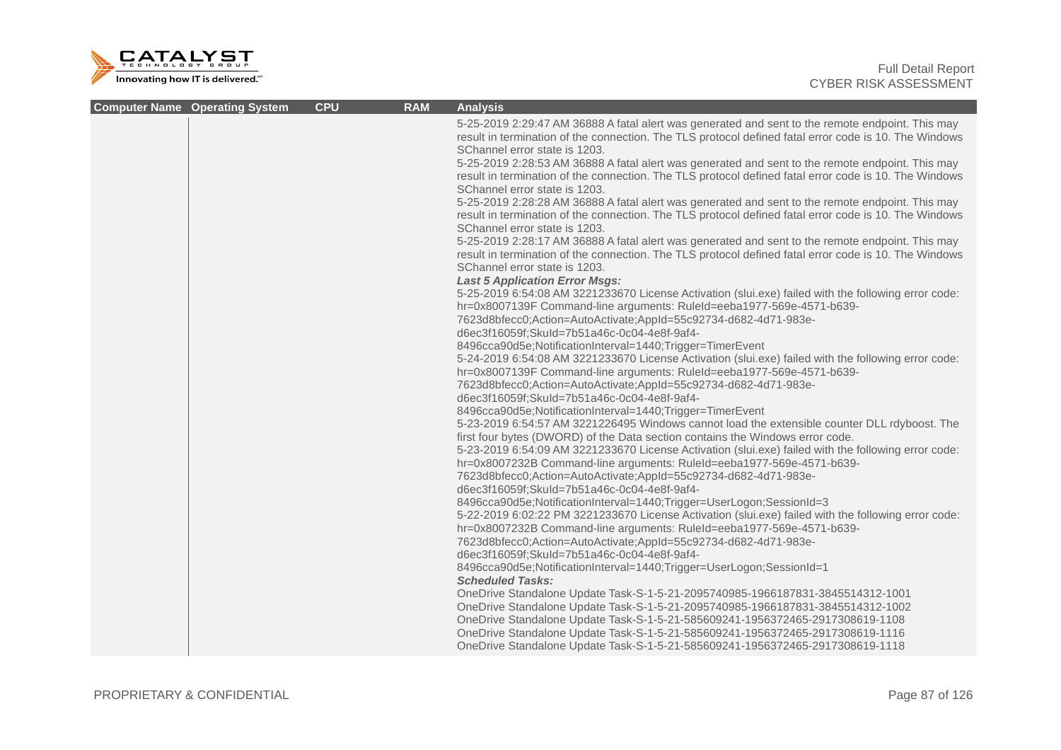| Computer Name | Operating System | CPU | RAM | Analysis |
| --- | --- | --- | --- | --- |
| | | | | 5-25-2019 2:29:47 AM 36888 A fatal alert was generated and sent to the remote endpoint. This may result in termination of the connection. The TLS protocol defined fatal error code is 10. The Windows SChannel error state is 1203.<br>5-25-2019 2:28:53 AM 36888 A fatal alert was generated and sent to the remote endpoint. This may result in termination of the connection. The TLS protocol defined fatal error code is 10. The Windows SChannel error state is 1203.<br>5-25-2019 2:28:28 AM 36888 A fatal alert was generated and sent to the remote endpoint. This may result in termination of the connection. The TLS protocol defined fatal error code is 10. The Windows SChannel error state is 1203.<br>5-25-2019 2:28:17 AM 36888 A fatal alert was generated and sent to the remote endpoint. This may result in termination of the connection. The TLS protocol defined fatal error code is 10. The Windows SChannel error state is 1203.<br>***Last 5 Application Error Msgs:***<br>5-25-2019 6:54:08 AM 3221233670 License Activation (slui.exe) failed with the following error code: hr=0x8007139F Command-line arguments: RuleId=eeba1977-569e-4571-b639-7623d8bfecc0;Action=AutoActivate;AppId=55c92734-d682-4d71-983e-d6ec3f16059f;SkuId=7b51a46c-0c04-4e8f-9af4-8496cca90d5e;NotificationInterval=1440;Trigger=TimerEvent<br>5-24-2019 6:54:08 AM 3221233670 License Activation (slui.exe) failed with the following error code: hr=0x8007139F Command-line arguments: RuleId=eeba1977-569e-4571-b639-7623d8bfecc0;Action=AutoActivate;AppId=55c92734-d682-4d71-983e-d6ec3f16059f;SkuId=7b51a46c-0c04-4e8f-9af4-8496cca90d5e;NotificationInterval=1440;Trigger=TimerEvent<br>5-23-2019 6:54:57 AM 3221226495 Windows cannot load the extensible counter DLL rdyboost. The first four bytes (DWORD) of the Data section contains the Windows error code.<br>5-23-2019 6:54:09 AM 3221233670 License Activation (slui.exe) failed with the following error code: hr=0x8007232B Command-line arguments: RuleId=eeba1977-569e-4571-b639-7623d8bfecc0;Action=AutoActivate;AppId=55c92734-d682-4d71-983e-d6ec3f16059f;SkuId=7b51a46c-0c04-4e8f-9af4-8496cca90d5e;NotificationInterval=1440;Trigger=UserLogon;SessionId=3<br>5-22-2019 6:02:22 PM 3221233670 License Activation (slui.exe) failed with the following error code: hr=0x8007232B Command-line arguments: RuleId=eeba1977-569e-4571-b639-7623d8bfecc0;Action=AutoActivate;AppId=55c92734-d682-4d71-983e-d6ec3f16059f;SkuId=7b51a46c-0c04-4e8f-9af4-8496cca90d5e;NotificationInterval=1440;Trigger=UserLogon;SessionId=1<br>***Scheduled Tasks:***<br>OneDrive Standalone Update Task-S-1-5-21-2095740985-1966187831-3845514312-1001<br>OneDrive Standalone Update Task-S-1-5-21-2095740985-1966187831-3845514312-1002<br>OneDrive Standalone Update Task-S-1-5-21-585609241-1956372465-2917308619-1108<br>OneDrive Standalone Update Task-S-1-5-21-585609241-1956372465-2917308619-1116<br>OneDrive Standalone Update Task-S-1-5-21-585609241-1956372465-2917308619-1118 |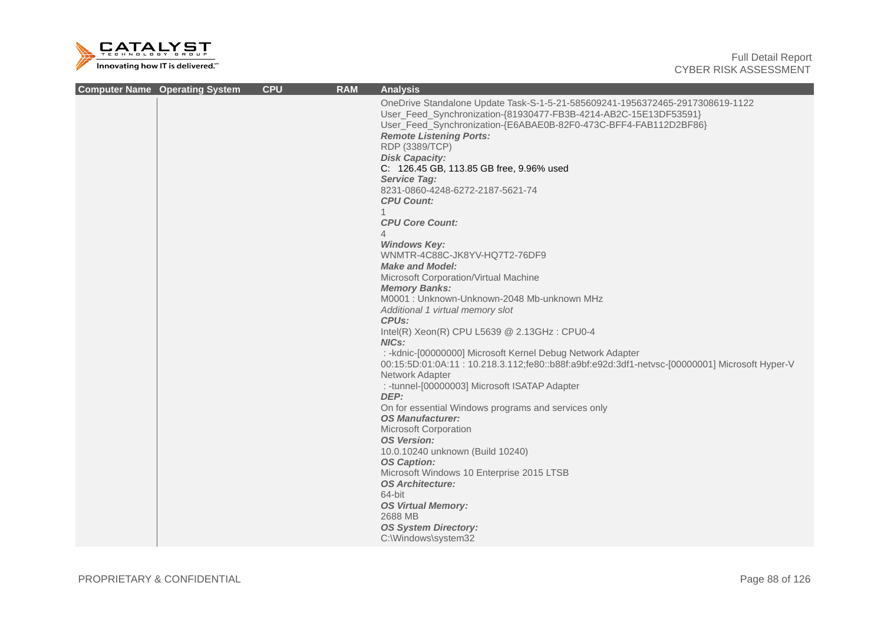| Computer Name | Operating System | CPU | RAM | Analysis |
|---|---|---|---|---|
| | | | | OneDrive Standalone Update Task-S-1-5-21-585609241-1956372465-2917308619-1122<br>User_Feed_Synchronization-{81930477-FB3B-4214-AB2C-15E13DF53591}<br>User_Feed_Synchronization-{E6ABAE0B-82F0-473C-BFF4-FAB112D2BF86}<br>***Remote Listening Ports:***<br>RDP (3389/TCP)<br>***Disk Capacity:***<br>C:  126.45 GB, 113.85 GB free, 9.96% used<br>***Service Tag:***<br>8231-0860-4248-6272-2187-5621-74<br>***CPU Count:***<br>1<br>***CPU Core Count:***<br>4<br>***Windows Key:***<br>WNMTR-4C88C-JK8YV-HQ7T2-76DF9<br>***Make and Model:***<br>Microsoft Corporation/Virtual Machine<br>***Memory Banks:***<br>M0001 : Unknown-Unknown-2048 Mb-unknown MHz<br>*Additional 1 virtual memory slot*<br>***CPUs:***<br>Intel(R) Xeon(R) CPU L5639 @ 2.13GHz : CPU0-4<br>***NICs:***<br> : -kdnic-[00000000] Microsoft Kernel Debug Network Adapter<br>00:15:5D:01:0A:11 : 10.218.3.112;fe80::b88f:a9bf:e92d:3df1-netvsc-[00000001] Microsoft Hyper-V Network Adapter<br> : -tunnel-[00000003] Microsoft ISATAP Adapter<br>***DEP:***<br>On for essential Windows programs and services only<br>***OS Manufacturer:***<br>Microsoft Corporation<br>***OS Version:***<br>10.0.10240 unknown (Build 10240)<br>***OS Caption:***<br>Microsoft Windows 10 Enterprise 2015 LTSB<br>***OS Architecture:***<br>64-bit<br>***OS Virtual Memory:***<br>2688 MB<br>***OS System Directory:***<br>C:\Windows\system32 |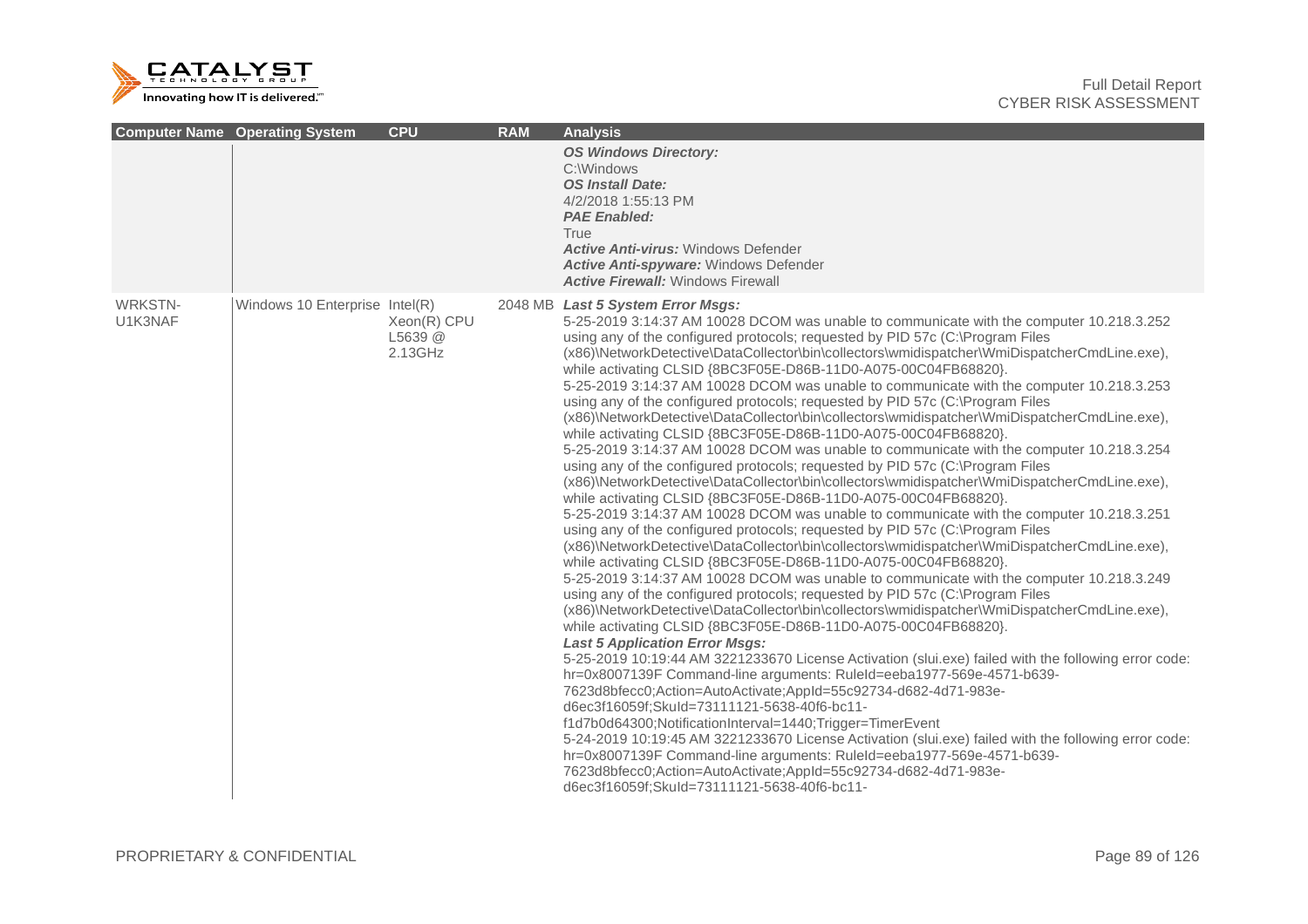| Computer Name | Operating System | CPU | RAM | Analysis |
|---|---|---|---|---|
| | | | | ***OS Windows Directory:*** C:\Windows ***OS Install Date:*** 4/2/2018 1:55:13 PM ***PAE Enabled:*** True ***Active Anti-virus:*** Windows Defender ***Active Anti-spyware:*** Windows Defender ***Active Firewall:*** Windows Firewall |
| WRKSTN-U1K3NAF | Windows 10 Enterprise | Intel(R) Xeon(R) CPU L5639 @ 2.13GHz | 2048 MB | ***Last 5 System Error Msgs:*** 5-25-2019 3:14:37 AM 10028 DCOM was unable to communicate with the computer 10.218.3.252 using any of the configured protocols; requested by PID 57c (C:\Program Files (x86)\NetworkDetective\DataCollector\bin\collectors\wmidispatcher\WmiDispatcherCmdLine.exe), while activating CLSID {8BC3F05E-D86B-11D0-A075-00C04FB68820}. 5-25-2019 3:14:37 AM 10028 DCOM was unable to communicate with the computer 10.218.3.253 using any of the configured protocols; requested by PID 57c (C:\Program Files (x86)\NetworkDetective\DataCollector\bin\collectors\wmidispatcher\WmiDispatcherCmdLine.exe), while activating CLSID {8BC3F05E-D86B-11D0-A075-00C04FB68820}. 5-25-2019 3:14:37 AM 10028 DCOM was unable to communicate with the computer 10.218.3.254 using any of the configured protocols; requested by PID 57c (C:\Program Files (x86)\NetworkDetective\DataCollector\bin\collectors\wmidispatcher\WmiDispatcherCmdLine.exe), while activating CLSID {8BC3F05E-D86B-11D0-A075-00C04FB68820}. 5-25-2019 3:14:37 AM 10028 DCOM was unable to communicate with the computer 10.218.3.251 using any of the configured protocols; requested by PID 57c (C:\Program Files (x86)\NetworkDetective\DataCollector\bin\collectors\wmidispatcher\WmiDispatcherCmdLine.exe), while activating CLSID {8BC3F05E-D86B-11D0-A075-00C04FB68820}. 5-25-2019 3:14:37 AM 10028 DCOM was unable to communicate with the computer 10.218.3.249 using any of the configured protocols; requested by PID 57c (C:\Program Files (x86)\NetworkDetective\DataCollector\bin\collectors\wmidispatcher\WmiDispatcherCmdLine.exe), while activating CLSID {8BC3F05E-D86B-11D0-A075-00C04FB68820}. ***Last 5 Application Error Msgs:*** 5-25-2019 10:19:44 AM 3221233670 License Activation (slui.exe) failed with the following error code: hr=0x8007139F Command-line arguments: RuleId=eeba1977-569e-4571-b639-7623d8bfecc0;Action=AutoActivate;AppId=55c92734-d682-4d71-983e-d6ec3f16059f;SkuId=73111121-5638-40f6-bc11-f1d7b0d64300;NotificationInterval=1440;Trigger=TimerEvent 5-24-2019 10:19:45 AM 3221233670 License Activation (slui.exe) failed with the following error code: hr=0x8007139F Command-line arguments: RuleId=eeba1977-569e-4571-b639-7623d8bfecc0;Action=AutoActivate;AppId=55c92734-d682-4d71-983e-d6ec3f16059f;SkuId=73111121-5638-40f6-bc11- |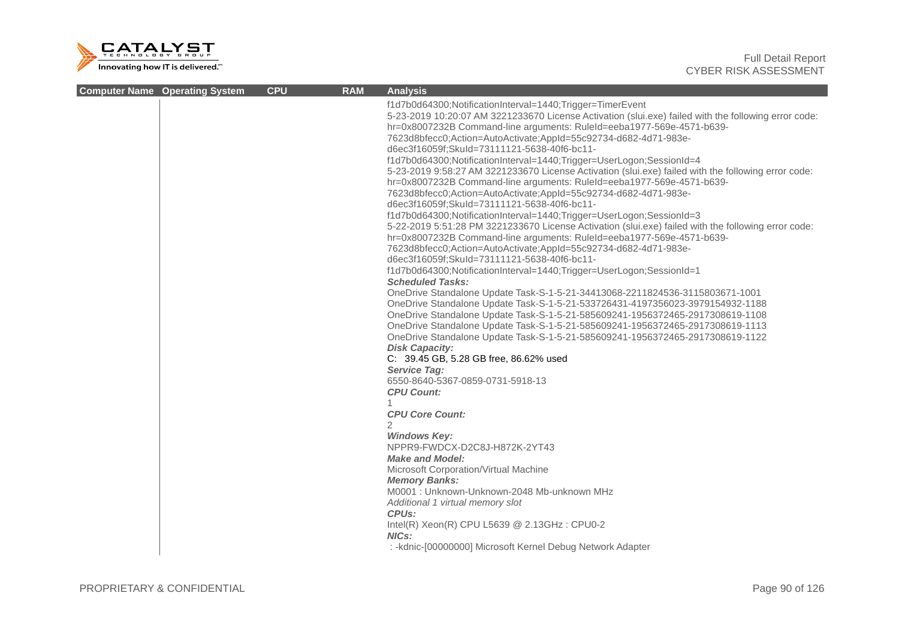| Computer Name | Operating System | CPU | RAM | Analysis |
|---|---|---|---|---|
| | | | | f1d7b0d64300;NotificationInterval=1440;Trigger=TimerEvent<br>5-23-2019 10:20:07 AM 3221233670 License Activation (slui.exe) failed with the following error code: hr=0x8007232B Command-line arguments: RuleId=eeba1977-569e-4571-b639-7623d8bfecc0;Action=AutoActivate;AppId=55c92734-d682-4d71-983e-d6ec3f16059f;SkuId=73111121-5638-40f6-bc11-f1d7b0d64300;NotificationInterval=1440;Trigger=UserLogon;SessionId=4<br>5-23-2019 9:58:27 AM 3221233670 License Activation (slui.exe) failed with the following error code: hr=0x8007232B Command-line arguments: RuleId=eeba1977-569e-4571-b639-7623d8bfecc0;Action=AutoActivate;AppId=55c92734-d682-4d71-983e-d6ec3f16059f;SkuId=73111121-5638-40f6-bc11-f1d7b0d64300;NotificationInterval=1440;Trigger=UserLogon;SessionId=3<br>5-22-2019 5:51:28 PM 3221233670 License Activation (slui.exe) failed with the following error code: hr=0x8007232B Command-line arguments: RuleId=eeba1977-569e-4571-b639-7623d8bfecc0;Action=AutoActivate;AppId=55c92734-d682-4d71-983e-d6ec3f16059f;SkuId=73111121-5638-40f6-bc11-f1d7b0d64300;NotificationInterval=1440;Trigger=UserLogon;SessionId=1<br>***Scheduled Tasks:***<br>OneDrive Standalone Update Task-S-1-5-21-34413068-2211824536-3115803671-1001<br>OneDrive Standalone Update Task-S-1-5-21-533726431-4197356023-3979154932-1188<br>OneDrive Standalone Update Task-S-1-5-21-585609241-1956372465-2917308619-1108<br>OneDrive Standalone Update Task-S-1-5-21-585609241-1956372465-2917308619-1113<br>OneDrive Standalone Update Task-S-1-5-21-585609241-1956372465-2917308619-1122<br>***Disk Capacity:***<br>C: 39.45 GB, 5.28 GB free, 86.62% used<br>***Service Tag:***<br>6550-8640-5367-0859-0731-5918-13<br>***CPU Count:***<br>1<br>***CPU Core Count:***<br>2<br>***Windows Key:***<br>NPPR9-FWDCX-D2C8J-H872K-2YT43<br>***Make and Model:***<br>Microsoft Corporation/Virtual Machine<br>***Memory Banks:***<br>M0001 : Unknown-Unknown-2048 Mb-unknown MHz<br>*Additional 1 virtual memory slot*<br>***CPUs:***<br>Intel(R) Xeon(R) CPU L5639 @ 2.13GHz : CPU0-2<br>***NICs:***<br>: -kdnic-[00000000] Microsoft Kernel Debug Network Adapter |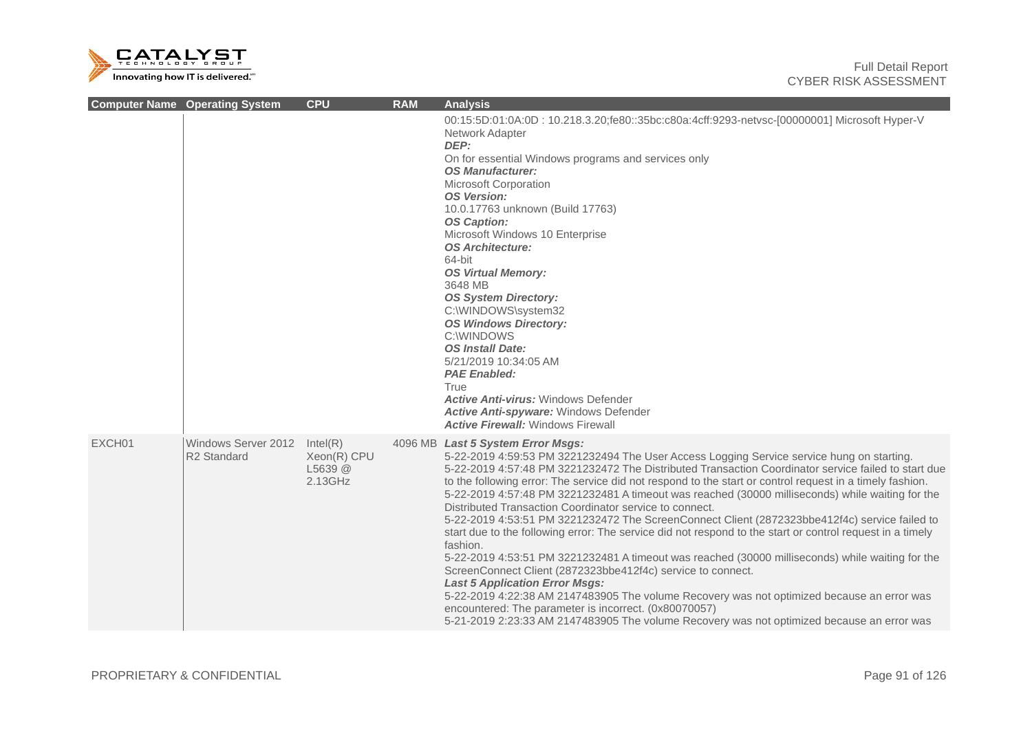| Computer Name | Operating System | CPU | RAM | Analysis |
|---|---|---|---|---|
| | | | | 00:15:5D:01:0A:0D : 10.218.3.20;fe80::35bc:c80a:4cff:9293-netvsc-[00000001] Microsoft Hyper-V Network Adapter<br>***DEP:***<br>On for essential Windows programs and services only<br>***OS Manufacturer:***<br>Microsoft Corporation<br>***OS Version:***<br>10.0.17763 unknown (Build 17763)<br>***OS Caption:***<br>Microsoft Windows 10 Enterprise<br>***OS Architecture:***<br>64-bit<br>***OS Virtual Memory:***<br>3648 MB<br>***OS System Directory:***<br>C:\WINDOWS\system32<br>***OS Windows Directory:***<br>C:\WINDOWS<br>***OS Install Date:***<br>5/21/2019 10:34:05 AM<br>***PAE Enabled:***<br>True<br>***Active Anti-virus:*** Windows Defender<br>***Active Anti-spyware:*** Windows Defender<br>***Active Firewall:*** Windows Firewall |
| EXCH01 | Windows Server 2012 R2 Standard | Intel(R) Xeon(R) CPU L5639 @ 2.13GHz | 4096 MB | ***Last 5 System Error Msgs:***<br>5-22-2019 4:59:53 PM 3221232494 The User Access Logging Service service hung on starting.<br>5-22-2019 4:57:48 PM 3221232472 The Distributed Transaction Coordinator service failed to start due to the following error: The service did not respond to the start or control request in a timely fashion.<br>5-22-2019 4:57:48 PM 3221232481 A timeout was reached (30000 milliseconds) while waiting for the Distributed Transaction Coordinator service to connect.<br>5-22-2019 4:53:51 PM 3221232472 The ScreenConnect Client (2872323bbe412f4c) service failed to start due to the following error: The service did not respond to the start or control request in a timely fashion.<br>5-22-2019 4:53:51 PM 3221232481 A timeout was reached (30000 milliseconds) while waiting for the ScreenConnect Client (2872323bbe412f4c) service to connect.<br>***Last 5 Application Error Msgs:***<br>5-22-2019 4:22:38 AM 2147483905 The volume Recovery was not optimized because an error was encountered: The parameter is incorrect. (0x80070057)<br>5-21-2019 2:23:33 AM 2147483905 The volume Recovery was not optimized because an error was |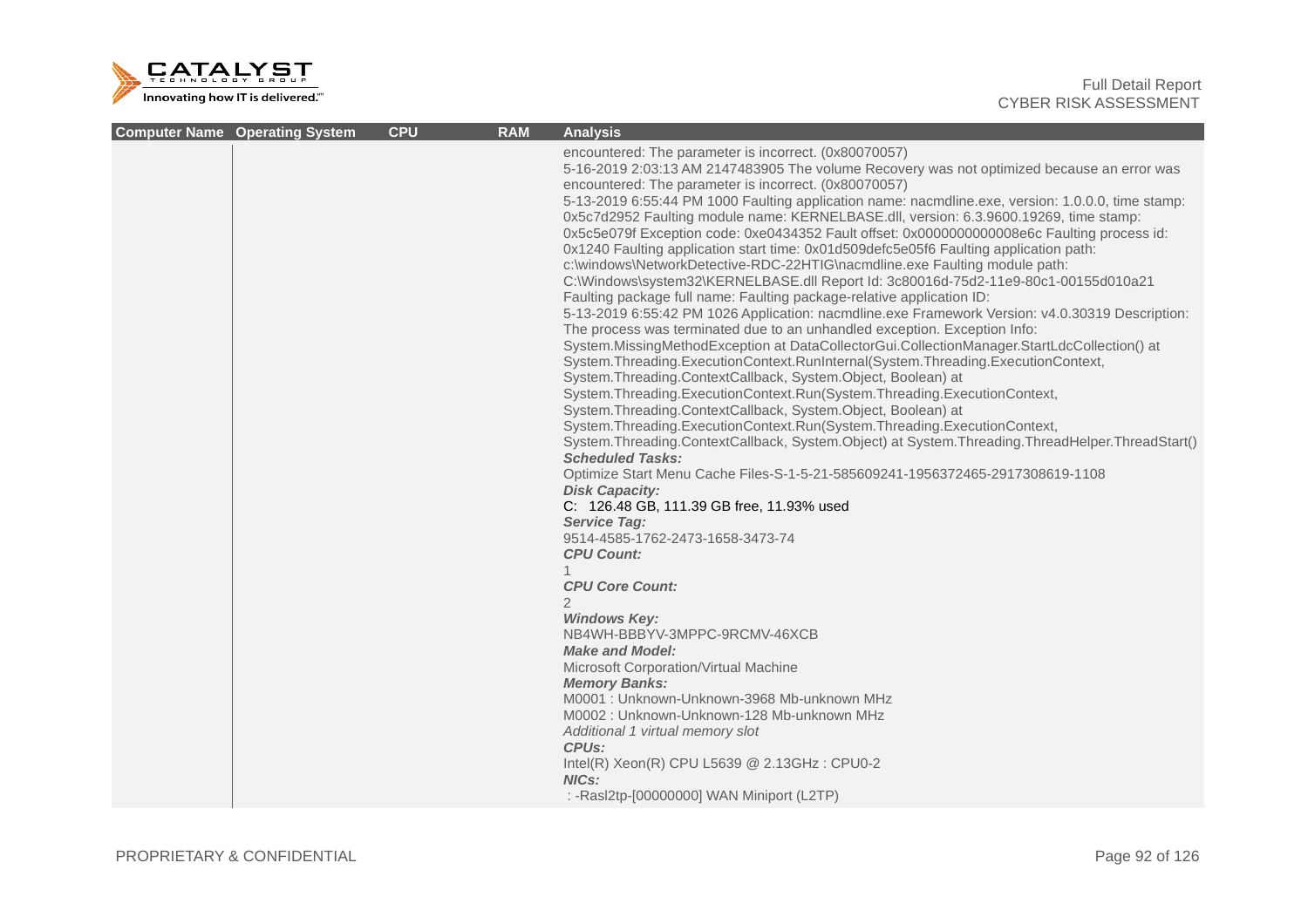| Computer Name | Operating System | CPU | RAM | Analysis |
|---|---|---|---|---|
| | | | | encountered: The parameter is incorrect. (0x80070057)<br>5-16-2019 2:03:13 AM 2147483905 The volume Recovery was not optimized because an error was encountered: The parameter is incorrect. (0x80070057)<br>5-13-2019 6:55:44 PM 1000 Faulting application name: nacmdline.exe, version: 1.0.0.0, time stamp: 0x5c7d2952 Faulting module name: KERNELBASE.dll, version: 6.3.9600.19269, time stamp: 0x5c5e079f Exception code: 0xe0434352 Fault offset: 0x0000000000008e6c Faulting process id: 0x1240 Faulting application start time: 0x01d509defc5e05f6 Faulting application path: c:\windows\NetworkDetective-RDC-22HTIG\nacmdline.exe Faulting module path: C:\Windows\system32\KERNELBASE.dll Report Id: 3c80016d-75d2-11e9-80c1-00155d010a21 Faulting package full name: Faulting package-relative application ID:<br>5-13-2019 6:55:42 PM 1026 Application: nacmdline.exe Framework Version: v4.0.30319 Description: The process was terminated due to an unhandled exception. Exception Info: System.MissingMethodException at DataCollectorGui.CollectionManager.StartLdcCollection() at System.Threading.ExecutionContext.RunInternal(System.Threading.ExecutionContext, System.Threading.ContextCallback, System.Object, Boolean) at System.Threading.ExecutionContext.Run(System.Threading.ExecutionContext, System.Threading.ContextCallback, System.Object, Boolean) at System.Threading.ExecutionContext.Run(System.Threading.ExecutionContext, System.Threading.ContextCallback, System.Object) at System.Threading.ThreadHelper.ThreadStart()<br>***Scheduled Tasks:***<br>Optimize Start Menu Cache Files-S-1-5-21-585609241-1956372465-2917308619-1108<br>***Disk Capacity:***<br>C:  126.48 GB, 111.39 GB free, 11.93% used<br>***Service Tag:***<br>9514-4585-1762-2473-1658-3473-74<br>***CPU Count:***<br>1<br>***CPU Core Count:***<br>2<br>***Windows Key:***<br>NB4WH-BBBYV-3MPPC-9RCMV-46XCB<br>***Make and Model:***<br>Microsoft Corporation/Virtual Machine<br>***Memory Banks:***<br>M0001 : Unknown-Unknown-3968 Mb-unknown MHz<br>M0002 : Unknown-Unknown-128 Mb-unknown MHz<br>*Additional 1 virtual memory slot*<br>***CPUs:***<br>Intel(R) Xeon(R) CPU L5639 @ 2.13GHz : CPU0-2<br>***NICs:***<br>: -Rasl2tp-[00000000] WAN Miniport (L2TP) |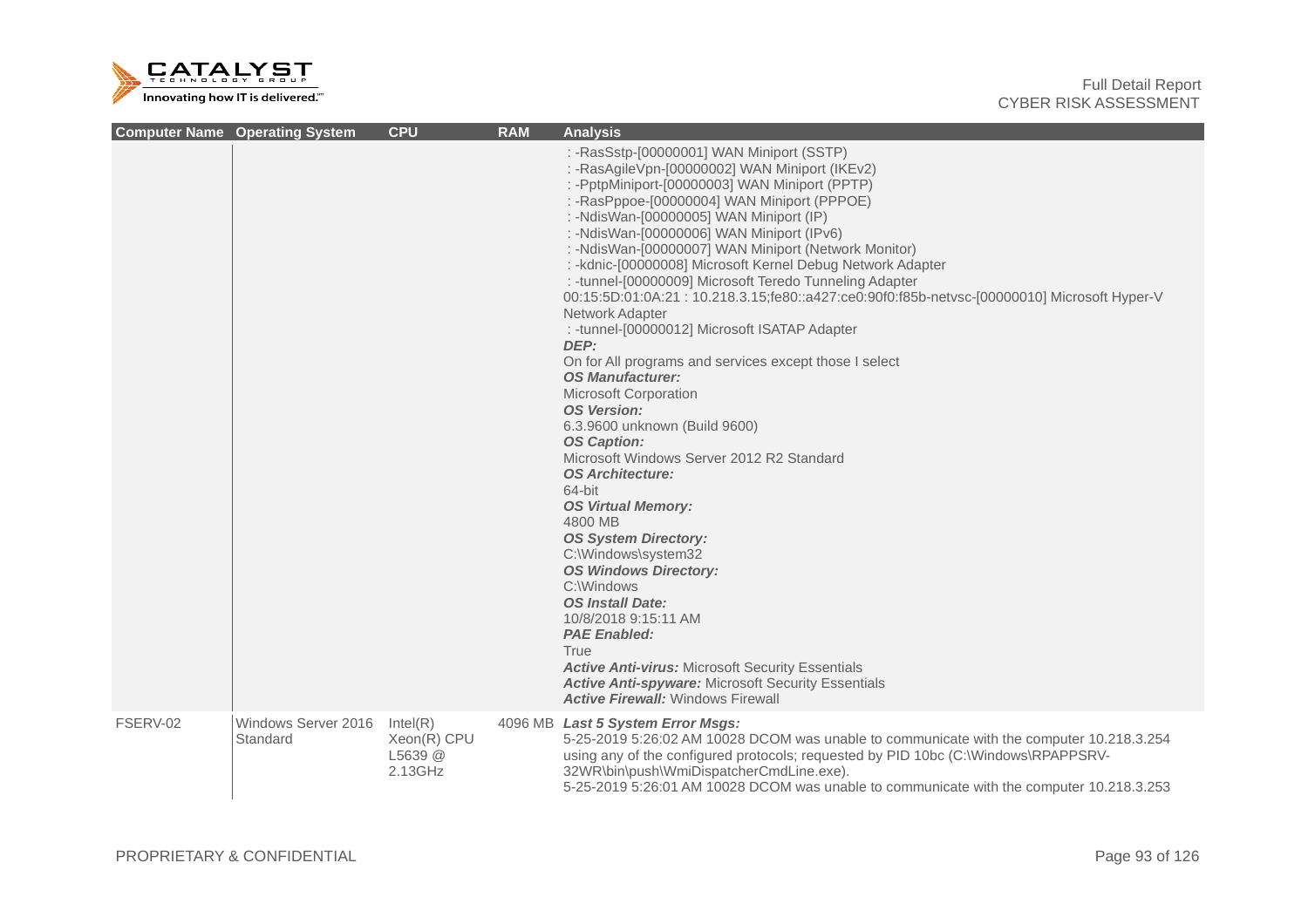| Computer Name | Operating System | CPU | RAM | Analysis |
| --- | --- | --- | --- | --- |
| | | | | : -RasSstp-[00000001] WAN Miniport (SSTP)<br>: -RasAgileVpn-[00000002] WAN Miniport (IKEv2)<br>: -PptpMiniport-[00000003] WAN Miniport (PPTP)<br>: -RasPppoe-[00000004] WAN Miniport (PPPOE)<br>: -NdisWan-[00000005] WAN Miniport (IP)<br>: -NdisWan-[00000006] WAN Miniport (IPv6)<br>: -NdisWan-[00000007] WAN Miniport (Network Monitor)<br>: -kdnic-[00000008] Microsoft Kernel Debug Network Adapter<br>: -tunnel-[00000009] Microsoft Teredo Tunneling Adapter<br>00:15:5D:01:0A:21 : 10.218.3.15;fe80::a427:ce0:90f0:f85b-netvsc-[00000010] Microsoft Hyper-V Network Adapter<br>: -tunnel-[00000012] Microsoft ISATAP Adapter<br>***DEP:***<br>On for All programs and services except those I select<br>***OS Manufacturer:***<br>Microsoft Corporation<br>***OS Version:***<br>6.3.9600 unknown (Build 9600)<br>***OS Caption:***<br>Microsoft Windows Server 2012 R2 Standard<br>***OS Architecture:***<br>64-bit<br>***OS Virtual Memory:***<br>4800 MB<br>***OS System Directory:***<br>C:\Windows\system32<br>***OS Windows Directory:***<br>C:\Windows<br>***OS Install Date:***<br>10/8/2018 9:15:11 AM<br>***PAE Enabled:***<br>True<br>***Active Anti-virus:*** Microsoft Security Essentials<br>***Active Anti-spyware:*** Microsoft Security Essentials<br>***Active Firewall:*** Windows Firewall |
| FSERV-02 | Windows Server 2016 Standard | Intel(R) Xeon(R) CPU L5639 @ 2.13GHz | 4096 MB | ***Last 5 System Error Msgs:***<br>5-25-2019 5:26:02 AM 10028 DCOM was unable to communicate with the computer 10.218.3.254 using any of the configured protocols; requested by PID 10bc (C:\Windows\RPAPPSRV-32WR\bin\push\WmiDispatcherCmdLine.exe).<br>5-25-2019 5:26:01 AM 10028 DCOM was unable to communicate with the computer 10.218.3.253 |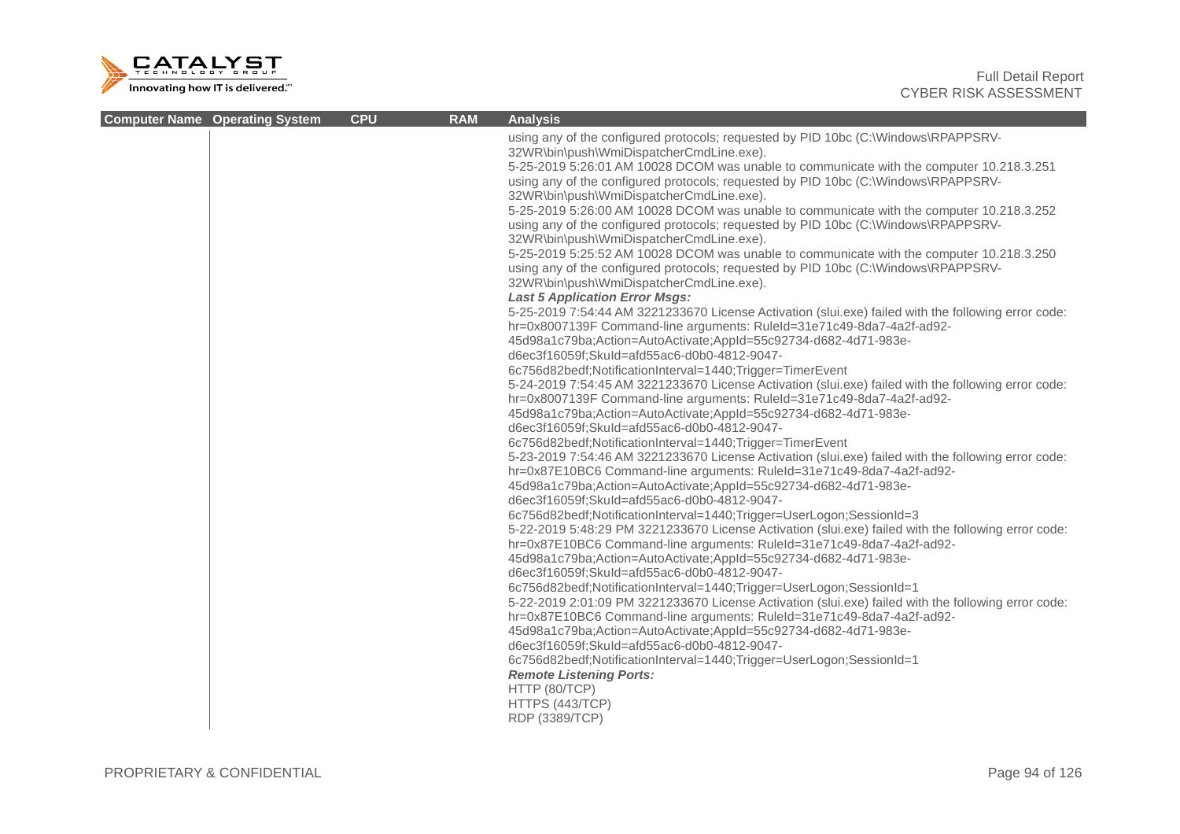| Computer Name | Operating System | CPU | RAM | Analysis |
| --- | --- | --- | --- | --- |
| | | | | using any of the configured protocols; requested by PID 10bc (C:\Windows\RPAPPSRV-32WR\bin\push\WmiDispatcherCmdLine.exe).<br>5-25-2019 5:26:01 AM 10028 DCOM was unable to communicate with the computer 10.218.3.251 using any of the configured protocols; requested by PID 10bc (C:\Windows\RPAPPSRV-32WR\bin\push\WmiDispatcherCmdLine.exe).<br>5-25-2019 5:26:00 AM 10028 DCOM was unable to communicate with the computer 10.218.3.252 using any of the configured protocols; requested by PID 10bc (C:\Windows\RPAPPSRV-32WR\bin\push\WmiDispatcherCmdLine.exe).<br>5-25-2019 5:25:52 AM 10028 DCOM was unable to communicate with the computer 10.218.3.250 using any of the configured protocols; requested by PID 10bc (C:\Windows\RPAPPSRV-32WR\bin\push\WmiDispatcherCmdLine.exe).<br>***Last 5 Application Error Msgs:***<br>5-25-2019 7:54:44 AM 3221233670 License Activation (slui.exe) failed with the following error code: hr=0x8007139F Command-line arguments: RuleId=31e71c49-8da7-4a2f-ad92-45d98a1c79ba;Action=AutoActivate;AppId=55c92734-d682-4d71-983e-d6ec3f16059f;SkuId=afd55ac6-d0b0-4812-9047-6c756d82bedf;NotificationInterval=1440;Trigger=TimerEvent<br>5-24-2019 7:54:45 AM 3221233670 License Activation (slui.exe) failed with the following error code: hr=0x8007139F Command-line arguments: RuleId=31e71c49-8da7-4a2f-ad92-45d98a1c79ba;Action=AutoActivate;AppId=55c92734-d682-4d71-983e-d6ec3f16059f;SkuId=afd55ac6-d0b0-4812-9047-6c756d82bedf;NotificationInterval=1440;Trigger=TimerEvent<br>5-23-2019 7:54:46 AM 3221233670 License Activation (slui.exe) failed with the following error code: hr=0x87E10BC6 Command-line arguments: RuleId=31e71c49-8da7-4a2f-ad92-45d98a1c79ba;Action=AutoActivate;AppId=55c92734-d682-4d71-983e-d6ec3f16059f;SkuId=afd55ac6-d0b0-4812-9047-6c756d82bedf;NotificationInterval=1440;Trigger=UserLogon;SessionId=3<br>5-22-2019 5:48:29 PM 3221233670 License Activation (slui.exe) failed with the following error code: hr=0x87E10BC6 Command-line arguments: RuleId=31e71c49-8da7-4a2f-ad92-45d98a1c79ba;Action=AutoActivate;AppId=55c92734-d682-4d71-983e-d6ec3f16059f;SkuId=afd55ac6-d0b0-4812-9047-6c756d82bedf;NotificationInterval=1440;Trigger=UserLogon;SessionId=1<br>5-22-2019 2:01:09 PM 3221233670 License Activation (slui.exe) failed with the following error code: hr=0x87E10BC6 Command-line arguments: RuleId=31e71c49-8da7-4a2f-ad92-45d98a1c79ba;Action=AutoActivate;AppId=55c92734-d682-4d71-983e-d6ec3f16059f;SkuId=afd55ac6-d0b0-4812-9047-6c756d82bedf;NotificationInterval=1440;Trigger=UserLogon;SessionId=1<br>***Remote Listening Ports:***<br>HTTP (80/TCP)<br>HTTPS (443/TCP)<br>RDP (3389/TCP) |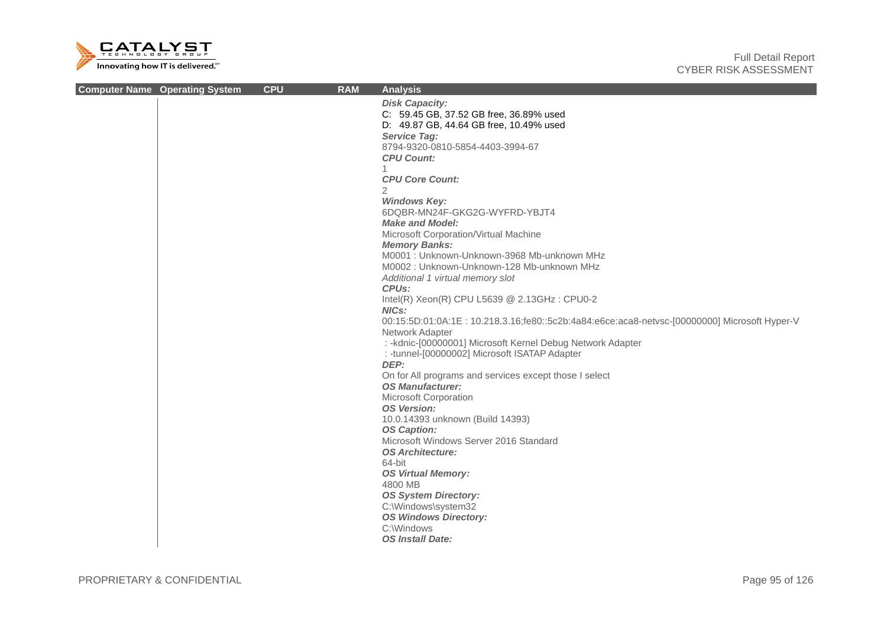| Computer Name | Operating System | CPU | RAM | Analysis |
|---|---|---|---|---|
| | | | | ***Disk Capacity:***<br>C: 59.45 GB, 37.52 GB free, 36.89% used<br>D: 49.87 GB, 44.64 GB free, 10.49% used<br>***Service Tag:***<br>8794-9320-0810-5854-4403-3994-67<br>***CPU Count:***<br>1<br>***CPU Core Count:***<br>2<br>***Windows Key:***<br>6DQBR-MN24F-GKG2G-WYFRD-YBJT4<br>***Make and Model:***<br>Microsoft Corporation/Virtual Machine<br>***Memory Banks:***<br>M0001 : Unknown-Unknown-3968 Mb-unknown MHz<br>M0002 : Unknown-Unknown-128 Mb-unknown MHz<br>*Additional 1 virtual memory slot*<br>***CPUs:***<br>Intel(R) Xeon(R) CPU L5639 @ 2.13GHz : CPU0-2<br>***NICs:***<br>00:15:5D:01:0A:1E : 10.218.3.16;fe80::5c2b:4a84:e6ce:aca8-netvsc-[00000000] Microsoft Hyper-V Network Adapter<br>: -kdnic-[00000001] Microsoft Kernel Debug Network Adapter<br>: -tunnel-[00000002] Microsoft ISATAP Adapter<br>***DEP:***<br>On for All programs and services except those I select<br>***OS Manufacturer:***<br>Microsoft Corporation<br>***OS Version:***<br>10.0.14393 unknown (Build 14393)<br>***OS Caption:***<br>Microsoft Windows Server 2016 Standard<br>***OS Architecture:***<br>64-bit<br>***OS Virtual Memory:***<br>4800 MB<br>***OS System Directory:***<br>C:\Windows\system32<br>***OS Windows Directory:***<br>C:\Windows<br>***OS Install Date:*** |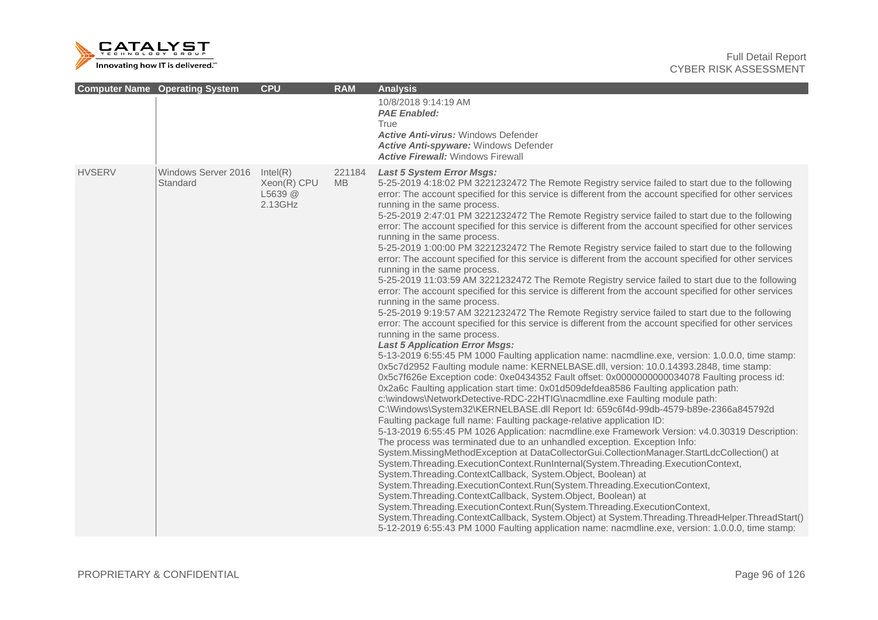| Computer Name | Operating System | CPU | RAM | Analysis |
|---|---|---|---|---|
| | | | | 10/8/2018 9:14:19 AM<br>***PAE Enabled:***<br>True<br>***Active Anti-virus:*** Windows Defender<br>***Active Anti-spyware:*** Windows Defender<br>***Active Firewall:*** Windows Firewall |
| HVSERV | Windows Server 2016 Standard | Intel(R) Xeon(R) CPU L5639 @ 2.13GHz | 221184 MB | ***Last 5 System Error Msgs:***<br>5-25-2019 4:18:02 PM 3221232472 The Remote Registry service failed to start due to the following error: The account specified for this service is different from the account specified for other services running in the same process.<br>5-25-2019 2:47:01 PM 3221232472 The Remote Registry service failed to start due to the following error: The account specified for this service is different from the account specified for other services running in the same process.<br>5-25-2019 1:00:00 PM 3221232472 The Remote Registry service failed to start due to the following error: The account specified for this service is different from the account specified for other services running in the same process.<br>5-25-2019 11:03:59 AM 3221232472 The Remote Registry service failed to start due to the following error: The account specified for this service is different from the account specified for other services running in the same process.<br>5-25-2019 9:19:57 AM 3221232472 The Remote Registry service failed to start due to the following error: The account specified for this service is different from the account specified for other services running in the same process.<br>***Last 5 Application Error Msgs:***<br>5-13-2019 6:55:45 PM 1000 Faulting application name: nacmdline.exe, version: 1.0.0.0, time stamp: 0x5c7d2952 Faulting module name: KERNELBASE.dll, version: 10.0.14393.2848, time stamp: 0x5c7f626e Exception code: 0xe0434352 Fault offset: 0x0000000000034078 Faulting process id: 0x2a6c Faulting application start time: 0x01d509defdea8586 Faulting application path: c:\windows\NetworkDetective-RDC-22HTIG\nacmdline.exe Faulting module path: C:\Windows\System32\KERNELBASE.dll Report Id: 659c6f4d-99db-4579-b89e-2366a845792d Faulting package full name: Faulting package-relative application ID:<br>5-13-2019 6:55:45 PM 1026 Application: nacmdline.exe Framework Version: v4.0.30319 Description: The process was terminated due to an unhandled exception. Exception Info: System.MissingMethodException at DataCollectorGui.CollectionManager.StartLdcCollection() at System.Threading.ExecutionContext.RunInternal(System.Threading.ExecutionContext, System.Threading.ContextCallback, System.Object, Boolean) at System.Threading.ExecutionContext.Run(System.Threading.ExecutionContext, System.Threading.ContextCallback, System.Object, Boolean) at System.Threading.ExecutionContext.Run(System.Threading.ExecutionContext, System.Threading.ContextCallback, System.Object) at System.Threading.ThreadHelper.ThreadStart()<br>5-12-2019 6:55:43 PM 1000 Faulting application name: nacmdline.exe, version: 1.0.0.0, time stamp: |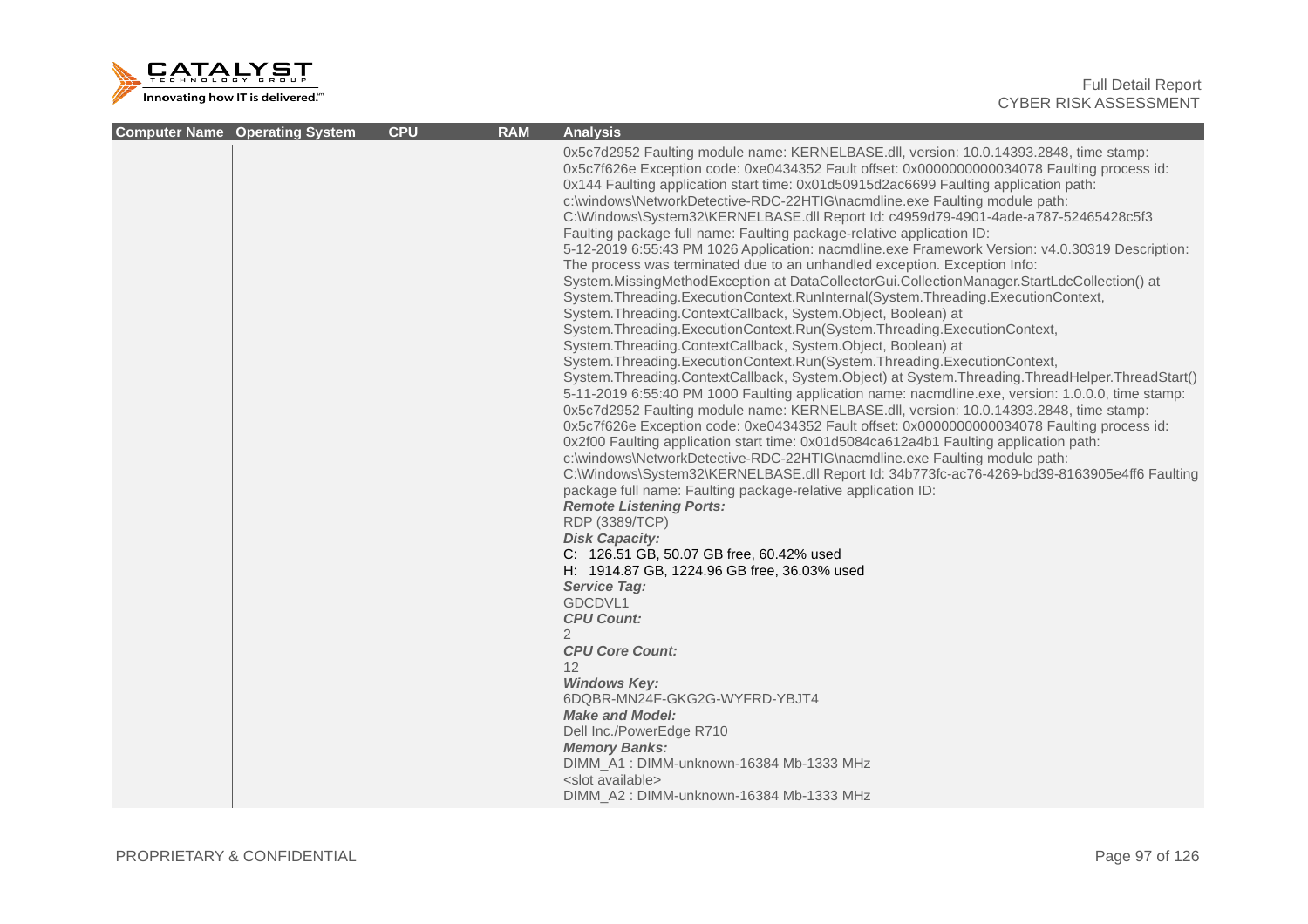| Computer Name | Operating System | CPU | RAM | Analysis |
| --- | --- | --- | --- | --- |
| | | | | 0x5c7d2952 Faulting module name: KERNELBASE.dll, version: 10.0.14393.2848, time stamp: 0x5c7f626e Exception code: 0xe0434352 Fault offset: 0x0000000000034078 Faulting process id: 0x144 Faulting application start time: 0x01d50915d2ac6699 Faulting application path: c:\windows\NetworkDetective-RDC-22HTIG\nacmdline.exe Faulting module path: C:\Windows\System32\KERNELBASE.dll Report Id: c4959d79-4901-4ade-a787-52465428c5f3 Faulting package full name: Faulting package-relative application ID:<br>5-12-2019 6:55:43 PM 1026 Application: nacmdline.exe Framework Version: v4.0.30319 Description: The process was terminated due to an unhandled exception. Exception Info: System.MissingMethodException at DataCollectorGui.CollectionManager.StartLdcCollection() at System.Threading.ExecutionContext.RunInternal(System.Threading.ExecutionContext, System.Threading.ContextCallback, System.Object, Boolean) at System.Threading.ExecutionContext.Run(System.Threading.ExecutionContext, System.Threading.ContextCallback, System.Object, Boolean) at System.Threading.ExecutionContext.Run(System.Threading.ExecutionContext, System.Threading.ContextCallback, System.Object) at System.Threading.ThreadHelper.ThreadStart()<br>5-11-2019 6:55:40 PM 1000 Faulting application name: nacmdline.exe, version: 1.0.0.0, time stamp: 0x5c7d2952 Faulting module name: KERNELBASE.dll, version: 10.0.14393.2848, time stamp: 0x5c7f626e Exception code: 0xe0434352 Fault offset: 0x0000000000034078 Faulting process id: 0x2f00 Faulting application start time: 0x01d5084ca612a4b1 Faulting application path: c:\windows\NetworkDetective-RDC-22HTIG\nacmdline.exe Faulting module path: C:\Windows\System32\KERNELBASE.dll Report Id: 34b773fc-ac76-4269-bd39-8163905e4ff6 Faulting package full name: Faulting package-relative application ID:<br>***Remote Listening Ports:***<br>RDP (3389/TCP)<br>***Disk Capacity:***<br>C: 126.51 GB, 50.07 GB free, 60.42% used<br>H: 1914.87 GB, 1224.96 GB free, 36.03% used<br>***Service Tag:***<br>GDCDVL1<br>***CPU Count:***<br>2<br>***CPU Core Count:***<br>12<br>***Windows Key:***<br>6DQBR-MN24F-GKG2G-WYFRD-YBJT4<br>***Make and Model:***<br>Dell Inc./PowerEdge R710<br>***Memory Banks:***<br>DIMM_A1 : DIMM-unknown-16384 Mb-1333 MHz<br><slot available><br>DIMM_A2 : DIMM-unknown-16384 Mb-1333 MHz |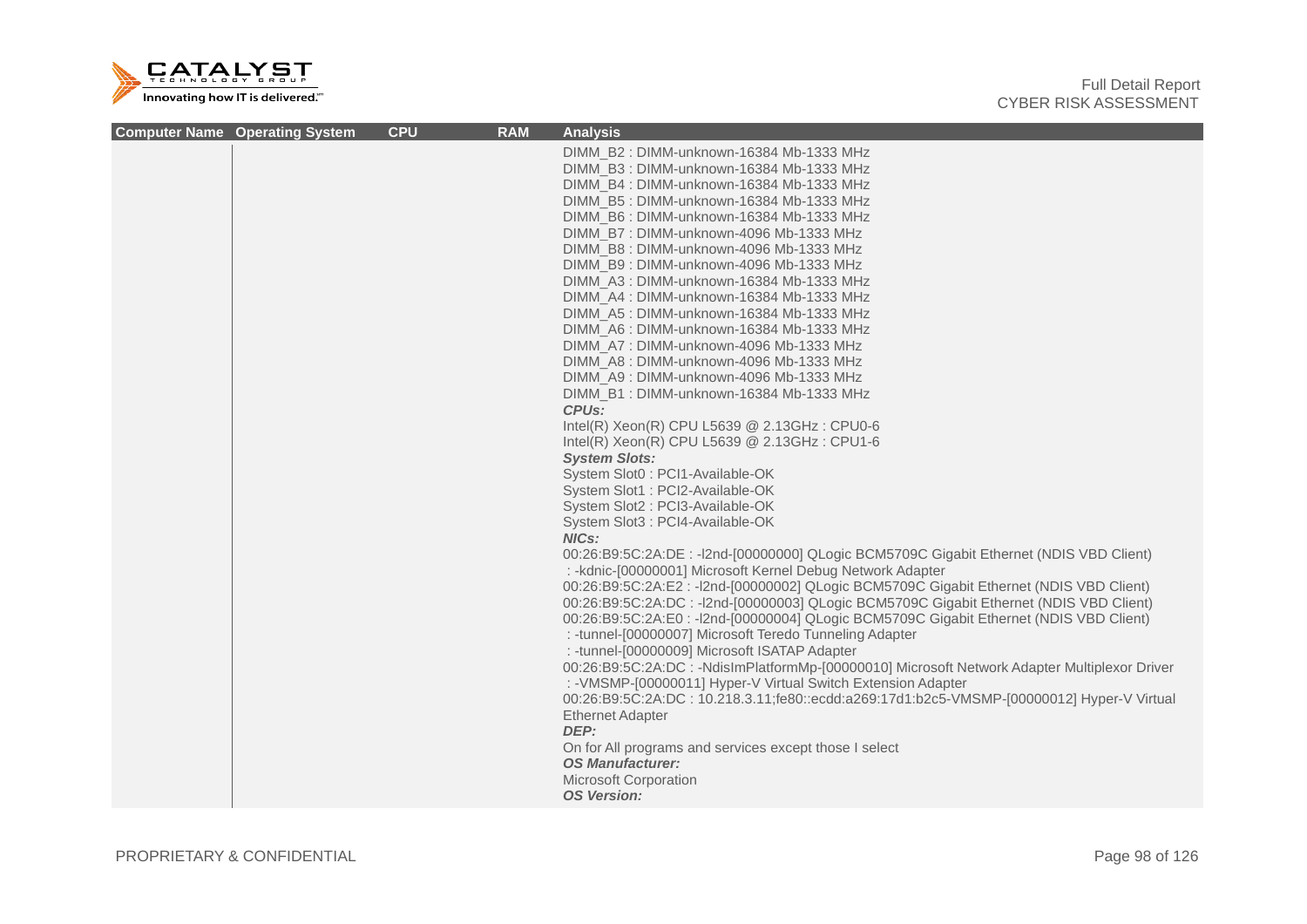| Computer Name | Operating System | CPU | RAM | Analysis |
| --- | --- | --- | --- | --- |
| | | | | DIMM_B2 : DIMM-unknown-16384 Mb-1333 MHz<br>DIMM_B3 : DIMM-unknown-16384 Mb-1333 MHz<br>DIMM_B4 : DIMM-unknown-16384 Mb-1333 MHz<br>DIMM_B5 : DIMM-unknown-16384 Mb-1333 MHz<br>DIMM_B6 : DIMM-unknown-16384 Mb-1333 MHz<br>DIMM_B7 : DIMM-unknown-4096 Mb-1333 MHz<br>DIMM_B8 : DIMM-unknown-4096 Mb-1333 MHz<br>DIMM_B9 : DIMM-unknown-4096 Mb-1333 MHz<br>DIMM_A3 : DIMM-unknown-16384 Mb-1333 MHz<br>DIMM_A4 : DIMM-unknown-16384 Mb-1333 MHz<br>DIMM_A5 : DIMM-unknown-16384 Mb-1333 MHz<br>DIMM_A6 : DIMM-unknown-16384 Mb-1333 MHz<br>DIMM_A7 : DIMM-unknown-4096 Mb-1333 MHz<br>DIMM_A8 : DIMM-unknown-4096 Mb-1333 MHz<br>DIMM_A9 : DIMM-unknown-4096 Mb-1333 MHz<br>DIMM_B1 : DIMM-unknown-16384 Mb-1333 MHz<br>***CPUs:***<br>Intel(R) Xeon(R) CPU L5639 @ 2.13GHz : CPU0-6<br>Intel(R) Xeon(R) CPU L5639 @ 2.13GHz : CPU1-6<br>***System Slots:***<br>System Slot0 : PCI1-Available-OK<br>System Slot1 : PCI2-Available-OK<br>System Slot2 : PCI3-Available-OK<br>System Slot3 : PCI4-Available-OK<br>***NICs:***<br>00:26:B9:5C:2A:DE : -l2nd-[00000000] QLogic BCM5709C Gigabit Ethernet (NDIS VBD Client)<br>: -kdnic-[00000001] Microsoft Kernel Debug Network Adapter<br>00:26:B9:5C:2A:E2 : -l2nd-[00000002] QLogic BCM5709C Gigabit Ethernet (NDIS VBD Client)<br>00:26:B9:5C:2A:DC : -l2nd-[00000003] QLogic BCM5709C Gigabit Ethernet (NDIS VBD Client)<br>00:26:B9:5C:2A:E0 : -l2nd-[00000004] QLogic BCM5709C Gigabit Ethernet (NDIS VBD Client)<br>: -tunnel-[00000007] Microsoft Teredo Tunneling Adapter<br>: -tunnel-[00000009] Microsoft ISATAP Adapter<br>00:26:B9:5C:2A:DC : -NdisImPlatformMp-[00000010] Microsoft Network Adapter Multiplexor Driver<br>: -VMSMP-[00000011] Hyper-V Virtual Switch Extension Adapter<br>00:26:B9:5C:2A:DC : 10.218.3.11;fe80::ecdd:a269:17d1:b2c5-VMSMP-[00000012] Hyper-V Virtual Ethernet Adapter<br>***DEP:***<br>On for All programs and services except those I select<br>***OS Manufacturer:***<br>Microsoft Corporation<br>***OS Version:*** |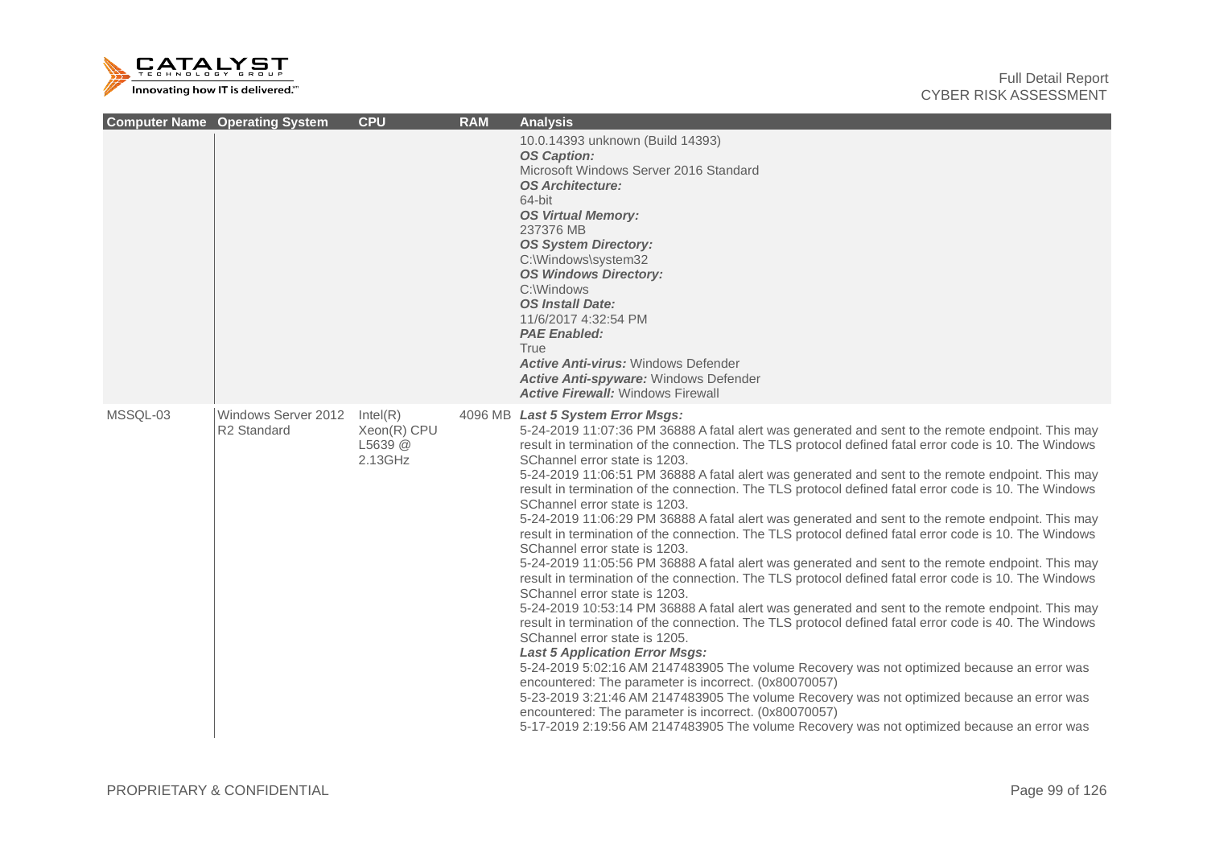| Computer Name | Operating System | CPU | RAM | Analysis |
|---|---|---|---|---|
| | | | | 10.0.14393 unknown (Build 14393)<br>***OS Caption:***<br>Microsoft Windows Server 2016 Standard<br>***OS Architecture:***<br>64-bit<br>***OS Virtual Memory:***<br>237376 MB<br>***OS System Directory:***<br>C:\Windows\system32<br>***OS Windows Directory:***<br>C:\Windows<br>***OS Install Date:***<br>11/6/2017 4:32:54 PM<br>***PAE Enabled:***<br>True<br>***Active Anti-virus:*** Windows Defender<br>***Active Anti-spyware:*** Windows Defender<br>***Active Firewall:*** Windows Firewall |
| MSSQL-03 | Windows Server 2012 R2 Standard | Intel(R) Xeon(R) CPU L5639 @ 2.13GHz | 4096 MB | ***Last 5 System Error Msgs:***<br>5-24-2019 11:07:36 PM 36888 A fatal alert was generated and sent to the remote endpoint. This may result in termination of the connection. The TLS protocol defined fatal error code is 10. The Windows SChannel error state is 1203.<br>5-24-2019 11:06:51 PM 36888 A fatal alert was generated and sent to the remote endpoint. This may result in termination of the connection. The TLS protocol defined fatal error code is 10. The Windows SChannel error state is 1203.<br>5-24-2019 11:06:29 PM 36888 A fatal alert was generated and sent to the remote endpoint. This may result in termination of the connection. The TLS protocol defined fatal error code is 10. The Windows SChannel error state is 1203.<br>5-24-2019 11:05:56 PM 36888 A fatal alert was generated and sent to the remote endpoint. This may result in termination of the connection. The TLS protocol defined fatal error code is 10. The Windows SChannel error state is 1203.<br>5-24-2019 10:53:14 PM 36888 A fatal alert was generated and sent to the remote endpoint. This may result in termination of the connection. The TLS protocol defined fatal error code is 40. The Windows SChannel error state is 1205.<br>***Last 5 Application Error Msgs:***<br>5-24-2019 5:02:16 AM 2147483905 The volume Recovery was not optimized because an error was encountered: The parameter is incorrect. (0x80070057)<br>5-23-2019 3:21:46 AM 2147483905 The volume Recovery was not optimized because an error was encountered: The parameter is incorrect. (0x80070057)<br>5-17-2019 2:19:56 AM 2147483905 The volume Recovery was not optimized because an error was |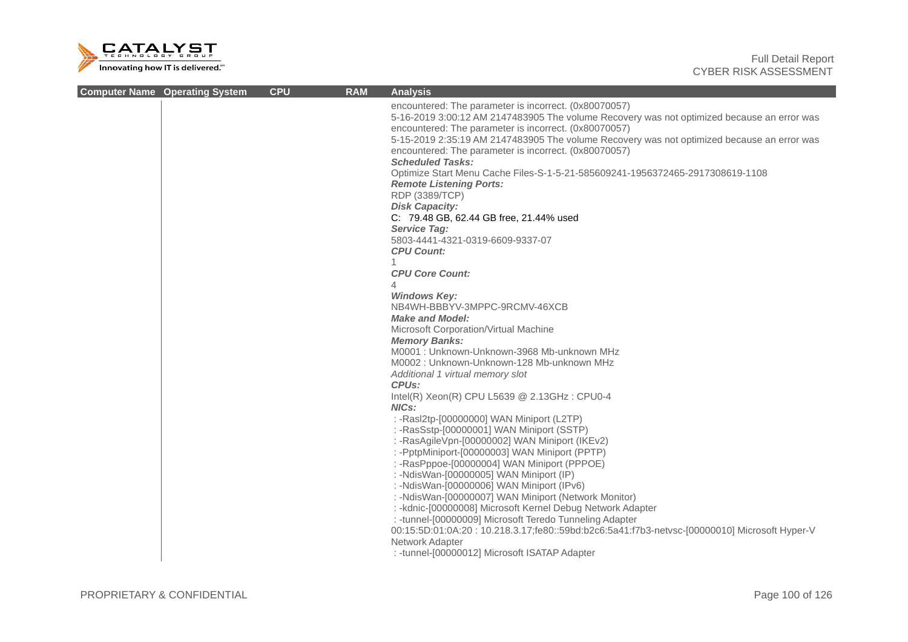| Computer Name | Operating System | CPU | RAM | Analysis |
|---|---|---|---|---|
| | | | | encountered: The parameter is incorrect. (0x80070057)<br>5-16-2019 3:00:12 AM 2147483905 The volume Recovery was not optimized because an error was encountered: The parameter is incorrect. (0x80070057)<br>5-15-2019 2:35:19 AM 2147483905 The volume Recovery was not optimized because an error was encountered: The parameter is incorrect. (0x80070057)<br>***Scheduled Tasks:***<br>Optimize Start Menu Cache Files-S-1-5-21-585609241-1956372465-2917308619-1108<br>***Remote Listening Ports:***<br>RDP (3389/TCP)<br>***Disk Capacity:***<br>C:  79.48 GB, 62.44 GB free, 21.44% used<br>***Service Tag:***<br>5803-4441-4321-0319-6609-9337-07<br>***CPU Count:***<br>1<br>***CPU Core Count:***<br>4<br>***Windows Key:***<br>NB4WH-BBBYV-3MPPC-9RCMV-46XCB<br>***Make and Model:***<br>Microsoft Corporation/Virtual Machine<br>***Memory Banks:***<br>M0001 : Unknown-Unknown-3968 Mb-unknown MHz<br>M0002 : Unknown-Unknown-128 Mb-unknown MHz<br>*Additional 1 virtual memory slot*<br>***CPUs:***<br>Intel(R) Xeon(R) CPU L5639 @ 2.13GHz : CPU0-4<br>***NICs:***<br>: -Rasl2tp-[00000000] WAN Miniport (L2TP)<br>: -RasSstp-[00000001] WAN Miniport (SSTP)<br>: -RasAgileVpn-[00000002] WAN Miniport (IKEv2)<br>: -PptpMiniport-[00000003] WAN Miniport (PPTP)<br>: -RasPppoe-[00000004] WAN Miniport (PPPOE)<br>: -NdisWan-[00000005] WAN Miniport (IP)<br>: -NdisWan-[00000006] WAN Miniport (IPv6)<br>: -NdisWan-[00000007] WAN Miniport (Network Monitor)<br>: -kdnic-[00000008] Microsoft Kernel Debug Network Adapter<br>: -tunnel-[00000009] Microsoft Teredo Tunneling Adapter<br>00:15:5D:01:0A:20 : 10.218.3.17;fe80::59bd:b2c6:5a41:f7b3-netvsc-[00000010] Microsoft Hyper-V Network Adapter<br>: -tunnel-[00000012] Microsoft ISATAP Adapter |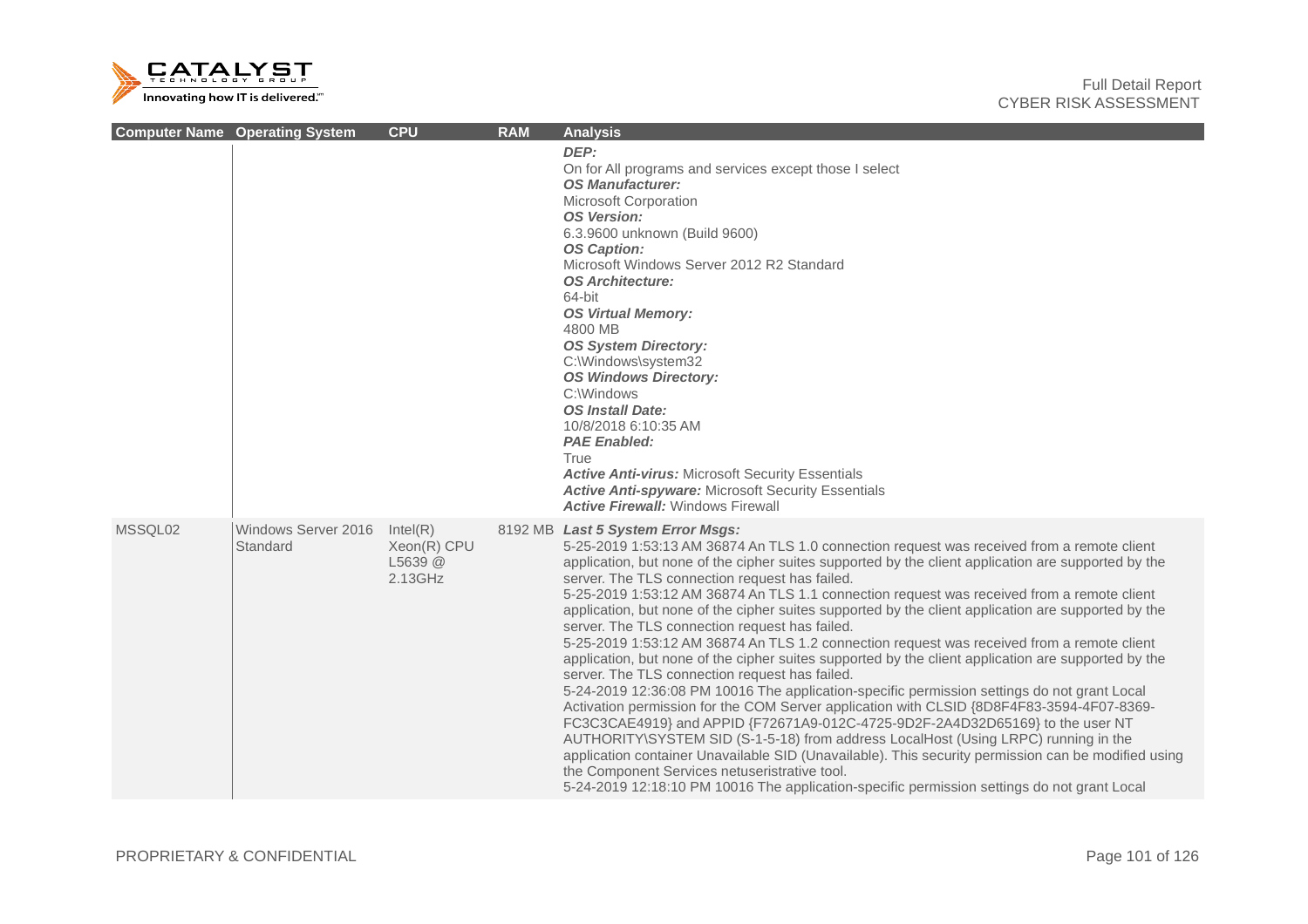| Computer Name | Operating System | CPU | RAM | Analysis |
|---|---|---|---|---|
| | | | | ***DEP:*** On for All programs and services except those I select ***OS Manufacturer:*** Microsoft Corporation ***OS Version:*** 6.3.9600 unknown (Build 9600) ***OS Caption:*** Microsoft Windows Server 2012 R2 Standard ***OS Architecture:*** 64-bit ***OS Virtual Memory:*** 4800 MB ***OS System Directory:*** C:\Windows\system32 ***OS Windows Directory:*** C:\Windows ***OS Install Date:*** 10/8/2018 6:10:35 AM ***PAE Enabled:*** True ***Active Anti-virus:*** Microsoft Security Essentials ***Active Anti-spyware:*** Microsoft Security Essentials ***Active Firewall:*** Windows Firewall |
| MSSQL02 | Windows Server 2016 Standard | Intel(R) Xeon(R) CPU L5639 @ 2.13GHz | 8192 MB | ***Last 5 System Error Msgs:*** 5-25-2019 1:53:13 AM 36874 An TLS 1.0 connection request was received from a remote client application, but none of the cipher suites supported by the client application are supported by the server. The TLS connection request has failed. 5-25-2019 1:53:12 AM 36874 An TLS 1.1 connection request was received from a remote client application, but none of the cipher suites supported by the client application are supported by the server. The TLS connection request has failed. 5-25-2019 1:53:12 AM 36874 An TLS 1.2 connection request was received from a remote client application, but none of the cipher suites supported by the client application are supported by the server. The TLS connection request has failed. 5-24-2019 12:36:08 PM 10016 The application-specific permission settings do not grant Local Activation permission for the COM Server application with CLSID {8D8F4F83-3594-4F07-8369-FC3C3CAE4919} and APPID {F72671A9-012C-4725-9D2F-2A4D32D65169} to the user NT AUTHORITY\SYSTEM SID (S-1-5-18) from address LocalHost (Using LRPC) running in the application container Unavailable SID (Unavailable). This security permission can be modified using the Component Services netuseristrative tool. 5-24-2019 12:18:10 PM 10016 The application-specific permission settings do not grant Local |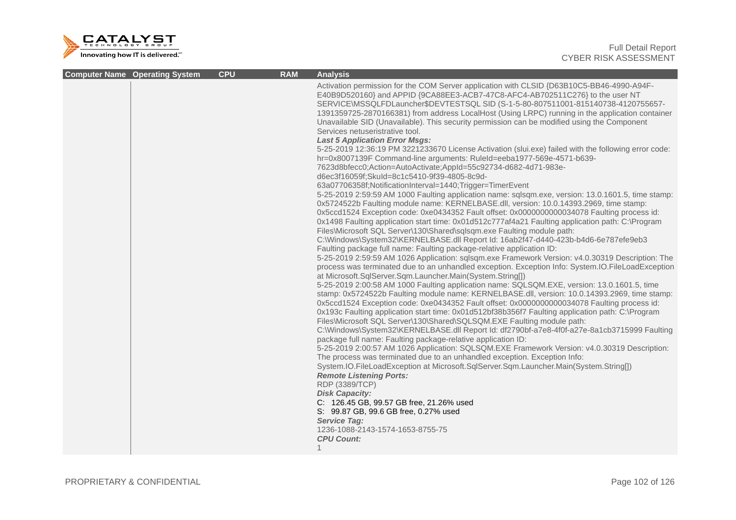| Computer Name | Operating System | CPU | RAM | Analysis |
|---|---|---|---|---|
| | | | | Activation permission for the COM Server application with CLSID {D63B10C5-BB46-4990-A94F-E40B9D520160} and APPID {9CA88EE3-ACB7-47C8-AFC4-AB702511C276} to the user NT SERVICE\MSSQLFDLauncher$DEVTESTSQL SID (S-1-5-80-807511001-815140738-4120755657-1391359725-2870166381) from address LocalHost (Using LRPC) running in the application container Unavailable SID (Unavailable). This security permission can be modified using the Component Services netuseristrative tool.<br>***Last 5 Application Error Msgs:***<br>5-25-2019 12:36:19 PM 3221233670 License Activation (slui.exe) failed with the following error code: hr=0x8007139F Command-line arguments: RuleId=eeba1977-569e-4571-b639-7623d8bfecc0;Action=AutoActivate;AppId=55c92734-d682-4d71-983e-d6ec3f16059f;SkuId=8c1c5410-9f39-4805-8c9d-63a07706358f;NotificationInterval=1440;Trigger=TimerEvent<br>5-25-2019 2:59:59 AM 1000 Faulting application name: sqlsqm.exe, version: 13.0.1601.5, time stamp: 0x5724522b Faulting module name: KERNELBASE.dll, version: 10.0.14393.2969, time stamp: 0x5ccd1524 Exception code: 0xe0434352 Fault offset: 0x0000000000034078 Faulting process id: 0x1498 Faulting application start time: 0x01d512c777af4a21 Faulting application path: C:\Program Files\Microsoft SQL Server\130\Shared\sqlsqm.exe Faulting module path: C:\Windows\System32\KERNELBASE.dll Report Id: 16ab2f47-d440-423b-b4d6-6e787efe9eb3 Faulting package full name: Faulting package-relative application ID:<br>5-25-2019 2:59:59 AM 1026 Application: sqlsqm.exe Framework Version: v4.0.30319 Description: The process was terminated due to an unhandled exception. Exception Info: System.IO.FileLoadException at Microsoft.SqlServer.Sqm.Launcher.Main(System.String[])<br>5-25-2019 2:00:58 AM 1000 Faulting application name: SQLSQM.EXE, version: 13.0.1601.5, time stamp: 0x5724522b Faulting module name: KERNELBASE.dll, version: 10.0.14393.2969, time stamp: 0x5ccd1524 Exception code: 0xe0434352 Fault offset: 0x0000000000034078 Faulting process id: 0x193c Faulting application start time: 0x01d512bf38b356f7 Faulting application path: C:\Program Files\Microsoft SQL Server\130\Shared\SQLSQM.EXE Faulting module path: C:\Windows\System32\KERNELBASE.dll Report Id: df2790bf-a7e8-4f0f-a27e-8a1cb3715999 Faulting package full name: Faulting package-relative application ID:<br>5-25-2019 2:00:57 AM 1026 Application: SQLSQM.EXE Framework Version: v4.0.30319 Description: The process was terminated due to an unhandled exception. Exception Info: System.IO.FileLoadException at Microsoft.SqlServer.Sqm.Launcher.Main(System.String[])<br>***Remote Listening Ports:***<br>RDP (3389/TCP)<br>***Disk Capacity:***<br>C: 126.45 GB, 99.57 GB free, 21.26% used<br>S: 99.87 GB, 99.6 GB free, 0.27% used<br>***Service Tag:***<br>1236-1088-2143-1574-1653-8755-75<br>***CPU Count:***<br>1 |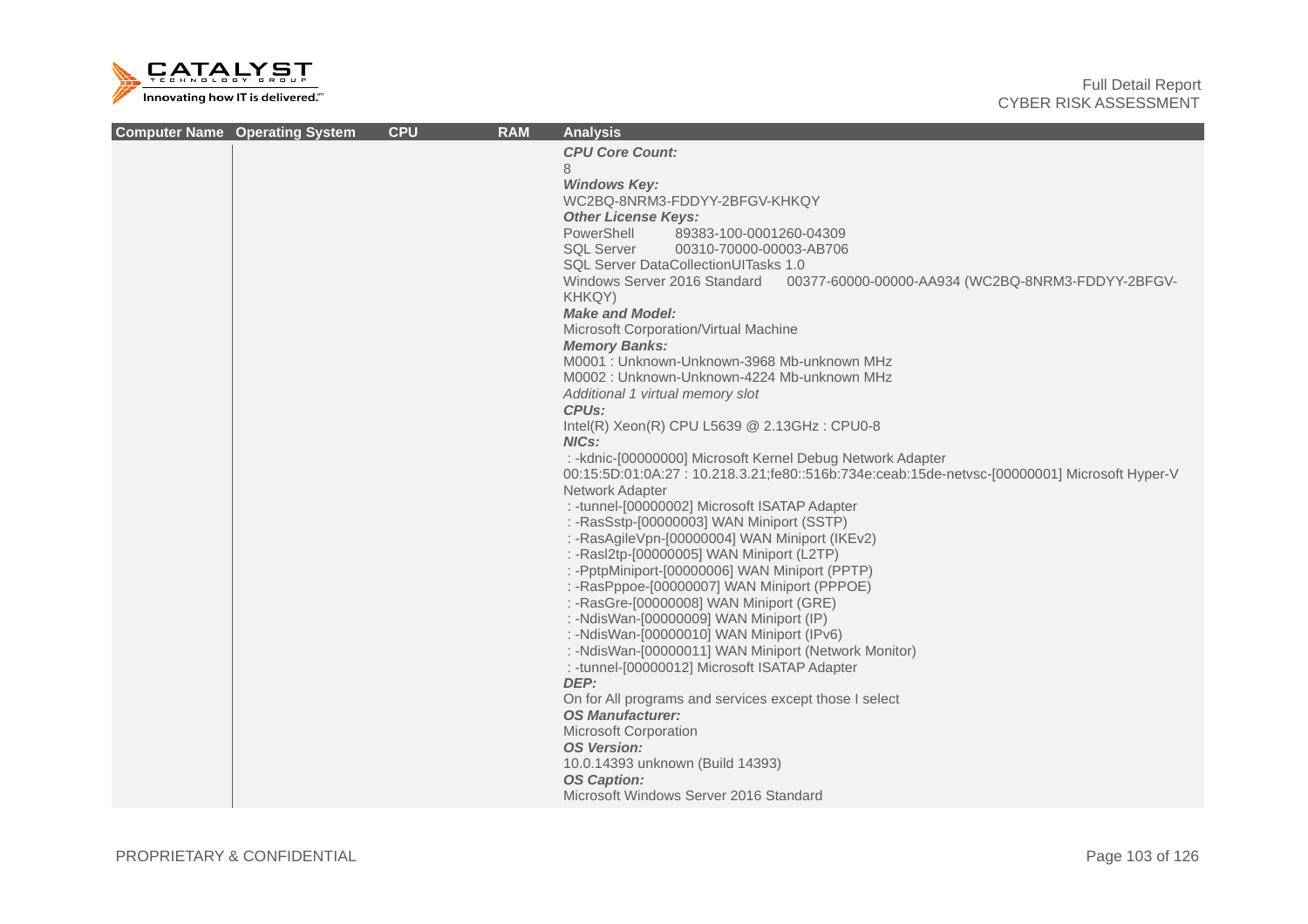| Computer Name | Operating System | CPU | RAM | Analysis |
|---|---|---|---|---|
| | | | | ***CPU Core Count:***<br>8<br>***Windows Key:***<br>WC2BQ-8NRM3-FDDYY-2BFGV-KHKQY<br>***Other License Keys:***<br>PowerShell 89383-100-0001260-04309<br>SQL Server 00310-70000-00003-AB706<br>SQL Server DataCollectionUITasks 1.0<br>Windows Server 2016 Standard 00377-60000-00000-AA934 (WC2BQ-8NRM3-FDDYY-2BFGV-KHKQY)<br>***Make and Model:***<br>Microsoft Corporation/Virtual Machine<br>***Memory Banks:***<br>M0001 : Unknown-Unknown-3968 Mb-unknown MHz<br>M0002 : Unknown-Unknown-4224 Mb-unknown MHz<br>*Additional 1 virtual memory slot*<br>***CPUs:***<br>Intel(R) Xeon(R) CPU L5639 @ 2.13GHz : CPU0-8<br>***NICs:***<br>: -kdnic-[00000000] Microsoft Kernel Debug Network Adapter<br>00:15:5D:01:0A:27 : 10.218.3.21;fe80::516b:734e:ceab:15de-netvsc-[00000001] Microsoft Hyper-V Network Adapter<br>: -tunnel-[00000002] Microsoft ISATAP Adapter<br>: -RasSstp-[00000003] WAN Miniport (SSTP)<br>: -RasAgileVpn-[00000004] WAN Miniport (IKEv2)<br>: -Rasl2tp-[00000005] WAN Miniport (L2TP)<br>: -PptpMiniport-[00000006] WAN Miniport (PPTP)<br>: -RasPppoe-[00000007] WAN Miniport (PPPOE)<br>: -RasGre-[00000008] WAN Miniport (GRE)<br>: -NdisWan-[00000009] WAN Miniport (IP)<br>: -NdisWan-[00000010] WAN Miniport (IPv6)<br>: -NdisWan-[00000011] WAN Miniport (Network Monitor)<br>: -tunnel-[00000012] Microsoft ISATAP Adapter<br>***DEP:***<br>On for All programs and services except those I select<br>***OS Manufacturer:***<br>Microsoft Corporation<br>***OS Version:***<br>10.0.14393 unknown (Build 14393)<br>***OS Caption:***<br>Microsoft Windows Server 2016 Standard |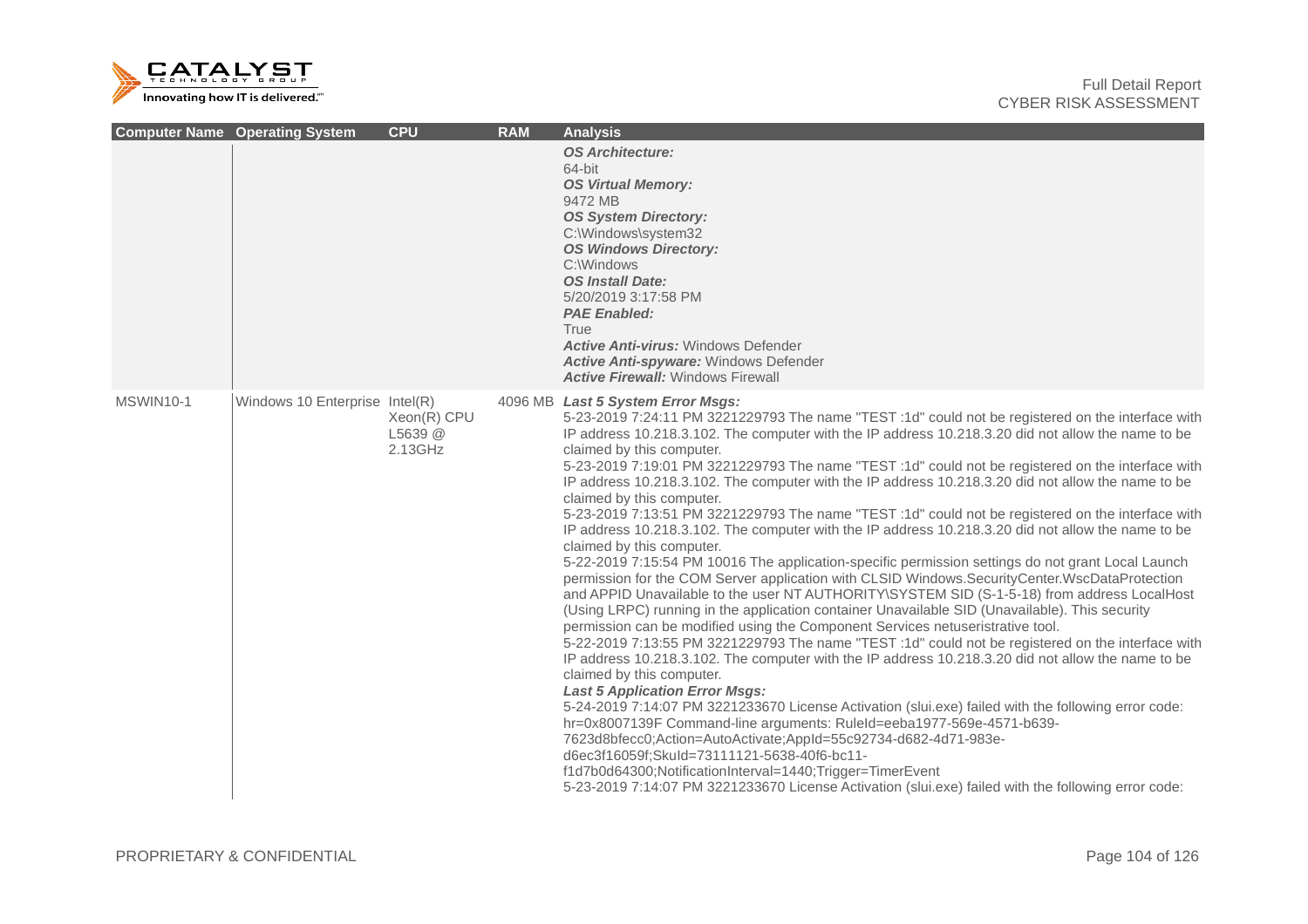| Computer Name | Operating System | CPU | RAM | Analysis |
|---|---|---|---|---|
| | | | | ***OS Architecture:***<br>64-bit<br>***OS Virtual Memory:***<br>9472 MB<br>***OS System Directory:***<br>C:\Windows\system32<br>***OS Windows Directory:***<br>C:\Windows<br>***OS Install Date:***<br>5/20/2019 3:17:58 PM<br>***PAE Enabled:***<br>True<br>***Active Anti-virus:*** Windows Defender<br>***Active Anti-spyware:*** Windows Defender<br>***Active Firewall:*** Windows Firewall |
| MSWIN10-1 | Windows 10 Enterprise | Intel(R) Xeon(R) CPU L5639 @ 2.13GHz | 4096 MB | ***Last 5 System Error Msgs:***<br>5-23-2019 7:24:11 PM 3221229793 The name "TEST :1d" could not be registered on the interface with IP address 10.218.3.102. The computer with the IP address 10.218.3.20 did not allow the name to be claimed by this computer.<br>5-23-2019 7:19:01 PM 3221229793 The name "TEST :1d" could not be registered on the interface with IP address 10.218.3.102. The computer with the IP address 10.218.3.20 did not allow the name to be claimed by this computer.<br>5-23-2019 7:13:51 PM 3221229793 The name "TEST :1d" could not be registered on the interface with IP address 10.218.3.102. The computer with the IP address 10.218.3.20 did not allow the name to be claimed by this computer.<br>5-22-2019 7:15:54 PM 10016 The application-specific permission settings do not grant Local Launch permission for the COM Server application with CLSID Windows.SecurityCenter.WscDataProtection and APPID Unavailable to the user NT AUTHORITY\SYSTEM SID (S-1-5-18) from address LocalHost (Using LRPC) running in the application container Unavailable SID (Unavailable). This security permission can be modified using the Component Services netuseristrative tool.<br>5-22-2019 7:13:55 PM 3221229793 The name "TEST :1d" could not be registered on the interface with IP address 10.218.3.102. The computer with the IP address 10.218.3.20 did not allow the name to be claimed by this computer.<br>***Last 5 Application Error Msgs:***<br>5-24-2019 7:14:07 PM 3221233670 License Activation (slui.exe) failed with the following error code: hr=0x8007139F Command-line arguments: RuleId=eeba1977-569e-4571-b639-7623d8bfecc0;Action=AutoActivate;AppId=55c92734-d682-4d71-983e-d6ec3f16059f;SkuId=73111121-5638-40f6-bc11-f1d7b0d64300;NotificationInterval=1440;Trigger=TimerEvent<br>5-23-2019 7:14:07 PM 3221233670 License Activation (slui.exe) failed with the following error code: |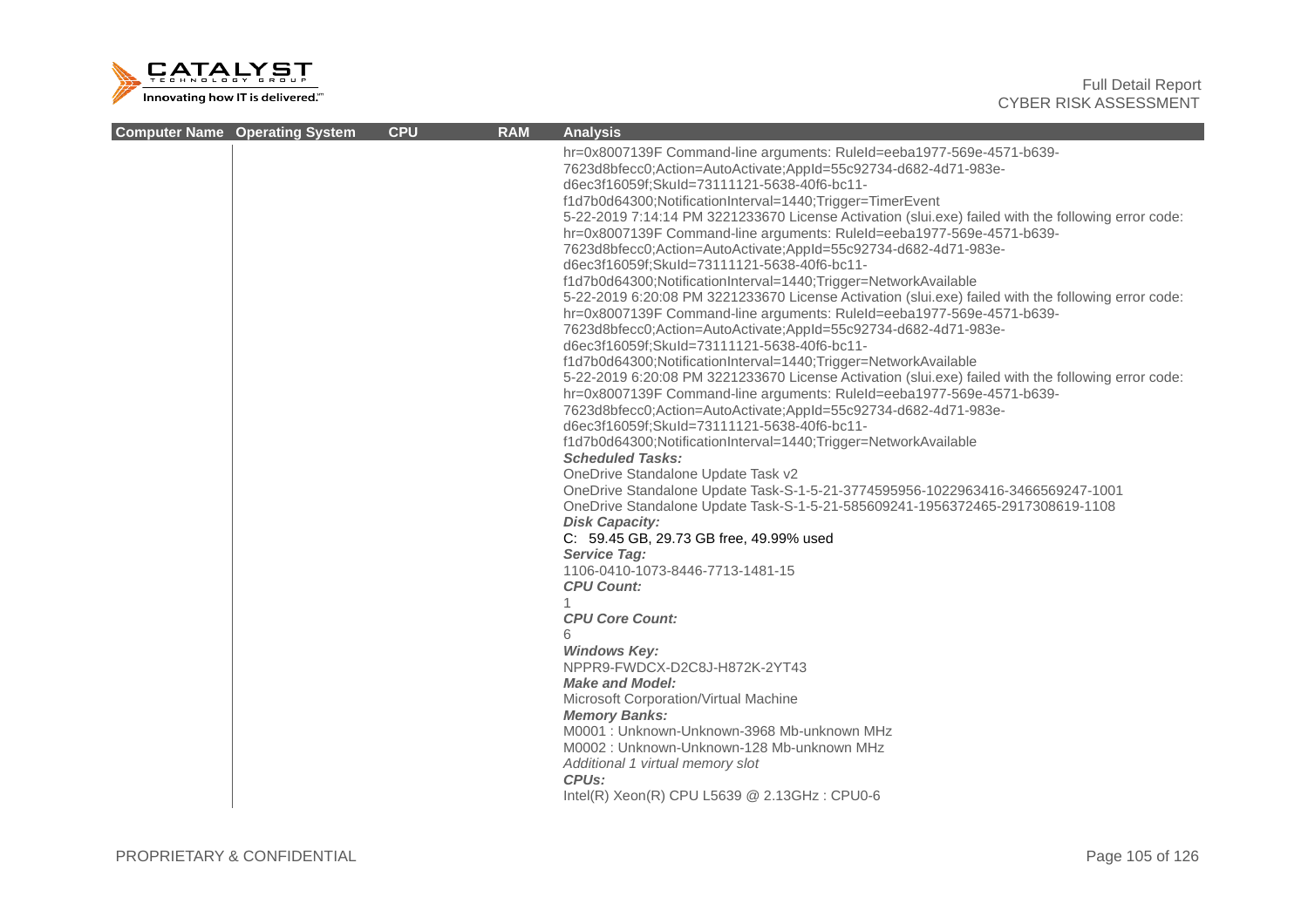| Computer Name | Operating System | CPU | RAM | Analysis |
|---|---|---|---|---|
| | | | | hr=0x8007139F Command-line arguments: RuleId=eeba1977-569e-4571-b639-7623d8bfecc0;Action=AutoActivate;AppId=55c92734-d682-4d71-983e-d6ec3f16059f;SkuId=73111121-5638-40f6-bc11-f1d7b0d64300;NotificationInterval=1440;Trigger=TimerEvent<br>5-22-2019 7:14:14 PM 3221233670 License Activation (slui.exe) failed with the following error code: hr=0x8007139F Command-line arguments: RuleId=eeba1977-569e-4571-b639-7623d8bfecc0;Action=AutoActivate;AppId=55c92734-d682-4d71-983e-d6ec3f16059f;SkuId=73111121-5638-40f6-bc11-f1d7b0d64300;NotificationInterval=1440;Trigger=NetworkAvailable<br>5-22-2019 6:20:08 PM 3221233670 License Activation (slui.exe) failed with the following error code: hr=0x8007139F Command-line arguments: RuleId=eeba1977-569e-4571-b639-7623d8bfecc0;Action=AutoActivate;AppId=55c92734-d682-4d71-983e-d6ec3f16059f;SkuId=73111121-5638-40f6-bc11-f1d7b0d64300;NotificationInterval=1440;Trigger=NetworkAvailable<br>5-22-2019 6:20:08 PM 3221233670 License Activation (slui.exe) failed with the following error code: hr=0x8007139F Command-line arguments: RuleId=eeba1977-569e-4571-b639-7623d8bfecc0;Action=AutoActivate;AppId=55c92734-d682-4d71-983e-d6ec3f16059f;SkuId=73111121-5638-40f6-bc11-f1d7b0d64300;NotificationInterval=1440;Trigger=NetworkAvailable<br>***Scheduled Tasks:***<br>OneDrive Standalone Update Task v2<br>OneDrive Standalone Update Task-S-1-5-21-3774595956-1022963416-3466569247-1001<br>OneDrive Standalone Update Task-S-1-5-21-585609241-1956372465-2917308619-1108<br>***Disk Capacity:***<br>C: 59.45 GB, 29.73 GB free, 49.99% used<br>***Service Tag:***<br>1106-0410-1073-8446-7713-1481-15<br>***CPU Count:***<br>1<br>***CPU Core Count:***<br>6<br>***Windows Key:***<br>NPPR9-FWDCX-D2C8J-H872K-2YT43<br>***Make and Model:***<br>Microsoft Corporation/Virtual Machine<br>***Memory Banks:***<br>M0001 : Unknown-Unknown-3968 Mb-unknown MHz<br>M0002 : Unknown-Unknown-128 Mb-unknown MHz<br>*Additional 1 virtual memory slot*<br>***CPUs:***<br>Intel(R) Xeon(R) CPU L5639 @ 2.13GHz : CPU0-6 |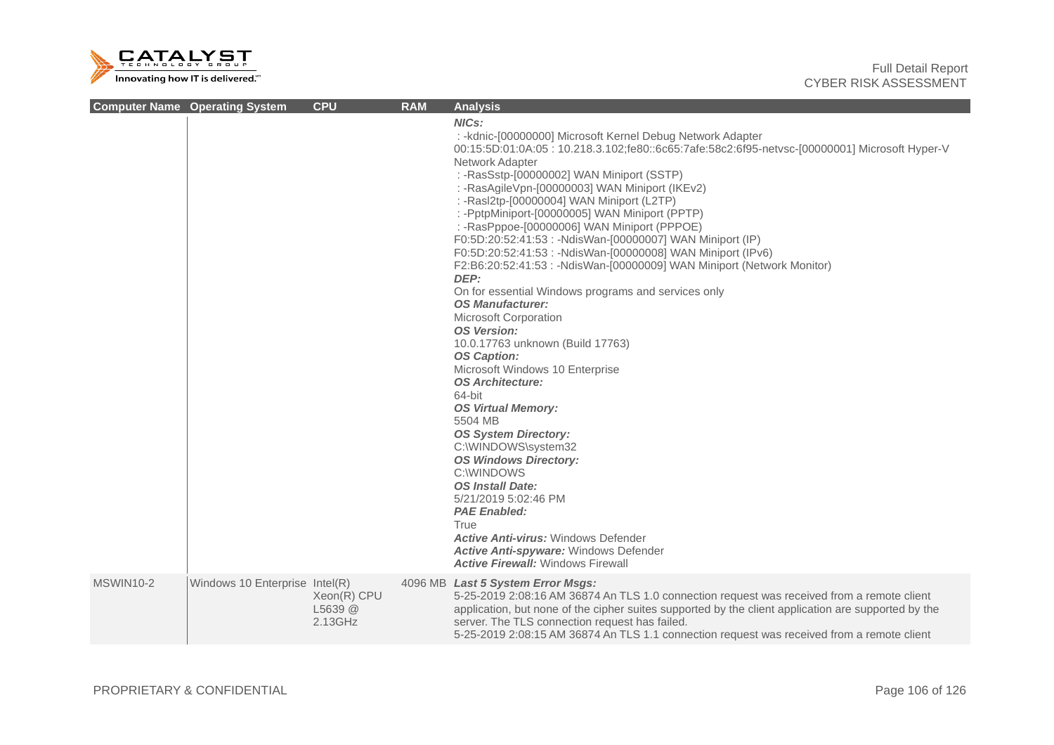| Computer Name | Operating System | CPU | RAM | Analysis |
|---|---|---|---|---|
| | | | | ***NICs:*** <br> : -kdnic-[00000000] Microsoft Kernel Debug Network Adapter <br> 00:15:5D:01:0A:05 : 10.218.3.102;fe80::6c65:7afe:58c2:6f95-netvsc-[00000001] Microsoft Hyper-V Network Adapter <br> : -RasSstp-[00000002] WAN Miniport (SSTP) <br> : -RasAgileVpn-[00000003] WAN Miniport (IKEv2) <br> : -Rasl2tp-[00000004] WAN Miniport (L2TP) <br> : -PptpMiniport-[00000005] WAN Miniport (PPTP) <br> : -RasPppoe-[00000006] WAN Miniport (PPPOE) <br> F0:5D:20:52:41:53 : -NdisWan-[00000007] WAN Miniport (IP) <br> F0:5D:20:52:41:53 : -NdisWan-[00000008] WAN Miniport (IPv6) <br> F2:B6:20:52:41:53 : -NdisWan-[00000009] WAN Miniport (Network Monitor) <br> ***DEP:*** <br> On for essential Windows programs and services only <br> ***OS Manufacturer:*** <br> Microsoft Corporation <br> ***OS Version:*** <br> 10.0.17763 unknown (Build 17763) <br> ***OS Caption:*** <br> Microsoft Windows 10 Enterprise <br> ***OS Architecture:*** <br> 64-bit <br> ***OS Virtual Memory:*** <br> 5504 MB <br> ***OS System Directory:*** <br> C:\WINDOWS\system32 <br> ***OS Windows Directory:*** <br> C:\WINDOWS <br> ***OS Install Date:*** <br> 5/21/2019 5:02:46 PM <br> ***PAE Enabled:*** <br> True <br> ***Active Anti-virus:*** Windows Defender <br> ***Active Anti-spyware:*** Windows Defender <br> ***Active Firewall:*** Windows Firewall |
| MSWIN10-2 | Windows 10 Enterprise | Intel(R) Xeon(R) CPU L5639 @ 2.13GHz | 4096 MB | ***Last 5 System Error Msgs:*** <br> 5-25-2019 2:08:16 AM 36874 An TLS 1.0 connection request was received from a remote client application, but none of the cipher suites supported by the client application are supported by the server. The TLS connection request has failed. <br> 5-25-2019 2:08:15 AM 36874 An TLS 1.1 connection request was received from a remote client |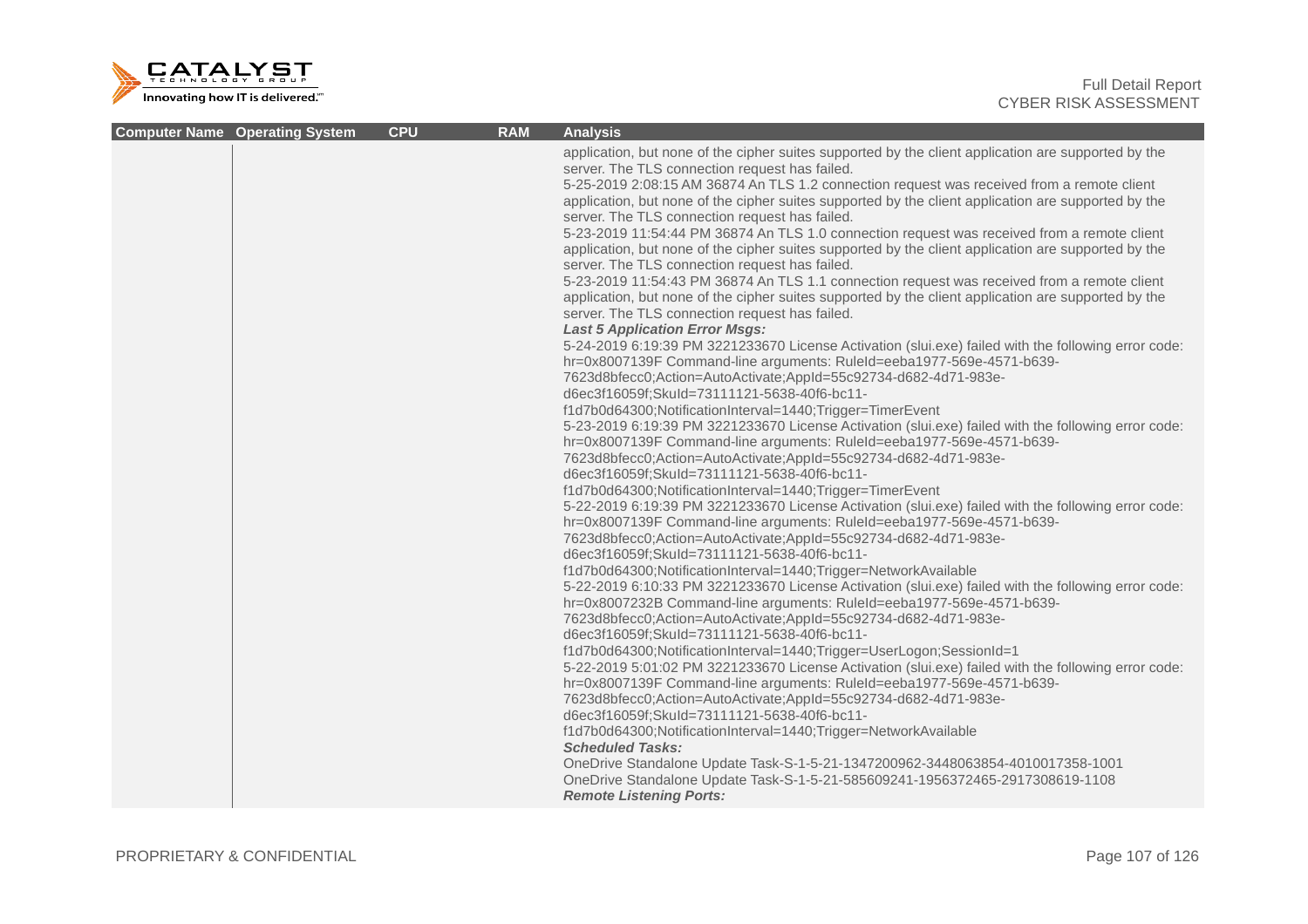| Computer Name | Operating System | CPU | RAM | Analysis |
| --- | --- | --- | --- | --- |
| | | | | application, but none of the cipher suites supported by the client application are supported by the server. The TLS connection request has failed.<br>5-25-2019 2:08:15 AM 36874 An TLS 1.2 connection request was received from a remote client application, but none of the cipher suites supported by the client application are supported by the server. The TLS connection request has failed.<br>5-23-2019 11:54:44 PM 36874 An TLS 1.0 connection request was received from a remote client application, but none of the cipher suites supported by the client application are supported by the server. The TLS connection request has failed.<br>5-23-2019 11:54:43 PM 36874 An TLS 1.1 connection request was received from a remote client application, but none of the cipher suites supported by the client application are supported by the server. The TLS connection request has failed.<br>***Last 5 Application Error Msgs:***<br>5-24-2019 6:19:39 PM 3221233670 License Activation (slui.exe) failed with the following error code: hr=0x8007139F Command-line arguments: RuleId=eeba1977-569e-4571-b639-7623d8bfecc0;Action=AutoActivate;AppId=55c92734-d682-4d71-983e-d6ec3f16059f;SkuId=73111121-5638-40f6-bc11-f1d7b0d64300;NotificationInterval=1440;Trigger=TimerEvent<br>5-23-2019 6:19:39 PM 3221233670 License Activation (slui.exe) failed with the following error code: hr=0x8007139F Command-line arguments: RuleId=eeba1977-569e-4571-b639-7623d8bfecc0;Action=AutoActivate;AppId=55c92734-d682-4d71-983e-d6ec3f16059f;SkuId=73111121-5638-40f6-bc11-f1d7b0d64300;NotificationInterval=1440;Trigger=TimerEvent<br>5-22-2019 6:19:39 PM 3221233670 License Activation (slui.exe) failed with the following error code: hr=0x8007139F Command-line arguments: RuleId=eeba1977-569e-4571-b639-7623d8bfecc0;Action=AutoActivate;AppId=55c92734-d682-4d71-983e-d6ec3f16059f;SkuId=73111121-5638-40f6-bc11-f1d7b0d64300;NotificationInterval=1440;Trigger=NetworkAvailable<br>5-22-2019 6:10:33 PM 3221233670 License Activation (slui.exe) failed with the following error code: hr=0x8007232B Command-line arguments: RuleId=eeba1977-569e-4571-b639-7623d8bfecc0;Action=AutoActivate;AppId=55c92734-d682-4d71-983e-d6ec3f16059f;SkuId=73111121-5638-40f6-bc11-f1d7b0d64300;NotificationInterval=1440;Trigger=UserLogon;SessionId=1<br>5-22-2019 5:01:02 PM 3221233670 License Activation (slui.exe) failed with the following error code: hr=0x8007139F Command-line arguments: RuleId=eeba1977-569e-4571-b639-7623d8bfecc0;Action=AutoActivate;AppId=55c92734-d682-4d71-983e-d6ec3f16059f;SkuId=73111121-5638-40f6-bc11-f1d7b0d64300;NotificationInterval=1440;Trigger=NetworkAvailable<br>***Scheduled Tasks:***<br>OneDrive Standalone Update Task-S-1-5-21-1347200962-3448063854-4010017358-1001<br>OneDrive Standalone Update Task-S-1-5-21-585609241-1956372465-2917308619-1108<br>***Remote Listening Ports:*** |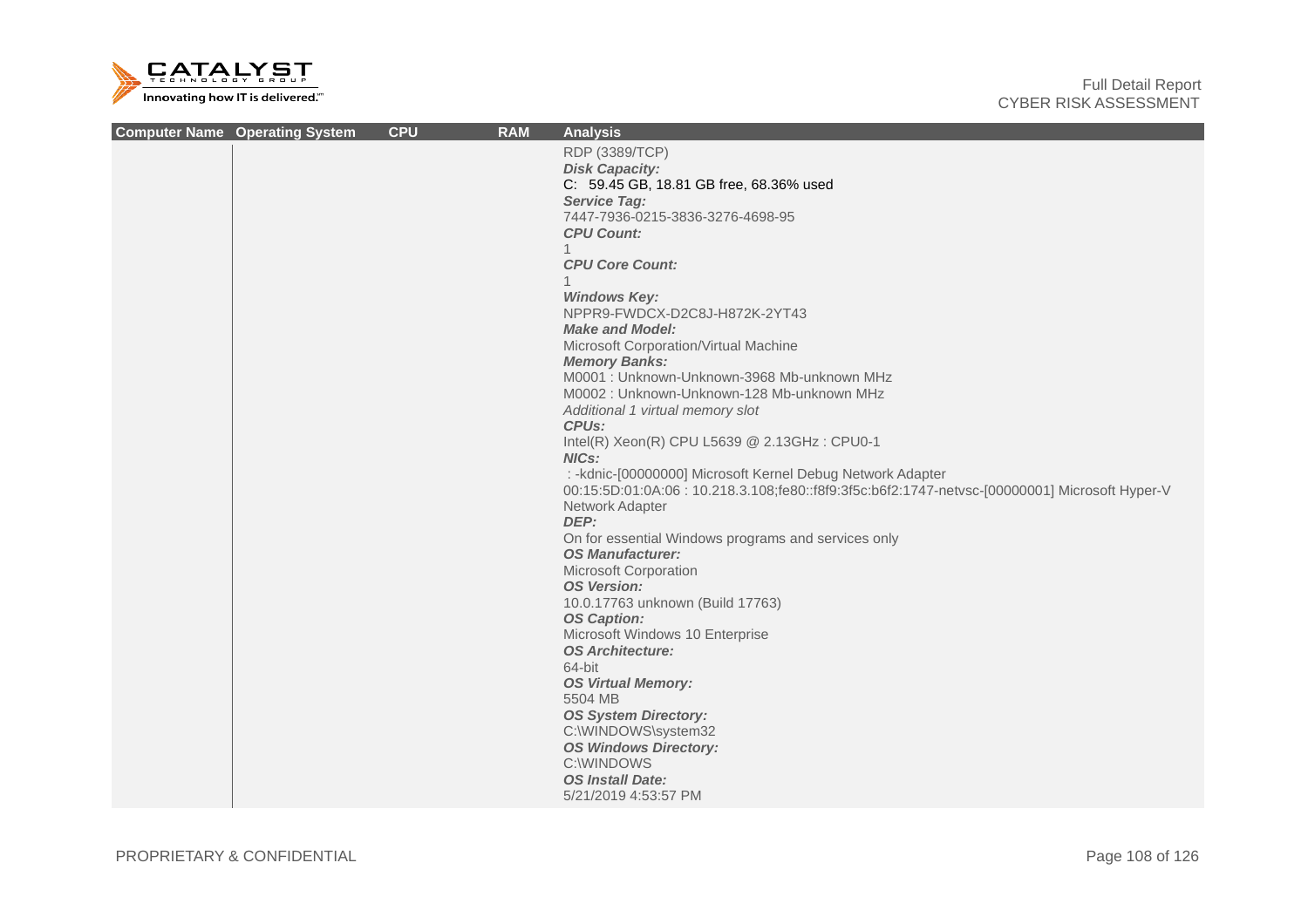| Computer Name | Operating System | CPU | RAM | Analysis |
|---|---|---|---|---|
| | | | | RDP (3389/TCP)<br>***Disk Capacity:***<br>C: 59.45 GB, 18.81 GB free, 68.36% used<br>***Service Tag:***<br>7447-7936-0215-3836-3276-4698-95<br>***CPU Count:***<br>1<br>***CPU Core Count:***<br>1<br>***Windows Key:***<br>NPPR9-FWDCX-D2C8J-H872K-2YT43<br>***Make and Model:***<br>Microsoft Corporation/Virtual Machine<br>***Memory Banks:***<br>M0001 : Unknown-Unknown-3968 Mb-unknown MHz<br>M0002 : Unknown-Unknown-128 Mb-unknown MHz<br>*Additional 1 virtual memory slot*<br>***CPUs:***<br>Intel(R) Xeon(R) CPU L5639 @ 2.13GHz : CPU0-1<br>***NICs:***<br>: -kdnic-[00000000] Microsoft Kernel Debug Network Adapter<br>00:15:5D:01:0A:06 : 10.218.3.108;fe80::f8f9:3f5c:b6f2:1747-netvsc-[00000001] Microsoft Hyper-V Network Adapter<br>***DEP:***<br>On for essential Windows programs and services only<br>***OS Manufacturer:***<br>Microsoft Corporation<br>***OS Version:***<br>10.0.17763 unknown (Build 17763)<br>***OS Caption:***<br>Microsoft Windows 10 Enterprise<br>***OS Architecture:***<br>64-bit<br>***OS Virtual Memory:***<br>5504 MB<br>***OS System Directory:***<br>C:\WINDOWS\system32<br>***OS Windows Directory:***<br>C:\WINDOWS<br>***OS Install Date:***<br>5/21/2019 4:53:57 PM |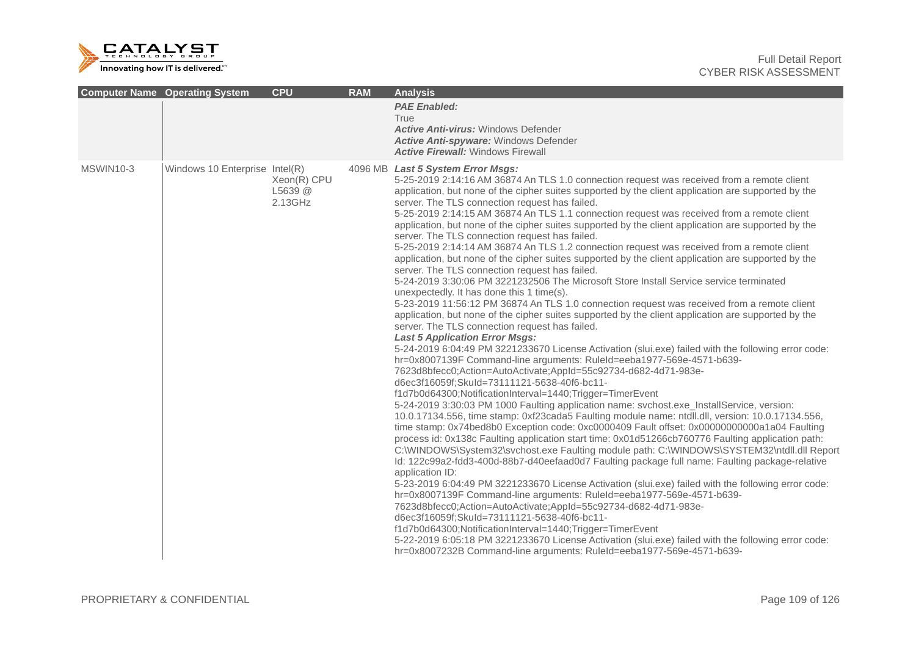| Computer Name | Operating System | CPU | RAM | Analysis |
|---|---|---|---|---|
| | | | | ***PAE Enabled:*** <br>True<br>***Active Anti-virus:*** Windows Defender<br>***Active Anti-spyware:*** Windows Defender<br>***Active Firewall:*** Windows Firewall |
| MSWIN10-3 | Windows 10 Enterprise | Intel(R) Xeon(R) CPU L5639 @ 2.13GHz | 4096 MB | ***Last 5 System Error Msgs:***<br>5-25-2019 2:14:16 AM 36874 An TLS 1.0 connection request was received from a remote client application, but none of the cipher suites supported by the client application are supported by the server. The TLS connection request has failed.<br>5-25-2019 2:14:15 AM 36874 An TLS 1.1 connection request was received from a remote client application, but none of the cipher suites supported by the client application are supported by the server. The TLS connection request has failed.<br>5-25-2019 2:14:14 AM 36874 An TLS 1.2 connection request was received from a remote client application, but none of the cipher suites supported by the client application are supported by the server. The TLS connection request has failed.<br>5-24-2019 3:30:06 PM 3221232506 The Microsoft Store Install Service service terminated unexpectedly. It has done this 1 time(s).<br>5-23-2019 11:56:12 PM 36874 An TLS 1.0 connection request was received from a remote client application, but none of the cipher suites supported by the client application are supported by the server. The TLS connection request has failed.<br>***Last 5 Application Error Msgs:***<br>5-24-2019 6:04:49 PM 3221233670 License Activation (slui.exe) failed with the following error code: hr=0x8007139F Command-line arguments: RuleId=eeba1977-569e-4571-b639-7623d8bfecc0;Action=AutoActivate;AppId=55c92734-d682-4d71-983e-d6ec3f16059f;SkuId=73111121-5638-40f6-bc11-f1d7b0d64300;NotificationInterval=1440;Trigger=TimerEvent<br>5-24-2019 3:30:03 PM 1000 Faulting application name: svchost.exe_InstallService, version: 10.0.17134.556, time stamp: 0xf23cada5 Faulting module name: ntdll.dll, version: 10.0.17134.556, time stamp: 0x74bed8b0 Exception code: 0xc0000409 Fault offset: 0x00000000000a1a04 Faulting process id: 0x138c Faulting application start time: 0x01d51266cb760776 Faulting application path: C:\WINDOWS\System32\svchost.exe Faulting module path: C:\WINDOWS\SYSTEM32\ntdll.dll Report Id: 122c99a2-fdd3-400d-88b7-d40eefaad0d7 Faulting package full name: Faulting package-relative application ID:<br>5-23-2019 6:04:49 PM 3221233670 License Activation (slui.exe) failed with the following error code: hr=0x8007139F Command-line arguments: RuleId=eeba1977-569e-4571-b639-7623d8bfecc0;Action=AutoActivate;AppId=55c92734-d682-4d71-983e-d6ec3f16059f;SkuId=73111121-5638-40f6-bc11-f1d7b0d64300;NotificationInterval=1440;Trigger=TimerEvent<br>5-22-2019 6:05:18 PM 3221233670 License Activation (slui.exe) failed with the following error code: hr=0x8007232B Command-line arguments: RuleId=eeba1977-569e-4571-b639- |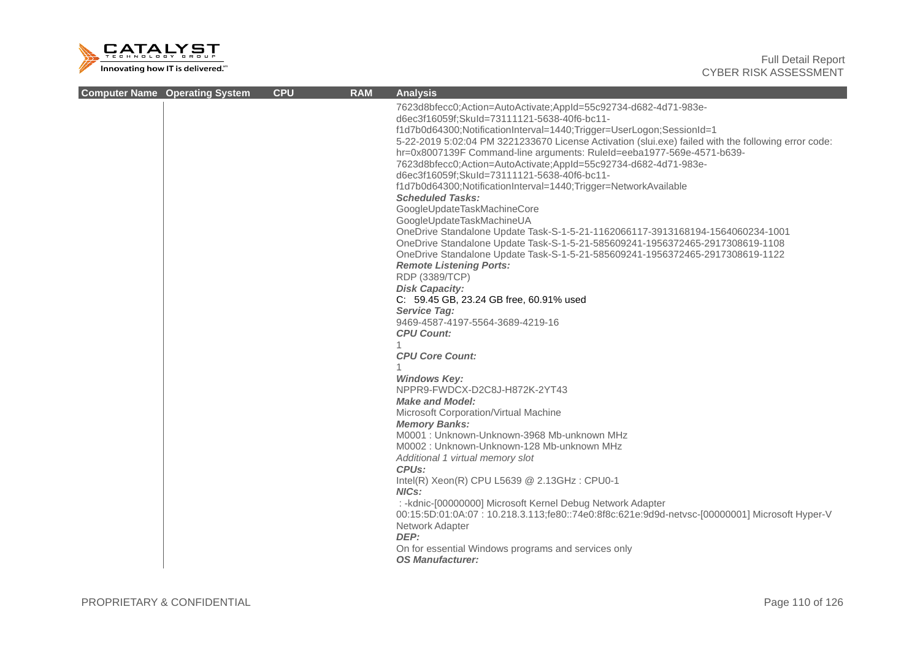| Computer Name | Operating System | CPU | RAM | Analysis |
|---|---|---|---|---|
| | | | | 7623d8bfecc0;Action=AutoActivate;AppId=55c92734-d682-4d71-983e-d6ec3f16059f;SkuId=73111121-5638-40f6-bc11-f1d7b0d64300;NotificationInterval=1440;Trigger=UserLogon;SessionId=1<br>5-22-2019 5:02:04 PM 3221233670 License Activation (slui.exe) failed with the following error code: hr=0x8007139F Command-line arguments: RuleId=eeba1977-569e-4571-b639-7623d8bfecc0;Action=AutoActivate;AppId=55c92734-d682-4d71-983e-d6ec3f16059f;SkuId=73111121-5638-40f6-bc11-f1d7b0d64300;NotificationInterval=1440;Trigger=NetworkAvailable<br>***Scheduled Tasks:***<br>GoogleUpdateTaskMachineCore<br>GoogleUpdateTaskMachineUA<br>OneDrive Standalone Update Task-S-1-5-21-1162066117-3913168194-1564060234-1001<br>OneDrive Standalone Update Task-S-1-5-21-585609241-1956372465-2917308619-1108<br>OneDrive Standalone Update Task-S-1-5-21-585609241-1956372465-2917308619-1122<br>***Remote Listening Ports:***<br>RDP (3389/TCP)<br>***Disk Capacity:***<br>C: 59.45 GB, 23.24 GB free, 60.91% used<br>***Service Tag:***<br>9469-4587-4197-5564-3689-4219-16<br>***CPU Count:***<br>1<br>***CPU Core Count:***<br>1<br>***Windows Key:***<br>NPPR9-FWDCX-D2C8J-H872K-2YT43<br>***Make and Model:***<br>Microsoft Corporation/Virtual Machine<br>***Memory Banks:***<br>M0001 : Unknown-Unknown-3968 Mb-unknown MHz<br>M0002 : Unknown-Unknown-128 Mb-unknown MHz<br>*Additional 1 virtual memory slot*<br>***CPUs:***<br>Intel(R) Xeon(R) CPU L5639 @ 2.13GHz : CPU0-1<br>***NICs:***<br>: -kdnic-[00000000] Microsoft Kernel Debug Network Adapter<br>00:15:5D:01:0A:07 : 10.218.3.113;fe80::74e0:8f8c:621e:9d9d-netvsc-[00000001] Microsoft Hyper-V Network Adapter<br>***DEP:***<br>On for essential Windows programs and services only<br>***OS Manufacturer:*** |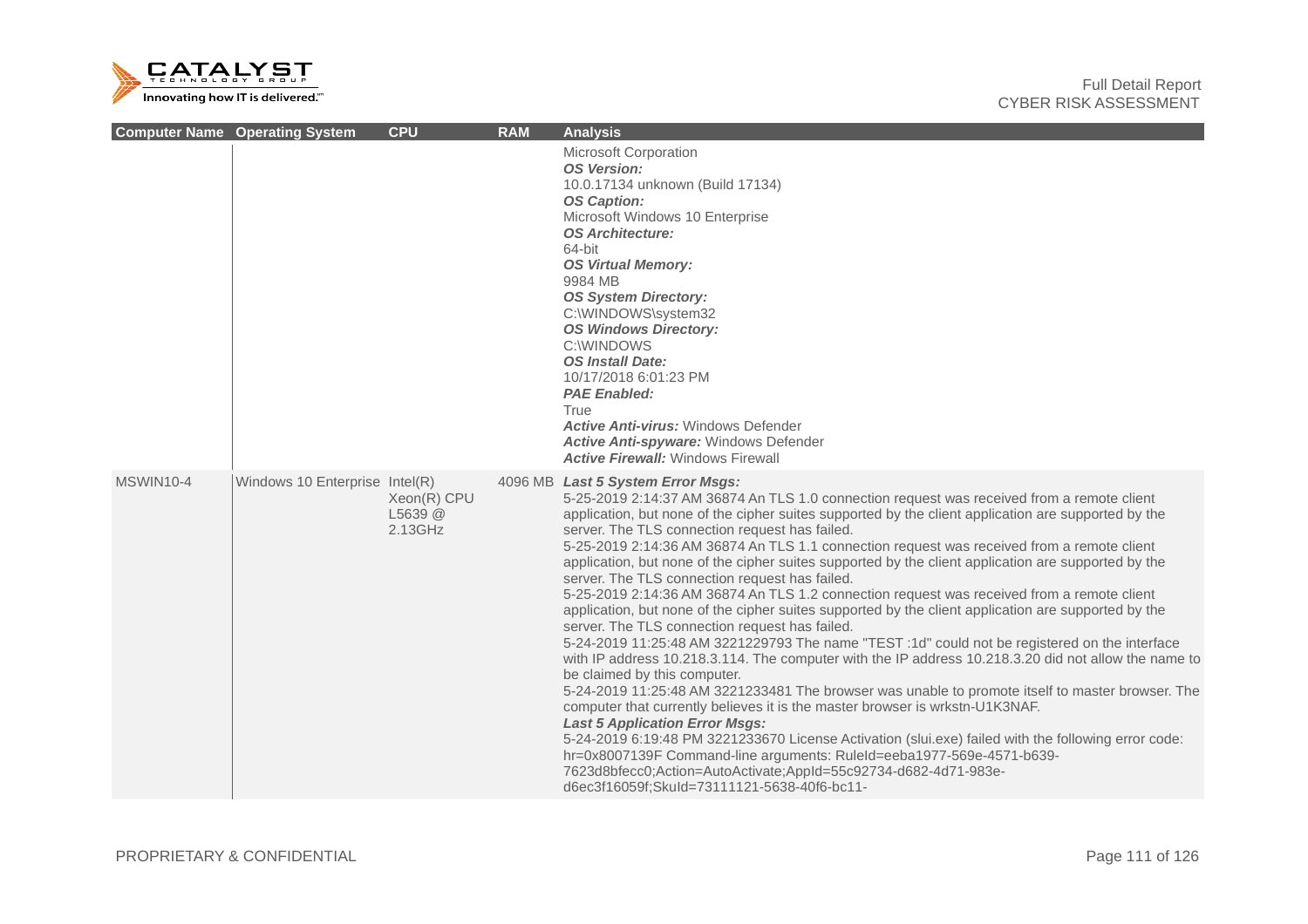| Computer Name | Operating System | CPU | RAM | Analysis |
|---|---|---|---|---|
| | | | | Microsoft Corporation<br>***OS Version:***<br>10.0.17134 unknown (Build 17134)<br>***OS Caption:***<br>Microsoft Windows 10 Enterprise<br>***OS Architecture:***<br>64-bit<br>***OS Virtual Memory:***<br>9984 MB<br>***OS System Directory:***<br>C:\WINDOWS\system32<br>***OS Windows Directory:***<br>C:\WINDOWS<br>***OS Install Date:***<br>10/17/2018 6:01:23 PM<br>***PAE Enabled:***<br>True<br>***Active Anti-virus:*** Windows Defender<br>***Active Anti-spyware:*** Windows Defender<br>***Active Firewall:*** Windows Firewall |
| MSWIN10-4 | Windows 10 Enterprise | Intel(R) Xeon(R) CPU L5639 @ 2.13GHz | 4096 MB | ***Last 5 System Error Msgs:***<br>5-25-2019 2:14:37 AM 36874 An TLS 1.0 connection request was received from a remote client application, but none of the cipher suites supported by the client application are supported by the server. The TLS connection request has failed.<br>5-25-2019 2:14:36 AM 36874 An TLS 1.1 connection request was received from a remote client application, but none of the cipher suites supported by the client application are supported by the server. The TLS connection request has failed.<br>5-25-2019 2:14:36 AM 36874 An TLS 1.2 connection request was received from a remote client application, but none of the cipher suites supported by the client application are supported by the server. The TLS connection request has failed.<br>5-24-2019 11:25:48 AM 3221229793 The name "TEST :1d" could not be registered on the interface with IP address 10.218.3.114. The computer with the IP address 10.218.3.20 did not allow the name to be claimed by this computer.<br>5-24-2019 11:25:48 AM 3221233481 The browser was unable to promote itself to master browser. The computer that currently believes it is the master browser is wrkstn-U1K3NAF.<br>***Last 5 Application Error Msgs:***<br>5-24-2019 6:19:48 PM 3221233670 License Activation (slui.exe) failed with the following error code: hr=0x8007139F Command-line arguments: RuleId=eeba1977-569e-4571-b639-7623d8bfecc0;Action=AutoActivate;AppId=55c92734-d682-4d71-983e-d6ec3f16059f;SkuId=73111121-5638-40f6-bc11- |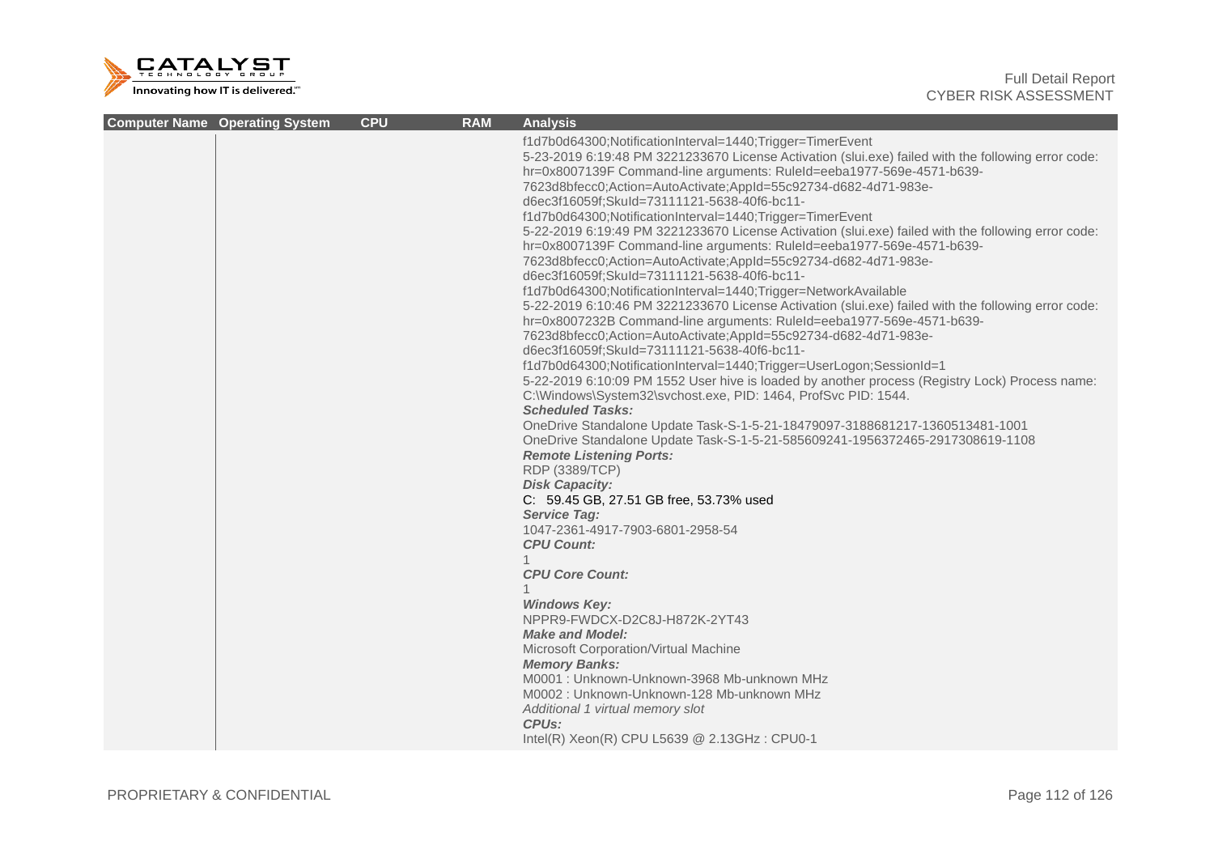| Computer Name | Operating System | CPU | RAM | Analysis |
|---|---|---|---|---|
| | | | | f1d7b0d64300;NotificationInterval=1440;Trigger=TimerEvent<br>5-23-2019 6:19:48 PM 3221233670 License Activation (slui.exe) failed with the following error code: hr=0x8007139F Command-line arguments: RuleId=eeba1977-569e-4571-b639-7623d8bfecc0;Action=AutoActivate;AppId=55c92734-d682-4d71-983e-d6ec3f16059f;SkuId=73111121-5638-40f6-bc11-f1d7b0d64300;NotificationInterval=1440;Trigger=TimerEvent<br>5-22-2019 6:19:49 PM 3221233670 License Activation (slui.exe) failed with the following error code: hr=0x8007139F Command-line arguments: RuleId=eeba1977-569e-4571-b639-7623d8bfecc0;Action=AutoActivate;AppId=55c92734-d682-4d71-983e-d6ec3f16059f;SkuId=73111121-5638-40f6-bc11-f1d7b0d64300;NotificationInterval=1440;Trigger=NetworkAvailable<br>5-22-2019 6:10:46 PM 3221233670 License Activation (slui.exe) failed with the following error code: hr=0x8007232B Command-line arguments: RuleId=eeba1977-569e-4571-b639-7623d8bfecc0;Action=AutoActivate;AppId=55c92734-d682-4d71-983e-d6ec3f16059f;SkuId=73111121-5638-40f6-bc11-f1d7b0d64300;NotificationInterval=1440;Trigger=UserLogon;SessionId=1<br>5-22-2019 6:10:09 PM 1552 User hive is loaded by another process (Registry Lock) Process name: C:\Windows\System32\svchost.exe, PID: 1464, ProfSvc PID: 1544.<br>***Scheduled Tasks:***<br>OneDrive Standalone Update Task-S-1-5-21-18479097-3188681217-1360513481-1001<br>OneDrive Standalone Update Task-S-1-5-21-585609241-1956372465-2917308619-1108<br>***Remote Listening Ports:***<br>RDP (3389/TCP)<br>***Disk Capacity:***<br>C: 59.45 GB, 27.51 GB free, 53.73% used<br>***Service Tag:***<br>1047-2361-4917-7903-6801-2958-54<br>***CPU Count:***<br>1<br>***CPU Core Count:***<br>1<br>***Windows Key:***<br>NPPR9-FWDCX-D2C8J-H872K-2YT43<br>***Make and Model:***<br>Microsoft Corporation/Virtual Machine<br>***Memory Banks:***<br>M0001 : Unknown-Unknown-3968 Mb-unknown MHz<br>M0002 : Unknown-Unknown-128 Mb-unknown MHz<br>*Additional 1 virtual memory slot*<br>***CPUs:***<br>Intel(R) Xeon(R) CPU L5639 @ 2.13GHz : CPU0-1 |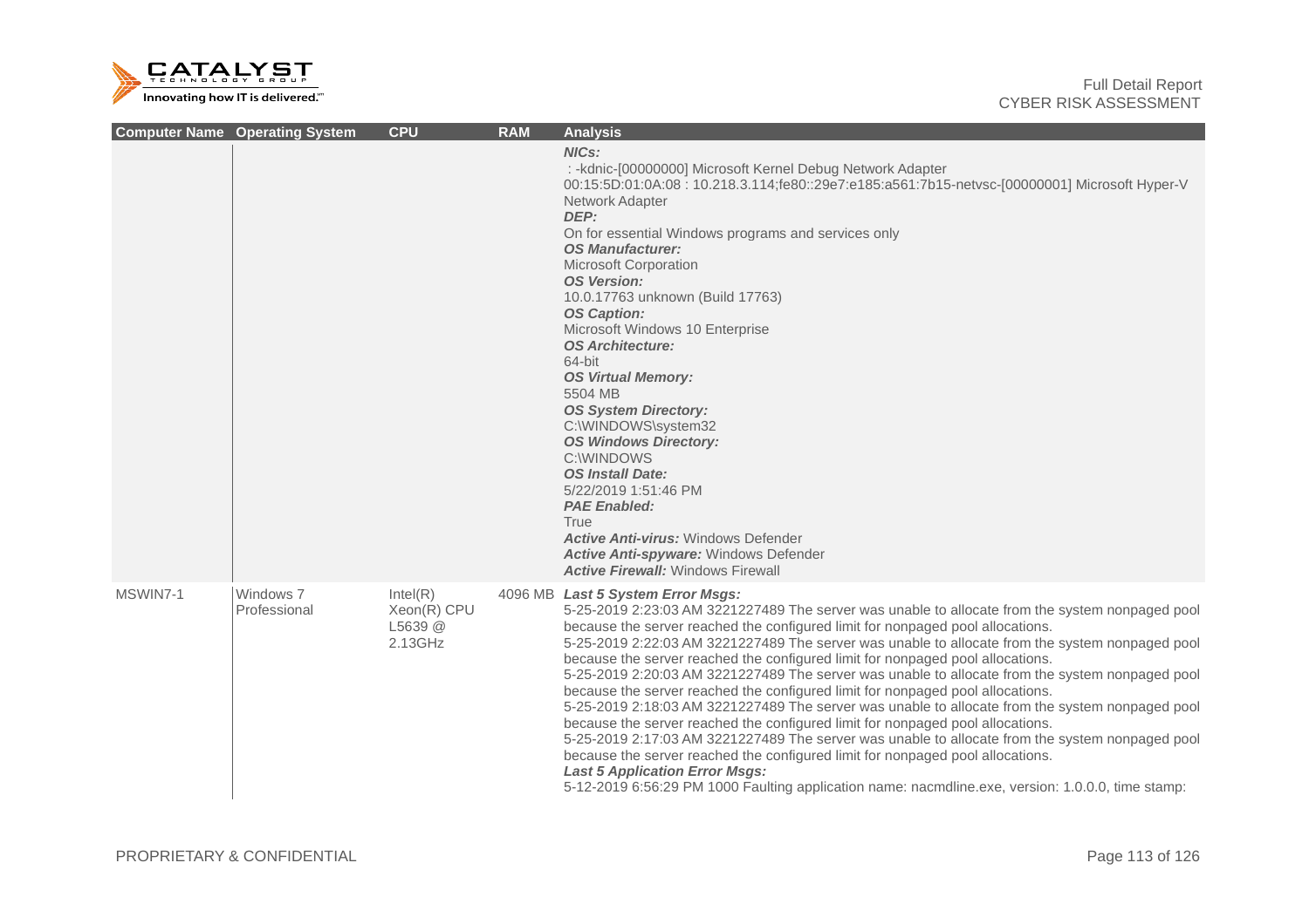| Computer Name | Operating System | CPU | RAM | Analysis |
|---|---|---|---|---|
| | | | | ***NICs:***<br>: -kdnic-[00000000] Microsoft Kernel Debug Network Adapter<br>00:15:5D:01:0A:08 : 10.218.3.114;fe80::29e7:e185:a561:7b15-netvsc-[00000001] Microsoft Hyper-V Network Adapter<br>***DEP:***<br>On for essential Windows programs and services only<br>***OS Manufacturer:***<br>Microsoft Corporation<br>***OS Version:***<br>10.0.17763 unknown (Build 17763)<br>***OS Caption:***<br>Microsoft Windows 10 Enterprise<br>***OS Architecture:***<br>64-bit<br>***OS Virtual Memory:***<br>5504 MB<br>***OS System Directory:***<br>C:\WINDOWS\system32<br>***OS Windows Directory:***<br>C:\WINDOWS<br>***OS Install Date:***<br>5/22/2019 1:51:46 PM<br>***PAE Enabled:***<br>True<br>***Active Anti-virus:*** Windows Defender<br>***Active Anti-spyware:*** Windows Defender<br>***Active Firewall:*** Windows Firewall |
| MSWIN7-1 | Windows 7 Professional | Intel(R) Xeon(R) CPU L5639 @ 2.13GHz | 4096 MB | ***Last 5 System Error Msgs:***<br>5-25-2019 2:23:03 AM 3221227489 The server was unable to allocate from the system nonpaged pool because the server reached the configured limit for nonpaged pool allocations.<br>5-25-2019 2:22:03 AM 3221227489 The server was unable to allocate from the system nonpaged pool because the server reached the configured limit for nonpaged pool allocations.<br>5-25-2019 2:20:03 AM 3221227489 The server was unable to allocate from the system nonpaged pool because the server reached the configured limit for nonpaged pool allocations.<br>5-25-2019 2:18:03 AM 3221227489 The server was unable to allocate from the system nonpaged pool because the server reached the configured limit for nonpaged pool allocations.<br>5-25-2019 2:17:03 AM 3221227489 The server was unable to allocate from the system nonpaged pool because the server reached the configured limit for nonpaged pool allocations.<br>***Last 5 Application Error Msgs:***<br>5-12-2019 6:56:29 PM 1000 Faulting application name: nacmdline.exe, version: 1.0.0.0, time stamp: |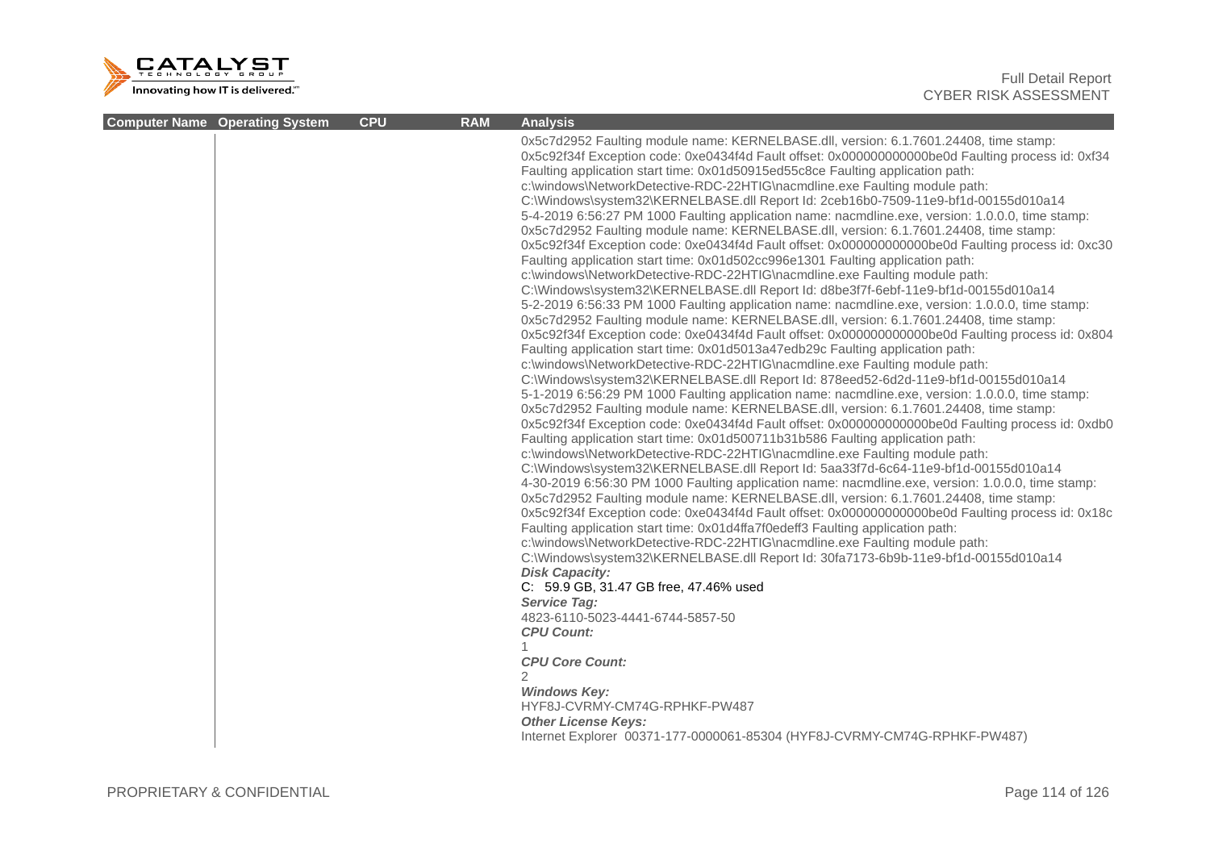| Computer Name | Operating System | CPU | RAM | Analysis |
|---|---|---|---|---|
| | | | | 0x5c7d2952 Faulting module name: KERNELBASE.dll, version: 6.1.7601.24408, time stamp: 0x5c92f34f Exception code: 0xe0434f4d Fault offset: 0x000000000000be0d Faulting process id: 0xf34 Faulting application start time: 0x01d50915ed55c8ce Faulting application path: c:\windows\NetworkDetective-RDC-22HTIG\nacmdline.exe Faulting module path: C:\Windows\system32\KERNELBASE.dll Report Id: 2ceb16b0-7509-11e9-bf1d-00155d010a14 5-4-2019 6:56:27 PM 1000 Faulting application name: nacmdline.exe, version: 1.0.0.0, time stamp: 0x5c7d2952 Faulting module name: KERNELBASE.dll, version: 6.1.7601.24408, time stamp: 0x5c92f34f Exception code: 0xe0434f4d Fault offset: 0x000000000000be0d Faulting process id: 0xc30 Faulting application start time: 0x01d502cc996e1301 Faulting application path: c:\windows\NetworkDetective-RDC-22HTIG\nacmdline.exe Faulting module path: C:\Windows\system32\KERNELBASE.dll Report Id: d8be3f7f-6ebf-11e9-bf1d-00155d010a14 5-2-2019 6:56:33 PM 1000 Faulting application name: nacmdline.exe, version: 1.0.0.0, time stamp: 0x5c7d2952 Faulting module name: KERNELBASE.dll, version: 6.1.7601.24408, time stamp: 0x5c92f34f Exception code: 0xe0434f4d Fault offset: 0x000000000000be0d Faulting process id: 0x804 Faulting application start time: 0x01d5013a47edb29c Faulting application path: c:\windows\NetworkDetective-RDC-22HTIG\nacmdline.exe Faulting module path: C:\Windows\system32\KERNELBASE.dll Report Id: 878eed52-6d2d-11e9-bf1d-00155d010a14 5-1-2019 6:56:29 PM 1000 Faulting application name: nacmdline.exe, version: 1.0.0.0, time stamp: 0x5c7d2952 Faulting module name: KERNELBASE.dll, version: 6.1.7601.24408, time stamp: 0x5c92f34f Exception code: 0xe0434f4d Fault offset: 0x000000000000be0d Faulting process id: 0xdb0 Faulting application start time: 0x01d500711b31b586 Faulting application path: c:\windows\NetworkDetective-RDC-22HTIG\nacmdline.exe Faulting module path: C:\Windows\system32\KERNELBASE.dll Report Id: 5aa33f7d-6c64-11e9-bf1d-00155d010a14 4-30-2019 6:56:30 PM 1000 Faulting application name: nacmdline.exe, version: 1.0.0.0, time stamp: 0x5c7d2952 Faulting module name: KERNELBASE.dll, version: 6.1.7601.24408, time stamp: 0x5c92f34f Exception code: 0xe0434f4d Fault offset: 0x000000000000be0d Faulting process id: 0x18c Faulting application start time: 0x01d4ffa7f0edeff3 Faulting application path: c:\windows\NetworkDetective-RDC-22HTIG\nacmdline.exe Faulting module path: C:\Windows\system32\KERNELBASE.dll Report Id: 30fa7173-6b9b-11e9-bf1d-00155d010a14<br>***Disk Capacity:***<br>C: 59.9 GB, 31.47 GB free, 47.46% used<br>***Service Tag:***<br>4823-6110-5023-4441-6744-5857-50<br>***CPU Count:***<br>1<br>***CPU Core Count:***<br>2<br>***Windows Key:***<br>HYF8J-CVRMY-CM74G-RPHKF-PW487<br>***Other License Keys:***<br>Internet Explorer 00371-177-0000061-85304 (HYF8J-CVRMY-CM74G-RPHKF-PW487) |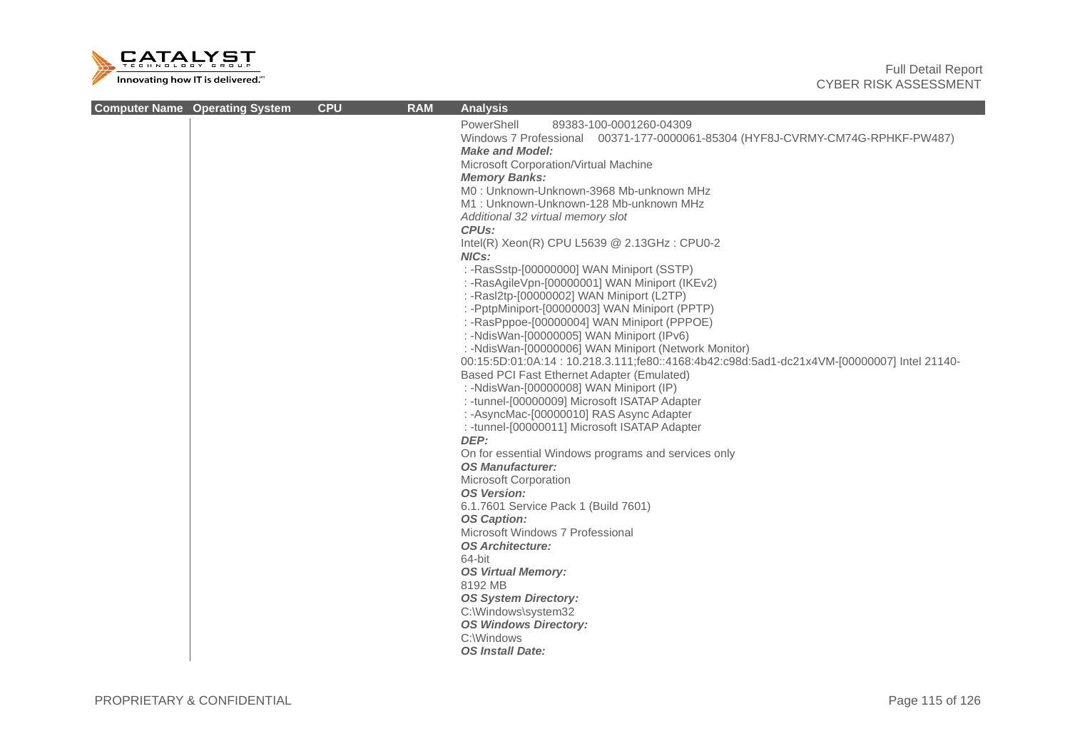| Computer Name | Operating System | CPU | RAM | Analysis |
|---|---|---|---|---|
| | | | | PowerShell 89383-100-0001260-04309<br>Windows 7 Professional 00371-177-0000061-85304 (HYF8J-CVRMY-CM74G-RPHKF-PW487)<br>***Make and Model:***<br>Microsoft Corporation/Virtual Machine<br>***Memory Banks:***<br>M0 : Unknown-Unknown-3968 Mb-unknown MHz<br>M1 : Unknown-Unknown-128 Mb-unknown MHz<br>*Additional 32 virtual memory slot*<br>***CPUs:***<br>Intel(R) Xeon(R) CPU L5639 @ 2.13GHz : CPU0-2<br>***NICs:***<br>: -RasSstp-[00000000] WAN Miniport (SSTP)<br>: -RasAgileVpn-[00000001] WAN Miniport (IKEv2)<br>: -Rasl2tp-[00000002] WAN Miniport (L2TP)<br>: -PptpMiniport-[00000003] WAN Miniport (PPTP)<br>: -RasPppoe-[00000004] WAN Miniport (PPPOE)<br>: -NdisWan-[00000005] WAN Miniport (IPv6)<br>: -NdisWan-[00000006] WAN Miniport (Network Monitor)<br>00:15:5D:01:0A:14 : 10.218.3.111;fe80::4168:4b42:c98d:5ad1-dc21x4VM-[00000007] Intel 21140-Based PCI Fast Ethernet Adapter (Emulated)<br>: -NdisWan-[00000008] WAN Miniport (IP)<br>: -tunnel-[00000009] Microsoft ISATAP Adapter<br>: -AsyncMac-[00000010] RAS Async Adapter<br>: -tunnel-[00000011] Microsoft ISATAP Adapter<br>***DEP:***<br>On for essential Windows programs and services only<br>***OS Manufacturer:***<br>Microsoft Corporation<br>***OS Version:***<br>6.1.7601 Service Pack 1 (Build 7601)<br>***OS Caption:***<br>Microsoft Windows 7 Professional<br>***OS Architecture:***<br>64-bit<br>***OS Virtual Memory:***<br>8192 MB<br>***OS System Directory:***<br>C:\Windows\system32<br>***OS Windows Directory:***<br>C:\Windows<br>***OS Install Date:*** |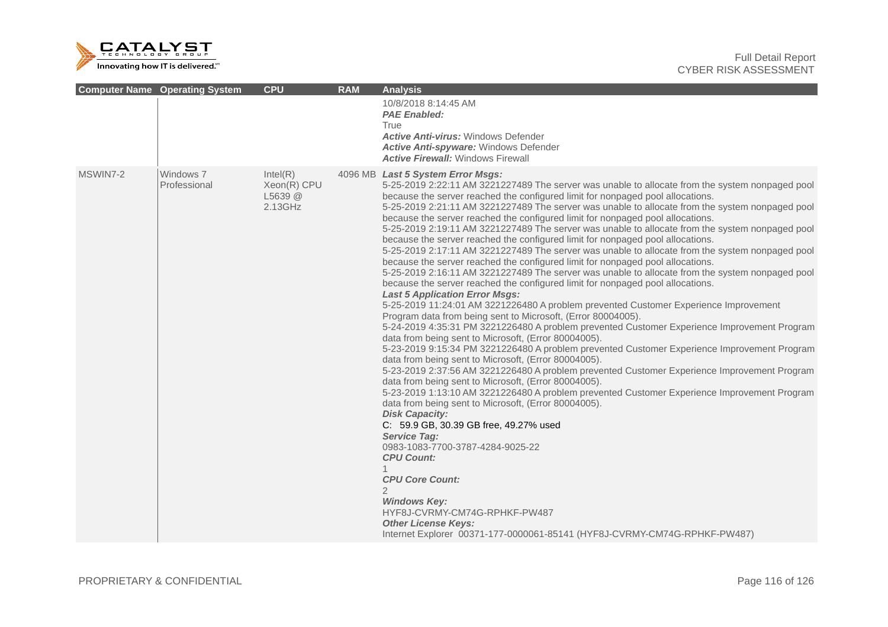| Computer Name | Operating System | CPU | RAM | Analysis |
|---|---|---|---|---|
| | | | | 10/8/2018 8:14:45 AM<br>***PAE Enabled:***<br>True<br>***Active Anti-virus:*** Windows Defender<br>***Active Anti-spyware:*** Windows Defender<br>***Active Firewall:*** Windows Firewall |
| MSWIN7-2 | Windows 7 Professional | Intel(R) Xeon(R) CPU L5639 @ 2.13GHz | 4096 MB | ***Last 5 System Error Msgs:***<br>5-25-2019 2:22:11 AM 3221227489 The server was unable to allocate from the system nonpaged pool because the server reached the configured limit for nonpaged pool allocations.<br>5-25-2019 2:21:11 AM 3221227489 The server was unable to allocate from the system nonpaged pool because the server reached the configured limit for nonpaged pool allocations.<br>5-25-2019 2:19:11 AM 3221227489 The server was unable to allocate from the system nonpaged pool because the server reached the configured limit for nonpaged pool allocations.<br>5-25-2019 2:17:11 AM 3221227489 The server was unable to allocate from the system nonpaged pool because the server reached the configured limit for nonpaged pool allocations.<br>5-25-2019 2:16:11 AM 3221227489 The server was unable to allocate from the system nonpaged pool because the server reached the configured limit for nonpaged pool allocations.<br>***Last 5 Application Error Msgs:***<br>5-25-2019 11:24:01 AM 3221226480 A problem prevented Customer Experience Improvement Program data from being sent to Microsoft, (Error 80004005).<br>5-24-2019 4:35:31 PM 3221226480 A problem prevented Customer Experience Improvement Program data from being sent to Microsoft, (Error 80004005).<br>5-23-2019 9:15:34 PM 3221226480 A problem prevented Customer Experience Improvement Program data from being sent to Microsoft, (Error 80004005).<br>5-23-2019 2:37:56 AM 3221226480 A problem prevented Customer Experience Improvement Program data from being sent to Microsoft, (Error 80004005).<br>5-23-2019 1:13:10 AM 3221226480 A problem prevented Customer Experience Improvement Program data from being sent to Microsoft, (Error 80004005).<br>***Disk Capacity:***<br>C: 59.9 GB, 30.39 GB free, 49.27% used<br>***Service Tag:***<br>0983-1083-7700-3787-4284-9025-22<br>***CPU Count:***<br>1<br>***CPU Core Count:***<br>2<br>***Windows Key:***<br>HYF8J-CVRMY-CM74G-RPHKF-PW487<br>***Other License Keys:***<br>Internet Explorer 00371-177-0000061-85141 (HYF8J-CVRMY-CM74G-RPHKF-PW487) |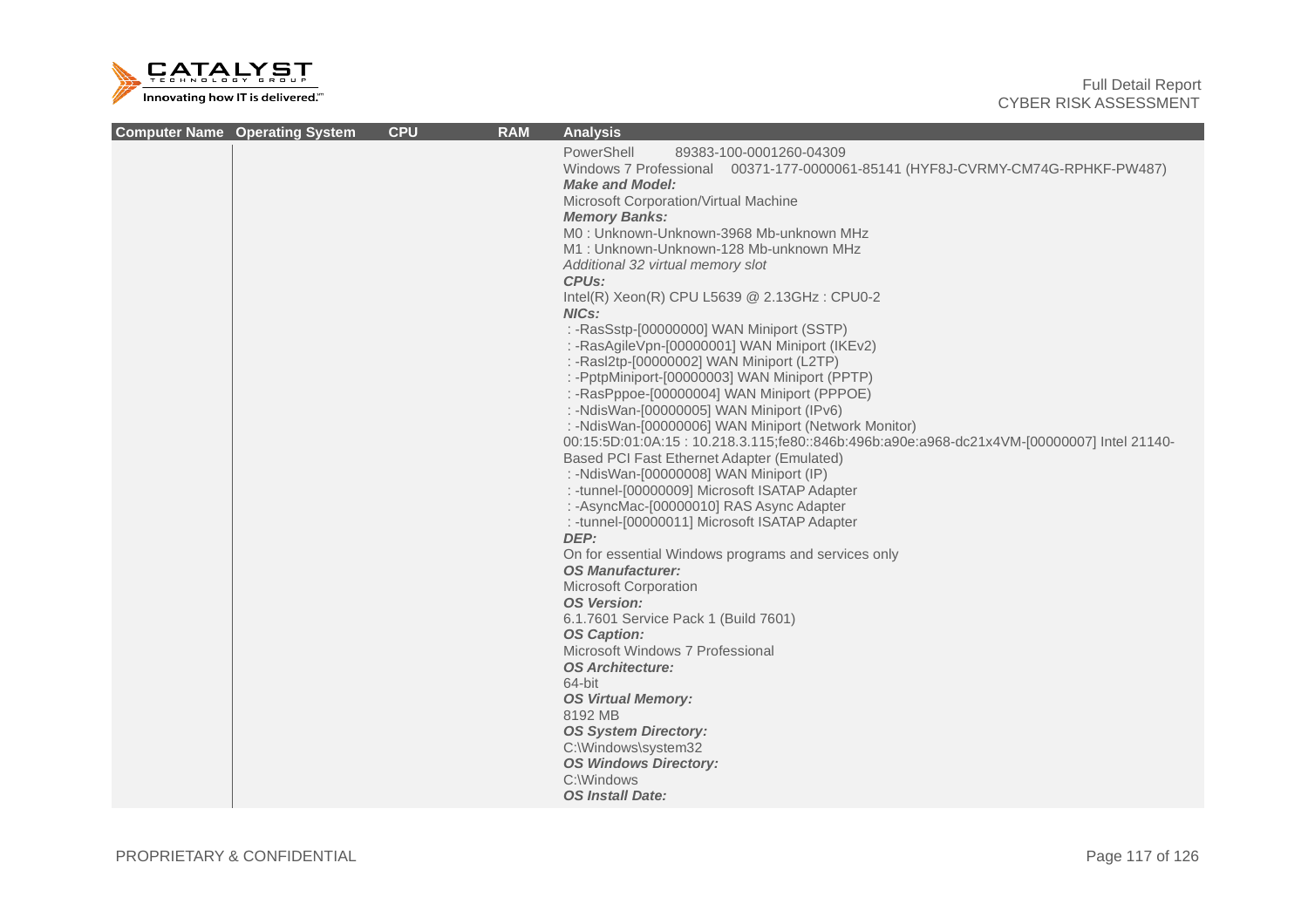| Computer Name | Operating System | CPU | RAM | Analysis |
|---|---|---|---|---|
| | | | | PowerShell 89383-100-0001260-04309<br>Windows 7 Professional 00371-177-0000061-85141 (HYF8J-CVRMY-CM74G-RPHKF-PW487)<br>***Make and Model:***<br>Microsoft Corporation/Virtual Machine<br>***Memory Banks:***<br>M0 : Unknown-Unknown-3968 Mb-unknown MHz<br>M1 : Unknown-Unknown-128 Mb-unknown MHz<br>*Additional 32 virtual memory slot*<br>***CPUs:***<br>Intel(R) Xeon(R) CPU L5639 @ 2.13GHz : CPU0-2<br>***NICs:***<br>: -RasSstp-[00000000] WAN Miniport (SSTP)<br>: -RasAgileVpn-[00000001] WAN Miniport (IKEv2)<br>: -Rasl2tp-[00000002] WAN Miniport (L2TP)<br>: -PptpMiniport-[00000003] WAN Miniport (PPTP)<br>: -RasPppoe-[00000004] WAN Miniport (PPPOE)<br>: -NdisWan-[00000005] WAN Miniport (IPv6)<br>: -NdisWan-[00000006] WAN Miniport (Network Monitor)<br>00:15:5D:01:0A:15 : 10.218.3.115;fe80::846b:496b:a90e:a968-dc21x4VM-[00000007] Intel 21140-Based PCI Fast Ethernet Adapter (Emulated)<br>: -NdisWan-[00000008] WAN Miniport (IP)<br>: -tunnel-[00000009] Microsoft ISATAP Adapter<br>: -AsyncMac-[00000010] RAS Async Adapter<br>: -tunnel-[00000011] Microsoft ISATAP Adapter<br>***DEP:***<br>On for essential Windows programs and services only<br>***OS Manufacturer:***<br>Microsoft Corporation<br>***OS Version:***<br>6.1.7601 Service Pack 1 (Build 7601)<br>***OS Caption:***<br>Microsoft Windows 7 Professional<br>***OS Architecture:***<br>64-bit<br>***OS Virtual Memory:***<br>8192 MB<br>***OS System Directory:***<br>C:\Windows\system32<br>***OS Windows Directory:***<br>C:\Windows<br>***OS Install Date:*** |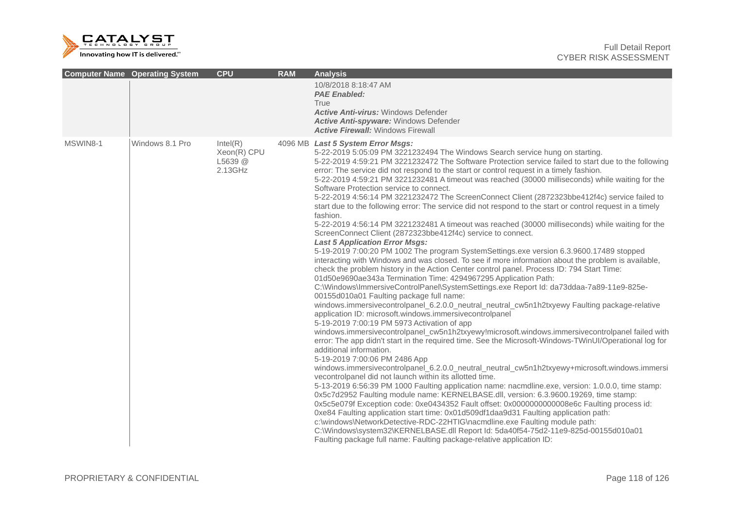| Computer Name | Operating System | CPU | RAM | Analysis |
|---|---|---|---|---|
| | | | | 10/8/2018 8:18:47 AM<br>***PAE Enabled:***<br>True<br>***Active Anti-virus:*** Windows Defender<br>***Active Anti-spyware:*** Windows Defender<br>***Active Firewall:*** Windows Firewall |
| MSWIN8-1 | Windows 8.1 Pro | Intel(R) Xeon(R) CPU L5639 @ 2.13GHz | 4096 MB | ***Last 5 System Error Msgs:***<br>5-22-2019 5:05:09 PM 3221232494 The Windows Search service hung on starting.<br>5-22-2019 4:59:21 PM 3221232472 The Software Protection service failed to start due to the following error: The service did not respond to the start or control request in a timely fashion.<br>5-22-2019 4:59:21 PM 3221232481 A timeout was reached (30000 milliseconds) while waiting for the Software Protection service to connect.<br>5-22-2019 4:56:14 PM 3221232472 The ScreenConnect Client (2872323bbe412f4c) service failed to start due to the following error: The service did not respond to the start or control request in a timely fashion.<br>5-22-2019 4:56:14 PM 3221232481 A timeout was reached (30000 milliseconds) while waiting for the ScreenConnect Client (2872323bbe412f4c) service to connect.<br>***Last 5 Application Error Msgs:***<br>5-19-2019 7:00:20 PM 1002 The program SystemSettings.exe version 6.3.9600.17489 stopped interacting with Windows and was closed. To see if more information about the problem is available, check the problem history in the Action Center control panel. Process ID: 794 Start Time: 01d50e9690ae343a Termination Time: 4294967295 Application Path: C:\Windows\ImmersiveControlPanel\SystemSettings.exe Report Id: da73ddaa-7a89-11e9-825e-00155d010a01 Faulting package full name: windows.immersivecontrolpanel_6.2.0.0_neutral_neutral_cw5n1h2txyewy Faulting package-relative application ID: microsoft.windows.immersivecontrolpanel<br>5-19-2019 7:00:19 PM 5973 Activation of app windows.immersivecontrolpanel_cw5n1h2txyewy!microsoft.windows.immersivecontrolpanel failed with error: The app didn't start in the required time. See the Microsoft-Windows-TWinUI/Operational log for additional information.<br>5-19-2019 7:00:06 PM 2486 App windows.immersivecontrolpanel_6.2.0.0_neutral_neutral_cw5n1h2txyewy+microsoft.windows.immersivecontrolpanel did not launch within its allotted time.<br>5-13-2019 6:56:39 PM 1000 Faulting application name: nacmdline.exe, version: 1.0.0.0, time stamp: 0x5c7d2952 Faulting module name: KERNELBASE.dll, version: 6.3.9600.19269, time stamp: 0x5c5e079f Exception code: 0xe0434352 Fault offset: 0x0000000000008e6c Faulting process id: 0xe84 Faulting application start time: 0x01d509df1daa9d31 Faulting application path: c:\windows\NetworkDetective-RDC-22HTIG\nacmdline.exe Faulting module path: C:\Windows\system32\KERNELBASE.dll Report Id: 5da40f54-75d2-11e9-825d-00155d010a01 Faulting package full name: Faulting package-relative application ID: |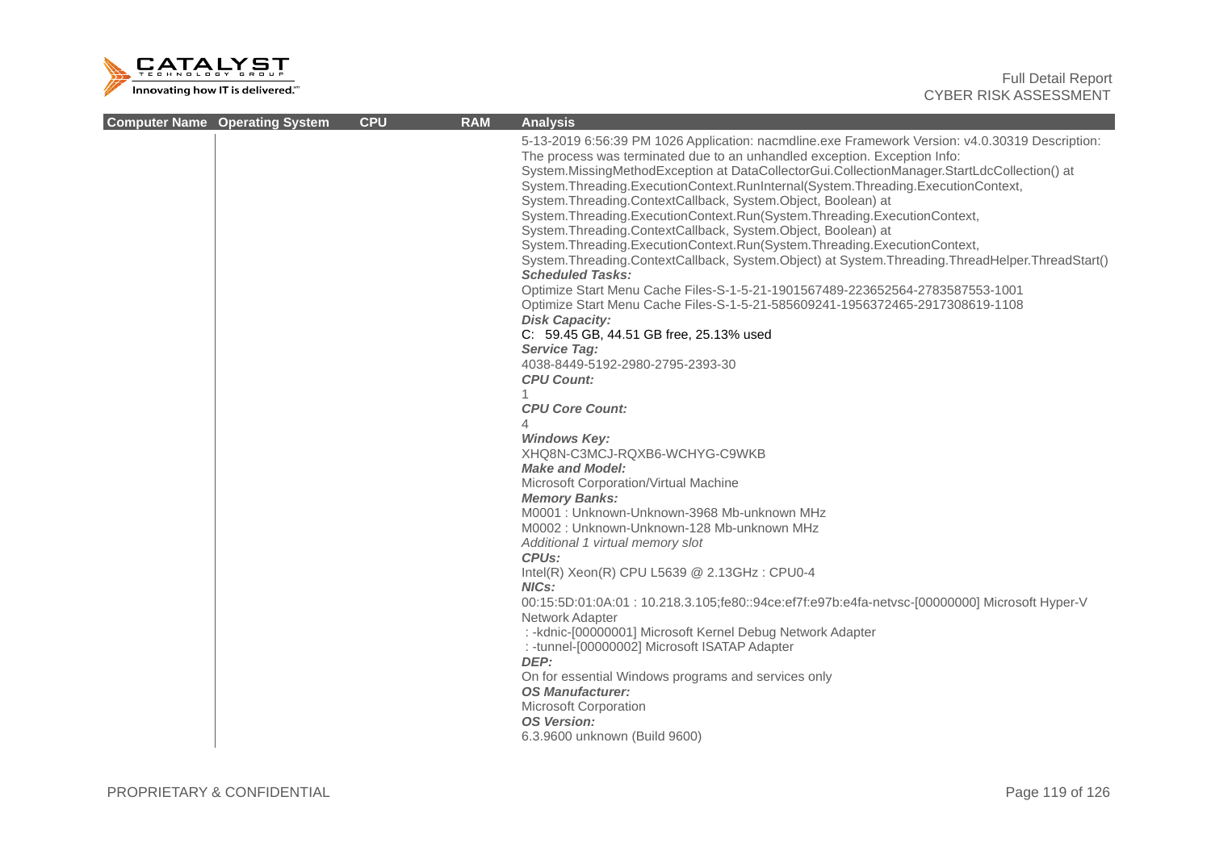| Computer Name | Operating System | CPU | RAM | Analysis |
|---|---|---|---|---|
| | | | | 5-13-2019 6:56:39 PM 1026 Application: nacmdline.exe Framework Version: v4.0.30319 Description: The process was terminated due to an unhandled exception. Exception Info: System.MissingMethodException at DataCollectorGui.CollectionManager.StartLdcCollection() at System.Threading.ExecutionContext.RunInternal(System.Threading.ExecutionContext, System.Threading.ContextCallback, System.Object, Boolean) at System.Threading.ExecutionContext.Run(System.Threading.ExecutionContext, System.Threading.ContextCallback, System.Object, Boolean) at System.Threading.ExecutionContext.Run(System.Threading.ExecutionContext, System.Threading.ContextCallback, System.Object) at System.Threading.ThreadHelper.ThreadStart()<br>***Scheduled Tasks:***<br>Optimize Start Menu Cache Files-S-1-5-21-1901567489-223652564-2783587553-1001<br>Optimize Start Menu Cache Files-S-1-5-21-585609241-1956372465-2917308619-1108<br>***Disk Capacity:***<br>C: 59.45 GB, 44.51 GB free, 25.13% used<br>***Service Tag:***<br>4038-8449-5192-2980-2795-2393-30<br>***CPU Count:***<br>1<br>***CPU Core Count:***<br>4<br>***Windows Key:***<br>XHQ8N-C3MCJ-RQXB6-WCHYG-C9WKB<br>***Make and Model:***<br>Microsoft Corporation/Virtual Machine<br>***Memory Banks:***<br>M0001 : Unknown-Unknown-3968 Mb-unknown MHz<br>M0002 : Unknown-Unknown-128 Mb-unknown MHz<br>*Additional 1 virtual memory slot*<br>***CPUs:***<br>Intel(R) Xeon(R) CPU L5639 @ 2.13GHz : CPU0-4<br>***NICs:***<br>00:15:5D:01:0A:01 : 10.218.3.105;fe80::94ce:ef7f:e97b:e4fa-netvsc-[00000000] Microsoft Hyper-V Network Adapter<br>: -kdnic-[00000001] Microsoft Kernel Debug Network Adapter<br>: -tunnel-[00000002] Microsoft ISATAP Adapter<br>***DEP:***<br>On for essential Windows programs and services only<br>***OS Manufacturer:***<br>Microsoft Corporation<br>***OS Version:***<br>6.3.9600 unknown (Build 9600) |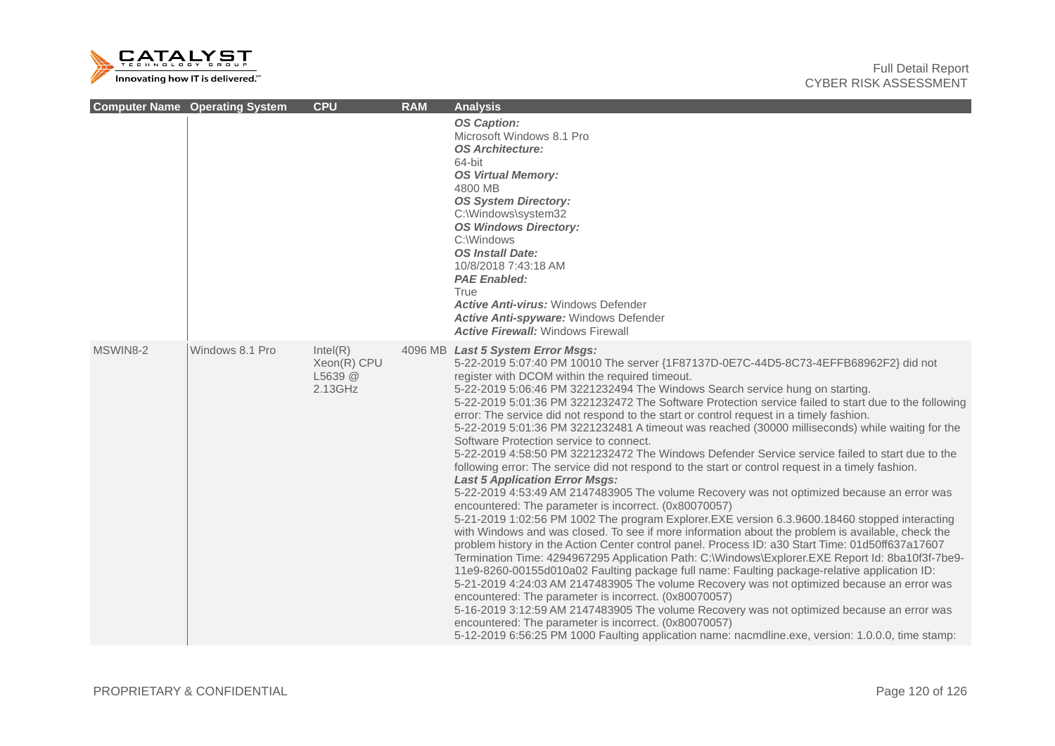| Computer Name | Operating System | CPU | RAM | Analysis |
|---|---|---|---|---|
| | | | | ***OS Caption:*** Microsoft Windows 8.1 Pro ***OS Architecture:*** 64-bit ***OS Virtual Memory:*** 4800 MB ***OS System Directory:*** C:\Windows\system32 ***OS Windows Directory:*** C:\Windows ***OS Install Date:*** 10/8/2018 7:43:18 AM ***PAE Enabled:*** True ***Active Anti-virus:*** Windows Defender ***Active Anti-spyware:*** Windows Defender ***Active Firewall:*** Windows Firewall |
| MSWIN8-2 | Windows 8.1 Pro | Intel(R) Xeon(R) CPU L5639 @ 2.13GHz | 4096 MB | ***Last 5 System Error Msgs:*** 5-22-2019 5:07:40 PM 10010 The server {1F87137D-0E7C-44D5-8C73-4EFFB68962F2} did not register with DCOM within the required timeout. 5-22-2019 5:06:46 PM 3221232494 The Windows Search service hung on starting. 5-22-2019 5:01:36 PM 3221232472 The Software Protection service failed to start due to the following error: The service did not respond to the start or control request in a timely fashion. 5-22-2019 5:01:36 PM 3221232481 A timeout was reached (30000 milliseconds) while waiting for the Software Protection service to connect. 5-22-2019 4:58:50 PM 3221232472 The Windows Defender Service service failed to start due to the following error: The service did not respond to the start or control request in a timely fashion. ***Last 5 Application Error Msgs:*** 5-22-2019 4:53:49 AM 2147483905 The volume Recovery was not optimized because an error was encountered: The parameter is incorrect. (0x80070057) 5-21-2019 1:02:56 PM 1002 The program Explorer.EXE version 6.3.9600.18460 stopped interacting with Windows and was closed. To see if more information about the problem is available, check the problem history in the Action Center control panel. Process ID: a30 Start Time: 01d50ff637a17607 Termination Time: 4294967295 Application Path: C:\Windows\Explorer.EXE Report Id: 8ba10f3f-7be9-11e9-8260-00155d010a02 Faulting package full name: Faulting package-relative application ID: 5-21-2019 4:24:03 AM 2147483905 The volume Recovery was not optimized because an error was encountered: The parameter is incorrect. (0x80070057) 5-16-2019 3:12:59 AM 2147483905 The volume Recovery was not optimized because an error was encountered: The parameter is incorrect. (0x80070057) 5-12-2019 6:56:25 PM 1000 Faulting application name: nacmdline.exe, version: 1.0.0.0, time stamp: |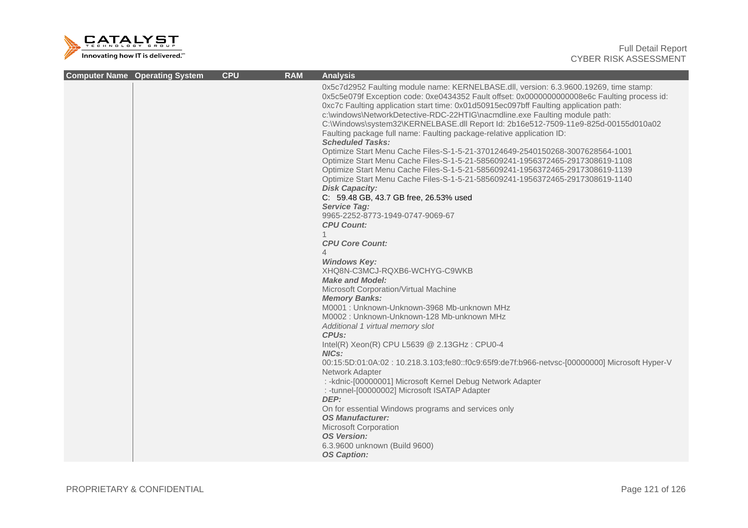| Computer Name | Operating System | CPU | RAM | Analysis |
|---|---|---|---|---|
| | | | | 0x5c7d2952 Faulting module name: KERNELBASE.dll, version: 6.3.9600.19269, time stamp: 0x5c5e079f Exception code: 0xe0434352 Fault offset: 0x0000000000008e6c Faulting process id: 0xc7c Faulting application start time: 0x01d50915ec097bff Faulting application path: c:\windows\NetworkDetective-RDC-22HTIG\nacmdline.exe Faulting module path: C:\Windows\system32\KERNELBASE.dll Report Id: 2b16e512-7509-11e9-825d-00155d010a02 Faulting package full name: Faulting package-relative application ID:<br>***Scheduled Tasks:***<br>Optimize Start Menu Cache Files-S-1-5-21-370124649-2540150268-3007628564-1001<br>Optimize Start Menu Cache Files-S-1-5-21-585609241-1956372465-2917308619-1108<br>Optimize Start Menu Cache Files-S-1-5-21-585609241-1956372465-2917308619-1139<br>Optimize Start Menu Cache Files-S-1-5-21-585609241-1956372465-2917308619-1140<br>***Disk Capacity:***<br>C: 59.48 GB, 43.7 GB free, 26.53% used<br>***Service Tag:***<br>9965-2252-8773-1949-0747-9069-67<br>***CPU Count:***<br>1<br>***CPU Core Count:***<br>4<br>***Windows Key:***<br>XHQ8N-C3MCJ-RQXB6-WCHYG-C9WKB<br>***Make and Model:***<br>Microsoft Corporation/Virtual Machine<br>***Memory Banks:***<br>M0001 : Unknown-Unknown-3968 Mb-unknown MHz<br>M0002 : Unknown-Unknown-128 Mb-unknown MHz<br>*Additional 1 virtual memory slot*<br>***CPUs:***<br>Intel(R) Xeon(R) CPU L5639 @ 2.13GHz : CPU0-4<br>***NICs:***<br>00:15:5D:01:0A:02 : 10.218.3.103;fe80::f0c9:65f9:de7f:b966-netvsc-[00000000] Microsoft Hyper-V Network Adapter<br>: -kdnic-[00000001] Microsoft Kernel Debug Network Adapter<br>: -tunnel-[00000002] Microsoft ISATAP Adapter<br>***DEP:***<br>On for essential Windows programs and services only<br>***OS Manufacturer:***<br>Microsoft Corporation<br>***OS Version:***<br>6.3.9600 unknown (Build 9600)<br>***OS Caption:*** |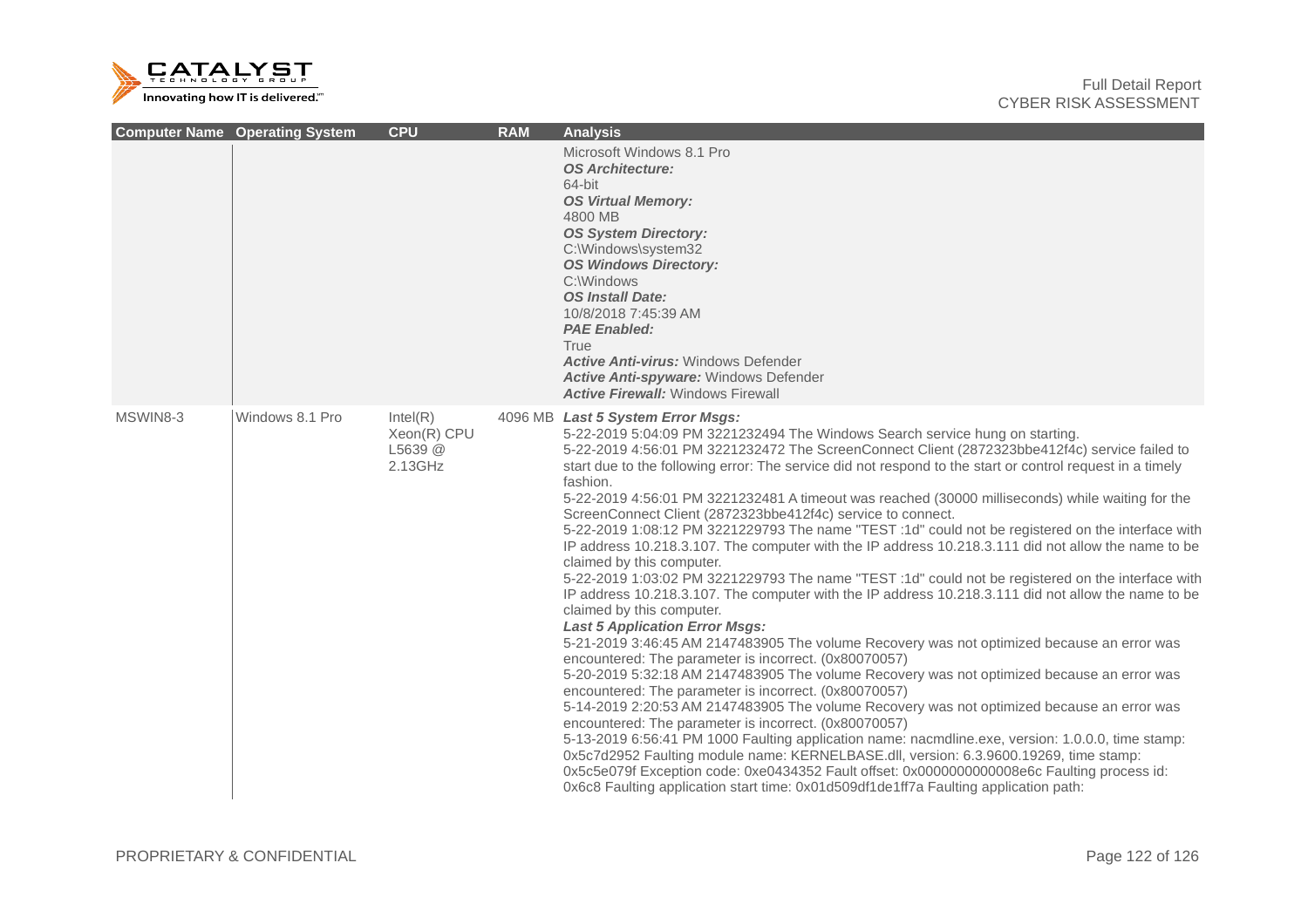| Computer Name | Operating System | CPU | RAM | Analysis |
| --- | --- | --- | --- | --- |
| | | | | Microsoft Windows 8.1 Pro<br>***OS Architecture:***<br>64-bit<br>***OS Virtual Memory:***<br>4800 MB<br>***OS System Directory:***<br>C:\Windows\system32<br>***OS Windows Directory:***<br>C:\Windows<br>***OS Install Date:***<br>10/8/2018 7:45:39 AM<br>***PAE Enabled:***<br>True<br>***Active Anti-virus:*** Windows Defender<br>***Active Anti-spyware:*** Windows Defender<br>***Active Firewall:*** Windows Firewall |
| MSWIN8-3 | Windows 8.1 Pro | Intel(R) Xeon(R) CPU L5639 @ 2.13GHz | 4096 MB | ***Last 5 System Error Msgs:***<br>5-22-2019 5:04:09 PM 3221232494 The Windows Search service hung on starting.<br>5-22-2019 4:56:01 PM 3221232472 The ScreenConnect Client (2872323bbe412f4c) service failed to start due to the following error: The service did not respond to the start or control request in a timely fashion.<br>5-22-2019 4:56:01 PM 3221232481 A timeout was reached (30000 milliseconds) while waiting for the ScreenConnect Client (2872323bbe412f4c) service to connect.<br>5-22-2019 1:08:12 PM 3221229793 The name "TEST :1d" could not be registered on the interface with IP address 10.218.3.107. The computer with the IP address 10.218.3.111 did not allow the name to be claimed by this computer.<br>5-22-2019 1:03:02 PM 3221229793 The name "TEST :1d" could not be registered on the interface with IP address 10.218.3.107. The computer with the IP address 10.218.3.111 did not allow the name to be claimed by this computer.<br>***Last 5 Application Error Msgs:***<br>5-21-2019 3:46:45 AM 2147483905 The volume Recovery was not optimized because an error was encountered: The parameter is incorrect. (0x80070057)<br>5-20-2019 5:32:18 AM 2147483905 The volume Recovery was not optimized because an error was encountered: The parameter is incorrect. (0x80070057)<br>5-14-2019 2:20:53 AM 2147483905 The volume Recovery was not optimized because an error was encountered: The parameter is incorrect. (0x80070057)<br>5-13-2019 6:56:41 PM 1000 Faulting application name: nacmdline.exe, version: 1.0.0.0, time stamp: 0x5c7d2952 Faulting module name: KERNELBASE.dll, version: 6.3.9600.19269, time stamp: 0x5c5e079f Exception code: 0xe0434352 Fault offset: 0x0000000000008e6c Faulting process id: 0x6c8 Faulting application start time: 0x01d509df1de1ff7a Faulting application path: |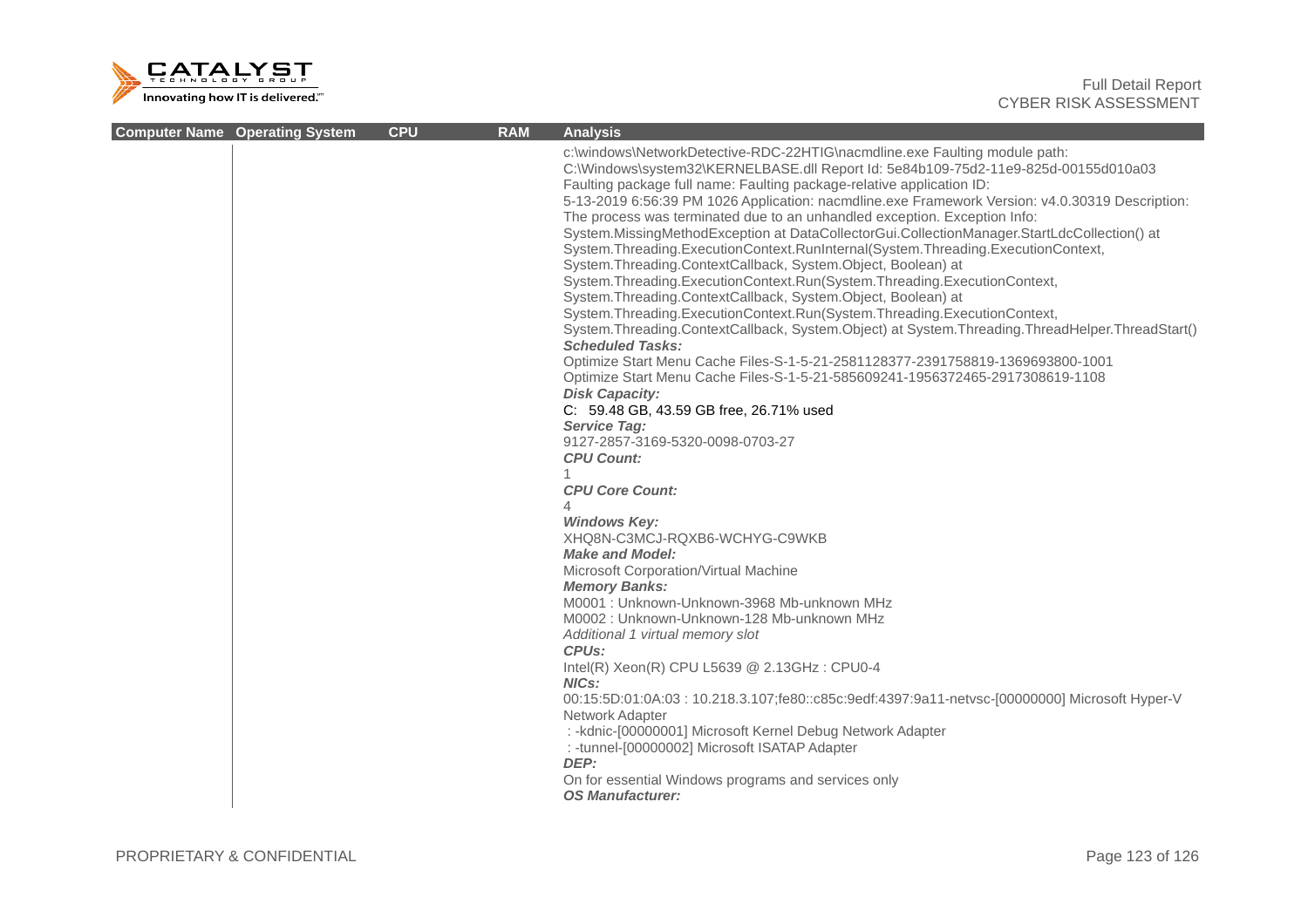| Computer Name | Operating System | CPU | RAM | Analysis |
|---|---|---|---|---|
| | | | | c:\windows\NetworkDetective-RDC-22HTIG\nacmdline.exe Faulting module path: C:\Windows\system32\KERNELBASE.dll Report Id: 5e84b109-75d2-11e9-825d-00155d010a03 Faulting package full name: Faulting package-relative application ID: 5-13-2019 6:56:39 PM 1026 Application: nacmdline.exe Framework Version: v4.0.30319 Description: The process was terminated due to an unhandled exception. Exception Info: System.MissingMethodException at DataCollectorGui.CollectionManager.StartLdcCollection() at System.Threading.ExecutionContext.RunInternal(System.Threading.ExecutionContext, System.Threading.ContextCallback, System.Object, Boolean) at System.Threading.ExecutionContext.Run(System.Threading.ExecutionContext, System.Threading.ContextCallback, System.Object, Boolean) at System.Threading.ExecutionContext.Run(System.Threading.ExecutionContext, System.Threading.ContextCallback, System.Object) at System.Threading.ThreadHelper.ThreadStart()<br>***Scheduled Tasks:***<br>Optimize Start Menu Cache Files-S-1-5-21-2581128377-2391758819-1369693800-1001<br>Optimize Start Menu Cache Files-S-1-5-21-585609241-1956372465-2917308619-1108<br>***Disk Capacity:***<br>C: 59.48 GB, 43.59 GB free, 26.71% used<br>***Service Tag:***<br>9127-2857-3169-5320-0098-0703-27<br>***CPU Count:***<br>1<br>***CPU Core Count:***<br>4<br>***Windows Key:***<br>XHQ8N-C3MCJ-RQXB6-WCHYG-C9WKB<br>***Make and Model:***<br>Microsoft Corporation/Virtual Machine<br>***Memory Banks:***<br>M0001 : Unknown-Unknown-3968 Mb-unknown MHz<br>M0002 : Unknown-Unknown-128 Mb-unknown MHz<br>*Additional 1 virtual memory slot*<br>***CPUs:***<br>Intel(R) Xeon(R) CPU L5639 @ 2.13GHz : CPU0-4<br>***NICs:***<br>00:15:5D:01:0A:03 : 10.218.3.107;fe80::c85c:9edf:4397:9a11-netvsc-[00000000] Microsoft Hyper-V Network Adapter<br>: -kdnic-[00000001] Microsoft Kernel Debug Network Adapter<br>: -tunnel-[00000002] Microsoft ISATAP Adapter<br>***DEP:***<br>On for essential Windows programs and services only<br>***OS Manufacturer:*** |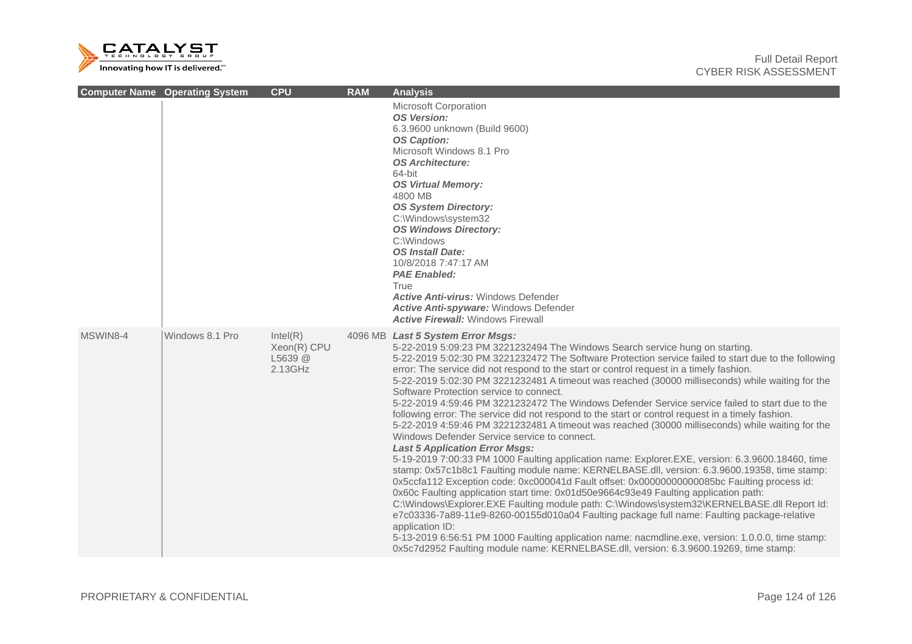| Computer Name | Operating System | CPU | RAM | Analysis |
|---|---|---|---|---|
| | | | | Microsoft Corporation<br>***OS Version:***<br>6.3.9600 unknown (Build 9600)<br>***OS Caption:***<br>Microsoft Windows 8.1 Pro<br>***OS Architecture:***<br>64-bit<br>***OS Virtual Memory:***<br>4800 MB<br>***OS System Directory:***<br>C:\Windows\system32<br>***OS Windows Directory:***<br>C:\Windows<br>***OS Install Date:***<br>10/8/2018 7:47:17 AM<br>***PAE Enabled:***<br>True<br>***Active Anti-virus:*** Windows Defender<br>***Active Anti-spyware:*** Windows Defender<br>***Active Firewall:*** Windows Firewall |
| MSWIN8-4 | Windows 8.1 Pro | Intel(R) Xeon(R) CPU L5639 @ 2.13GHz | 4096 MB | ***Last 5 System Error Msgs:***<br>5-22-2019 5:09:23 PM 3221232494 The Windows Search service hung on starting.<br>5-22-2019 5:02:30 PM 3221232472 The Software Protection service failed to start due to the following error: The service did not respond to the start or control request in a timely fashion.<br>5-22-2019 5:02:30 PM 3221232481 A timeout was reached (30000 milliseconds) while waiting for the Software Protection service to connect.<br>5-22-2019 4:59:46 PM 3221232472 The Windows Defender Service service failed to start due to the following error: The service did not respond to the start or control request in a timely fashion.<br>5-22-2019 4:59:46 PM 3221232481 A timeout was reached (30000 milliseconds) while waiting for the Windows Defender Service service to connect.<br>***Last 5 Application Error Msgs:***<br>5-19-2019 7:00:33 PM 1000 Faulting application name: Explorer.EXE, version: 6.3.9600.18460, time stamp: 0x57c1b8c1 Faulting module name: KERNELBASE.dll, version: 6.3.9600.19358, time stamp: 0x5ccfa112 Exception code: 0xc000041d Fault offset: 0x00000000000085bc Faulting process id: 0x60c Faulting application start time: 0x01d50e9664c93e49 Faulting application path: C:\Windows\Explorer.EXE Faulting module path: C:\Windows\system32\KERNELBASE.dll Report Id: e7c03336-7a89-11e9-8260-00155d010a04 Faulting package full name: Faulting package-relative application ID:<br>5-13-2019 6:56:51 PM 1000 Faulting application name: nacmdline.exe, version: 1.0.0.0, time stamp: 0x5c7d2952 Faulting module name: KERNELBASE.dll, version: 6.3.9600.19269, time stamp: |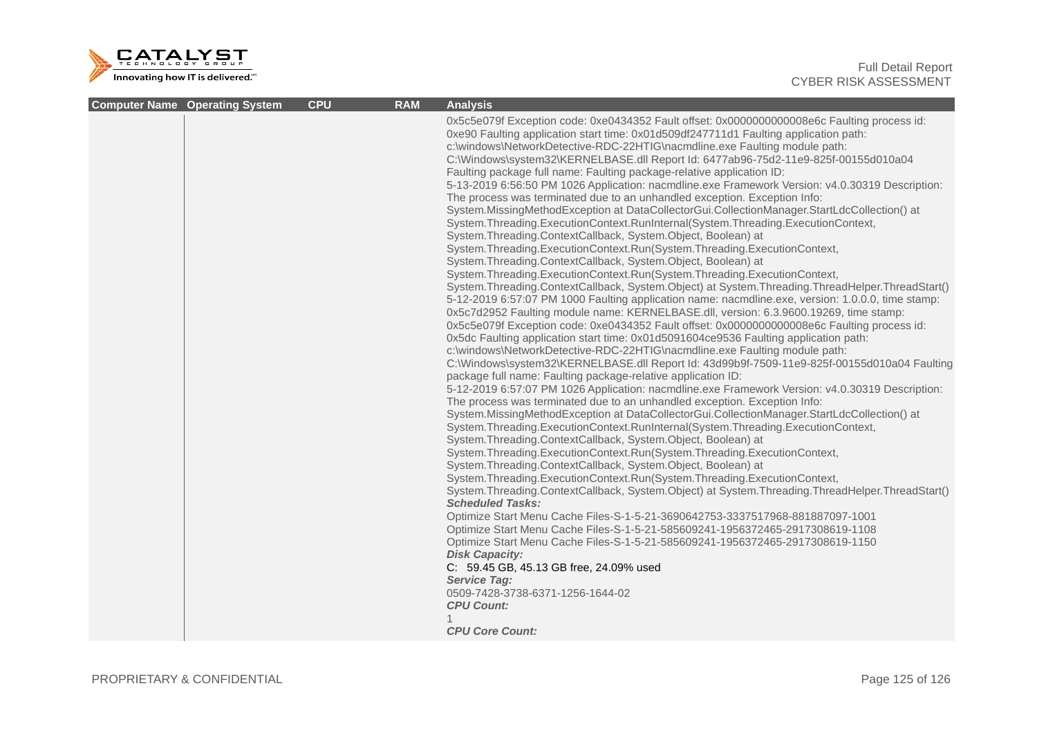| Computer Name | Operating System | CPU | RAM | Analysis |
|---|---|---|---|---|
| | | | | 0x5c5e079f Exception code: 0xe0434352 Fault offset: 0x0000000000008e6c Faulting process id: 0xe90 Faulting application start time: 0x01d509df247711d1 Faulting application path: c:\windows\NetworkDetective-RDC-22HTIG\nacmdline.exe Faulting module path: C:\Windows\system32\KERNELBASE.dll Report Id: 6477ab96-75d2-11e9-825f-00155d010a04 Faulting package full name: Faulting package-relative application ID:<br>5-13-2019 6:56:50 PM 1026 Application: nacmdline.exe Framework Version: v4.0.30319 Description: The process was terminated due to an unhandled exception. Exception Info: System.MissingMethodException at DataCollectorGui.CollectionManager.StartLdcCollection() at System.Threading.ExecutionContext.RunInternal(System.Threading.ExecutionContext, System.Threading.ContextCallback, System.Object, Boolean) at System.Threading.ExecutionContext.Run(System.Threading.ExecutionContext, System.Threading.ContextCallback, System.Object, Boolean) at System.Threading.ExecutionContext.Run(System.Threading.ExecutionContext, System.Threading.ContextCallback, System.Object) at System.Threading.ThreadHelper.ThreadStart()<br>5-12-2019 6:57:07 PM 1000 Faulting application name: nacmdline.exe, version: 1.0.0.0, time stamp: 0x5c7d2952 Faulting module name: KERNELBASE.dll, version: 6.3.9600.19269, time stamp: 0x5c5e079f Exception code: 0xe0434352 Fault offset: 0x0000000000008e6c Faulting process id: 0x5dc Faulting application start time: 0x01d5091604ce9536 Faulting application path: c:\windows\NetworkDetective-RDC-22HTIG\nacmdline.exe Faulting module path: C:\Windows\system32\KERNELBASE.dll Report Id: 43d99b9f-7509-11e9-825f-00155d010a04 Faulting package full name: Faulting package-relative application ID:<br>5-12-2019 6:57:07 PM 1026 Application: nacmdline.exe Framework Version: v4.0.30319 Description: The process was terminated due to an unhandled exception. Exception Info: System.MissingMethodException at DataCollectorGui.CollectionManager.StartLdcCollection() at System.Threading.ExecutionContext.RunInternal(System.Threading.ExecutionContext, System.Threading.ContextCallback, System.Object, Boolean) at System.Threading.ExecutionContext.Run(System.Threading.ExecutionContext, System.Threading.ContextCallback, System.Object, Boolean) at System.Threading.ExecutionContext.Run(System.Threading.ExecutionContext, System.Threading.ContextCallback, System.Object) at System.Threading.ThreadHelper.ThreadStart()<br>***Scheduled Tasks:***<br>Optimize Start Menu Cache Files-S-1-5-21-3690642753-3337517968-881887097-1001<br>Optimize Start Menu Cache Files-S-1-5-21-585609241-1956372465-2917308619-1108<br>Optimize Start Menu Cache Files-S-1-5-21-585609241-1956372465-2917308619-1150<br>***Disk Capacity:***<br>C: 59.45 GB, 45.13 GB free, 24.09% used<br>***Service Tag:***<br>0509-7428-3738-6371-1256-1644-02<br>***CPU Count:***<br>1<br>***CPU Core Count:*** |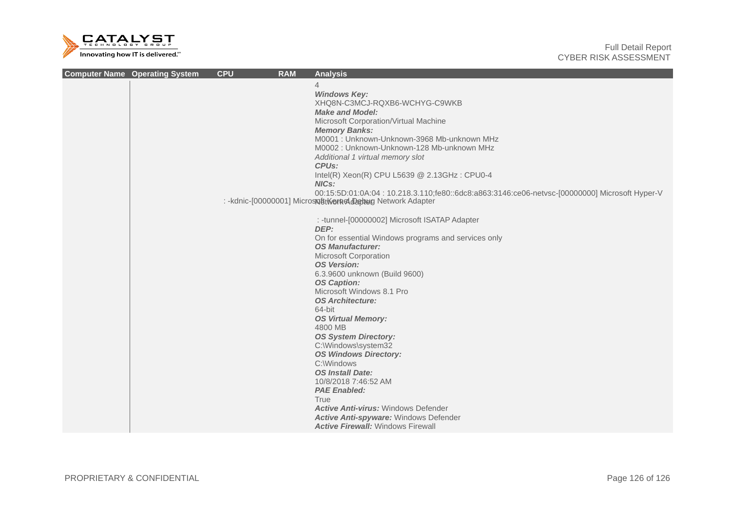| Computer Name | Operating System | CPU | RAM | Analysis |
|---|---|---|---|---|
| | | | | 4<br>***Windows Key:***<br>XHQ8N-C3MCJ-RQXB6-WCHYG-C9WKB<br>***Make and Model:***<br>Microsoft Corporation/Virtual Machine<br>***Memory Banks:***<br>M0001 : Unknown-Unknown-3968 Mb-unknown MHz<br>M0002 : Unknown-Unknown-128 Mb-unknown MHz<br>*Additional 1 virtual memory slot*<br>***CPUs:***<br>Intel(R) Xeon(R) CPU L5639 @ 2.13GHz : CPU0-4<br>***NICs:***<br>00:15:5D:01:0A:04 : 10.218.3.110;fe80::6dc8:a863:3146:ce06-netvsc-[00000000] Microsoft Hyper-V Network Adapter<br>: -kdnic-[00000001] Microsoft Kernel Debug Network Adapter<br>: -tunnel-[00000002] Microsoft ISATAP Adapter<br>***DEP:***<br>On for essential Windows programs and services only<br>***OS Manufacturer:***<br>Microsoft Corporation<br>***OS Version:***<br>6.3.9600 unknown (Build 9600)<br>***OS Caption:***<br>Microsoft Windows 8.1 Pro<br>***OS Architecture:***<br>64-bit<br>***OS Virtual Memory:***<br>4800 MB<br>***OS System Directory:***<br>C:\Windows\system32<br>***OS Windows Directory:***<br>C:\Windows<br>***OS Install Date:***<br>10/8/2018 7:46:52 AM<br>***PAE Enabled:***<br>True<br>***Active Anti-virus:*** Windows Defender<br>***Active Anti-spyware:*** Windows Defender<br>***Active Firewall:*** Windows Firewall |